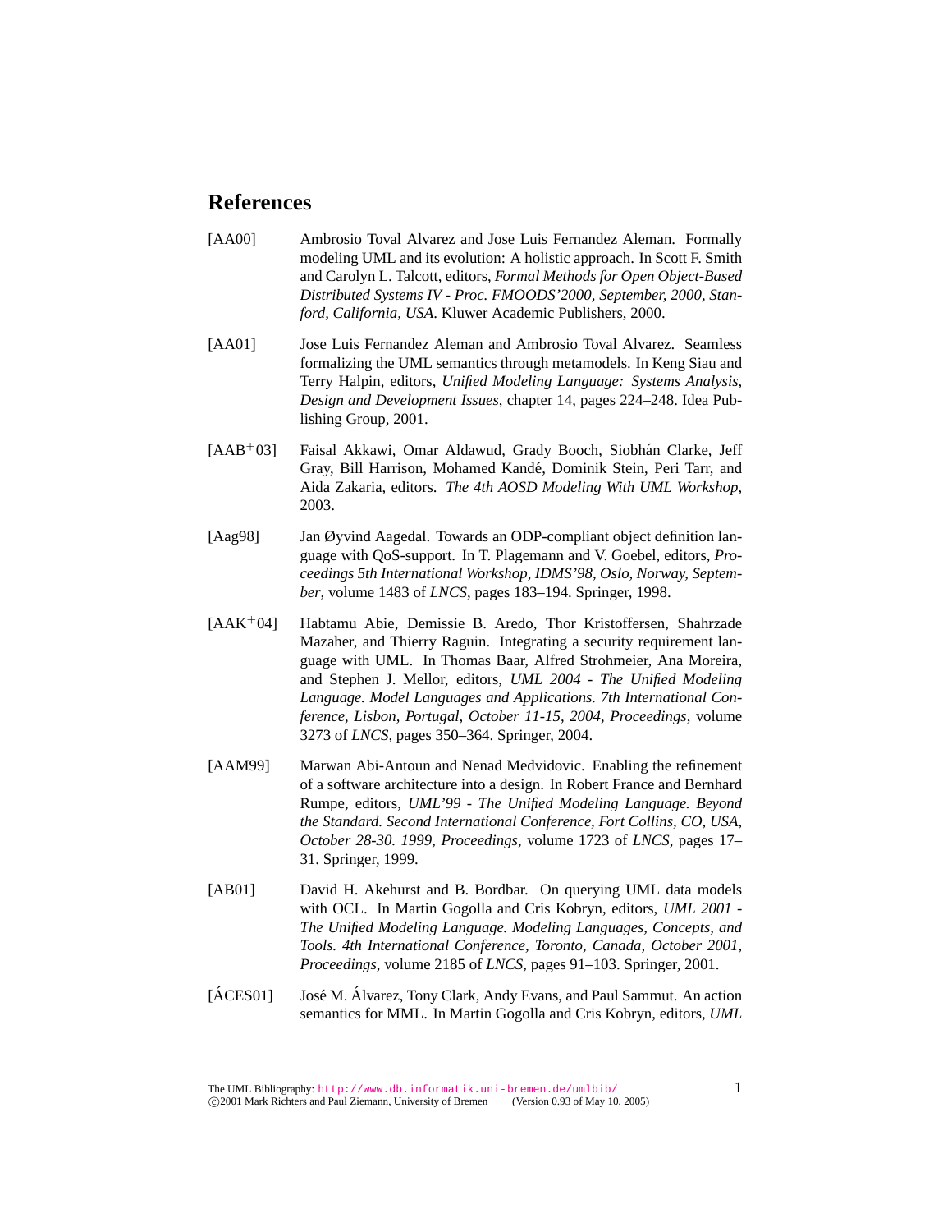# References

[AA00] Ambrosio Toval Alvarez and Jose Luis Fernandez Aleman. Formally modeling UML and its evolution: A holistic approach. In Scott F. Smith and Carolyn L. Talcott, editors, *Formal Methods for Open Object-Based Distributed Systems IV - Proc. FMOODS'2000, September, 2000, Stanford, California, USA*. Kluwer Academic Publishers, 2000.

[AA01] Jose Luis Fernandez Aleman and Ambrosio Toval Alvarez. Seamless formalizing the UML semantics through metamodels. In Keng Siau and Terry Halpin, editors, *Unified Modeling Language: Systems Analysis, Design and Development Issues*, chapter 14, pages 224–248. Idea Publishing Group, 2001.

[AAB+03] Faisal Akkawi, Omar Aldawud, Grady Booch, Siobhán Clarke, Jeff Gray, Bill Harrison, Mohamed Kandé, Dominik Stein, Peri Tarr, and Aida Zakaria, editors. *The 4th AOSD Modeling With UML Workshop*, 2003.

[Aag98] Jan Øyvind Aagedal. Towards an ODP-compliant object definition language with QoS-support. In T. Plagemann and V. Goebel, editors, *Proceedings 5th International Workshop, IDMS'98, Oslo, Norway, September*, volume 1483 of *LNCS*, pages 183–194. Springer, 1998.

[AAK+04] Habtamu Abie, Demissie B. Aredo, Thor Kristoffersen, Shahrzade Mazaher, and Thierry Raguin. Integrating a security requirement language with UML. In Thomas Baar, Alfred Strohmeier, Ana Moreira, and Stephen J. Mellor, editors, *UML 2004 - The Unified Modeling Language. Model Languages and Applications. 7th International Conference, Lisbon, Portugal, October 11-15, 2004, Proceedings*, volume 3273 of *LNCS*, pages 350–364. Springer, 2004.

[AAM99] Marwan Abi-Antoun and Nenad Medvidovic. Enabling the refinement of a software architecture into a design. In Robert France and Bernhard Rumpe, editors, *UML'99 - The Unified Modeling Language. Beyond the Standard. Second International Conference, Fort Collins, CO, USA, October 28-30. 1999, Proceedings*, volume 1723 of *LNCS*, pages 17–31. Springer, 1999.

[AB01] David H. Akehurst and B. Bordbar. On querying UML data models with OCL. In Martin Gogolla and Cris Kobryn, editors, *UML 2001 - The Unified Modeling Language. Modeling Languages, Concepts, and Tools. 4th International Conference, Toronto, Canada, October 2001, Proceedings*, volume 2185 of *LNCS*, pages 91–103. Springer, 2001.

[ÁCES01] José M. Álvarez, Tony Clark, Andy Evans, and Paul Sammut. An action semantics for MML. In Martin Gogolla and Cris Kobryn, editors, *UML*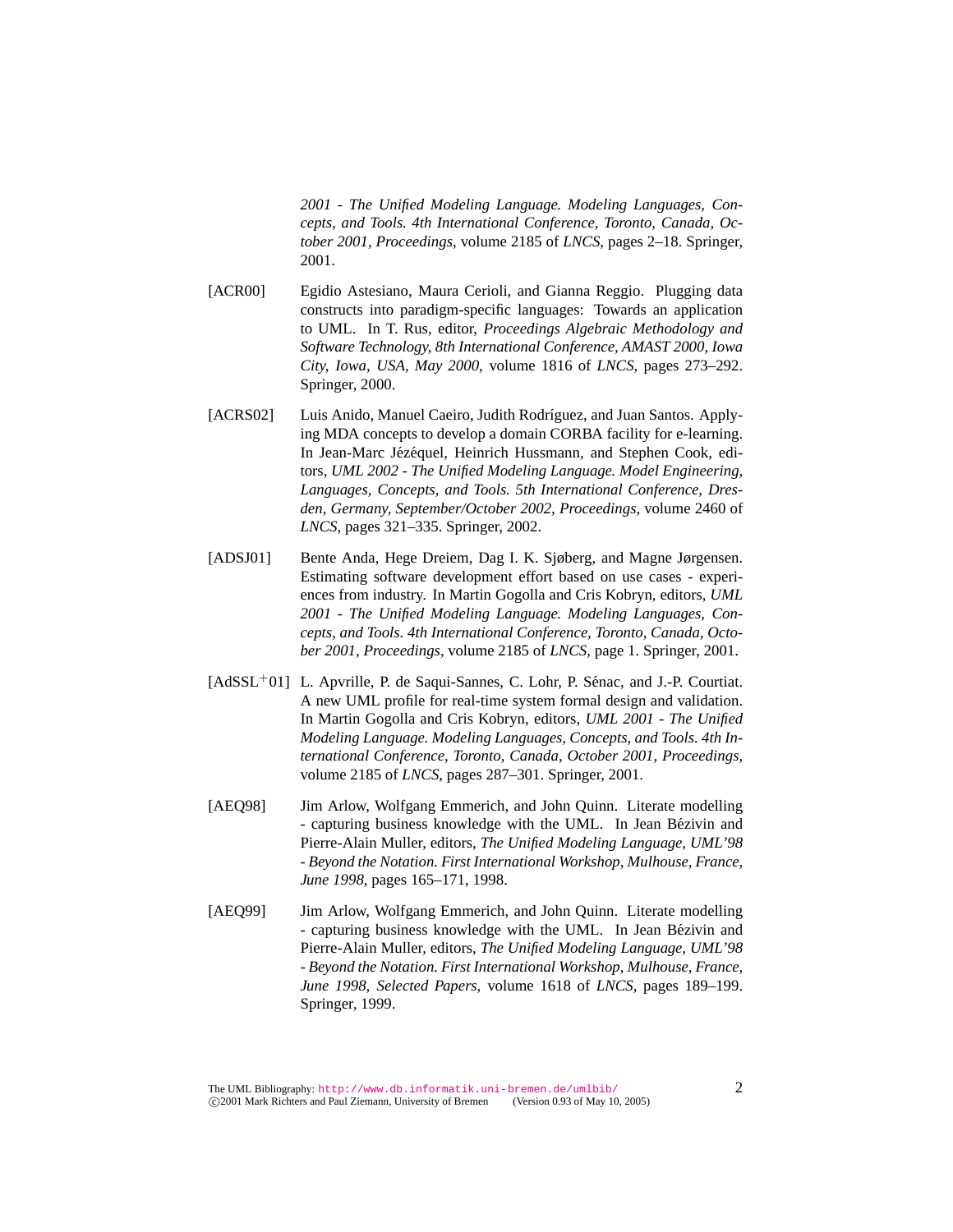*2001 - The Unified Modeling Language. Modeling Languages, Concepts, and Tools. 4th International Conference, Toronto, Canada, October 2001, Proceedings*, volume 2185 of *LNCS*, pages 2–18. Springer, 2001.

[ACR00] Egidio Astesiano, Maura Cerioli, and Gianna Reggio. Plugging data constructs into paradigm-specific languages: Towards an application to UML. In T. Rus, editor, *Proceedings Algebraic Methodology and Software Technology, 8th International Conference, AMAST 2000, Iowa City, Iowa, USA, May 2000*, volume 1816 of *LNCS*, pages 273–292. Springer, 2000.

[ACRS02] Luis Anido, Manuel Caeiro, Judith Rodríguez, and Juan Santos. Applying MDA concepts to develop a domain CORBA facility for e-learning. In Jean-Marc Jézéquel, Heinrich Hussmann, and Stephen Cook, editors, *UML 2002 - The Unified Modeling Language. Model Engineering, Languages, Concepts, and Tools. 5th International Conference, Dresden, Germany, September/October 2002, Proceedings*, volume 2460 of *LNCS*, pages 321–335. Springer, 2002.

[ADSJ01] Bente Anda, Hege Dreiem, Dag I. K. Sjøberg, and Magne Jørgensen. Estimating software development effort based on use cases - experiences from industry. In Martin Gogolla and Cris Kobryn, editors, *UML 2001 - The Unified Modeling Language. Modeling Languages, Concepts, and Tools. 4th International Conference, Toronto, Canada, October 2001, Proceedings*, volume 2185 of *LNCS*, page 1. Springer, 2001.

[AdSSL+01] L. Apvrille, P. de Saqui-Sannes, C. Lohr, P. Sénac, and J.-P. Courtiat. A new UML profile for real-time system formal design and validation. In Martin Gogolla and Cris Kobryn, editors, *UML 2001 - The Unified Modeling Language. Modeling Languages, Concepts, and Tools. 4th International Conference, Toronto, Canada, October 2001, Proceedings*, volume 2185 of *LNCS*, pages 287–301. Springer, 2001.

[AEQ98] Jim Arlow, Wolfgang Emmerich, and John Quinn. Literate modelling - capturing business knowledge with the UML. In Jean Bézivin and Pierre-Alain Muller, editors, *The Unified Modeling Language, UML'98 - Beyond the Notation. First International Workshop, Mulhouse, France, June 1998*, pages 165–171, 1998.

[AEQ99] Jim Arlow, Wolfgang Emmerich, and John Quinn. Literate modelling - capturing business knowledge with the UML. In Jean Bézivin and Pierre-Alain Muller, editors, *The Unified Modeling Language, UML'98 - Beyond the Notation. First International Workshop, Mulhouse, France, June 1998, Selected Papers*, volume 1618 of *LNCS*, pages 189–199. Springer, 1999.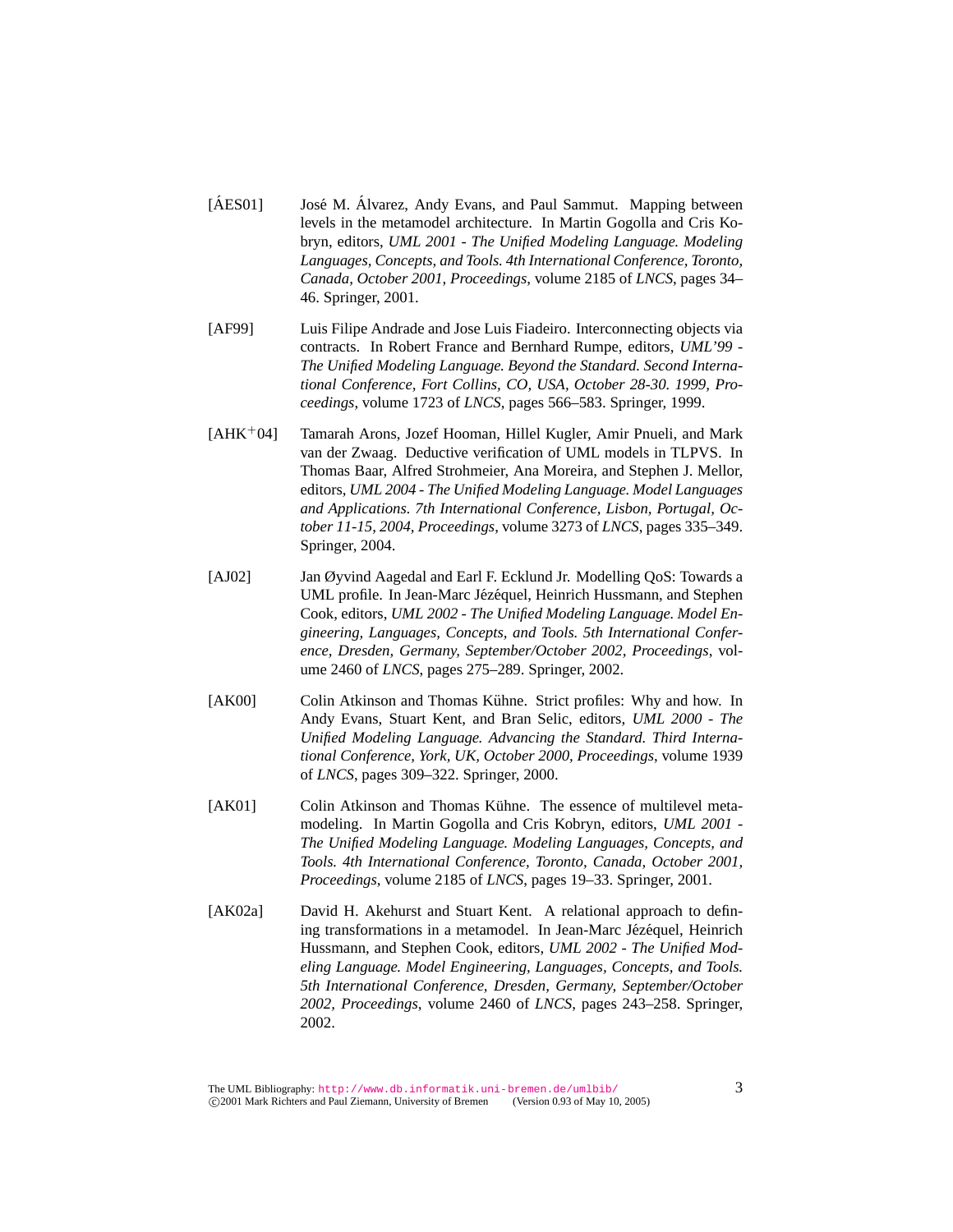[ÁES01] José M. Álvarez, Andy Evans, and Paul Sammut. Mapping between levels in the metamodel architecture. In Martin Gogolla and Cris Kobryn, editors, *UML 2001 - The Unified Modeling Language. Modeling Languages, Concepts, and Tools. 4th International Conference, Toronto, Canada, October 2001, Proceedings*, volume 2185 of *LNCS*, pages 34–46. Springer, 2001.

[AF99] Luis Filipe Andrade and Jose Luis Fiadeiro. Interconnecting objects via contracts. In Robert France and Bernhard Rumpe, editors, *UML'99 - The Unified Modeling Language. Beyond the Standard. Second International Conference, Fort Collins, CO, USA, October 28-30. 1999, Proceedings*, volume 1723 of *LNCS*, pages 566–583. Springer, 1999.

[AHK+04] Tamarah Arons, Jozef Hooman, Hillel Kugler, Amir Pnueli, and Mark van der Zwaag. Deductive verification of UML models in TLPVS. In Thomas Baar, Alfred Strohmeier, Ana Moreira, and Stephen J. Mellor, editors, *UML 2004 - The Unified Modeling Language. Model Languages and Applications. 7th International Conference, Lisbon, Portugal, October 11-15, 2004, Proceedings*, volume 3273 of *LNCS*, pages 335–349. Springer, 2004.

[AJ02] Jan Øyvind Aagedal and Earl F. Ecklund Jr. Modelling QoS: Towards a UML profile. In Jean-Marc Jézéquel, Heinrich Hussmann, and Stephen Cook, editors, *UML 2002 - The Unified Modeling Language. Model Engineering, Languages, Concepts, and Tools. 5th International Conference, Dresden, Germany, September/October 2002, Proceedings*, volume 2460 of *LNCS*, pages 275–289. Springer, 2002.

[AK00] Colin Atkinson and Thomas Kühne. Strict profiles: Why and how. In Andy Evans, Stuart Kent, and Bran Selic, editors, *UML 2000 - The Unified Modeling Language. Advancing the Standard. Third International Conference, York, UK, October 2000, Proceedings*, volume 1939 of *LNCS*, pages 309–322. Springer, 2000.

[AK01] Colin Atkinson and Thomas Kühne. The essence of multilevel metamodeling. In Martin Gogolla and Cris Kobryn, editors, *UML 2001 - The Unified Modeling Language. Modeling Languages, Concepts, and Tools. 4th International Conference, Toronto, Canada, October 2001, Proceedings*, volume 2185 of *LNCS*, pages 19–33. Springer, 2001.

[AK02a] David H. Akehurst and Stuart Kent. A relational approach to defining transformations in a metamodel. In Jean-Marc Jézéquel, Heinrich Hussmann, and Stephen Cook, editors, *UML 2002 - The Unified Modeling Language. Model Engineering, Languages, Concepts, and Tools. 5th International Conference, Dresden, Germany, September/October 2002, Proceedings*, volume 2460 of *LNCS*, pages 243–258. Springer, 2002.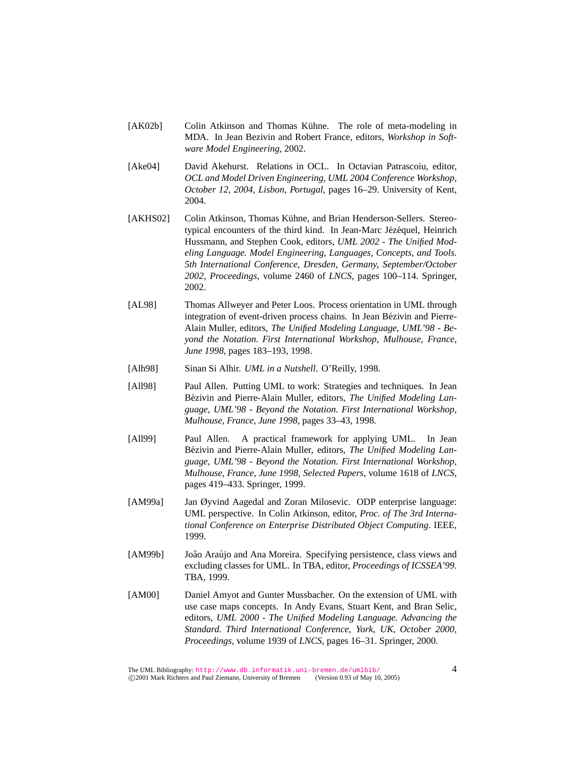[AK02b] Colin Atkinson and Thomas Kühne. The role of meta-modeling in MDA. In Jean Bezivin and Robert France, editors, *Workshop in Software Model Engineering*, 2002.

[Ake04] David Akehurst. Relations in OCL. In Octavian Patrascoiu, editor, *OCL and Model Driven Engineering, UML 2004 Conference Workshop, October 12, 2004, Lisbon, Portugal*, pages 16–29. University of Kent, 2004.

[AKHS02] Colin Atkinson, Thomas Kühne, and Brian Henderson-Sellers. Stereotypical encounters of the third kind. In Jean-Marc Jézéquel, Heinrich Hussmann, and Stephen Cook, editors, *UML 2002 - The Unified Modeling Language. Model Engineering, Languages, Concepts, and Tools. 5th International Conference, Dresden, Germany, September/October 2002, Proceedings*, volume 2460 of *LNCS*, pages 100–114. Springer, 2002.

[AL98] Thomas Allweyer and Peter Loos. Process orientation in UML through integration of event-driven process chains. In Jean Bézivin and Pierre-Alain Muller, editors, *The Unified Modeling Language, UML'98 - Beyond the Notation. First International Workshop, Mulhouse, France, June 1998*, pages 183–193, 1998.

[Alh98] Sinan Si Alhir. *UML in a Nutshell*. O'Reilly, 1998.

[All98] Paul Allen. Putting UML to work: Strategies and techniques. In Jean Bézivin and Pierre-Alain Muller, editors, *The Unified Modeling Language, UML'98 - Beyond the Notation. First International Workshop, Mulhouse, France, June 1998*, pages 33–43, 1998.

[All99] Paul Allen. A practical framework for applying UML. In Jean Bézivin and Pierre-Alain Muller, editors, *The Unified Modeling Language, UML'98 - Beyond the Notation. First International Workshop, Mulhouse, France, June 1998, Selected Papers*, volume 1618 of *LNCS*, pages 419–433. Springer, 1999.

[AM99a] Jan Øyvind Aagedal and Zoran Milosevic. ODP enterprise language: UML perspective. In Colin Atkinson, editor, *Proc. of The 3rd International Conference on Enterprise Distributed Object Computing*. IEEE, 1999.

[AM99b] João Araújo and Ana Moreira. Specifying persistence, class views and excluding classes for UML. In TBA, editor, *Proceedings of ICSSEA'99*. TBA, 1999.

[AM00] Daniel Amyot and Gunter Mussbacher. On the extension of UML with use case maps concepts. In Andy Evans, Stuart Kent, and Bran Selic, editors, *UML 2000 - The Unified Modeling Language. Advancing the Standard. Third International Conference, York, UK, October 2000, Proceedings*, volume 1939 of *LNCS*, pages 16–31. Springer, 2000.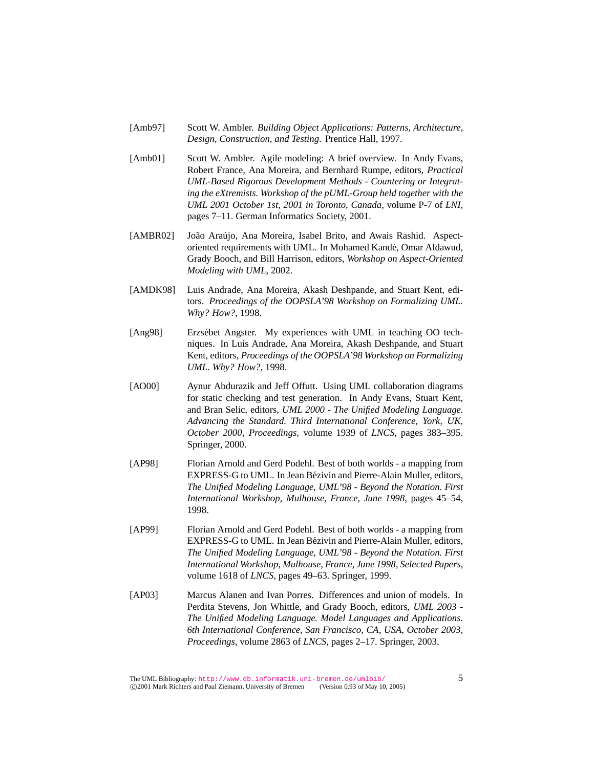[Amb97] Scott W. Ambler. *Building Object Applications: Patterns, Architecture, Design, Construction, and Testing*. Prentice Hall, 1997.

[Amb01] Scott W. Ambler. Agile modeling: A brief overview. In Andy Evans, Robert France, Ana Moreira, and Bernhard Rumpe, editors, *Practical UML-Based Rigorous Development Methods - Countering or Integrating the eXtremists. Workshop of the pUML-Group held together with the UML 2001 October 1st, 2001 in Toronto, Canada*, volume P-7 of *LNI*, pages 7–11. German Informatics Society, 2001.

[AMBR02] João Araújo, Ana Moreira, Isabel Brito, and Awais Rashid. Aspect-oriented requirements with UML. In Mohamed Kandé, Omar Aldawud, Grady Booch, and Bill Harrison, editors, *Workshop on Aspect-Oriented Modeling with UML*, 2002.

[AMDK98] Luis Andrade, Ana Moreira, Akash Deshpande, and Stuart Kent, editors. *Proceedings of the OOPSLA'98 Workshop on Formalizing UML. Why? How?*, 1998.

[Ang98] Erzsébet Angster. My experiences with UML in teaching OO techniques. In Luis Andrade, Ana Moreira, Akash Deshpande, and Stuart Kent, editors, *Proceedings of the OOPSLA'98 Workshop on Formalizing UML. Why? How?*, 1998.

[AO00] Aynur Abdurazik and Jeff Offutt. Using UML collaboration diagrams for static checking and test generation. In Andy Evans, Stuart Kent, and Bran Selic, editors, *UML 2000 - The Unified Modeling Language. Advancing the Standard. Third International Conference, York, UK, October 2000, Proceedings*, volume 1939 of *LNCS*, pages 383–395. Springer, 2000.

[AP98] Florian Arnold and Gerd Podehl. Best of both worlds - a mapping from EXPRESS-G to UML. In Jean Bézivin and Pierre-Alain Muller, editors, *The Unified Modeling Language, UML'98 - Beyond the Notation. First International Workshop, Mulhouse, France, June 1998*, pages 45–54, 1998.

[AP99] Florian Arnold and Gerd Podehl. Best of both worlds - a mapping from EXPRESS-G to UML. In Jean Bézivin and Pierre-Alain Muller, editors, *The Unified Modeling Language, UML'98 - Beyond the Notation. First International Workshop, Mulhouse, France, June 1998, Selected Papers*, volume 1618 of *LNCS*, pages 49–63. Springer, 1999.

[AP03] Marcus Alanen and Ivan Porres. Differences and union of models. In Perdita Stevens, Jon Whittle, and Grady Booch, editors, *UML 2003 - The Unified Modeling Language. Model Languages and Applications. 6th International Conference, San Francisco, CA, USA, October 2003, Proceedings*, volume 2863 of *LNCS*, pages 2–17. Springer, 2003.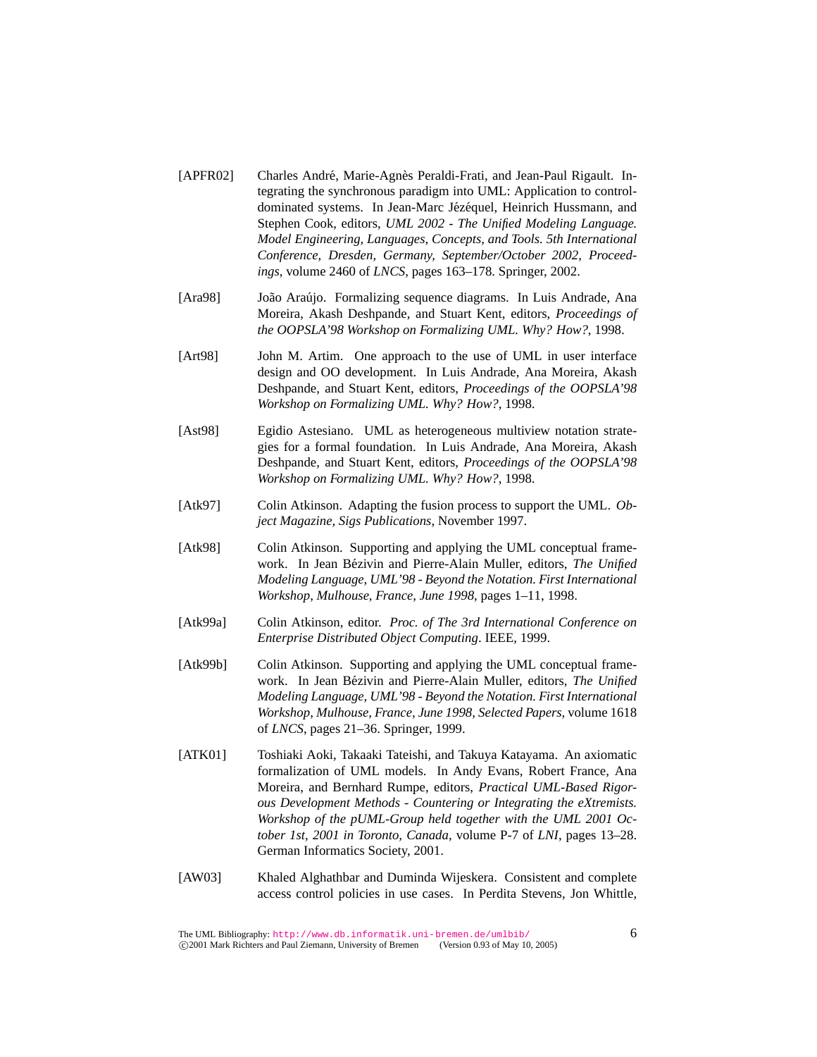[APFR02] Charles André, Marie-Agnès Peraldi-Frati, and Jean-Paul Rigault. Integrating the synchronous paradigm into UML: Application to control-dominated systems. In Jean-Marc Jézéquel, Heinrich Hussmann, and Stephen Cook, editors, *UML 2002 - The Unified Modeling Language. Model Engineering, Languages, Concepts, and Tools. 5th International Conference, Dresden, Germany, September/October 2002, Proceedings*, volume 2460 of *LNCS*, pages 163–178. Springer, 2002.

[Ara98] João Araújo. Formalizing sequence diagrams. In Luis Andrade, Ana Moreira, Akash Deshpande, and Stuart Kent, editors, *Proceedings of the OOPSLA'98 Workshop on Formalizing UML. Why? How?*, 1998.

[Art98] John M. Artim. One approach to the use of UML in user interface design and OO development. In Luis Andrade, Ana Moreira, Akash Deshpande, and Stuart Kent, editors, *Proceedings of the OOPSLA'98 Workshop on Formalizing UML. Why? How?*, 1998.

[Ast98] Egidio Astesiano. UML as heterogeneous multiview notation strategies for a formal foundation. In Luis Andrade, Ana Moreira, Akash Deshpande, and Stuart Kent, editors, *Proceedings of the OOPSLA'98 Workshop on Formalizing UML. Why? How?*, 1998.

[Atk97] Colin Atkinson. Adapting the fusion process to support the UML. *Object Magazine, Sigs Publications*, November 1997.

[Atk98] Colin Atkinson. Supporting and applying the UML conceptual framework. In Jean Bézivin and Pierre-Alain Muller, editors, *The Unified Modeling Language, UML'98 - Beyond the Notation. First International Workshop, Mulhouse, France, June 1998*, pages 1–11, 1998.

[Atk99a] Colin Atkinson, editor. *Proc. of The 3rd International Conference on Enterprise Distributed Object Computing*. IEEE, 1999.

[Atk99b] Colin Atkinson. Supporting and applying the UML conceptual framework. In Jean Bézivin and Pierre-Alain Muller, editors, *The Unified Modeling Language, UML'98 - Beyond the Notation. First International Workshop, Mulhouse, France, June 1998, Selected Papers*, volume 1618 of *LNCS*, pages 21–36. Springer, 1999.

[ATK01] Toshiaki Aoki, Takaaki Tateishi, and Takuya Katayama. An axiomatic formalization of UML models. In Andy Evans, Robert France, Ana Moreira, and Bernhard Rumpe, editors, *Practical UML-Based Rigorous Development Methods - Countering or Integrating the eXtremists. Workshop of the pUML-Group held together with the UML 2001 October 1st, 2001 in Toronto, Canada*, volume P-7 of *LNI*, pages 13–28. German Informatics Society, 2001.

[AW03] Khaled Alghathbar and Duminda Wijeskera. Consistent and complete access control policies in use cases. In Perdita Stevens, Jon Whittle,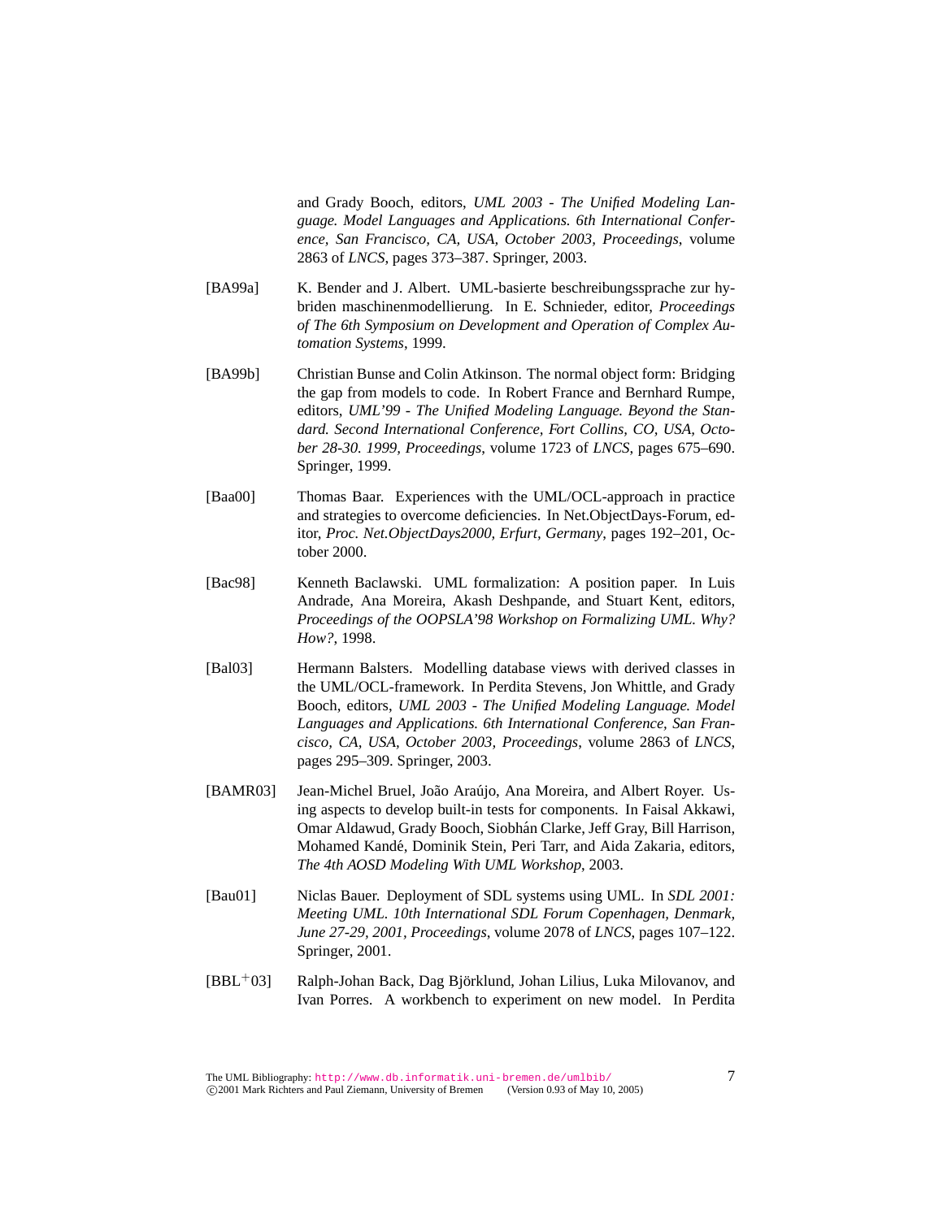and Grady Booch, editors, *UML 2003 - The Unified Modeling Language. Model Languages and Applications. 6th International Conference, San Francisco, CA, USA, October 2003, Proceedings*, volume 2863 of *LNCS*, pages 373–387. Springer, 2003.

[BA99a] K. Bender and J. Albert. UML-basierte beschreibungssprache zur hybriden maschinenmodellierung. In E. Schnieder, editor, *Proceedings of The 6th Symposium on Development and Operation of Complex Automation Systems*, 1999.

[BA99b] Christian Bunse and Colin Atkinson. The normal object form: Bridging the gap from models to code. In Robert France and Bernhard Rumpe, editors, *UML'99 - The Unified Modeling Language. Beyond the Standard. Second International Conference, Fort Collins, CO, USA, October 28-30. 1999, Proceedings*, volume 1723 of *LNCS*, pages 675–690. Springer, 1999.

[Baa00] Thomas Baar. Experiences with the UML/OCL-approach in practice and strategies to overcome deficiencies. In Net.ObjectDays-Forum, editor, *Proc. Net.ObjectDays2000, Erfurt, Germany*, pages 192–201, October 2000.

[Bac98] Kenneth Baclawski. UML formalization: A position paper. In Luis Andrade, Ana Moreira, Akash Deshpande, and Stuart Kent, editors, *Proceedings of the OOPSLA'98 Workshop on Formalizing UML. Why? How?*, 1998.

[Bal03] Hermann Balsters. Modelling database views with derived classes in the UML/OCL-framework. In Perdita Stevens, Jon Whittle, and Grady Booch, editors, *UML 2003 - The Unified Modeling Language. Model Languages and Applications. 6th International Conference, San Francisco, CA, USA, October 2003, Proceedings*, volume 2863 of *LNCS*, pages 295–309. Springer, 2003.

[BAMR03] Jean-Michel Bruel, João Araújo, Ana Moreira, and Albert Royer. Using aspects to develop built-in tests for components. In Faisal Akkawi, Omar Aldawud, Grady Booch, Siobhán Clarke, Jeff Gray, Bill Harrison, Mohamed Kandé, Dominik Stein, Peri Tarr, and Aida Zakaria, editors, *The 4th AOSD Modeling With UML Workshop*, 2003.

[Bau01] Niclas Bauer. Deployment of SDL systems using UML. In *SDL 2001: Meeting UML. 10th International SDL Forum Copenhagen, Denmark, June 27-29, 2001, Proceedings*, volume 2078 of *LNCS*, pages 107–122. Springer, 2001.

[BBL+03] Ralph-Johan Back, Dag Björklund, Johan Lilius, Luka Milovanov, and Ivan Porres. A workbench to experiment on new model. In Perdita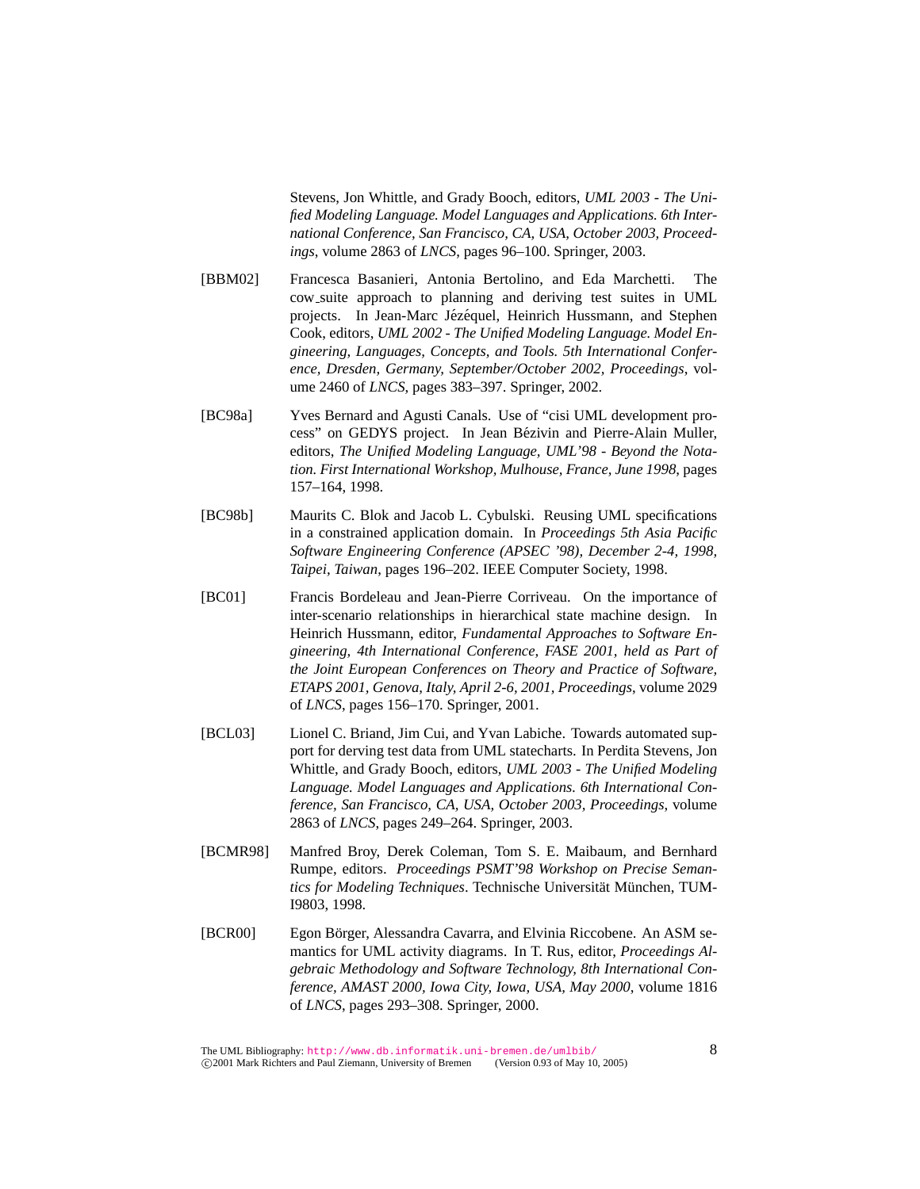Stevens, Jon Whittle, and Grady Booch, editors, *UML 2003 - The Unified Modeling Language. Model Languages and Applications. 6th International Conference, San Francisco, CA, USA, October 2003, Proceedings*, volume 2863 of *LNCS*, pages 96–100. Springer, 2003.

[BBM02] Francesca Basanieri, Antonia Bertolino, and Eda Marchetti. The cow_suite approach to planning and deriving test suites in UML projects. In Jean-Marc Jézéquel, Heinrich Hussmann, and Stephen Cook, editors, *UML 2002 - The Unified Modeling Language. Model Engineering, Languages, Concepts, and Tools. 5th International Conference, Dresden, Germany, September/October 2002, Proceedings*, volume 2460 of *LNCS*, pages 383–397. Springer, 2002.

[BC98a] Yves Bernard and Agusti Canals. Use of "cisi UML development process" on GEDYS project. In Jean Bézivin and Pierre-Alain Muller, editors, *The Unified Modeling Language, UML'98 - Beyond the Notation. First International Workshop, Mulhouse, France, June 1998*, pages 157–164, 1998.

[BC98b] Maurits C. Blok and Jacob L. Cybulski. Reusing UML specifications in a constrained application domain. In *Proceedings 5th Asia Pacific Software Engineering Conference (APSEC '98), December 2-4, 1998, Taipei, Taiwan*, pages 196–202. IEEE Computer Society, 1998.

[BC01] Francis Bordeleau and Jean-Pierre Corriveau. On the importance of inter-scenario relationships in hierarchical state machine design. In Heinrich Hussmann, editor, *Fundamental Approaches to Software Engineering, 4th International Conference, FASE 2001, held as Part of the Joint European Conferences on Theory and Practice of Software, ETAPS 2001, Genova, Italy, April 2-6, 2001, Proceedings*, volume 2029 of *LNCS*, pages 156–170. Springer, 2001.

[BCL03] Lionel C. Briand, Jim Cui, and Yvan Labiche. Towards automated support for derving test data from UML statecharts. In Perdita Stevens, Jon Whittle, and Grady Booch, editors, *UML 2003 - The Unified Modeling Language. Model Languages and Applications. 6th International Conference, San Francisco, CA, USA, October 2003, Proceedings*, volume 2863 of *LNCS*, pages 249–264. Springer, 2003.

[BCMR98] Manfred Broy, Derek Coleman, Tom S. E. Maibaum, and Bernhard Rumpe, editors. *Proceedings PSMT'98 Workshop on Precise Semantics for Modeling Techniques*. Technische Universität München, TUM-I9803, 1998.

[BCR00] Egon Börger, Alessandra Cavarra, and Elvinia Riccobene. An ASM semantics for UML activity diagrams. In T. Rus, editor, *Proceedings Algebraic Methodology and Software Technology, 8th International Conference, AMAST 2000, Iowa City, Iowa, USA, May 2000*, volume 1816 of *LNCS*, pages 293–308. Springer, 2000.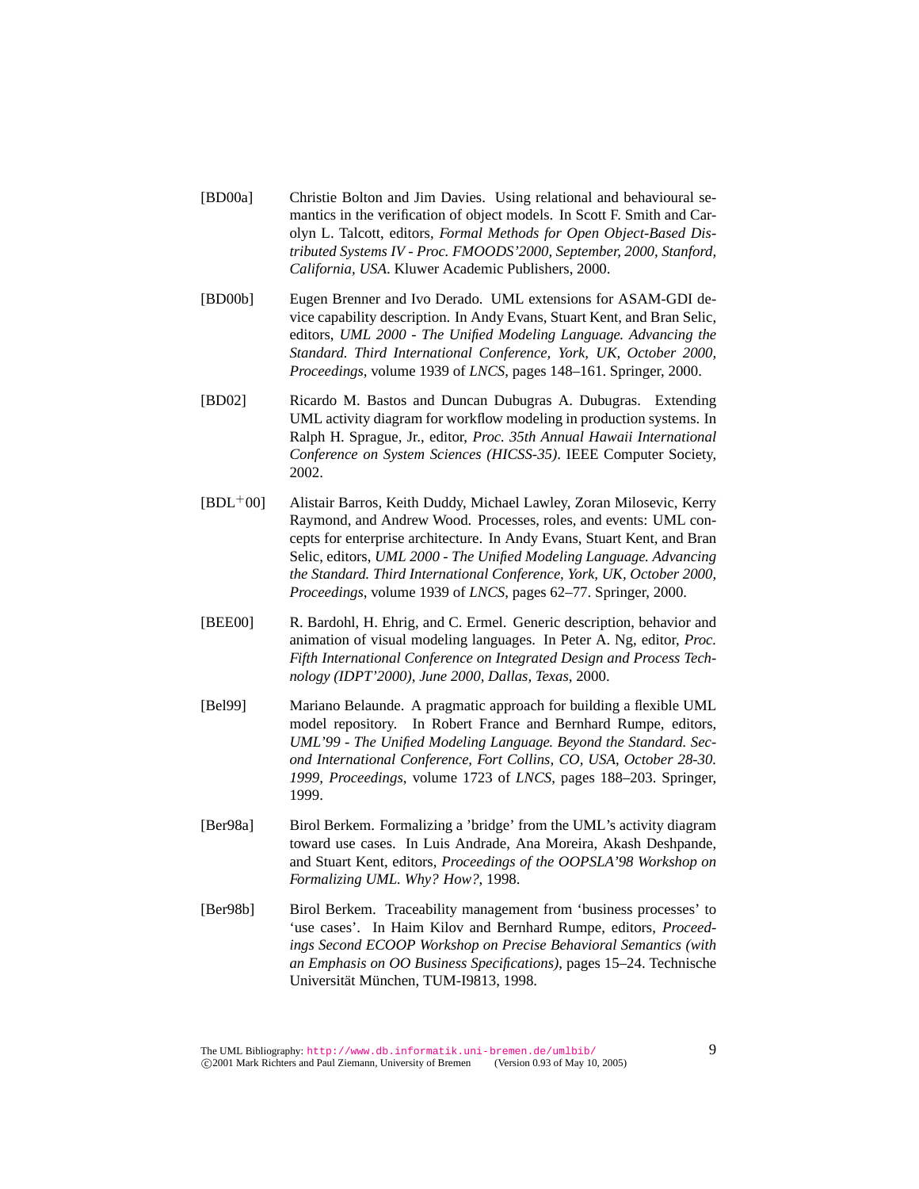[BD00a] Christie Bolton and Jim Davies. Using relational and behavioural semantics in the verification of object models. In Scott F. Smith and Carolyn L. Talcott, editors, *Formal Methods for Open Object-Based Distributed Systems IV - Proc. FMOODS'2000, September, 2000, Stanford, California, USA*. Kluwer Academic Publishers, 2000.

[BD00b] Eugen Brenner and Ivo Derado. UML extensions for ASAM-GDI device capability description. In Andy Evans, Stuart Kent, and Bran Selic, editors, *UML 2000 - The Unified Modeling Language. Advancing the Standard. Third International Conference, York, UK, October 2000, Proceedings*, volume 1939 of *LNCS*, pages 148–161. Springer, 2000.

[BD02] Ricardo M. Bastos and Duncan Dubugras A. Dubugras. Extending UML activity diagram for workflow modeling in production systems. In Ralph H. Sprague, Jr., editor, *Proc. 35th Annual Hawaii International Conference on System Sciences (HICSS-35)*. IEEE Computer Society, 2002.

[BDL+00] Alistair Barros, Keith Duddy, Michael Lawley, Zoran Milosevic, Kerry Raymond, and Andrew Wood. Processes, roles, and events: UML concepts for enterprise architecture. In Andy Evans, Stuart Kent, and Bran Selic, editors, *UML 2000 - The Unified Modeling Language. Advancing the Standard. Third International Conference, York, UK, October 2000, Proceedings*, volume 1939 of *LNCS*, pages 62–77. Springer, 2000.

[BEE00] R. Bardohl, H. Ehrig, and C. Ermel. Generic description, behavior and animation of visual modeling languages. In Peter A. Ng, editor, *Proc. Fifth International Conference on Integrated Design and Process Technology (IDPT'2000), June 2000, Dallas, Texas*, 2000.

[Bel99] Mariano Belaunde. A pragmatic approach for building a flexible UML model repository. In Robert France and Bernhard Rumpe, editors, *UML'99 - The Unified Modeling Language. Beyond the Standard. Second International Conference, Fort Collins, CO, USA, October 28-30. 1999, Proceedings*, volume 1723 of *LNCS*, pages 188–203. Springer, 1999.

[Ber98a] Birol Berkem. Formalizing a 'bridge' from the UML's activity diagram toward use cases. In Luis Andrade, Ana Moreira, Akash Deshpande, and Stuart Kent, editors, *Proceedings of the OOPSLA'98 Workshop on Formalizing UML. Why? How?*, 1998.

[Ber98b] Birol Berkem. Traceability management from 'business processes' to 'use cases'. In Haim Kilov and Bernhard Rumpe, editors, *Proceedings Second ECOOP Workshop on Precise Behavioral Semantics (with an Emphasis on OO Business Specifications)*, pages 15–24. Technische Universität München, TUM-I9813, 1998.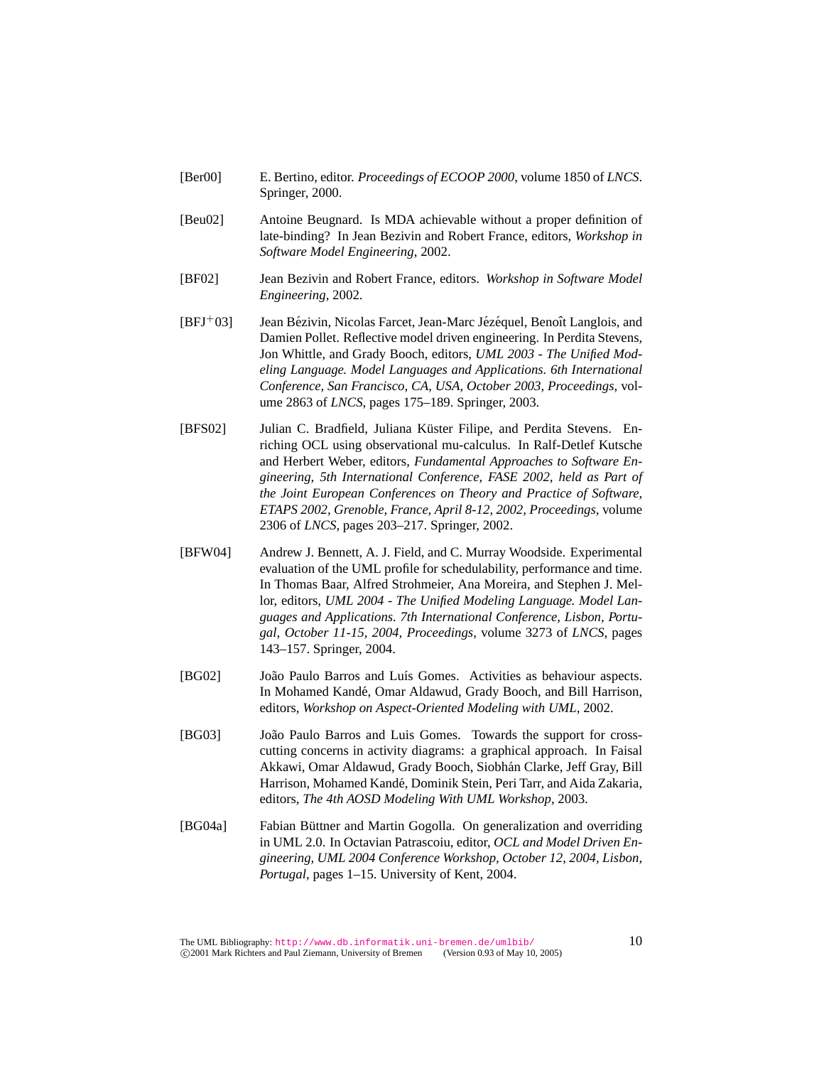[Ber00] E. Bertino, editor. *Proceedings of ECOOP 2000*, volume 1850 of *LNCS*. Springer, 2000.

[Beu02] Antoine Beugnard. Is MDA achievable without a proper definition of late-binding? In Jean Bezivin and Robert France, editors, *Workshop in Software Model Engineering*, 2002.

[BF02] Jean Bezivin and Robert France, editors. *Workshop in Software Model Engineering*, 2002.

[BFJ+03] Jean Bézivin, Nicolas Farcet, Jean-Marc Jézéquel, Benoît Langlois, and Damien Pollet. Reflective model driven engineering. In Perdita Stevens, Jon Whittle, and Grady Booch, editors, *UML 2003 - The Unified Modeling Language. Model Languages and Applications. 6th International Conference, San Francisco, CA, USA, October 2003, Proceedings*, volume 2863 of *LNCS*, pages 175–189. Springer, 2003.

[BFS02] Julian C. Bradfield, Juliana Küster Filipe, and Perdita Stevens. Enriching OCL using observational mu-calculus. In Ralf-Detlef Kutsche and Herbert Weber, editors, *Fundamental Approaches to Software Engineering, 5th International Conference, FASE 2002, held as Part of the Joint European Conferences on Theory and Practice of Software, ETAPS 2002, Grenoble, France, April 8-12, 2002, Proceedings*, volume 2306 of *LNCS*, pages 203–217. Springer, 2002.

[BFW04] Andrew J. Bennett, A. J. Field, and C. Murray Woodside. Experimental evaluation of the UML profile for schedulability, performance and time. In Thomas Baar, Alfred Strohmeier, Ana Moreira, and Stephen J. Mellor, editors, *UML 2004 - The Unified Modeling Language. Model Languages and Applications. 7th International Conference, Lisbon, Portugal, October 11-15, 2004, Proceedings*, volume 3273 of *LNCS*, pages 143–157. Springer, 2004.

[BG02] João Paulo Barros and Luís Gomes. Activities as behaviour aspects. In Mohamed Kandé, Omar Aldawud, Grady Booch, and Bill Harrison, editors, *Workshop on Aspect-Oriented Modeling with UML*, 2002.

[BG03] João Paulo Barros and Luis Gomes. Towards the support for crosscutting concerns in activity diagrams: a graphical approach. In Faisal Akkawi, Omar Aldawud, Grady Booch, Siobhán Clarke, Jeff Gray, Bill Harrison, Mohamed Kandé, Dominik Stein, Peri Tarr, and Aida Zakaria, editors, *The 4th AOSD Modeling With UML Workshop*, 2003.

[BG04a] Fabian Büttner and Martin Gogolla. On generalization and overriding in UML 2.0. In Octavian Patrascoiu, editor, *OCL and Model Driven Engineering, UML 2004 Conference Workshop, October 12, 2004, Lisbon, Portugal*, pages 1–15. University of Kent, 2004.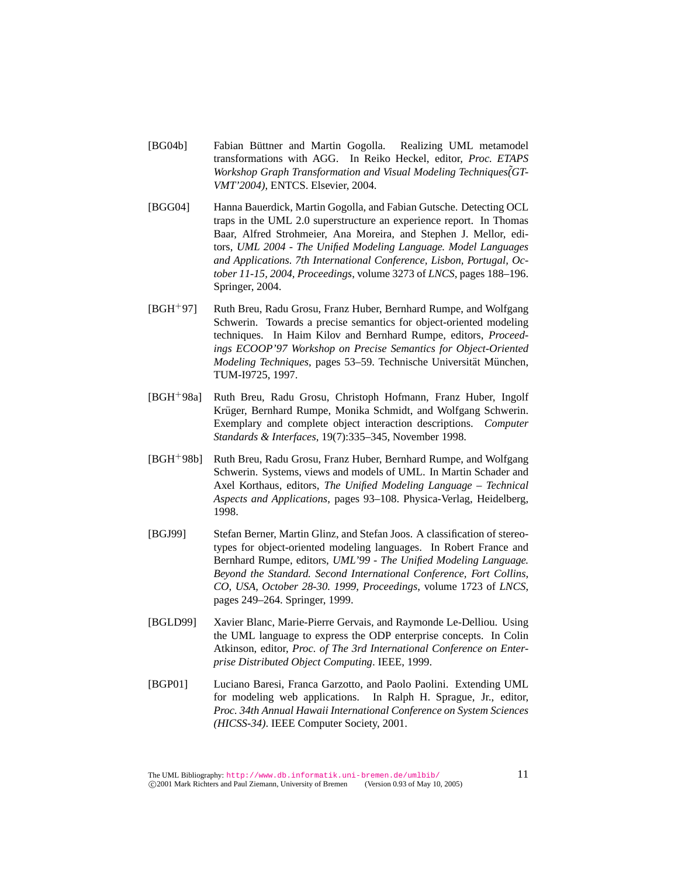[BG04b] Fabian Büttner and Martin Gogolla. Realizing UML metamodel transformations with AGG. In Reiko Heckel, editor, *Proc. ETAPS Workshop Graph Transformation and Visual Modeling Techniques (GT-VMT'2004)*, ENTCS. Elsevier, 2004.

[BGG04] Hanna Bauerdick, Martin Gogolla, and Fabian Gutsche. Detecting OCL traps in the UML 2.0 superstructure an experience report. In Thomas Baar, Alfred Strohmeier, Ana Moreira, and Stephen J. Mellor, editors, *UML 2004 - The Unified Modeling Language. Model Languages and Applications. 7th International Conference, Lisbon, Portugal, October 11-15, 2004, Proceedings*, volume 3273 of *LNCS*, pages 188–196. Springer, 2004.

[BGH+97] Ruth Breu, Radu Grosu, Franz Huber, Bernhard Rumpe, and Wolfgang Schwerin. Towards a precise semantics for object-oriented modeling techniques. In Haim Kilov and Bernhard Rumpe, editors, *Proceedings ECOOP'97 Workshop on Precise Semantics for Object-Oriented Modeling Techniques*, pages 53–59. Technische Universität München, TUM-I9725, 1997.

[BGH+98a] Ruth Breu, Radu Grosu, Christoph Hofmann, Franz Huber, Ingolf Krüger, Bernhard Rumpe, Monika Schmidt, and Wolfgang Schwerin. Exemplary and complete object interaction descriptions. *Computer Standards & Interfaces*, 19(7):335–345, November 1998.

[BGH+98b] Ruth Breu, Radu Grosu, Franz Huber, Bernhard Rumpe, and Wolfgang Schwerin. Systems, views and models of UML. In Martin Schader and Axel Korthaus, editors, *The Unified Modeling Language – Technical Aspects and Applications*, pages 93–108. Physica-Verlag, Heidelberg, 1998.

[BGJ99] Stefan Berner, Martin Glinz, and Stefan Joos. A classification of stereotypes for object-oriented modeling languages. In Robert France and Bernhard Rumpe, editors, *UML'99 - The Unified Modeling Language. Beyond the Standard. Second International Conference, Fort Collins, CO, USA, October 28-30. 1999, Proceedings*, volume 1723 of *LNCS*, pages 249–264. Springer, 1999.

[BGLD99] Xavier Blanc, Marie-Pierre Gervais, and Raymonde Le-Delliou. Using the UML language to express the ODP enterprise concepts. In Colin Atkinson, editor, *Proc. of The 3rd International Conference on Enterprise Distributed Object Computing*. IEEE, 1999.

[BGP01] Luciano Baresi, Franca Garzotto, and Paolo Paolini. Extending UML for modeling web applications. In Ralph H. Sprague, Jr., editor, *Proc. 34th Annual Hawaii International Conference on System Sciences (HICSS-34)*. IEEE Computer Society, 2001.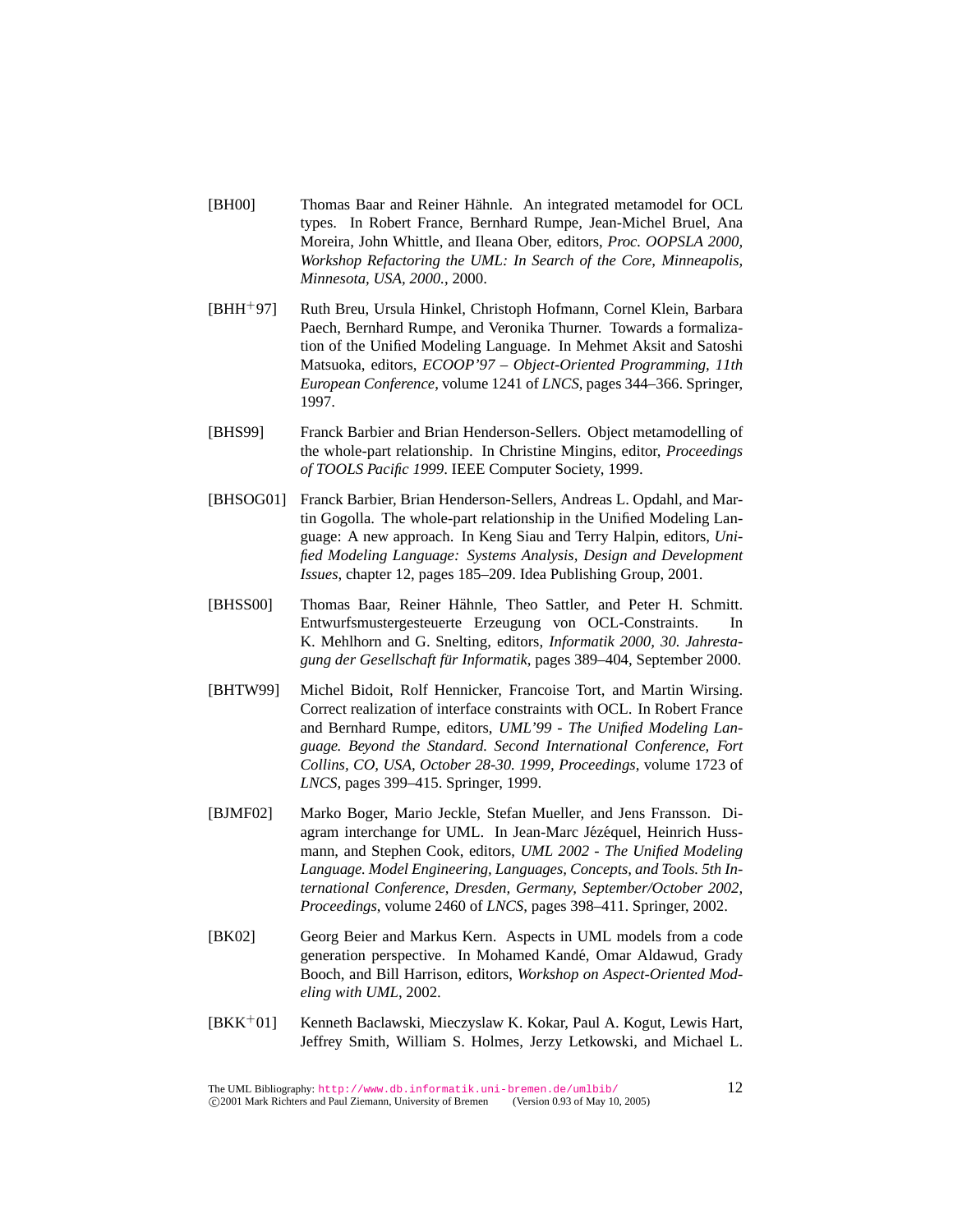[BH00] Thomas Baar and Reiner Hähnle. An integrated metamodel for OCL types. In Robert France, Bernhard Rumpe, Jean-Michel Bruel, Ana Moreira, John Whittle, and Ileana Ober, editors, *Proc. OOPSLA 2000, Workshop Refactoring the UML: In Search of the Core, Minneapolis, Minnesota, USA, 2000.*, 2000.

[BHH+97] Ruth Breu, Ursula Hinkel, Christoph Hofmann, Cornel Klein, Barbara Paech, Bernhard Rumpe, and Veronika Thurner. Towards a formalization of the Unified Modeling Language. In Mehmet Aksit and Satoshi Matsuoka, editors, *ECOOP'97 – Object-Oriented Programming, 11th European Conference*, volume 1241 of *LNCS*, pages 344–366. Springer, 1997.

[BHS99] Franck Barbier and Brian Henderson-Sellers. Object metamodelling of the whole-part relationship. In Christine Mingins, editor, *Proceedings of TOOLS Pacific 1999*. IEEE Computer Society, 1999.

[BHSOG01] Franck Barbier, Brian Henderson-Sellers, Andreas L. Opdahl, and Martin Gogolla. The whole-part relationship in the Unified Modeling Language: A new approach. In Keng Siau and Terry Halpin, editors, *Unified Modeling Language: Systems Analysis, Design and Development Issues*, chapter 12, pages 185–209. Idea Publishing Group, 2001.

[BHSS00] Thomas Baar, Reiner Hähnle, Theo Sattler, and Peter H. Schmitt. Entwurfsmustergesteuerte Erzeugung von OCL-Constraints. In K. Mehlhorn and G. Snelting, editors, *Informatik 2000, 30. Jahrestagung der Gesellschaft für Informatik*, pages 389–404, September 2000.

[BHTW99] Michel Bidoit, Rolf Hennicker, Francoise Tort, and Martin Wirsing. Correct realization of interface constraints with OCL. In Robert France and Bernhard Rumpe, editors, *UML'99 - The Unified Modeling Language. Beyond the Standard. Second International Conference, Fort Collins, CO, USA, October 28-30. 1999, Proceedings*, volume 1723 of *LNCS*, pages 399–415. Springer, 1999.

[BJMF02] Marko Boger, Mario Jeckle, Stefan Mueller, and Jens Fransson. Diagram interchange for UML. In Jean-Marc Jézéquel, Heinrich Hussmann, and Stephen Cook, editors, *UML 2002 - The Unified Modeling Language. Model Engineering, Languages, Concepts, and Tools. 5th International Conference, Dresden, Germany, September/October 2002, Proceedings*, volume 2460 of *LNCS*, pages 398–411. Springer, 2002.

[BK02] Georg Beier and Markus Kern. Aspects in UML models from a code generation perspective. In Mohamed Kandé, Omar Aldawud, Grady Booch, and Bill Harrison, editors, *Workshop on Aspect-Oriented Modeling with UML*, 2002.

[BKK+01] Kenneth Baclawski, Mieczyslaw K. Kokar, Paul A. Kogut, Lewis Hart, Jeffrey Smith, William S. Holmes, Jerzy Letkowski, and Michael L.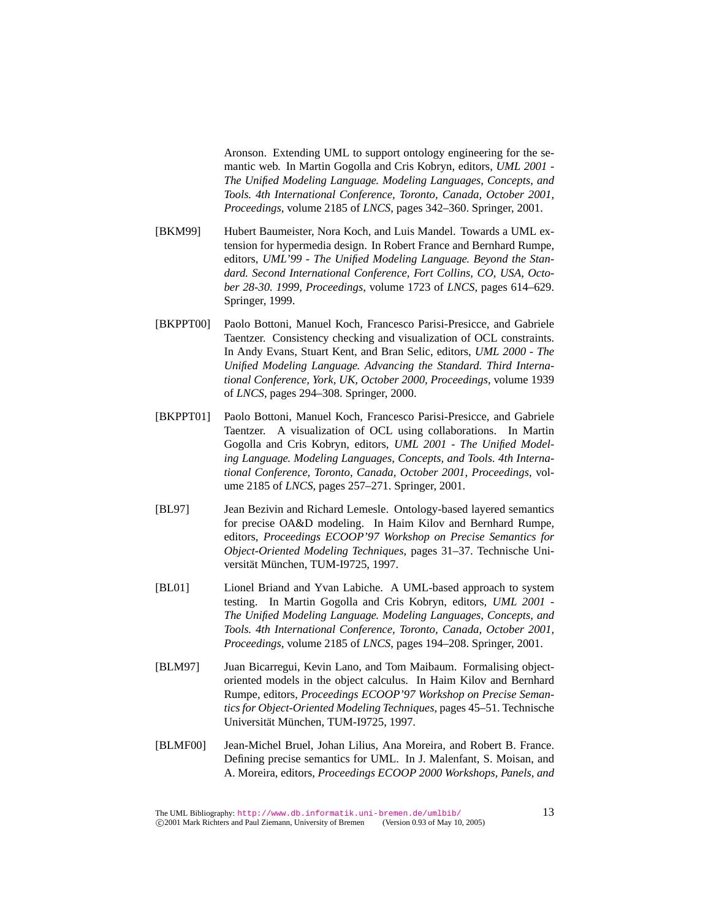Aronson. Extending UML to support ontology engineering for the semantic web. In Martin Gogolla and Cris Kobryn, editors, *UML 2001 - The Unified Modeling Language. Modeling Languages, Concepts, and Tools. 4th International Conference, Toronto, Canada, October 2001, Proceedings*, volume 2185 of *LNCS*, pages 342–360. Springer, 2001.

[BKM99] Hubert Baumeister, Nora Koch, and Luis Mandel. Towards a UML extension for hypermedia design. In Robert France and Bernhard Rumpe, editors, *UML'99 - The Unified Modeling Language. Beyond the Standard. Second International Conference, Fort Collins, CO, USA, October 28-30. 1999, Proceedings*, volume 1723 of *LNCS*, pages 614–629. Springer, 1999.

[BKPPT00] Paolo Bottoni, Manuel Koch, Francesco Parisi-Presicce, and Gabriele Taentzer. Consistency checking and visualization of OCL constraints. In Andy Evans, Stuart Kent, and Bran Selic, editors, *UML 2000 - The Unified Modeling Language. Advancing the Standard. Third International Conference, York, UK, October 2000, Proceedings*, volume 1939 of *LNCS*, pages 294–308. Springer, 2000.

[BKPPT01] Paolo Bottoni, Manuel Koch, Francesco Parisi-Presicce, and Gabriele Taentzer. A visualization of OCL using collaborations. In Martin Gogolla and Cris Kobryn, editors, *UML 2001 - The Unified Modeling Language. Modeling Languages, Concepts, and Tools. 4th International Conference, Toronto, Canada, October 2001, Proceedings*, volume 2185 of *LNCS*, pages 257–271. Springer, 2001.

[BL97] Jean Bezivin and Richard Lemesle. Ontology-based layered semantics for precise OA&D modeling. In Haim Kilov and Bernhard Rumpe, editors, *Proceedings ECOOP'97 Workshop on Precise Semantics for Object-Oriented Modeling Techniques*, pages 31–37. Technische Universität München, TUM-I9725, 1997.

[BL01] Lionel Briand and Yvan Labiche. A UML-based approach to system testing. In Martin Gogolla and Cris Kobryn, editors, *UML 2001 - The Unified Modeling Language. Modeling Languages, Concepts, and Tools. 4th International Conference, Toronto, Canada, October 2001, Proceedings*, volume 2185 of *LNCS*, pages 194–208. Springer, 2001.

[BLM97] Juan Bicarregui, Kevin Lano, and Tom Maibaum. Formalising object-oriented models in the object calculus. In Haim Kilov and Bernhard Rumpe, editors, *Proceedings ECOOP'97 Workshop on Precise Semantics for Object-Oriented Modeling Techniques*, pages 45–51. Technische Universität München, TUM-I9725, 1997.

[BLMF00] Jean-Michel Bruel, Johan Lilius, Ana Moreira, and Robert B. France. Defining precise semantics for UML. In J. Malenfant, S. Moisan, and A. Moreira, editors, *Proceedings ECOOP 2000 Workshops, Panels, and*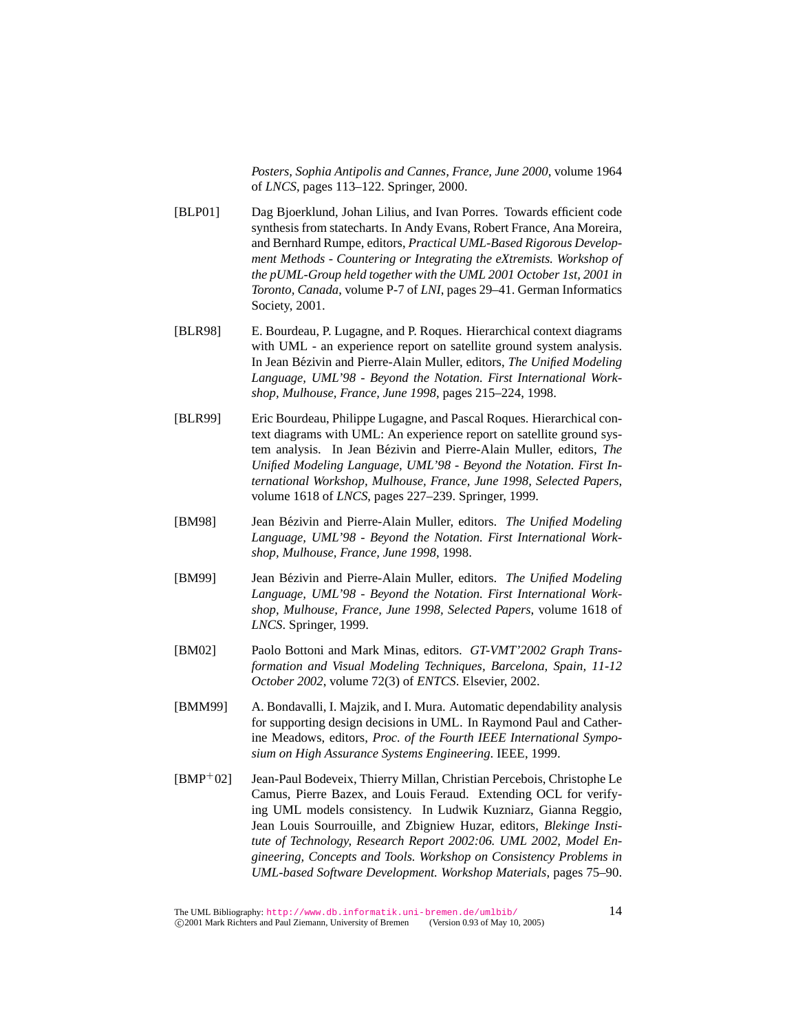*Posters, Sophia Antipolis and Cannes, France, June 2000*, volume 1964 of *LNCS*, pages 113–122. Springer, 2000.

[BLP01] Dag Bjoerklund, Johan Lilius, and Ivan Porres. Towards efficient code synthesis from statecharts. In Andy Evans, Robert France, Ana Moreira, and Bernhard Rumpe, editors, *Practical UML-Based Rigorous Development Methods - Countering or Integrating the eXtremists. Workshop of the pUML-Group held together with the UML 2001 October 1st, 2001 in Toronto, Canada*, volume P-7 of *LNI*, pages 29–41. German Informatics Society, 2001.

[BLR98] E. Bourdeau, P. Lugagne, and P. Roques. Hierarchical context diagrams with UML - an experience report on satellite ground system analysis. In Jean Bézivin and Pierre-Alain Muller, editors, *The Unified Modeling Language, UML'98 - Beyond the Notation. First International Workshop, Mulhouse, France, June 1998*, pages 215–224, 1998.

[BLR99] Eric Bourdeau, Philippe Lugagne, and Pascal Roques. Hierarchical context diagrams with UML: An experience report on satellite ground system analysis. In Jean Bézivin and Pierre-Alain Muller, editors, *The Unified Modeling Language, UML'98 - Beyond the Notation. First International Workshop, Mulhouse, France, June 1998, Selected Papers*, volume 1618 of *LNCS*, pages 227–239. Springer, 1999.

[BM98] Jean Bézivin and Pierre-Alain Muller, editors. *The Unified Modeling Language, UML'98 - Beyond the Notation. First International Workshop, Mulhouse, France, June 1998*, 1998.

[BM99] Jean Bézivin and Pierre-Alain Muller, editors. *The Unified Modeling Language, UML'98 - Beyond the Notation. First International Workshop, Mulhouse, France, June 1998, Selected Papers*, volume 1618 of *LNCS*. Springer, 1999.

[BM02] Paolo Bottoni and Mark Minas, editors. *GT-VMT'2002 Graph Transformation and Visual Modeling Techniques, Barcelona, Spain, 11-12 October 2002*, volume 72(3) of *ENTCS*. Elsevier, 2002.

[BMM99] A. Bondavalli, I. Majzik, and I. Mura. Automatic dependability analysis for supporting design decisions in UML. In Raymond Paul and Catherine Meadows, editors, *Proc. of the Fourth IEEE International Symposium on High Assurance Systems Engineering*. IEEE, 1999.

[BMP+02] Jean-Paul Bodeveix, Thierry Millan, Christian Percebois, Christophe Le Camus, Pierre Bazex, and Louis Feraud. Extending OCL for verifying UML models consistency. In Ludwik Kuzniarz, Gianna Reggio, Jean Louis Sourrouille, and Zbigniew Huzar, editors, *Blekinge Institute of Technology, Research Report 2002:06. UML 2002, Model Engineering, Concepts and Tools. Workshop on Consistency Problems in UML-based Software Development. Workshop Materials*, pages 75–90.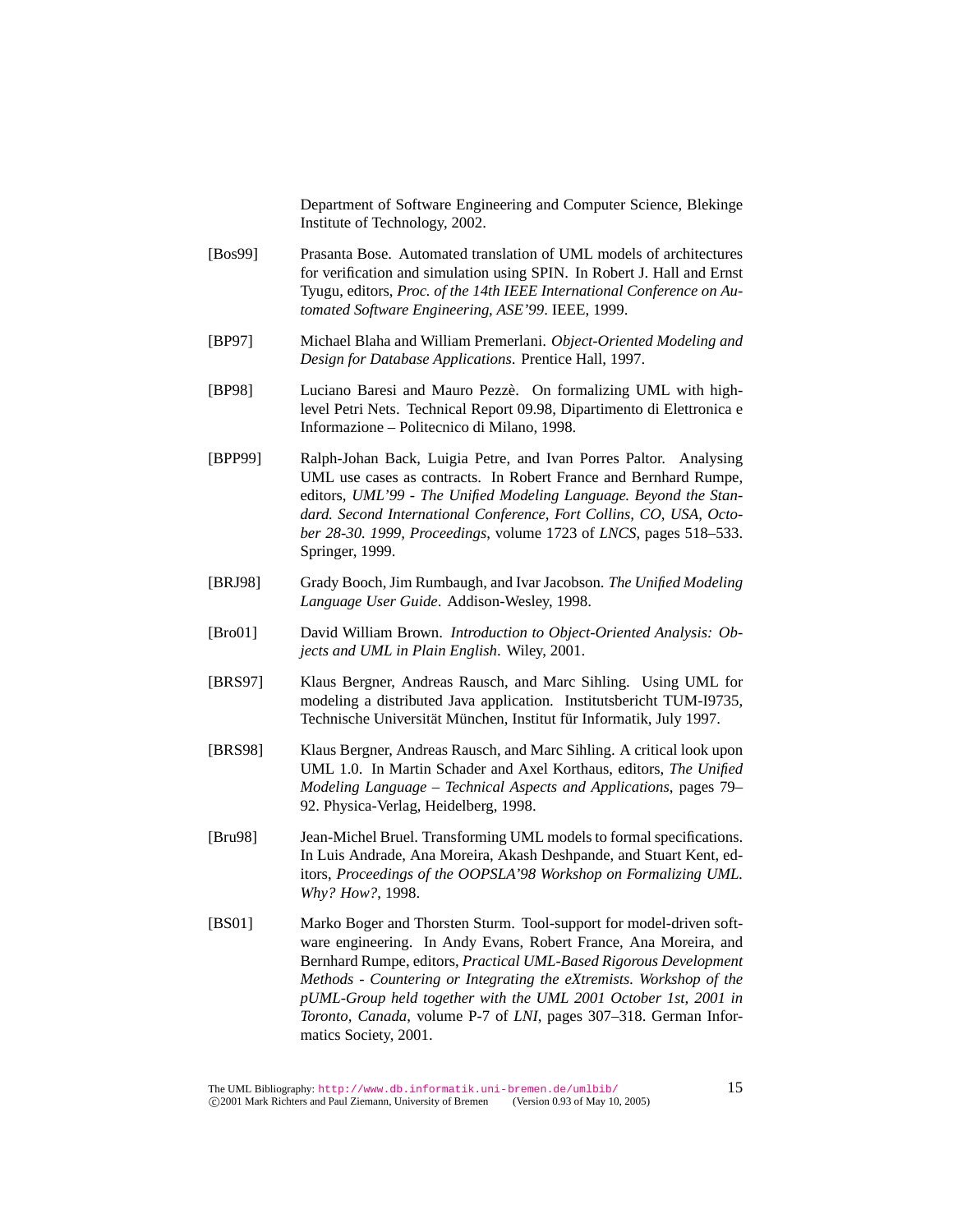Department of Software Engineering and Computer Science, Blekinge Institute of Technology, 2002.

[Bos99] Prasanta Bose. Automated translation of UML models of architectures for verification and simulation using SPIN. In Robert J. Hall and Ernst Tyugu, editors, *Proc. of the 14th IEEE International Conference on Automated Software Engineering, ASE'99*. IEEE, 1999.

[BP97] Michael Blaha and William Premerlani. *Object-Oriented Modeling and Design for Database Applications*. Prentice Hall, 1997.

[BP98] Luciano Baresi and Mauro Pezzè. On formalizing UML with high-level Petri Nets. Technical Report 09.98, Dipartimento di Elettronica e Informazione – Politecnico di Milano, 1998.

[BPP99] Ralph-Johan Back, Luigia Petre, and Ivan Porres Paltor. Analysing UML use cases as contracts. In Robert France and Bernhard Rumpe, editors, *UML'99 - The Unified Modeling Language. Beyond the Standard. Second International Conference, Fort Collins, CO, USA, October 28-30. 1999, Proceedings*, volume 1723 of *LNCS*, pages 518–533. Springer, 1999.

[BRJ98] Grady Booch, Jim Rumbaugh, and Ivar Jacobson. *The Unified Modeling Language User Guide*. Addison-Wesley, 1998.

[Bro01] David William Brown. *Introduction to Object-Oriented Analysis: Objects and UML in Plain English*. Wiley, 2001.

[BRS97] Klaus Bergner, Andreas Rausch, and Marc Sihling. Using UML for modeling a distributed Java application. Institutsbericht TUM-I9735, Technische Universität München, Institut für Informatik, July 1997.

[BRS98] Klaus Bergner, Andreas Rausch, and Marc Sihling. A critical look upon UML 1.0. In Martin Schader and Axel Korthaus, editors, *The Unified Modeling Language – Technical Aspects and Applications*, pages 79–92. Physica-Verlag, Heidelberg, 1998.

[Bru98] Jean-Michel Bruel. Transforming UML models to formal specifications. In Luis Andrade, Ana Moreira, Akash Deshpande, and Stuart Kent, editors, *Proceedings of the OOPSLA'98 Workshop on Formalizing UML. Why? How?*, 1998.

[BS01] Marko Boger and Thorsten Sturm. Tool-support for model-driven software engineering. In Andy Evans, Robert France, Ana Moreira, and Bernhard Rumpe, editors, *Practical UML-Based Rigorous Development Methods - Countering or Integrating the eXtremists. Workshop of the pUML-Group held together with the UML 2001 October 1st, 2001 in Toronto, Canada*, volume P-7 of *LNI*, pages 307–318. German Informatics Society, 2001.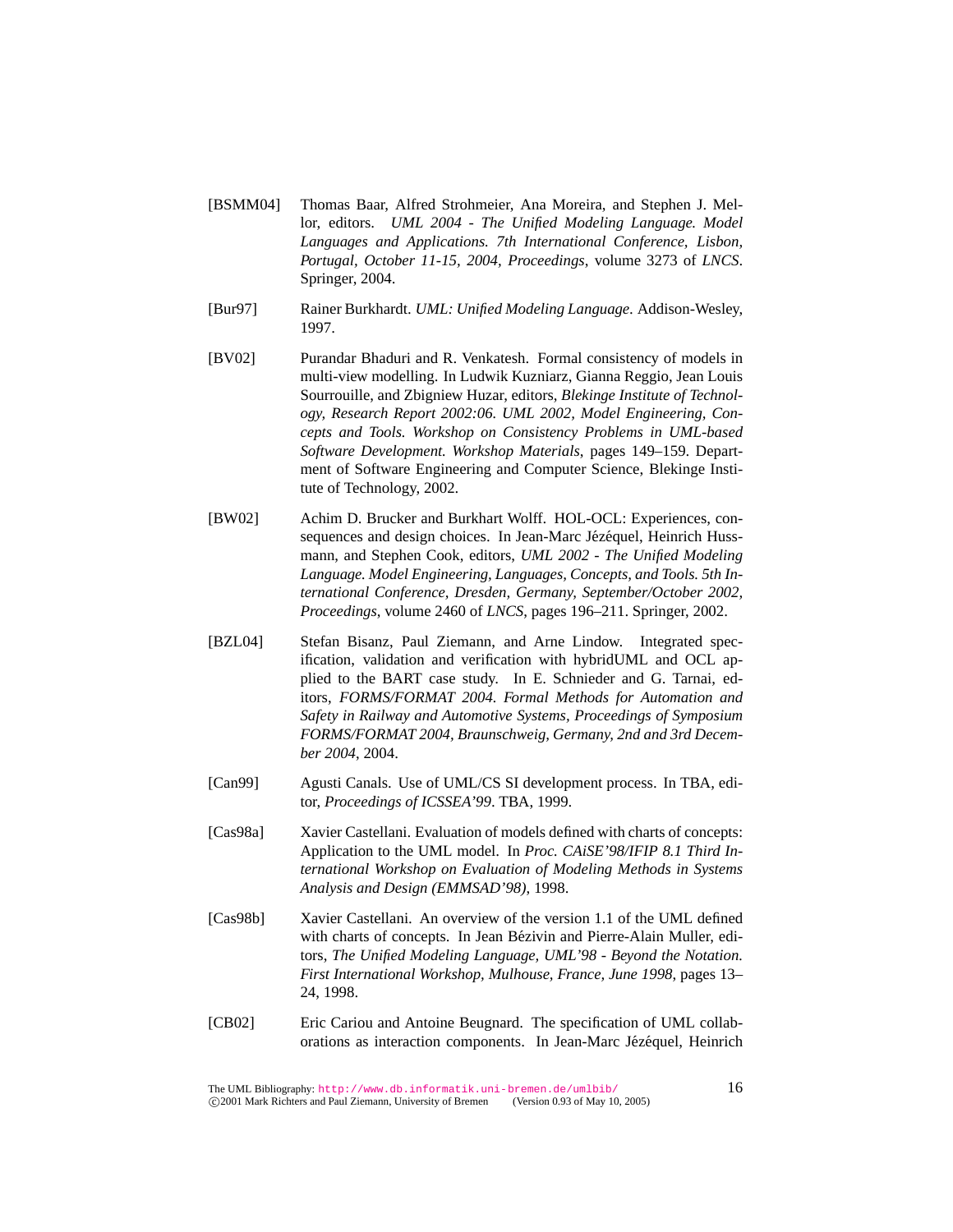[BSMM04] Thomas Baar, Alfred Strohmeier, Ana Moreira, and Stephen J. Mellor, editors. *UML 2004 - The Unified Modeling Language. Model Languages and Applications. 7th International Conference, Lisbon, Portugal, October 11-15, 2004, Proceedings*, volume 3273 of *LNCS*. Springer, 2004.

[Bur97] Rainer Burkhardt. *UML: Unified Modeling Language*. Addison-Wesley, 1997.

[BV02] Purandar Bhaduri and R. Venkatesh. Formal consistency of models in multi-view modelling. In Ludwik Kuzniarz, Gianna Reggio, Jean Louis Sourrouille, and Zbigniew Huzar, editors, *Blekinge Institute of Technology, Research Report 2002:06. UML 2002, Model Engineering, Concepts and Tools. Workshop on Consistency Problems in UML-based Software Development. Workshop Materials*, pages 149–159. Department of Software Engineering and Computer Science, Blekinge Institute of Technology, 2002.

[BW02] Achim D. Brucker and Burkhart Wolff. HOL-OCL: Experiences, consequences and design choices. In Jean-Marc Jézéquel, Heinrich Hussmann, and Stephen Cook, editors, *UML 2002 - The Unified Modeling Language. Model Engineering, Languages, Concepts, and Tools. 5th International Conference, Dresden, Germany, September/October 2002, Proceedings*, volume 2460 of *LNCS*, pages 196–211. Springer, 2002.

[BZL04] Stefan Bisanz, Paul Ziemann, and Arne Lindow. Integrated specification, validation and verification with hybridUML and OCL applied to the BART case study. In E. Schnieder and G. Tarnai, editors, *FORMS/FORMAT 2004. Formal Methods for Automation and Safety in Railway and Automotive Systems, Proceedings of Symposium FORMS/FORMAT 2004, Braunschweig, Germany, 2nd and 3rd December 2004*, 2004.

[Can99] Agusti Canals. Use of UML/CS SI development process. In TBA, editor, *Proceedings of ICSSEA'99*. TBA, 1999.

[Cas98a] Xavier Castellani. Evaluation of models defined with charts of concepts: Application to the UML model. In *Proc. CAiSE'98/IFIP 8.1 Third International Workshop on Evaluation of Modeling Methods in Systems Analysis and Design (EMMSAD'98)*, 1998.

[Cas98b] Xavier Castellani. An overview of the version 1.1 of the UML defined with charts of concepts. In Jean Bézivin and Pierre-Alain Muller, editors, *The Unified Modeling Language, UML'98 - Beyond the Notation. First International Workshop, Mulhouse, France, June 1998*, pages 13–24, 1998.

[CB02] Eric Cariou and Antoine Beugnard. The specification of UML collaborations as interaction components. In Jean-Marc Jézéquel, Heinrich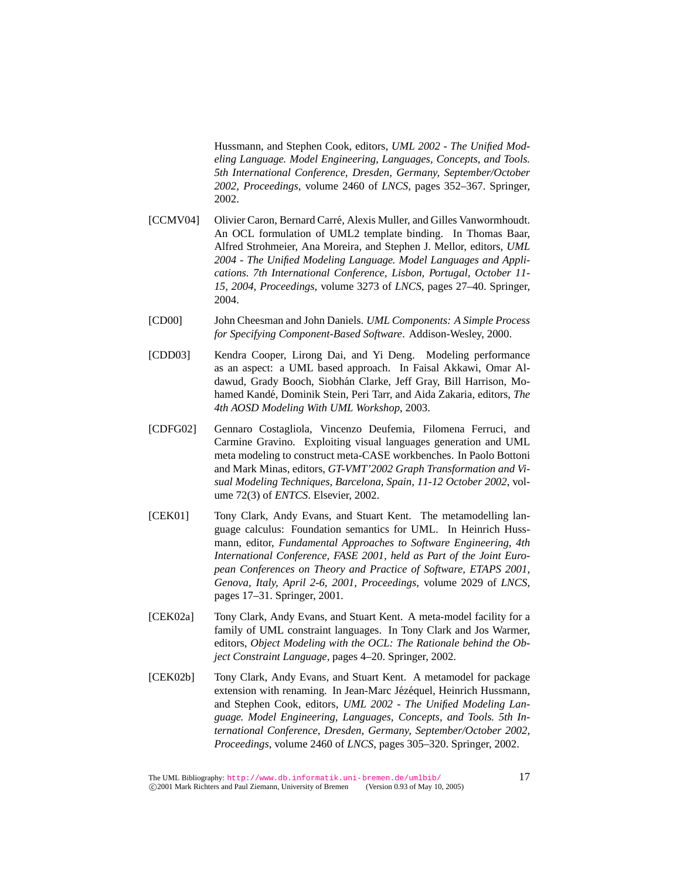Hussmann, and Stephen Cook, editors, *UML 2002 - The Unified Modeling Language. Model Engineering, Languages, Concepts, and Tools. 5th International Conference, Dresden, Germany, September/October 2002, Proceedings*, volume 2460 of *LNCS*, pages 352–367. Springer, 2002.

[CCMV04] Olivier Caron, Bernard Carré, Alexis Muller, and Gilles Vanwormhoudt. An OCL formulation of UML2 template binding. In Thomas Baar, Alfred Strohmeier, Ana Moreira, and Stephen J. Mellor, editors, *UML 2004 - The Unified Modeling Language. Model Languages and Applications. 7th International Conference, Lisbon, Portugal, October 11-15, 2004, Proceedings*, volume 3273 of *LNCS*, pages 27–40. Springer, 2004.

[CD00] John Cheesman and John Daniels. *UML Components: A Simple Process for Specifying Component-Based Software*. Addison-Wesley, 2000.

[CDD03] Kendra Cooper, Lirong Dai, and Yi Deng. Modeling performance as an aspect: a UML based approach. In Faisal Akkawi, Omar Aldawud, Grady Booch, Siobhán Clarke, Jeff Gray, Bill Harrison, Mohamed Kandé, Dominik Stein, Peri Tarr, and Aida Zakaria, editors, *The 4th AOSD Modeling With UML Workshop*, 2003.

[CDFG02] Gennaro Costagliola, Vincenzo Deufemia, Filomena Ferruci, and Carmine Gravino. Exploiting visual languages generation and UML meta modeling to construct meta-CASE workbenches. In Paolo Bottoni and Mark Minas, editors, *GT-VMT'2002 Graph Transformation and Visual Modeling Techniques, Barcelona, Spain, 11-12 October 2002*, volume 72(3) of *ENTCS*. Elsevier, 2002.

[CEK01] Tony Clark, Andy Evans, and Stuart Kent. The metamodelling language calculus: Foundation semantics for UML. In Heinrich Hussmann, editor, *Fundamental Approaches to Software Engineering, 4th International Conference, FASE 2001, held as Part of the Joint European Conferences on Theory and Practice of Software, ETAPS 2001, Genova, Italy, April 2-6, 2001, Proceedings*, volume 2029 of *LNCS*, pages 17–31. Springer, 2001.

[CEK02a] Tony Clark, Andy Evans, and Stuart Kent. A meta-model facility for a family of UML constraint languages. In Tony Clark and Jos Warmer, editors, *Object Modeling with the OCL: The Rationale behind the Object Constraint Language*, pages 4–20. Springer, 2002.

[CEK02b] Tony Clark, Andy Evans, and Stuart Kent. A metamodel for package extension with renaming. In Jean-Marc Jézéquel, Heinrich Hussmann, and Stephen Cook, editors, *UML 2002 - The Unified Modeling Language. Model Engineering, Languages, Concepts, and Tools. 5th International Conference, Dresden, Germany, September/October 2002, Proceedings*, volume 2460 of *LNCS*, pages 305–320. Springer, 2002.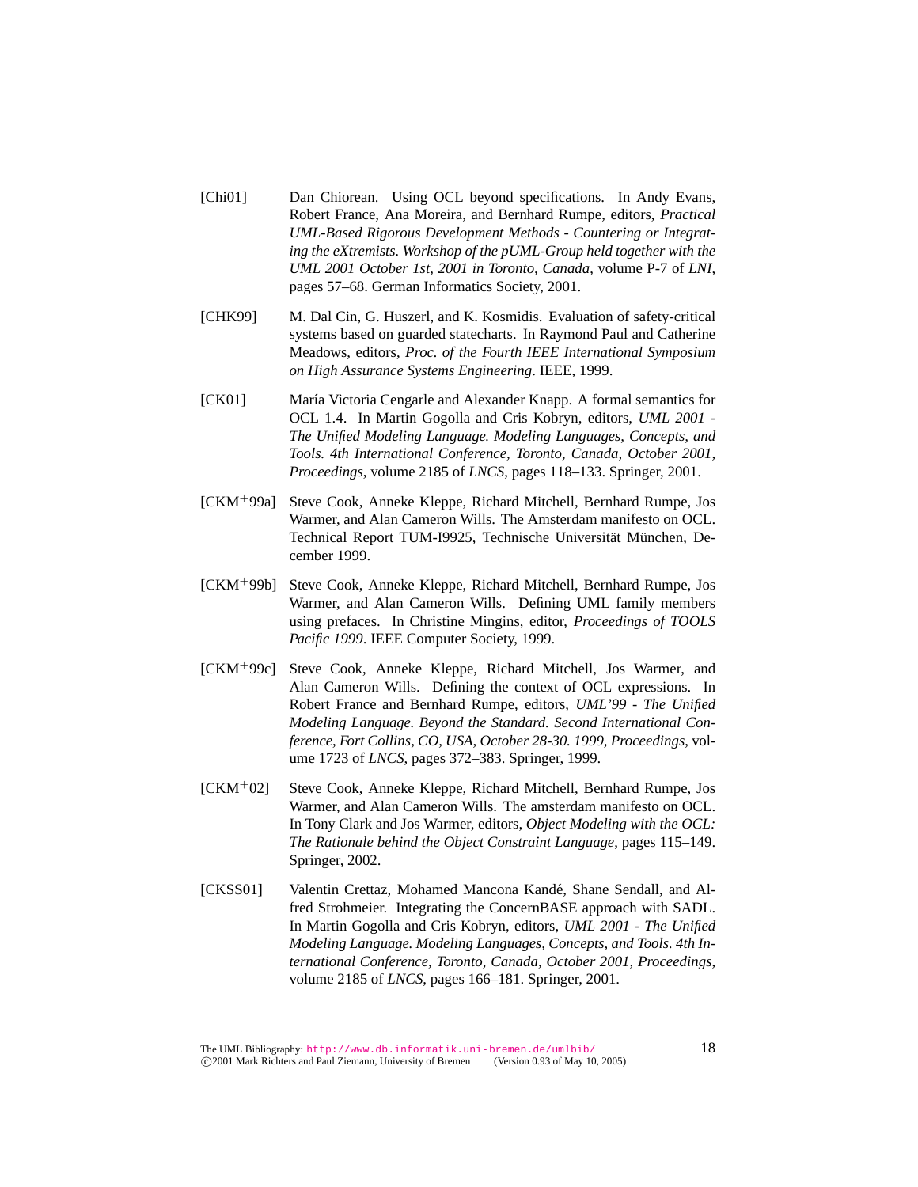[Chi01] Dan Chiorean. Using OCL beyond specifications. In Andy Evans, Robert France, Ana Moreira, and Bernhard Rumpe, editors, *Practical UML-Based Rigorous Development Methods - Countering or Integrating the eXtremists. Workshop of the pUML-Group held together with the UML 2001 October 1st, 2001 in Toronto, Canada*, volume P-7 of *LNI*, pages 57–68. German Informatics Society, 2001.

[CHK99] M. Dal Cin, G. Huszerl, and K. Kosmidis. Evaluation of safety-critical systems based on guarded statecharts. In Raymond Paul and Catherine Meadows, editors, *Proc. of the Fourth IEEE International Symposium on High Assurance Systems Engineering*. IEEE, 1999.

[CK01] María Victoria Cengarle and Alexander Knapp. A formal semantics for OCL 1.4. In Martin Gogolla and Cris Kobryn, editors, *UML 2001 - The Unified Modeling Language. Modeling Languages, Concepts, and Tools. 4th International Conference, Toronto, Canada, October 2001, Proceedings*, volume 2185 of *LNCS*, pages 118–133. Springer, 2001.

[CKM+99a] Steve Cook, Anneke Kleppe, Richard Mitchell, Bernhard Rumpe, Jos Warmer, and Alan Cameron Wills. The Amsterdam manifesto on OCL. Technical Report TUM-I9925, Technische Universität München, December 1999.

[CKM+99b] Steve Cook, Anneke Kleppe, Richard Mitchell, Bernhard Rumpe, Jos Warmer, and Alan Cameron Wills. Defining UML family members using prefaces. In Christine Mingins, editor, *Proceedings of TOOLS Pacific 1999*. IEEE Computer Society, 1999.

[CKM+99c] Steve Cook, Anneke Kleppe, Richard Mitchell, Jos Warmer, and Alan Cameron Wills. Defining the context of OCL expressions. In Robert France and Bernhard Rumpe, editors, *UML'99 - The Unified Modeling Language. Beyond the Standard. Second International Conference, Fort Collins, CO, USA, October 28-30. 1999, Proceedings*, volume 1723 of *LNCS*, pages 372–383. Springer, 1999.

[CKM+02] Steve Cook, Anneke Kleppe, Richard Mitchell, Bernhard Rumpe, Jos Warmer, and Alan Cameron Wills. The amsterdam manifesto on OCL. In Tony Clark and Jos Warmer, editors, *Object Modeling with the OCL: The Rationale behind the Object Constraint Language*, pages 115–149. Springer, 2002.

[CKSS01] Valentin Crettaz, Mohamed Mancona Kandé, Shane Sendall, and Alfred Strohmeier. Integrating the ConcernBASE approach with SADL. In Martin Gogolla and Cris Kobryn, editors, *UML 2001 - The Unified Modeling Language. Modeling Languages, Concepts, and Tools. 4th International Conference, Toronto, Canada, October 2001, Proceedings*, volume 2185 of *LNCS*, pages 166–181. Springer, 2001.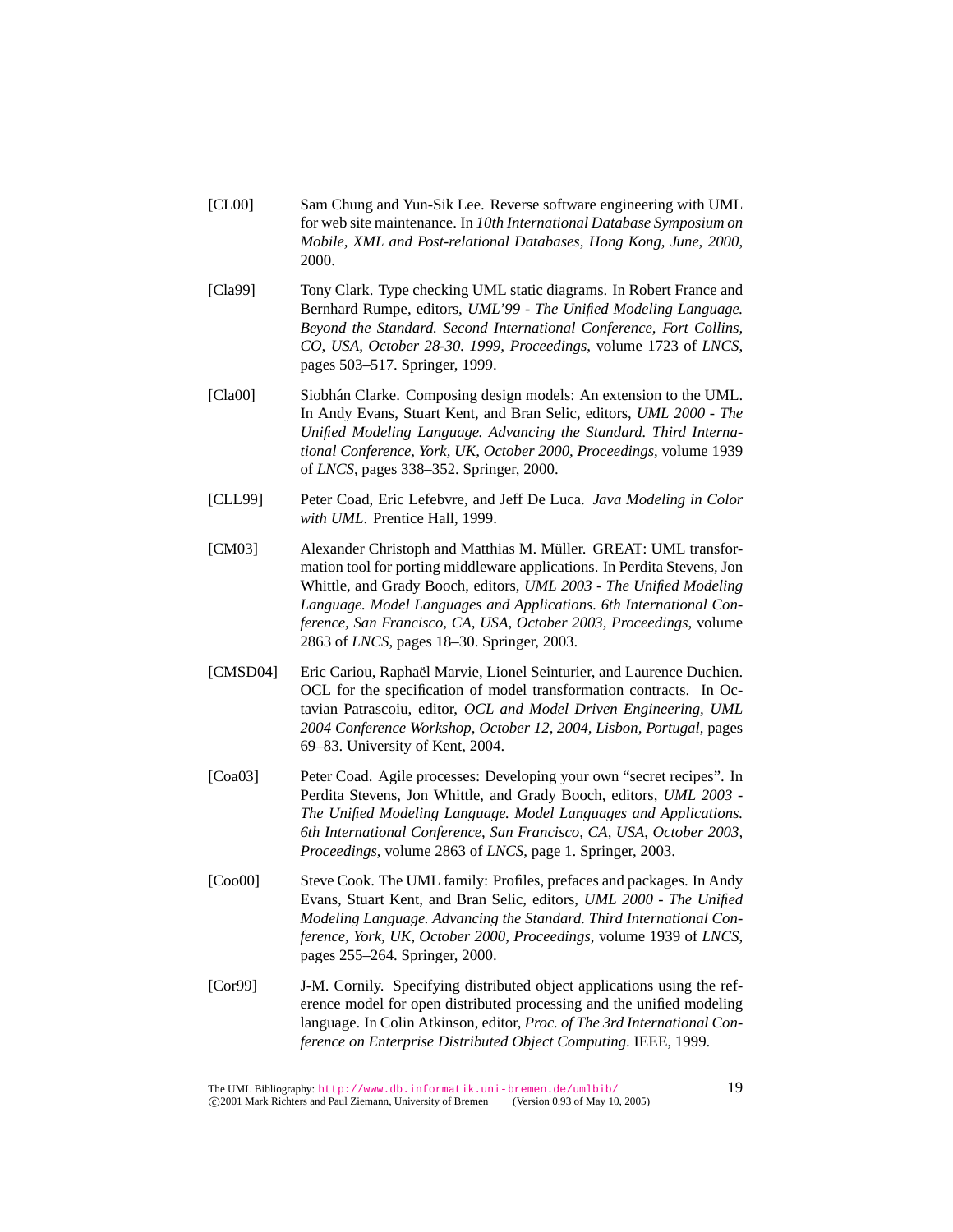[CL00] Sam Chung and Yun-Sik Lee. Reverse software engineering with UML for web site maintenance. In *10th International Database Symposium on Mobile, XML and Post-relational Databases, Hong Kong, June, 2000*, 2000.

[Cla99] Tony Clark. Type checking UML static diagrams. In Robert France and Bernhard Rumpe, editors, *UML'99 - The Unified Modeling Language. Beyond the Standard. Second International Conference, Fort Collins, CO, USA, October 28-30. 1999, Proceedings*, volume 1723 of *LNCS*, pages 503–517. Springer, 1999.

[Cla00] Siobhán Clarke. Composing design models: An extension to the UML. In Andy Evans, Stuart Kent, and Bran Selic, editors, *UML 2000 - The Unified Modeling Language. Advancing the Standard. Third International Conference, York, UK, October 2000, Proceedings*, volume 1939 of *LNCS*, pages 338–352. Springer, 2000.

[CLL99] Peter Coad, Eric Lefebvre, and Jeff De Luca. *Java Modeling in Color with UML*. Prentice Hall, 1999.

[CM03] Alexander Christoph and Matthias M. Müller. GREAT: UML transformation tool for porting middleware applications. In Perdita Stevens, Jon Whittle, and Grady Booch, editors, *UML 2003 - The Unified Modeling Language. Model Languages and Applications. 6th International Conference, San Francisco, CA, USA, October 2003, Proceedings*, volume 2863 of *LNCS*, pages 18–30. Springer, 2003.

[CMSD04] Eric Cariou, Raphaël Marvie, Lionel Seinturier, and Laurence Duchien. OCL for the specification of model transformation contracts. In Octavian Patrascoiu, editor, *OCL and Model Driven Engineering, UML 2004 Conference Workshop, October 12, 2004, Lisbon, Portugal*, pages 69–83. University of Kent, 2004.

[Coa03] Peter Coad. Agile processes: Developing your own "secret recipes". In Perdita Stevens, Jon Whittle, and Grady Booch, editors, *UML 2003 - The Unified Modeling Language. Model Languages and Applications. 6th International Conference, San Francisco, CA, USA, October 2003, Proceedings*, volume 2863 of *LNCS*, page 1. Springer, 2003.

[Coo00] Steve Cook. The UML family: Profiles, prefaces and packages. In Andy Evans, Stuart Kent, and Bran Selic, editors, *UML 2000 - The Unified Modeling Language. Advancing the Standard. Third International Conference, York, UK, October 2000, Proceedings*, volume 1939 of *LNCS*, pages 255–264. Springer, 2000.

[Cor99] J-M. Cornily. Specifying distributed object applications using the reference model for open distributed processing and the unified modeling language. In Colin Atkinson, editor, *Proc. of The 3rd International Conference on Enterprise Distributed Object Computing*. IEEE, 1999.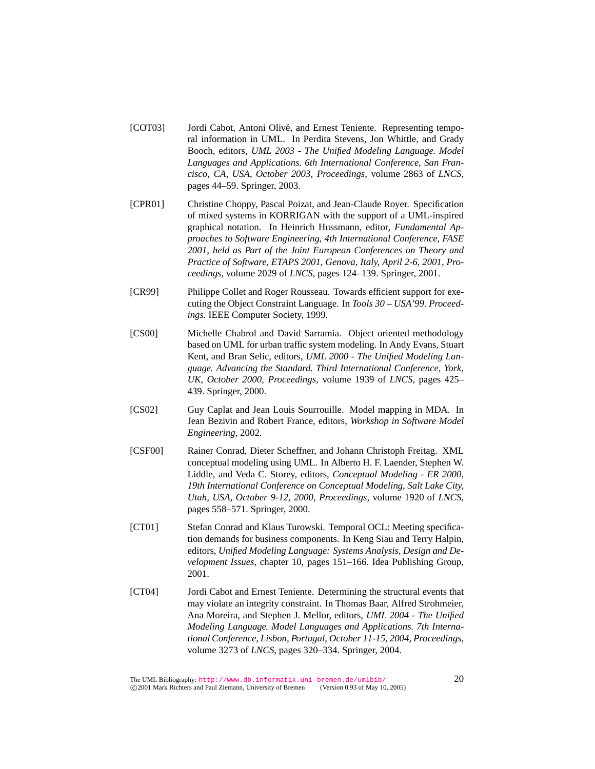[COT03] Jordi Cabot, Antoni Olivé, and Ernest Teniente. Representing temporal information in UML. In Perdita Stevens, Jon Whittle, and Grady Booch, editors, *UML 2003 - The Unified Modeling Language. Model Languages and Applications. 6th International Conference, San Francisco, CA, USA, October 2003, Proceedings*, volume 2863 of *LNCS*, pages 44–59. Springer, 2003.

[CPR01] Christine Choppy, Pascal Poizat, and Jean-Claude Royer. Specification of mixed systems in KORRIGAN with the support of a UML-inspired graphical notation. In Heinrich Hussmann, editor, *Fundamental Approaches to Software Engineering, 4th International Conference, FASE 2001, held as Part of the Joint European Conferences on Theory and Practice of Software, ETAPS 2001, Genova, Italy, April 2-6, 2001, Proceedings*, volume 2029 of *LNCS*, pages 124–139. Springer, 2001.

[CR99] Philippe Collet and Roger Rousseau. Towards efficient support for executing the Object Constraint Language. In *Tools 30 – USA'99. Proceedings.* IEEE Computer Society, 1999.

[CS00] Michelle Chabrol and David Sarramia. Object oriented methodology based on UML for urban traffic system modeling. In Andy Evans, Stuart Kent, and Bran Selic, editors, *UML 2000 - The Unified Modeling Language. Advancing the Standard. Third International Conference, York, UK, October 2000, Proceedings*, volume 1939 of *LNCS*, pages 425–439. Springer, 2000.

[CS02] Guy Caplat and Jean Louis Sourrouille. Model mapping in MDA. In Jean Bezivin and Robert France, editors, *Workshop in Software Model Engineering*, 2002.

[CSF00] Rainer Conrad, Dieter Scheffner, and Johann Christoph Freitag. XML conceptual modeling using UML. In Alberto H. F. Laender, Stephen W. Liddle, and Veda C. Storey, editors, *Conceptual Modeling - ER 2000, 19th International Conference on Conceptual Modeling, Salt Lake City, Utah, USA, October 9-12, 2000, Proceedings*, volume 1920 of *LNCS*, pages 558–571. Springer, 2000.

[CT01] Stefan Conrad and Klaus Turowski. Temporal OCL: Meeting specification demands for business components. In Keng Siau and Terry Halpin, editors, *Unified Modeling Language: Systems Analysis, Design and Development Issues*, chapter 10, pages 151–166. Idea Publishing Group, 2001.

[CT04] Jordi Cabot and Ernest Teniente. Determining the structural events that may violate an integrity constraint. In Thomas Baar, Alfred Strohmeier, Ana Moreira, and Stephen J. Mellor, editors, *UML 2004 - The Unified Modeling Language. Model Languages and Applications. 7th International Conference, Lisbon, Portugal, October 11-15, 2004, Proceedings*, volume 3273 of *LNCS*, pages 320–334. Springer, 2004.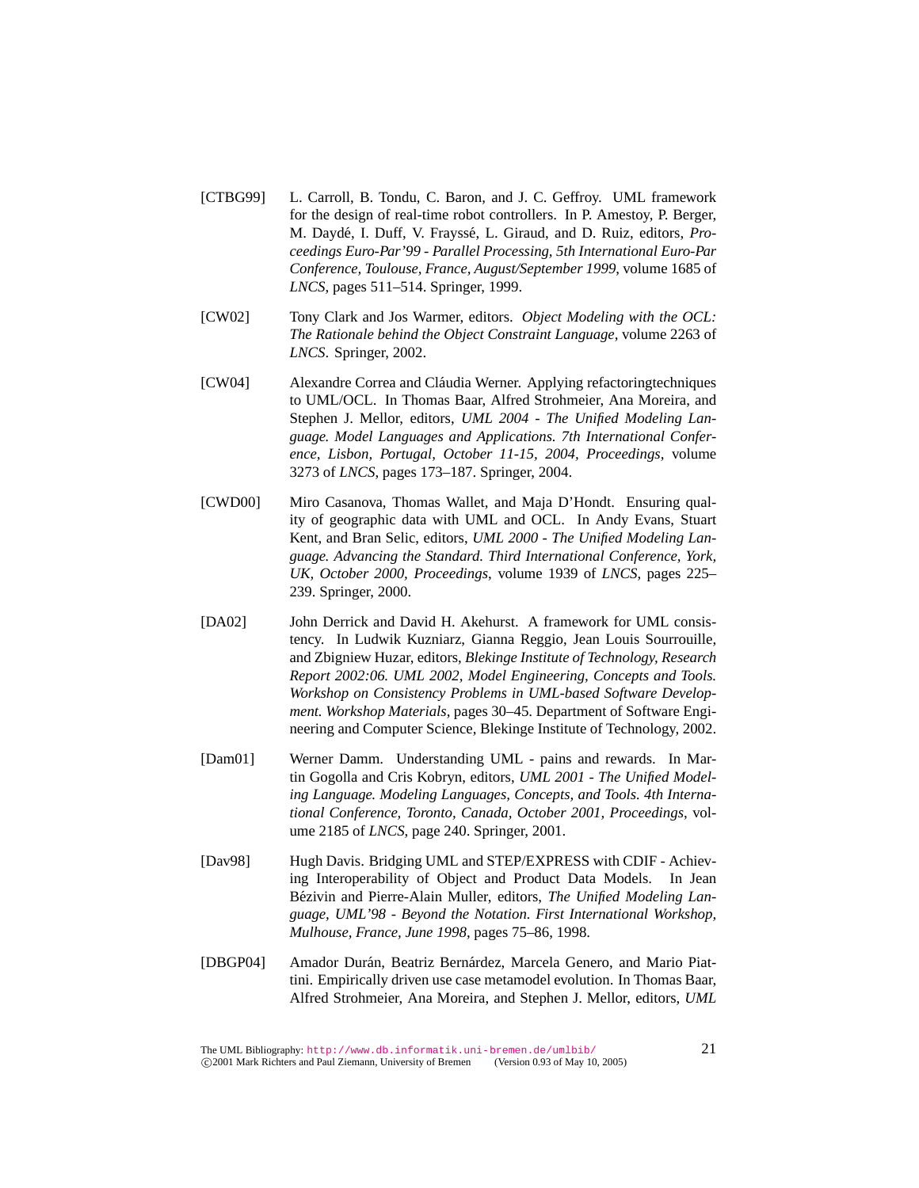[CTBG99] L. Carroll, B. Tondu, C. Baron, and J. C. Geffroy. UML framework for the design of real-time robot controllers. In P. Amestoy, P. Berger, M. Daydé, I. Duff, V. Frayssé, L. Giraud, and D. Ruiz, editors, *Proceedings Euro-Par'99 - Parallel Processing, 5th International Euro-Par Conference, Toulouse, France, August/September 1999*, volume 1685 of *LNCS*, pages 511–514. Springer, 1999.

[CW02] Tony Clark and Jos Warmer, editors. *Object Modeling with the OCL: The Rationale behind the Object Constraint Language*, volume 2263 of *LNCS*. Springer, 2002.

[CW04] Alexandre Correa and Cláudia Werner. Applying refactoringtechniques to UML/OCL. In Thomas Baar, Alfred Strohmeier, Ana Moreira, and Stephen J. Mellor, editors, *UML 2004 - The Unified Modeling Language. Model Languages and Applications. 7th International Conference, Lisbon, Portugal, October 11-15, 2004, Proceedings*, volume 3273 of *LNCS*, pages 173–187. Springer, 2004.

[CWD00] Miro Casanova, Thomas Wallet, and Maja D'Hondt. Ensuring quality of geographic data with UML and OCL. In Andy Evans, Stuart Kent, and Bran Selic, editors, *UML 2000 - The Unified Modeling Language. Advancing the Standard. Third International Conference, York, UK, October 2000, Proceedings*, volume 1939 of *LNCS*, pages 225–239. Springer, 2000.

[DA02] John Derrick and David H. Akehurst. A framework for UML consistency. In Ludwik Kuzniarz, Gianna Reggio, Jean Louis Sourrouille, and Zbigniew Huzar, editors, *Blekinge Institute of Technology, Research Report 2002:06. UML 2002, Model Engineering, Concepts and Tools. Workshop on Consistency Problems in UML-based Software Development. Workshop Materials*, pages 30–45. Department of Software Engineering and Computer Science, Blekinge Institute of Technology, 2002.

[Dam01] Werner Damm. Understanding UML - pains and rewards. In Martin Gogolla and Cris Kobryn, editors, *UML 2001 - The Unified Modeling Language. Modeling Languages, Concepts, and Tools. 4th International Conference, Toronto, Canada, October 2001, Proceedings*, volume 2185 of *LNCS*, page 240. Springer, 2001.

[Dav98] Hugh Davis. Bridging UML and STEP/EXPRESS with CDIF - Achieving Interoperability of Object and Product Data Models. In Jean Bézivin and Pierre-Alain Muller, editors, *The Unified Modeling Language, UML'98 - Beyond the Notation. First International Workshop, Mulhouse, France, June 1998*, pages 75–86, 1998.

[DBGP04] Amador Durán, Beatriz Bernárdez, Marcela Genero, and Mario Piattini. Empirically driven use case metamodel evolution. In Thomas Baar, Alfred Strohmeier, Ana Moreira, and Stephen J. Mellor, editors, *UML*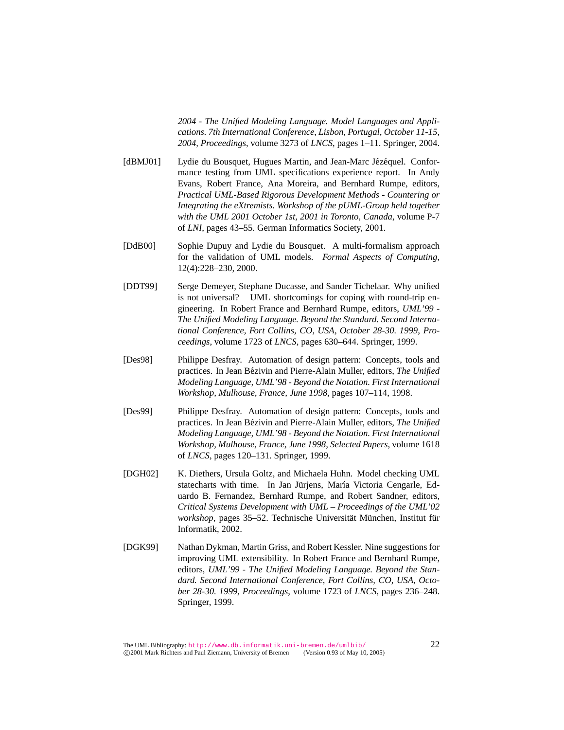*2004 - The Unified Modeling Language. Model Languages and Applications. 7th International Conference, Lisbon, Portugal, October 11-15, 2004, Proceedings*, volume 3273 of *LNCS*, pages 1–11. Springer, 2004.

[dBMJ01] Lydie du Bousquet, Hugues Martin, and Jean-Marc Jézéquel. Conformance testing from UML specifications experience report. In Andy Evans, Robert France, Ana Moreira, and Bernhard Rumpe, editors, *Practical UML-Based Rigorous Development Methods - Countering or Integrating the eXtremists. Workshop of the pUML-Group held together with the UML 2001 October 1st, 2001 in Toronto, Canada*, volume P-7 of *LNI*, pages 43–55. German Informatics Society, 2001.

[DdB00] Sophie Dupuy and Lydie du Bousquet. A multi-formalism approach for the validation of UML models. *Formal Aspects of Computing*, 12(4):228–230, 2000.

[DDT99] Serge Demeyer, Stephane Ducasse, and Sander Tichelaar. Why unified is not universal? UML shortcomings for coping with round-trip engineering. In Robert France and Bernhard Rumpe, editors, *UML'99 - The Unified Modeling Language. Beyond the Standard. Second International Conference, Fort Collins, CO, USA, October 28-30. 1999, Proceedings*, volume 1723 of *LNCS*, pages 630–644. Springer, 1999.

[Des98] Philippe Desfray. Automation of design pattern: Concepts, tools and practices. In Jean Bézivin and Pierre-Alain Muller, editors, *The Unified Modeling Language, UML'98 - Beyond the Notation. First International Workshop, Mulhouse, France, June 1998*, pages 107–114, 1998.

[Des99] Philippe Desfray. Automation of design pattern: Concepts, tools and practices. In Jean Bézivin and Pierre-Alain Muller, editors, *The Unified Modeling Language, UML'98 - Beyond the Notation. First International Workshop, Mulhouse, France, June 1998, Selected Papers*, volume 1618 of *LNCS*, pages 120–131. Springer, 1999.

[DGH02] K. Diethers, Ursula Goltz, and Michaela Huhn. Model checking UML statecharts with time. In Jan Jürjens, María Victoria Cengarle, Eduardo B. Fernandez, Bernhard Rumpe, and Robert Sandner, editors, *Critical Systems Development with UML – Proceedings of the UML'02 workshop*, pages 35–52. Technische Universität München, Institut für Informatik, 2002.

[DGK99] Nathan Dykman, Martin Griss, and Robert Kessler. Nine suggestions for improving UML extensibility. In Robert France and Bernhard Rumpe, editors, *UML'99 - The Unified Modeling Language. Beyond the Standard. Second International Conference, Fort Collins, CO, USA, October 28-30. 1999, Proceedings*, volume 1723 of *LNCS*, pages 236–248. Springer, 1999.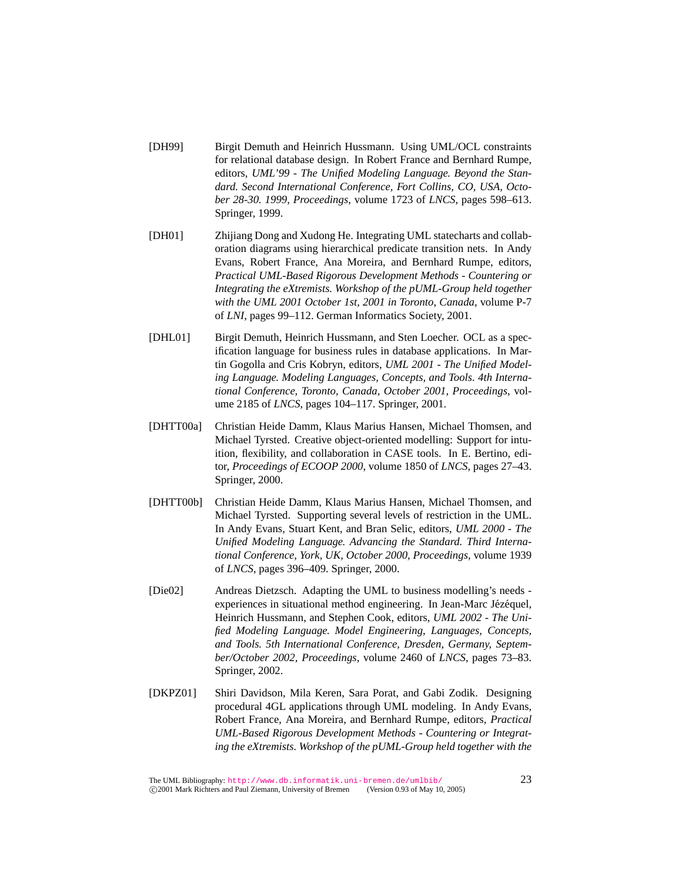[DH99] Birgit Demuth and Heinrich Hussmann. Using UML/OCL constraints for relational database design. In Robert France and Bernhard Rumpe, editors, *UML'99 - The Unified Modeling Language. Beyond the Standard. Second International Conference, Fort Collins, CO, USA, October 28-30. 1999, Proceedings*, volume 1723 of *LNCS*, pages 598–613. Springer, 1999.

[DH01] Zhijiang Dong and Xudong He. Integrating UML statecharts and collaboration diagrams using hierarchical predicate transition nets. In Andy Evans, Robert France, Ana Moreira, and Bernhard Rumpe, editors, *Practical UML-Based Rigorous Development Methods - Countering or Integrating the eXtremists. Workshop of the pUML-Group held together with the UML 2001 October 1st, 2001 in Toronto, Canada*, volume P-7 of *LNI*, pages 99–112. German Informatics Society, 2001.

[DHL01] Birgit Demuth, Heinrich Hussmann, and Sten Loecher. OCL as a specification language for business rules in database applications. In Martin Gogolla and Cris Kobryn, editors, *UML 2001 - The Unified Modeling Language. Modeling Languages, Concepts, and Tools. 4th International Conference, Toronto, Canada, October 2001, Proceedings*, volume 2185 of *LNCS*, pages 104–117. Springer, 2001.

[DHTT00a] Christian Heide Damm, Klaus Marius Hansen, Michael Thomsen, and Michael Tyrsted. Creative object-oriented modelling: Support for intuition, flexibility, and collaboration in CASE tools. In E. Bertino, editor, *Proceedings of ECOOP 2000*, volume 1850 of *LNCS*, pages 27–43. Springer, 2000.

[DHTT00b] Christian Heide Damm, Klaus Marius Hansen, Michael Thomsen, and Michael Tyrsted. Supporting several levels of restriction in the UML. In Andy Evans, Stuart Kent, and Bran Selic, editors, *UML 2000 - The Unified Modeling Language. Advancing the Standard. Third International Conference, York, UK, October 2000, Proceedings*, volume 1939 of *LNCS*, pages 396–409. Springer, 2000.

[Die02] Andreas Dietzsch. Adapting the UML to business modelling's needs - experiences in situational method engineering. In Jean-Marc Jézéquel, Heinrich Hussmann, and Stephen Cook, editors, *UML 2002 - The Unified Modeling Language. Model Engineering, Languages, Concepts, and Tools. 5th International Conference, Dresden, Germany, September/October 2002, Proceedings*, volume 2460 of *LNCS*, pages 73–83. Springer, 2002.

[DKPZ01] Shiri Davidson, Mila Keren, Sara Porat, and Gabi Zodik. Designing procedural 4GL applications through UML modeling. In Andy Evans, Robert France, Ana Moreira, and Bernhard Rumpe, editors, *Practical UML-Based Rigorous Development Methods - Countering or Integrating the eXtremists. Workshop of the pUML-Group held together with the*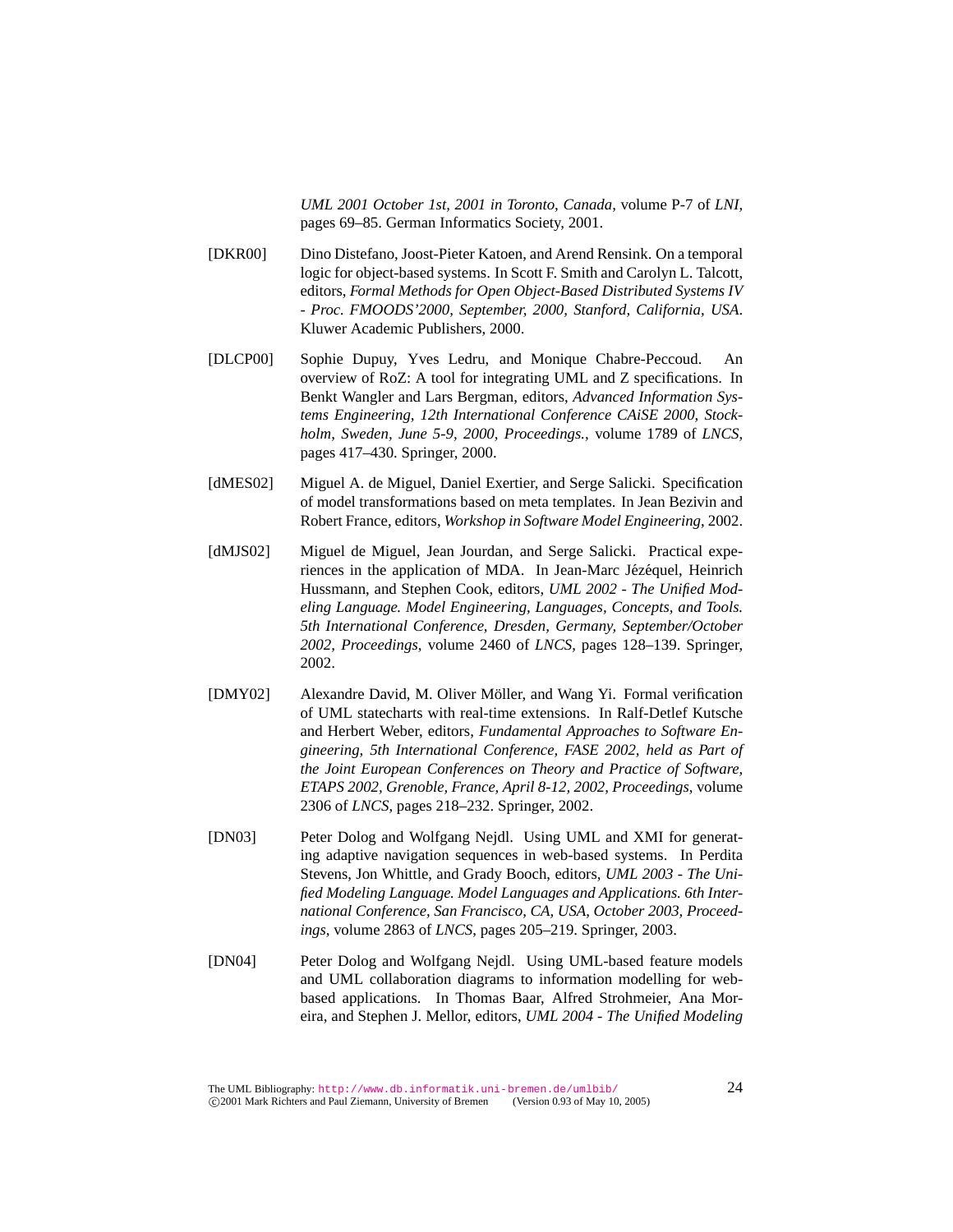*UML 2001 October 1st, 2001 in Toronto, Canada*, volume P-7 of *LNI*, pages 69–85. German Informatics Society, 2001.

[DKR00] Dino Distefano, Joost-Pieter Katoen, and Arend Rensink. On a temporal logic for object-based systems. In Scott F. Smith and Carolyn L. Talcott, editors, *Formal Methods for Open Object-Based Distributed Systems IV - Proc. FMOODS'2000, September, 2000, Stanford, California, USA*. Kluwer Academic Publishers, 2000.

[DLCP00] Sophie Dupuy, Yves Ledru, and Monique Chabre-Peccoud. An overview of RoZ: A tool for integrating UML and Z specifications. In Benkt Wangler and Lars Bergman, editors, *Advanced Information Systems Engineering, 12th International Conference CAiSE 2000, Stockholm, Sweden, June 5-9, 2000, Proceedings.*, volume 1789 of *LNCS*, pages 417–430. Springer, 2000.

[dMES02] Miguel A. de Miguel, Daniel Exertier, and Serge Salicki. Specification of model transformations based on meta templates. In Jean Bezivin and Robert France, editors, *Workshop in Software Model Engineering*, 2002.

[dMJS02] Miguel de Miguel, Jean Jourdan, and Serge Salicki. Practical experiences in the application of MDA. In Jean-Marc Jézéquel, Heinrich Hussmann, and Stephen Cook, editors, *UML 2002 - The Unified Modeling Language. Model Engineering, Languages, Concepts, and Tools. 5th International Conference, Dresden, Germany, September/October 2002, Proceedings*, volume 2460 of *LNCS*, pages 128–139. Springer, 2002.

[DMY02] Alexandre David, M. Oliver Möller, and Wang Yi. Formal verification of UML statecharts with real-time extensions. In Ralf-Detlef Kutsche and Herbert Weber, editors, *Fundamental Approaches to Software Engineering, 5th International Conference, FASE 2002, held as Part of the Joint European Conferences on Theory and Practice of Software, ETAPS 2002, Grenoble, France, April 8-12, 2002, Proceedings*, volume 2306 of *LNCS*, pages 218–232. Springer, 2002.

[DN03] Peter Dolog and Wolfgang Nejdl. Using UML and XMI for generating adaptive navigation sequences in web-based systems. In Perdita Stevens, Jon Whittle, and Grady Booch, editors, *UML 2003 - The Unified Modeling Language. Model Languages and Applications. 6th International Conference, San Francisco, CA, USA, October 2003, Proceedings*, volume 2863 of *LNCS*, pages 205–219. Springer, 2003.

[DN04] Peter Dolog and Wolfgang Nejdl. Using UML-based feature models and UML collaboration diagrams to information modelling for web-based applications. In Thomas Baar, Alfred Strohmeier, Ana Moreira, and Stephen J. Mellor, editors, *UML 2004 - The Unified Modeling*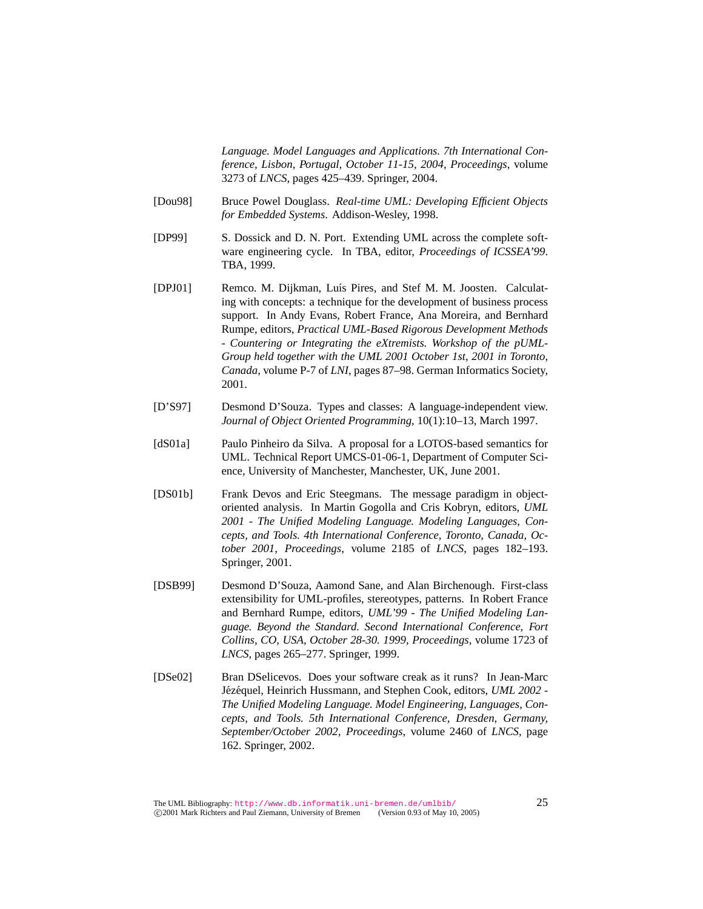*Language. Model Languages and Applications. 7th International Conference, Lisbon, Portugal, October 11-15, 2004, Proceedings*, volume 3273 of *LNCS*, pages 425–439. Springer, 2004.

[Dou98] Bruce Powel Douglass. *Real-time UML: Developing Efficient Objects for Embedded Systems*. Addison-Wesley, 1998.

[DP99] S. Dossick and D. N. Port. Extending UML across the complete software engineering cycle. In TBA, editor, *Proceedings of ICSSEA'99*. TBA, 1999.

[DPJ01] Remco. M. Dijkman, Luís Pires, and Stef M. M. Joosten. Calculating with concepts: a technique for the development of business process support. In Andy Evans, Robert France, Ana Moreira, and Bernhard Rumpe, editors, *Practical UML-Based Rigorous Development Methods - Countering or Integrating the eXtremists. Workshop of the pUML-Group held together with the UML 2001 October 1st, 2001 in Toronto, Canada*, volume P-7 of *LNI*, pages 87–98. German Informatics Society, 2001.

[D'S97] Desmond D'Souza. Types and classes: A language-independent view. *Journal of Object Oriented Programming*, 10(1):10–13, March 1997.

[dS01a] Paulo Pinheiro da Silva. A proposal for a LOTOS-based semantics for UML. Technical Report UMCS-01-06-1, Department of Computer Science, University of Manchester, Manchester, UK, June 2001.

[DS01b] Frank Devos and Eric Steegmans. The message paradigm in object-oriented analysis. In Martin Gogolla and Cris Kobryn, editors, *UML 2001 - The Unified Modeling Language. Modeling Languages, Concepts, and Tools. 4th International Conference, Toronto, Canada, October 2001, Proceedings*, volume 2185 of *LNCS*, pages 182–193. Springer, 2001.

[DSB99] Desmond D'Souza, Aamond Sane, and Alan Birchenough. First-class extensibility for UML-profiles, stereotypes, patterns. In Robert France and Bernhard Rumpe, editors, *UML'99 - The Unified Modeling Language. Beyond the Standard. Second International Conference, Fort Collins, CO, USA, October 28-30. 1999, Proceedings*, volume 1723 of *LNCS*, pages 265–277. Springer, 1999.

[DSe02] Bran DSelicevos. Does your software creak as it runs? In Jean-Marc Jézéquel, Heinrich Hussmann, and Stephen Cook, editors, *UML 2002 - The Unified Modeling Language. Model Engineering, Languages, Concepts, and Tools. 5th International Conference, Dresden, Germany, September/October 2002, Proceedings*, volume 2460 of *LNCS*, page 162. Springer, 2002.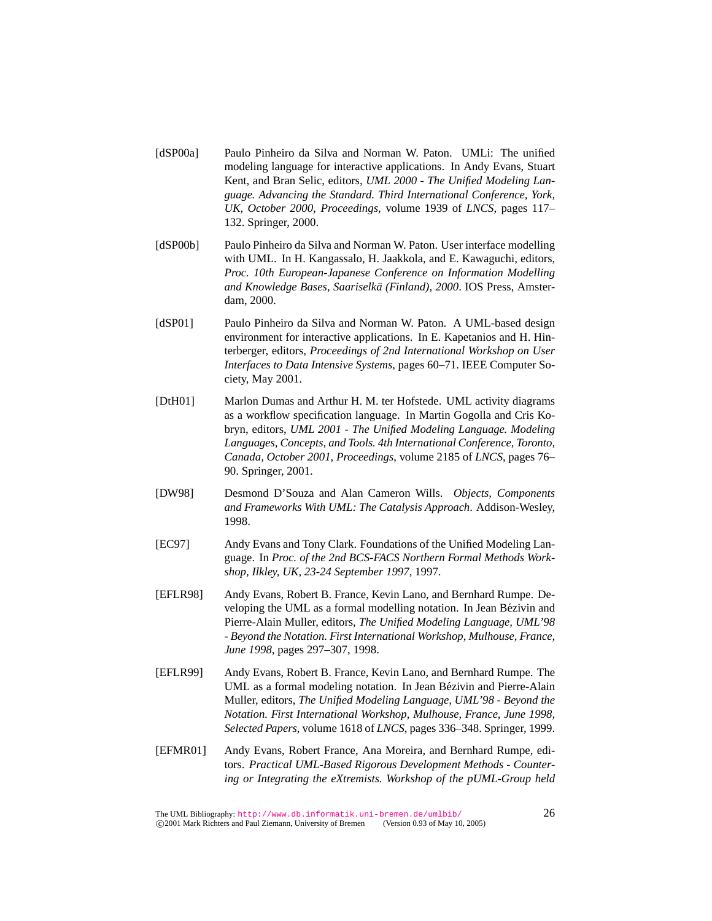[dSP00a] Paulo Pinheiro da Silva and Norman W. Paton. UMLi: The unified modeling language for interactive applications. In Andy Evans, Stuart Kent, and Bran Selic, editors, *UML 2000 - The Unified Modeling Language. Advancing the Standard. Third International Conference, York, UK, October 2000, Proceedings*, volume 1939 of *LNCS*, pages 117–132. Springer, 2000.

[dSP00b] Paulo Pinheiro da Silva and Norman W. Paton. User interface modelling with UML. In H. Kangassalo, H. Jaakkola, and E. Kawaguchi, editors, *Proc. 10th European-Japanese Conference on Information Modelling and Knowledge Bases, Saariselkä (Finland), 2000*. IOS Press, Amsterdam, 2000.

[dSP01] Paulo Pinheiro da Silva and Norman W. Paton. A UML-based design environment for interactive applications. In E. Kapetanios and H. Hinterberger, editors, *Proceedings of 2nd International Workshop on User Interfaces to Data Intensive Systems*, pages 60–71. IEEE Computer Society, May 2001.

[DtH01] Marlon Dumas and Arthur H. M. ter Hofstede. UML activity diagrams as a workflow specification language. In Martin Gogolla and Cris Kobryn, editors, *UML 2001 - The Unified Modeling Language. Modeling Languages, Concepts, and Tools. 4th International Conference, Toronto, Canada, October 2001, Proceedings*, volume 2185 of *LNCS*, pages 76–90. Springer, 2001.

[DW98] Desmond D'Souza and Alan Cameron Wills. *Objects, Components and Frameworks With UML: The Catalysis Approach*. Addison-Wesley, 1998.

[EC97] Andy Evans and Tony Clark. Foundations of the Unified Modeling Language. In *Proc. of the 2nd BCS-FACS Northern Formal Methods Workshop, Ilkley, UK, 23-24 September 1997*, 1997.

[EFLR98] Andy Evans, Robert B. France, Kevin Lano, and Bernhard Rumpe. Developing the UML as a formal modelling notation. In Jean Bézivin and Pierre-Alain Muller, editors, *The Unified Modeling Language, UML'98 - Beyond the Notation. First International Workshop, Mulhouse, France, June 1998*, pages 297–307, 1998.

[EFLR99] Andy Evans, Robert B. France, Kevin Lano, and Bernhard Rumpe. The UML as a formal modeling notation. In Jean Bézivin and Pierre-Alain Muller, editors, *The Unified Modeling Language, UML'98 - Beyond the Notation. First International Workshop, Mulhouse, France, June 1998, Selected Papers*, volume 1618 of *LNCS*, pages 336–348. Springer, 1999.

[EFMR01] Andy Evans, Robert France, Ana Moreira, and Bernhard Rumpe, editors. *Practical UML-Based Rigorous Development Methods - Countering or Integrating the eXtremists. Workshop of the pUML-Group held*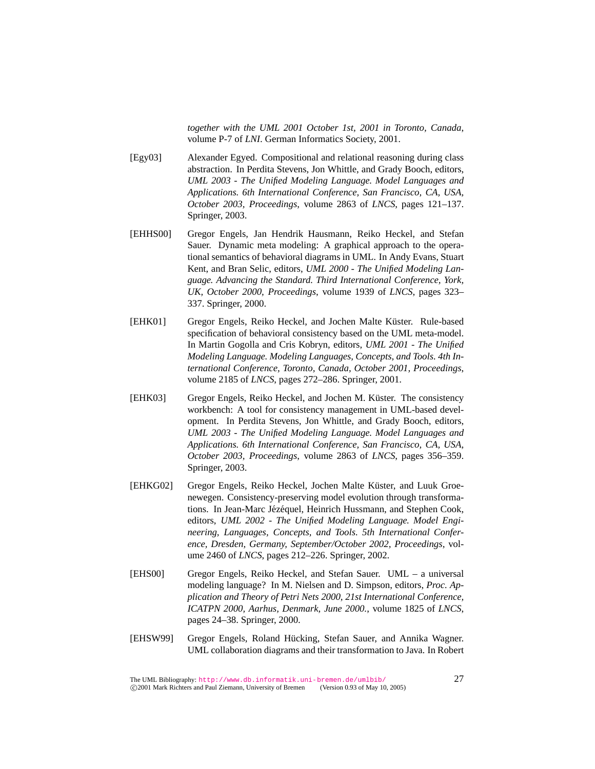*together with the UML 2001 October 1st, 2001 in Toronto, Canada*, volume P-7 of *LNI*. German Informatics Society, 2001.

[Egy03] Alexander Egyed. Compositional and relational reasoning during class abstraction. In Perdita Stevens, Jon Whittle, and Grady Booch, editors, *UML 2003 - The Unified Modeling Language. Model Languages and Applications. 6th International Conference, San Francisco, CA, USA, October 2003, Proceedings*, volume 2863 of *LNCS*, pages 121–137. Springer, 2003.

[EHHS00] Gregor Engels, Jan Hendrik Hausmann, Reiko Heckel, and Stefan Sauer. Dynamic meta modeling: A graphical approach to the operational semantics of behavioral diagrams in UML. In Andy Evans, Stuart Kent, and Bran Selic, editors, *UML 2000 - The Unified Modeling Language. Advancing the Standard. Third International Conference, York, UK, October 2000, Proceedings*, volume 1939 of *LNCS*, pages 323–337. Springer, 2000.

[EHK01] Gregor Engels, Reiko Heckel, and Jochen Malte Küster. Rule-based specification of behavioral consistency based on the UML meta-model. In Martin Gogolla and Cris Kobryn, editors, *UML 2001 - The Unified Modeling Language. Modeling Languages, Concepts, and Tools. 4th International Conference, Toronto, Canada, October 2001, Proceedings*, volume 2185 of *LNCS*, pages 272–286. Springer, 2001.

[EHK03] Gregor Engels, Reiko Heckel, and Jochen M. Küster. The consistency workbench: A tool for consistency management in UML-based development. In Perdita Stevens, Jon Whittle, and Grady Booch, editors, *UML 2003 - The Unified Modeling Language. Model Languages and Applications. 6th International Conference, San Francisco, CA, USA, October 2003, Proceedings*, volume 2863 of *LNCS*, pages 356–359. Springer, 2003.

[EHKG02] Gregor Engels, Reiko Heckel, Jochen Malte Küster, and Luuk Groenewegen. Consistency-preserving model evolution through transformations. In Jean-Marc Jézéquel, Heinrich Hussmann, and Stephen Cook, editors, *UML 2002 - The Unified Modeling Language. Model Engineering, Languages, Concepts, and Tools. 5th International Conference, Dresden, Germany, September/October 2002, Proceedings*, volume 2460 of *LNCS*, pages 212–226. Springer, 2002.

[EHS00] Gregor Engels, Reiko Heckel, and Stefan Sauer. UML – a universal modeling language? In M. Nielsen and D. Simpson, editors, *Proc. Application and Theory of Petri Nets 2000, 21st International Conference, ICATPN 2000, Aarhus, Denmark, June 2000.*, volume 1825 of *LNCS*, pages 24–38. Springer, 2000.

[EHSW99] Gregor Engels, Roland Hücking, Stefan Sauer, and Annika Wagner. UML collaboration diagrams and their transformation to Java. In Robert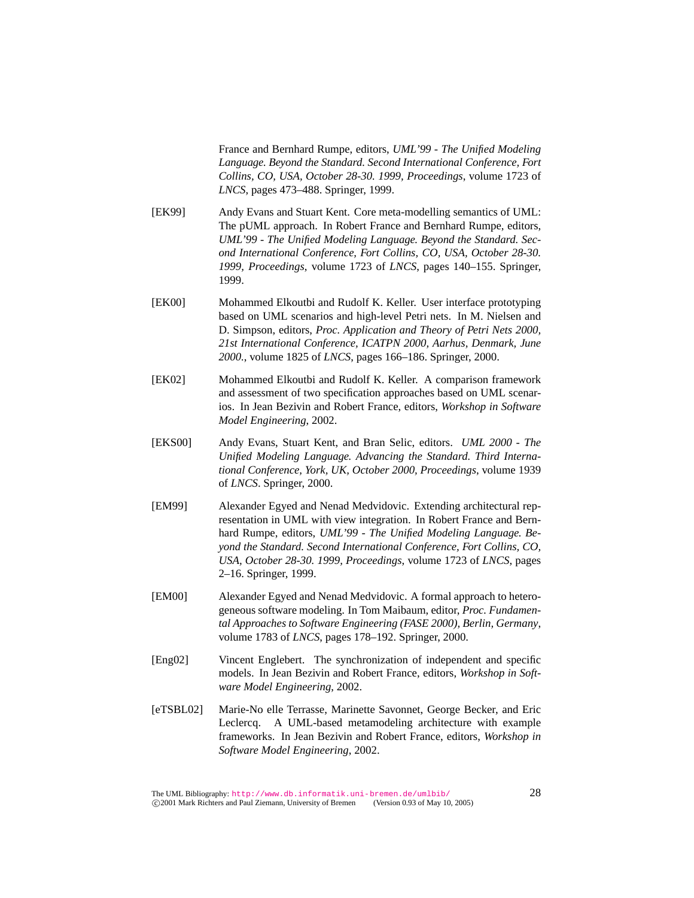France and Bernhard Rumpe, editors, *UML'99 - The Unified Modeling Language. Beyond the Standard. Second International Conference, Fort Collins, CO, USA, October 28-30. 1999, Proceedings*, volume 1723 of *LNCS*, pages 473–488. Springer, 1999.

[EK99] Andy Evans and Stuart Kent. Core meta-modelling semantics of UML: The pUML approach. In Robert France and Bernhard Rumpe, editors, *UML'99 - The Unified Modeling Language. Beyond the Standard. Second International Conference, Fort Collins, CO, USA, October 28-30. 1999, Proceedings*, volume 1723 of *LNCS*, pages 140–155. Springer, 1999.

[EK00] Mohammed Elkoutbi and Rudolf K. Keller. User interface prototyping based on UML scenarios and high-level Petri nets. In M. Nielsen and D. Simpson, editors, *Proc. Application and Theory of Petri Nets 2000, 21st International Conference, ICATPN 2000, Aarhus, Denmark, June 2000.*, volume 1825 of *LNCS*, pages 166–186. Springer, 2000.

[EK02] Mohammed Elkoutbi and Rudolf K. Keller. A comparison framework and assessment of two specification approaches based on UML scenarios. In Jean Bezivin and Robert France, editors, *Workshop in Software Model Engineering*, 2002.

[EKS00] Andy Evans, Stuart Kent, and Bran Selic, editors. *UML 2000 - The Unified Modeling Language. Advancing the Standard. Third International Conference, York, UK, October 2000, Proceedings*, volume 1939 of *LNCS*. Springer, 2000.

[EM99] Alexander Egyed and Nenad Medvidovic. Extending architectural representation in UML with view integration. In Robert France and Bernhard Rumpe, editors, *UML'99 - The Unified Modeling Language. Beyond the Standard. Second International Conference, Fort Collins, CO, USA, October 28-30. 1999, Proceedings*, volume 1723 of *LNCS*, pages 2–16. Springer, 1999.

[EM00] Alexander Egyed and Nenad Medvidovic. A formal approach to heterogeneous software modeling. In Tom Maibaum, editor, *Proc. Fundamental Approaches to Software Engineering (FASE 2000), Berlin, Germany*, volume 1783 of *LNCS*, pages 178–192. Springer, 2000.

[Eng02] Vincent Englebert. The synchronization of independent and specific models. In Jean Bezivin and Robert France, editors, *Workshop in Software Model Engineering*, 2002.

[eTSBL02] Marie-No elle Terrasse, Marinette Savonnet, George Becker, and Eric Leclercq. A UML-based metamodeling architecture with example frameworks. In Jean Bezivin and Robert France, editors, *Workshop in Software Model Engineering*, 2002.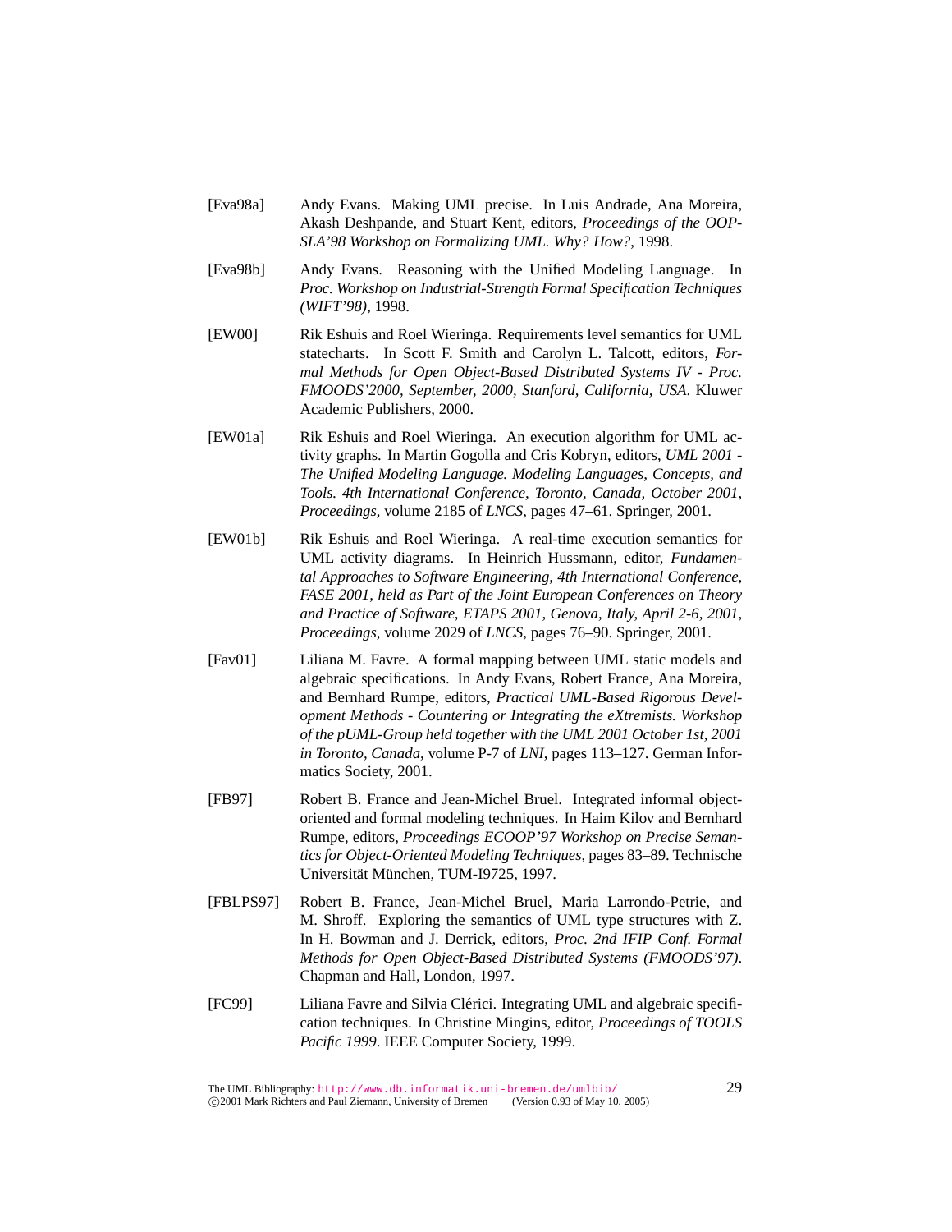[Eva98a] Andy Evans. Making UML precise. In Luis Andrade, Ana Moreira, Akash Deshpande, and Stuart Kent, editors, *Proceedings of the OOPSLA'98 Workshop on Formalizing UML. Why? How?*, 1998.

[Eva98b] Andy Evans. Reasoning with the Unified Modeling Language. In *Proc. Workshop on Industrial-Strength Formal Specification Techniques (WIFT'98)*, 1998.

[EW00] Rik Eshuis and Roel Wieringa. Requirements level semantics for UML statecharts. In Scott F. Smith and Carolyn L. Talcott, editors, *Formal Methods for Open Object-Based Distributed Systems IV - Proc. FMOODS'2000, September, 2000, Stanford, California, USA*. Kluwer Academic Publishers, 2000.

[EW01a] Rik Eshuis and Roel Wieringa. An execution algorithm for UML activity graphs. In Martin Gogolla and Cris Kobryn, editors, *UML 2001 - The Unified Modeling Language. Modeling Languages, Concepts, and Tools. 4th International Conference, Toronto, Canada, October 2001, Proceedings*, volume 2185 of *LNCS*, pages 47–61. Springer, 2001.

[EW01b] Rik Eshuis and Roel Wieringa. A real-time execution semantics for UML activity diagrams. In Heinrich Hussmann, editor, *Fundamental Approaches to Software Engineering, 4th International Conference, FASE 2001, held as Part of the Joint European Conferences on Theory and Practice of Software, ETAPS 2001, Genova, Italy, April 2-6, 2001, Proceedings*, volume 2029 of *LNCS*, pages 76–90. Springer, 2001.

[Fav01] Liliana M. Favre. A formal mapping between UML static models and algebraic specifications. In Andy Evans, Robert France, Ana Moreira, and Bernhard Rumpe, editors, *Practical UML-Based Rigorous Development Methods - Countering or Integrating the eXtremists. Workshop of the pUML-Group held together with the UML 2001 October 1st, 2001 in Toronto, Canada*, volume P-7 of *LNI*, pages 113–127. German Informatics Society, 2001.

[FB97] Robert B. France and Jean-Michel Bruel. Integrated informal object-oriented and formal modeling techniques. In Haim Kilov and Bernhard Rumpe, editors, *Proceedings ECOOP'97 Workshop on Precise Semantics for Object-Oriented Modeling Techniques*, pages 83–89. Technische Universität München, TUM-I9725, 1997.

[FBLPS97] Robert B. France, Jean-Michel Bruel, Maria Larrondo-Petrie, and M. Shroff. Exploring the semantics of UML type structures with Z. In H. Bowman and J. Derrick, editors, *Proc. 2nd IFIP Conf. Formal Methods for Open Object-Based Distributed Systems (FMOODS'97)*. Chapman and Hall, London, 1997.

[FC99] Liliana Favre and Silvia Clérici. Integrating UML and algebraic specification techniques. In Christine Mingins, editor, *Proceedings of TOOLS Pacific 1999*. IEEE Computer Society, 1999.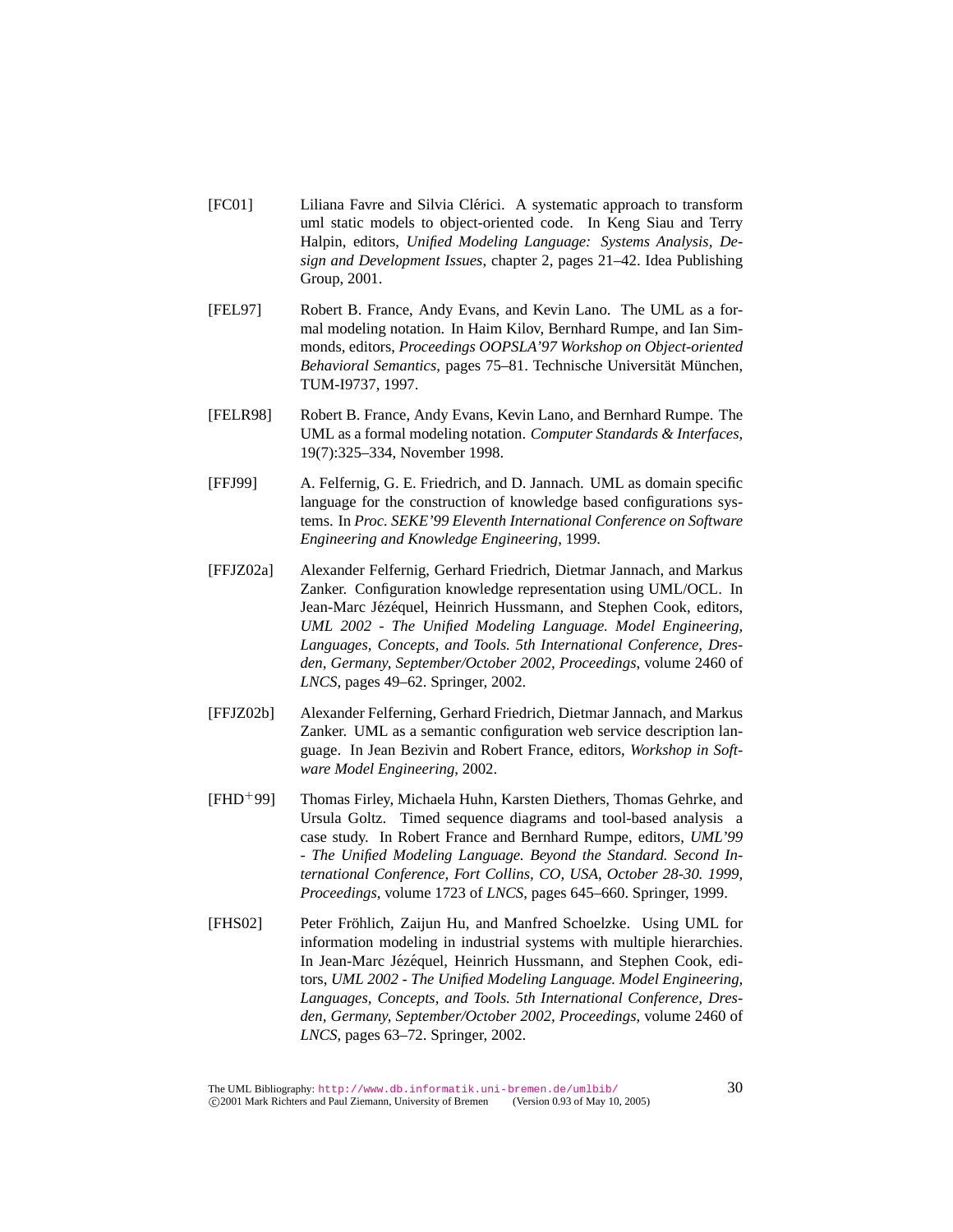[FC01] Liliana Favre and Silvia Clérici. A systematic approach to transform uml static models to object-oriented code. In Keng Siau and Terry Halpin, editors, *Unified Modeling Language: Systems Analysis, Design and Development Issues*, chapter 2, pages 21–42. Idea Publishing Group, 2001.

[FEL97] Robert B. France, Andy Evans, and Kevin Lano. The UML as a formal modeling notation. In Haim Kilov, Bernhard Rumpe, and Ian Simmonds, editors, *Proceedings OOPSLA'97 Workshop on Object-oriented Behavioral Semantics*, pages 75–81. Technische Universität München, TUM-I9737, 1997.

[FELR98] Robert B. France, Andy Evans, Kevin Lano, and Bernhard Rumpe. The UML as a formal modeling notation. *Computer Standards & Interfaces*, 19(7):325–334, November 1998.

[FFJ99] A. Felfernig, G. E. Friedrich, and D. Jannach. UML as domain specific language for the construction of knowledge based configurations systems. In *Proc. SEKE'99 Eleventh International Conference on Software Engineering and Knowledge Engineering*, 1999.

[FFJZ02a] Alexander Felfernig, Gerhard Friedrich, Dietmar Jannach, and Markus Zanker. Configuration knowledge representation using UML/OCL. In Jean-Marc Jézéquel, Heinrich Hussmann, and Stephen Cook, editors, *UML 2002 - The Unified Modeling Language. Model Engineering, Languages, Concepts, and Tools. 5th International Conference, Dresden, Germany, September/October 2002, Proceedings*, volume 2460 of *LNCS*, pages 49–62. Springer, 2002.

[FFJZ02b] Alexander Felferning, Gerhard Friedrich, Dietmar Jannach, and Markus Zanker. UML as a semantic configuration web service description language. In Jean Bezivin and Robert France, editors, *Workshop in Software Model Engineering*, 2002.

[FHD+99] Thomas Firley, Michaela Huhn, Karsten Diethers, Thomas Gehrke, and Ursula Goltz. Timed sequence diagrams and tool-based analysis a case study. In Robert France and Bernhard Rumpe, editors, *UML'99 - The Unified Modeling Language. Beyond the Standard. Second International Conference, Fort Collins, CO, USA, October 28-30. 1999, Proceedings*, volume 1723 of *LNCS*, pages 645–660. Springer, 1999.

[FHS02] Peter Fröhlich, Zaijun Hu, and Manfred Schoelzke. Using UML for information modeling in industrial systems with multiple hierarchies. In Jean-Marc Jézéquel, Heinrich Hussmann, and Stephen Cook, editors, *UML 2002 - The Unified Modeling Language. Model Engineering, Languages, Concepts, and Tools. 5th International Conference, Dresden, Germany, September/October 2002, Proceedings*, volume 2460 of *LNCS*, pages 63–72. Springer, 2002.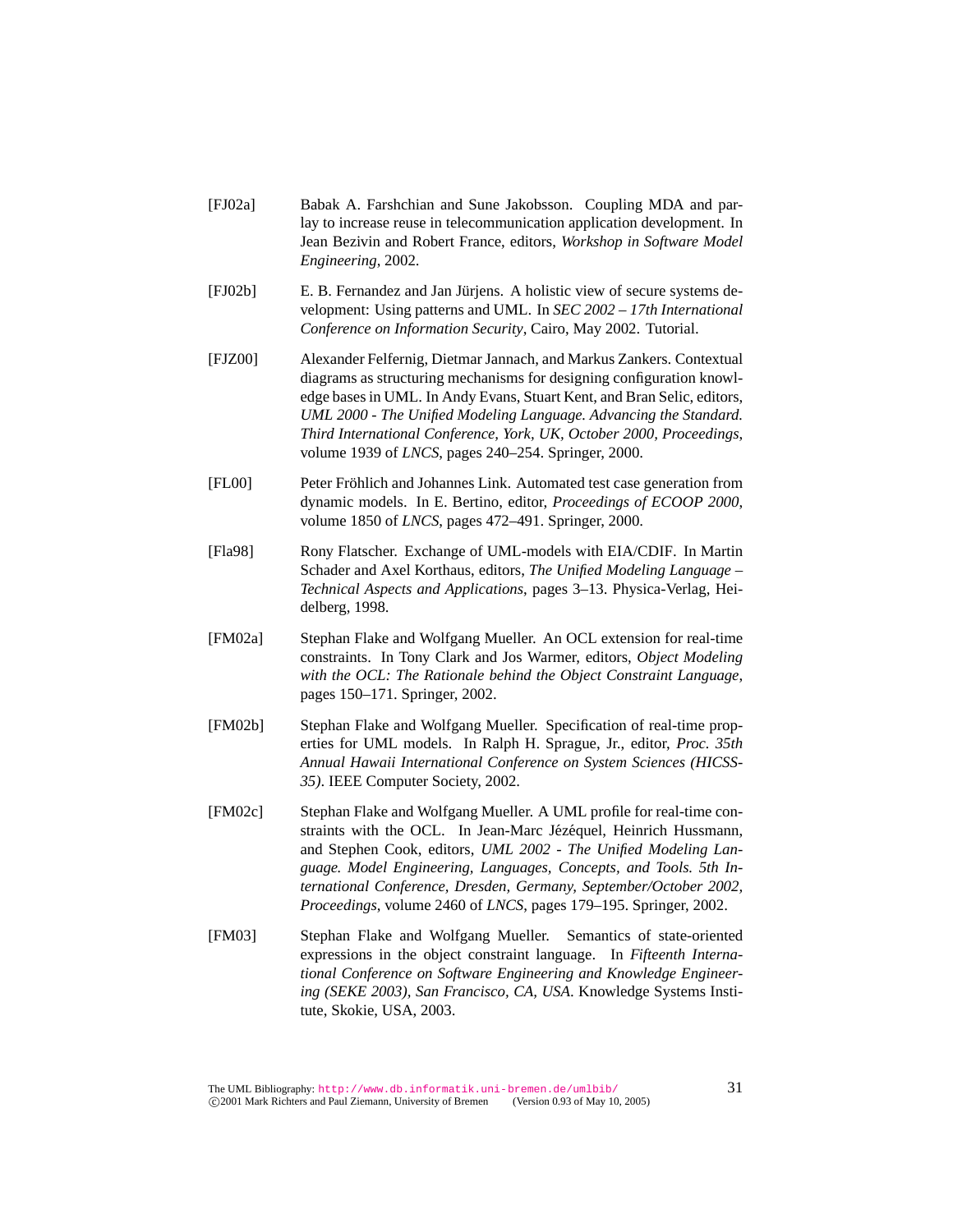[FJ02a] Babak A. Farshchian and Sune Jakobsson. Coupling MDA and parlay to increase reuse in telecommunication application development. In Jean Bezivin and Robert France, editors, *Workshop in Software Model Engineering*, 2002.

[FJ02b] E. B. Fernandez and Jan Jürjens. A holistic view of secure systems development: Using patterns and UML. In *SEC 2002 – 17th International Conference on Information Security*, Cairo, May 2002. Tutorial.

[FJZ00] Alexander Felfernig, Dietmar Jannach, and Markus Zankers. Contextual diagrams as structuring mechanisms for designing configuration knowledge bases in UML. In Andy Evans, Stuart Kent, and Bran Selic, editors, *UML 2000 - The Unified Modeling Language. Advancing the Standard. Third International Conference, York, UK, October 2000, Proceedings*, volume 1939 of *LNCS*, pages 240–254. Springer, 2000.

[FL00] Peter Fröhlich and Johannes Link. Automated test case generation from dynamic models. In E. Bertino, editor, *Proceedings of ECOOP 2000*, volume 1850 of *LNCS*, pages 472–491. Springer, 2000.

[Fla98] Rony Flatscher. Exchange of UML-models with EIA/CDIF. In Martin Schader and Axel Korthaus, editors, *The Unified Modeling Language – Technical Aspects and Applications*, pages 3–13. Physica-Verlag, Heidelberg, 1998.

[FM02a] Stephan Flake and Wolfgang Mueller. An OCL extension for real-time constraints. In Tony Clark and Jos Warmer, editors, *Object Modeling with the OCL: The Rationale behind the Object Constraint Language*, pages 150–171. Springer, 2002.

[FM02b] Stephan Flake and Wolfgang Mueller. Specification of real-time properties for UML models. In Ralph H. Sprague, Jr., editor, *Proc. 35th Annual Hawaii International Conference on System Sciences (HICSS-35)*. IEEE Computer Society, 2002.

[FM02c] Stephan Flake and Wolfgang Mueller. A UML profile for real-time constraints with the OCL. In Jean-Marc Jézéquel, Heinrich Hussmann, and Stephen Cook, editors, *UML 2002 - The Unified Modeling Language. Model Engineering, Languages, Concepts, and Tools. 5th International Conference, Dresden, Germany, September/October 2002, Proceedings*, volume 2460 of *LNCS*, pages 179–195. Springer, 2002.

[FM03] Stephan Flake and Wolfgang Mueller. Semantics of state-oriented expressions in the object constraint language. In *Fifteenth International Conference on Software Engineering and Knowledge Engineering (SEKE 2003), San Francisco, CA, USA*. Knowledge Systems Institute, Skokie, USA, 2003.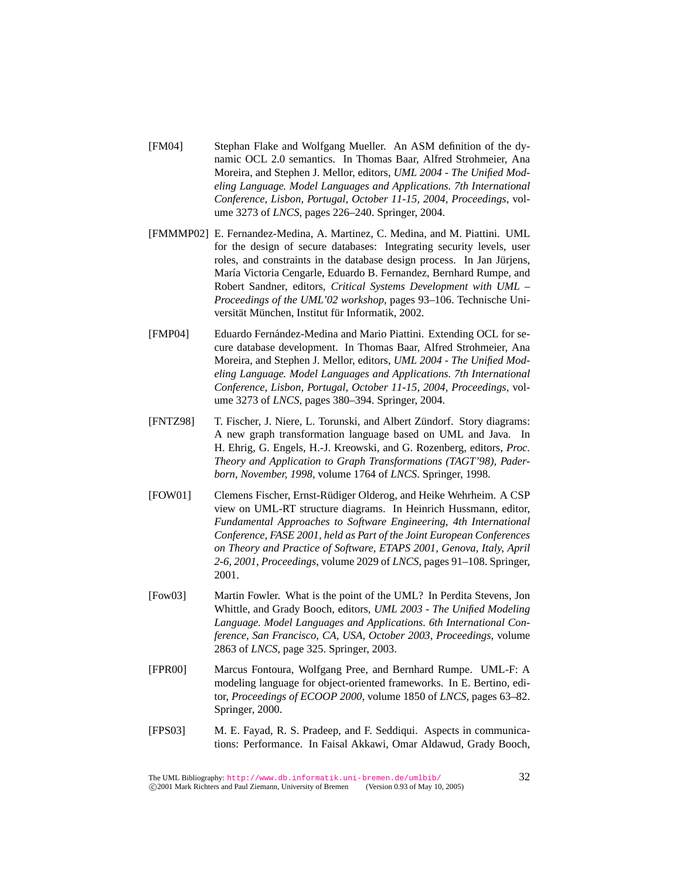[FM04] Stephan Flake and Wolfgang Mueller. An ASM definition of the dynamic OCL 2.0 semantics. In Thomas Baar, Alfred Strohmeier, Ana Moreira, and Stephen J. Mellor, editors, *UML 2004 - The Unified Modeling Language. Model Languages and Applications. 7th International Conference, Lisbon, Portugal, October 11-15, 2004, Proceedings*, volume 3273 of *LNCS*, pages 226–240. Springer, 2004.

[FMMMP02] E. Fernandez-Medina, A. Martinez, C. Medina, and M. Piattini. UML for the design of secure databases: Integrating security levels, user roles, and constraints in the database design process. In Jan Jürjens, María Victoria Cengarle, Eduardo B. Fernandez, Bernhard Rumpe, and Robert Sandner, editors, *Critical Systems Development with UML – Proceedings of the UML'02 workshop*, pages 93–106. Technische Universität München, Institut für Informatik, 2002.

[FMP04] Eduardo Fernández-Medina and Mario Piattini. Extending OCL for secure database development. In Thomas Baar, Alfred Strohmeier, Ana Moreira, and Stephen J. Mellor, editors, *UML 2004 - The Unified Modeling Language. Model Languages and Applications. 7th International Conference, Lisbon, Portugal, October 11-15, 2004, Proceedings*, volume 3273 of *LNCS*, pages 380–394. Springer, 2004.

[FNTZ98] T. Fischer, J. Niere, L. Torunski, and Albert Zündorf. Story diagrams: A new graph transformation language based on UML and Java. In H. Ehrig, G. Engels, H.-J. Kreowski, and G. Rozenberg, editors, *Proc. Theory and Application to Graph Transformations (TAGT'98), Paderborn, November, 1998*, volume 1764 of *LNCS*. Springer, 1998.

[FOW01] Clemens Fischer, Ernst-Rüdiger Olderog, and Heike Wehrheim. A CSP view on UML-RT structure diagrams. In Heinrich Hussmann, editor, *Fundamental Approaches to Software Engineering, 4th International Conference, FASE 2001, held as Part of the Joint European Conferences on Theory and Practice of Software, ETAPS 2001, Genova, Italy, April 2-6, 2001, Proceedings*, volume 2029 of *LNCS*, pages 91–108. Springer, 2001.

[Fow03] Martin Fowler. What is the point of the UML? In Perdita Stevens, Jon Whittle, and Grady Booch, editors, *UML 2003 - The Unified Modeling Language. Model Languages and Applications. 6th International Conference, San Francisco, CA, USA, October 2003, Proceedings*, volume 2863 of *LNCS*, page 325. Springer, 2003.

[FPR00] Marcus Fontoura, Wolfgang Pree, and Bernhard Rumpe. UML-F: A modeling language for object-oriented frameworks. In E. Bertino, editor, *Proceedings of ECOOP 2000*, volume 1850 of *LNCS*, pages 63–82. Springer, 2000.

[FPS03] M. E. Fayad, R. S. Pradeep, and F. Seddiqui. Aspects in communications: Performance. In Faisal Akkawi, Omar Aldawud, Grady Booch,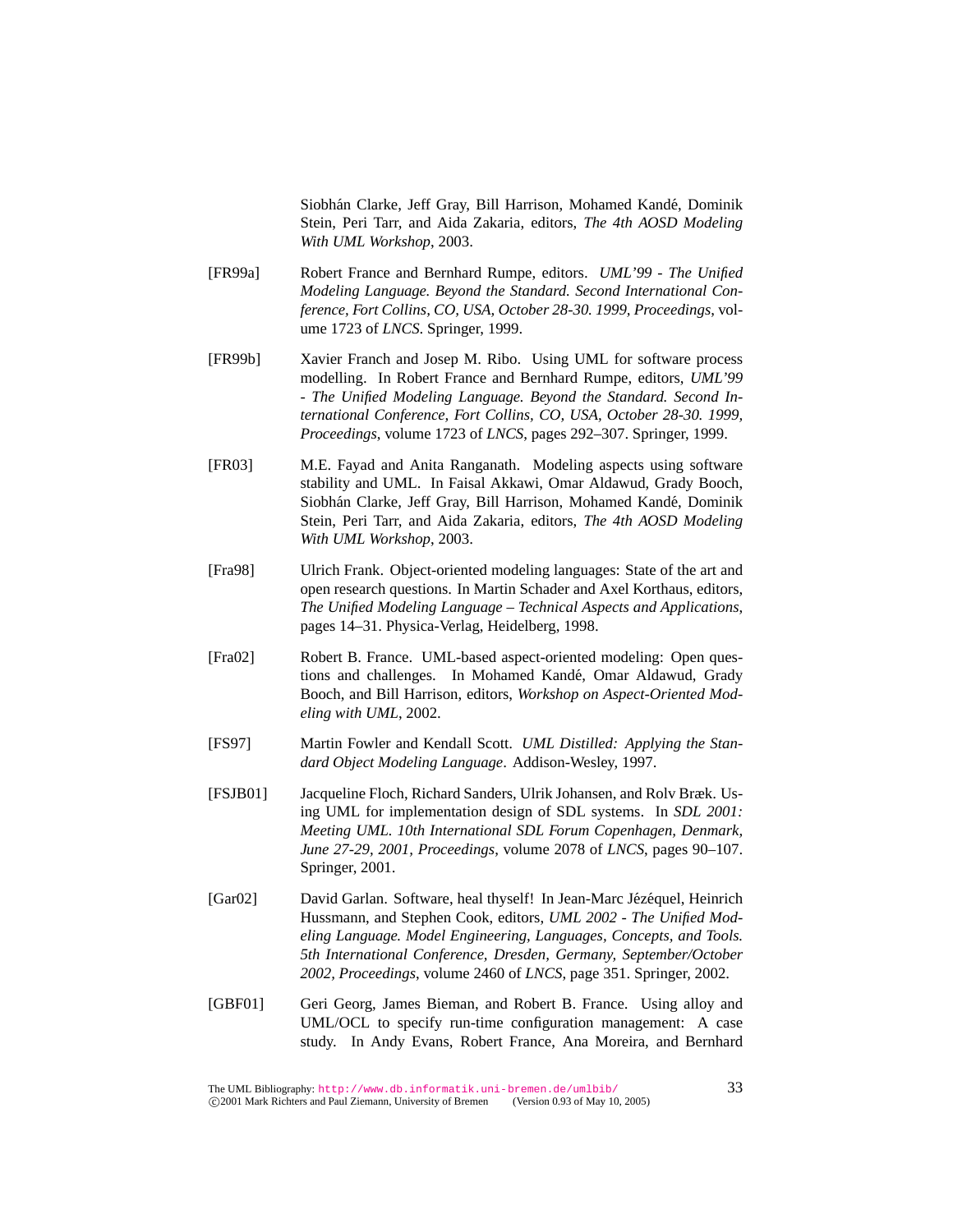Siobhán Clarke, Jeff Gray, Bill Harrison, Mohamed Kandé, Dominik Stein, Peri Tarr, and Aida Zakaria, editors, *The 4th AOSD Modeling With UML Workshop*, 2003.

[FR99a] Robert France and Bernhard Rumpe, editors. *UML'99 - The Unified Modeling Language. Beyond the Standard. Second International Conference, Fort Collins, CO, USA, October 28-30. 1999, Proceedings*, volume 1723 of *LNCS*. Springer, 1999.

[FR99b] Xavier Franch and Josep M. Ribo. Using UML for software process modelling. In Robert France and Bernhard Rumpe, editors, *UML'99 - The Unified Modeling Language. Beyond the Standard. Second International Conference, Fort Collins, CO, USA, October 28-30. 1999, Proceedings*, volume 1723 of *LNCS*, pages 292–307. Springer, 1999.

[FR03] M.E. Fayad and Anita Ranganath. Modeling aspects using software stability and UML. In Faisal Akkawi, Omar Aldawud, Grady Booch, Siobhán Clarke, Jeff Gray, Bill Harrison, Mohamed Kandé, Dominik Stein, Peri Tarr, and Aida Zakaria, editors, *The 4th AOSD Modeling With UML Workshop*, 2003.

[Fra98] Ulrich Frank. Object-oriented modeling languages: State of the art and open research questions. In Martin Schader and Axel Korthaus, editors, *The Unified Modeling Language – Technical Aspects and Applications*, pages 14–31. Physica-Verlag, Heidelberg, 1998.

[Fra02] Robert B. France. UML-based aspect-oriented modeling: Open questions and challenges. In Mohamed Kandé, Omar Aldawud, Grady Booch, and Bill Harrison, editors, *Workshop on Aspect-Oriented Modeling with UML*, 2002.

[FS97] Martin Fowler and Kendall Scott. *UML Distilled: Applying the Standard Object Modeling Language*. Addison-Wesley, 1997.

[FSJB01] Jacqueline Floch, Richard Sanders, Ulrik Johansen, and Rolv Bræk. Using UML for implementation design of SDL systems. In *SDL 2001: Meeting UML. 10th International SDL Forum Copenhagen, Denmark, June 27-29, 2001, Proceedings*, volume 2078 of *LNCS*, pages 90–107. Springer, 2001.

[Gar02] David Garlan. Software, heal thyself! In Jean-Marc Jézéquel, Heinrich Hussmann, and Stephen Cook, editors, *UML 2002 - The Unified Modeling Language. Model Engineering, Languages, Concepts, and Tools. 5th International Conference, Dresden, Germany, September/October 2002, Proceedings*, volume 2460 of *LNCS*, page 351. Springer, 2002.

[GBF01] Geri Georg, James Bieman, and Robert B. France. Using alloy and UML/OCL to specify run-time configuration management: A case study. In Andy Evans, Robert France, Ana Moreira, and Bernhard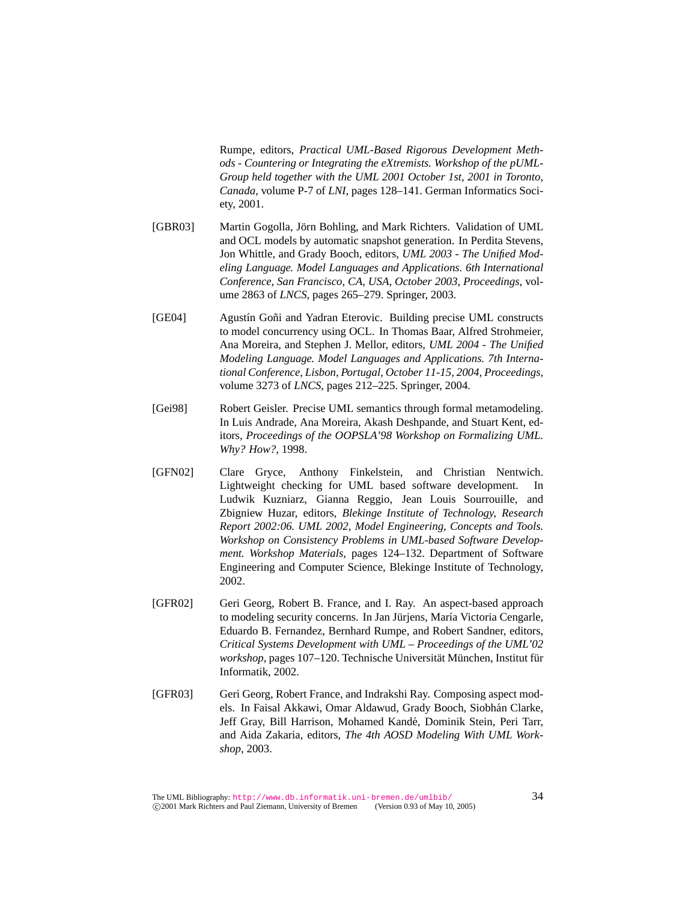Rumpe, editors, *Practical UML-Based Rigorous Development Methods - Countering or Integrating the eXtremists. Workshop of the pUML-Group held together with the UML 2001 October 1st, 2001 in Toronto, Canada*, volume P-7 of *LNI*, pages 128–141. German Informatics Society, 2001.

[GBR03] Martin Gogolla, Jörn Bohling, and Mark Richters. Validation of UML and OCL models by automatic snapshot generation. In Perdita Stevens, Jon Whittle, and Grady Booch, editors, *UML 2003 - The Unified Modeling Language. Model Languages and Applications. 6th International Conference, San Francisco, CA, USA, October 2003, Proceedings*, volume 2863 of *LNCS*, pages 265–279. Springer, 2003.

[GE04] Agustín Goñi and Yadran Eterovic. Building precise UML constructs to model concurrency using OCL. In Thomas Baar, Alfred Strohmeier, Ana Moreira, and Stephen J. Mellor, editors, *UML 2004 - The Unified Modeling Language. Model Languages and Applications. 7th International Conference, Lisbon, Portugal, October 11-15, 2004, Proceedings*, volume 3273 of *LNCS*, pages 212–225. Springer, 2004.

[Gei98] Robert Geisler. Precise UML semantics through formal metamodeling. In Luis Andrade, Ana Moreira, Akash Deshpande, and Stuart Kent, editors, *Proceedings of the OOPSLA'98 Workshop on Formalizing UML. Why? How?*, 1998.

[GFN02] Clare Gryce, Anthony Finkelstein, and Christian Nentwich. Lightweight checking for UML based software development. In Ludwik Kuzniarz, Gianna Reggio, Jean Louis Sourrouille, and Zbigniew Huzar, editors, *Blekinge Institute of Technology, Research Report 2002:06. UML 2002, Model Engineering, Concepts and Tools. Workshop on Consistency Problems in UML-based Software Development. Workshop Materials*, pages 124–132. Department of Software Engineering and Computer Science, Blekinge Institute of Technology, 2002.

[GFR02] Geri Georg, Robert B. France, and I. Ray. An aspect-based approach to modeling security concerns. In Jan Jürjens, María Victoria Cengarle, Eduardo B. Fernandez, Bernhard Rumpe, and Robert Sandner, editors, *Critical Systems Development with UML – Proceedings of the UML'02 workshop*, pages 107–120. Technische Universität München, Institut für Informatik, 2002.

[GFR03] Geri Georg, Robert France, and Indrakshi Ray. Composing aspect models. In Faisal Akkawi, Omar Aldawud, Grady Booch, Siobhán Clarke, Jeff Gray, Bill Harrison, Mohamed Kandé, Dominik Stein, Peri Tarr, and Aida Zakaria, editors, *The 4th AOSD Modeling With UML Workshop*, 2003.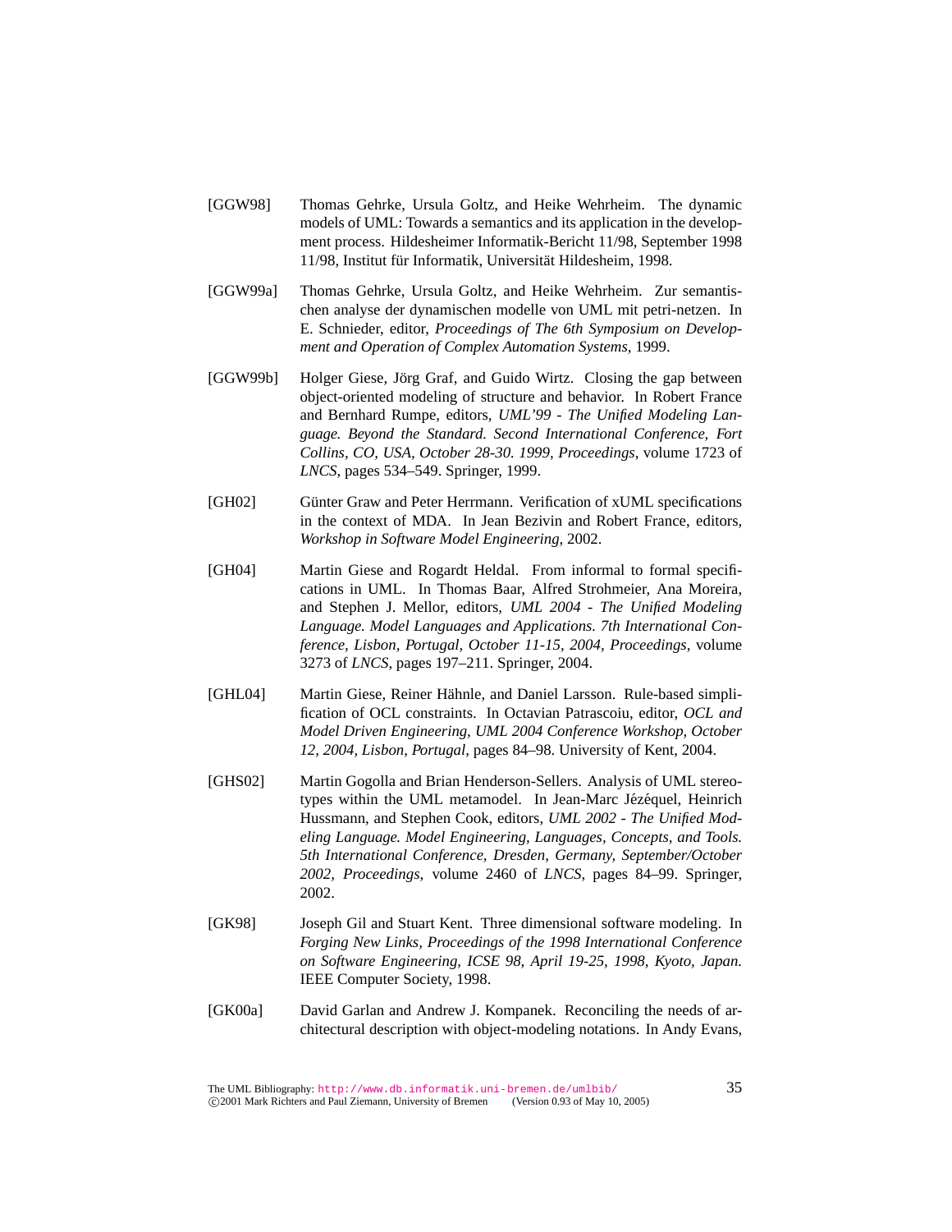[GGW98] Thomas Gehrke, Ursula Goltz, and Heike Wehrheim. The dynamic models of UML: Towards a semantics and its application in the development process. Hildesheimer Informatik-Bericht 11/98, September 1998 11/98, Institut für Informatik, Universität Hildesheim, 1998.

[GGW99a] Thomas Gehrke, Ursula Goltz, and Heike Wehrheim. Zur semantischen analyse der dynamischen modelle von UML mit petri-netzen. In E. Schnieder, editor, *Proceedings of The 6th Symposium on Development and Operation of Complex Automation Systems*, 1999.

[GGW99b] Holger Giese, Jörg Graf, and Guido Wirtz. Closing the gap between object-oriented modeling of structure and behavior. In Robert France and Bernhard Rumpe, editors, *UML'99 - The Unified Modeling Language. Beyond the Standard. Second International Conference, Fort Collins, CO, USA, October 28-30. 1999, Proceedings*, volume 1723 of *LNCS*, pages 534–549. Springer, 1999.

[GH02] Günter Graw and Peter Herrmann. Verification of xUML specifications in the context of MDA. In Jean Bezivin and Robert France, editors, *Workshop in Software Model Engineering*, 2002.

[GH04] Martin Giese and Rogardt Heldal. From informal to formal specifications in UML. In Thomas Baar, Alfred Strohmeier, Ana Moreira, and Stephen J. Mellor, editors, *UML 2004 - The Unified Modeling Language. Model Languages and Applications. 7th International Conference, Lisbon, Portugal, October 11-15, 2004, Proceedings*, volume 3273 of *LNCS*, pages 197–211. Springer, 2004.

[GHL04] Martin Giese, Reiner Hähnle, and Daniel Larsson. Rule-based simplification of OCL constraints. In Octavian Patrascoiu, editor, *OCL and Model Driven Engineering, UML 2004 Conference Workshop, October 12, 2004, Lisbon, Portugal*, pages 84–98. University of Kent, 2004.

[GHS02] Martin Gogolla and Brian Henderson-Sellers. Analysis of UML stereotypes within the UML metamodel. In Jean-Marc Jézéquel, Heinrich Hussmann, and Stephen Cook, editors, *UML 2002 - The Unified Modeling Language. Model Engineering, Languages, Concepts, and Tools. 5th International Conference, Dresden, Germany, September/October 2002, Proceedings*, volume 2460 of *LNCS*, pages 84–99. Springer, 2002.

[GK98] Joseph Gil and Stuart Kent. Three dimensional software modeling. In *Forging New Links, Proceedings of the 1998 International Conference on Software Engineering, ICSE 98, April 19-25, 1998, Kyoto, Japan.* IEEE Computer Society, 1998.

[GK00a] David Garlan and Andrew J. Kompanek. Reconciling the needs of architectural description with object-modeling notations. In Andy Evans,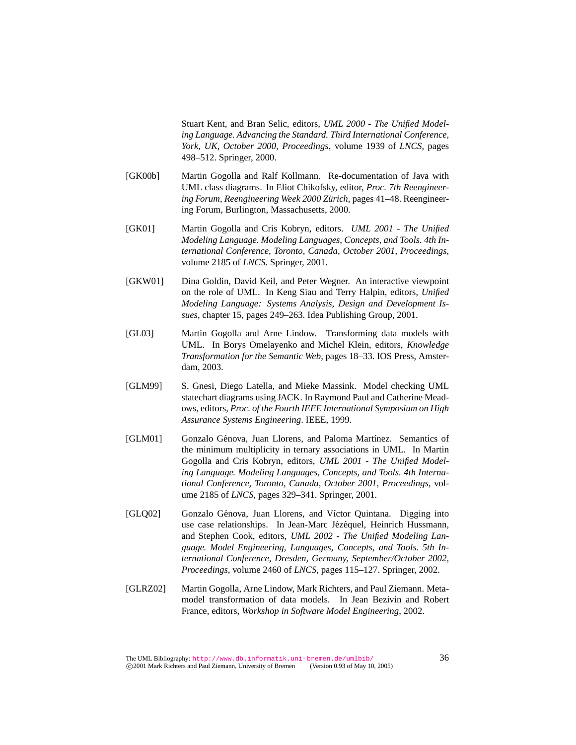Stuart Kent, and Bran Selic, editors, *UML 2000 - The Unified Modeling Language. Advancing the Standard. Third International Conference, York, UK, October 2000, Proceedings*, volume 1939 of *LNCS*, pages 498–512. Springer, 2000.

[GK00b] Martin Gogolla and Ralf Kollmann. Re-documentation of Java with UML class diagrams. In Eliot Chikofsky, editor, *Proc. 7th Reengineering Forum, Reengineering Week 2000 Zürich*, pages 41–48. Reengineering Forum, Burlington, Massachusetts, 2000.

[GK01] Martin Gogolla and Cris Kobryn, editors. *UML 2001 - The Unified Modeling Language. Modeling Languages, Concepts, and Tools. 4th International Conference, Toronto, Canada, October 2001, Proceedings*, volume 2185 of *LNCS*. Springer, 2001.

[GKW01] Dina Goldin, David Keil, and Peter Wegner. An interactive viewpoint on the role of UML. In Keng Siau and Terry Halpin, editors, *Unified Modeling Language: Systems Analysis, Design and Development Issues*, chapter 15, pages 249–263. Idea Publishing Group, 2001.

[GL03] Martin Gogolla and Arne Lindow. Transforming data models with UML. In Borys Omelayenko and Michel Klein, editors, *Knowledge Transformation for the Semantic Web*, pages 18–33. IOS Press, Amsterdam, 2003.

[GLM99] S. Gnesi, Diego Latella, and Mieke Massink. Model checking UML statechart diagrams using JACK. In Raymond Paul and Catherine Meadows, editors, *Proc. of the Fourth IEEE International Symposium on High Assurance Systems Engineering*. IEEE, 1999.

[GLM01] Gonzalo Génova, Juan Llorens, and Paloma Martínez. Semantics of the minimum multiplicity in ternary associations in UML. In Martin Gogolla and Cris Kobryn, editors, *UML 2001 - The Unified Modeling Language. Modeling Languages, Concepts, and Tools. 4th International Conference, Toronto, Canada, October 2001, Proceedings*, volume 2185 of *LNCS*, pages 329–341. Springer, 2001.

[GLQ02] Gonzalo Génova, Juan Llorens, and Víctor Quintana. Digging into use case relationships. In Jean-Marc Jézéquel, Heinrich Hussmann, and Stephen Cook, editors, *UML 2002 - The Unified Modeling Language. Model Engineering, Languages, Concepts, and Tools. 5th International Conference, Dresden, Germany, September/October 2002, Proceedings*, volume 2460 of *LNCS*, pages 115–127. Springer, 2002.

[GLRZ02] Martin Gogolla, Arne Lindow, Mark Richters, and Paul Ziemann. Metamodel transformation of data models. In Jean Bezivin and Robert France, editors, *Workshop in Software Model Engineering*, 2002.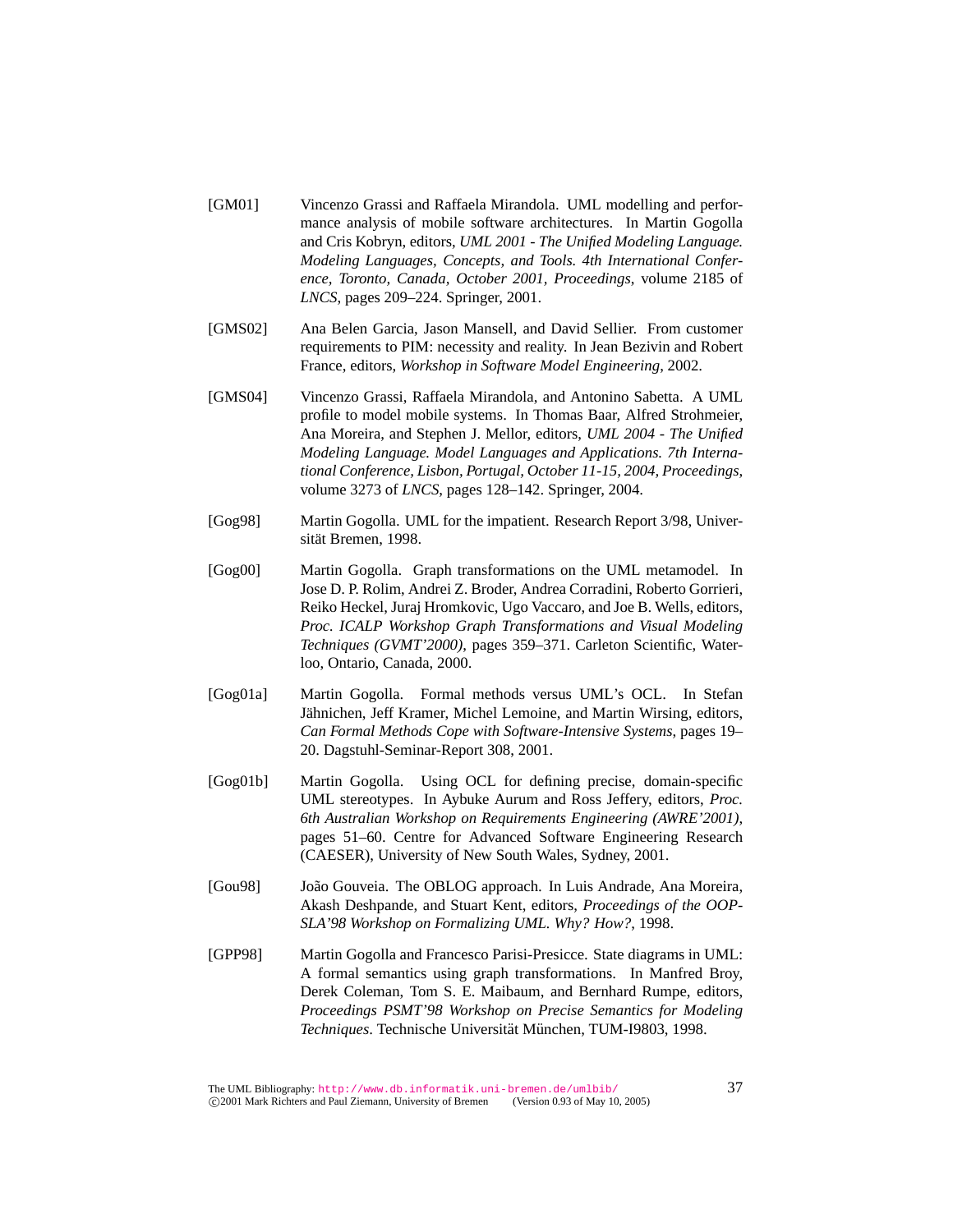[GM01] Vincenzo Grassi and Raffaela Mirandola. UML modelling and performance analysis of mobile software architectures. In Martin Gogolla and Cris Kobryn, editors, *UML 2001 - The Unified Modeling Language. Modeling Languages, Concepts, and Tools. 4th International Conference, Toronto, Canada, October 2001, Proceedings*, volume 2185 of *LNCS*, pages 209–224. Springer, 2001.

[GMS02] Ana Belen Garcia, Jason Mansell, and David Sellier. From customer requirements to PIM: necessity and reality. In Jean Bezivin and Robert France, editors, *Workshop in Software Model Engineering*, 2002.

[GMS04] Vincenzo Grassi, Raffaela Mirandola, and Antonino Sabetta. A UML profile to model mobile systems. In Thomas Baar, Alfred Strohmeier, Ana Moreira, and Stephen J. Mellor, editors, *UML 2004 - The Unified Modeling Language. Model Languages and Applications. 7th International Conference, Lisbon, Portugal, October 11-15, 2004, Proceedings*, volume 3273 of *LNCS*, pages 128–142. Springer, 2004.

[Gog98] Martin Gogolla. UML for the impatient. Research Report 3/98, Universität Bremen, 1998.

[Gog00] Martin Gogolla. Graph transformations on the UML metamodel. In Jose D. P. Rolim, Andrei Z. Broder, Andrea Corradini, Roberto Gorrieri, Reiko Heckel, Juraj Hromkovic, Ugo Vaccaro, and Joe B. Wells, editors, *Proc. ICALP Workshop Graph Transformations and Visual Modeling Techniques (GVMT'2000)*, pages 359–371. Carleton Scientific, Waterloo, Ontario, Canada, 2000.

[Gog01a] Martin Gogolla. Formal methods versus UML's OCL. In Stefan Jähnichen, Jeff Kramer, Michel Lemoine, and Martin Wirsing, editors, *Can Formal Methods Cope with Software-Intensive Systems*, pages 19–20. Dagstuhl-Seminar-Report 308, 2001.

[Gog01b] Martin Gogolla. Using OCL for defining precise, domain-specific UML stereotypes. In Aybuke Aurum and Ross Jeffery, editors, *Proc. 6th Australian Workshop on Requirements Engineering (AWRE'2001)*, pages 51–60. Centre for Advanced Software Engineering Research (CAESER), University of New South Wales, Sydney, 2001.

[Gou98] João Gouveia. The OBLOG approach. In Luis Andrade, Ana Moreira, Akash Deshpande, and Stuart Kent, editors, *Proceedings of the OOPSLA'98 Workshop on Formalizing UML. Why? How?*, 1998.

[GPP98] Martin Gogolla and Francesco Parisi-Presicce. State diagrams in UML: A formal semantics using graph transformations. In Manfred Broy, Derek Coleman, Tom S. E. Maibaum, and Bernhard Rumpe, editors, *Proceedings PSMT'98 Workshop on Precise Semantics for Modeling Techniques*. Technische Universität München, TUM-I9803, 1998.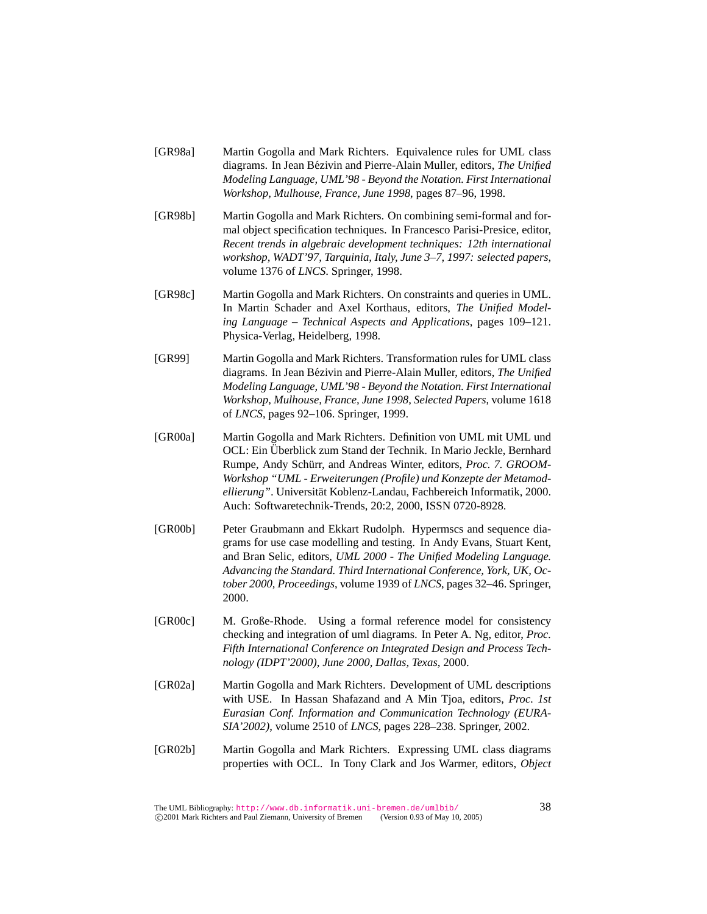[GR98a] Martin Gogolla and Mark Richters. Equivalence rules for UML class diagrams. In Jean Bézivin and Pierre-Alain Muller, editors, *The Unified Modeling Language, UML'98 - Beyond the Notation. First International Workshop, Mulhouse, France, June 1998*, pages 87–96, 1998.

[GR98b] Martin Gogolla and Mark Richters. On combining semi-formal and formal object specification techniques. In Francesco Parisi-Presice, editor, *Recent trends in algebraic development techniques: 12th international workshop, WADT'97, Tarquinia, Italy, June 3–7, 1997: selected papers*, volume 1376 of *LNCS*. Springer, 1998.

[GR98c] Martin Gogolla and Mark Richters. On constraints and queries in UML. In Martin Schader and Axel Korthaus, editors, *The Unified Modeling Language – Technical Aspects and Applications*, pages 109–121. Physica-Verlag, Heidelberg, 1998.

[GR99] Martin Gogolla and Mark Richters. Transformation rules for UML class diagrams. In Jean Bézivin and Pierre-Alain Muller, editors, *The Unified Modeling Language, UML'98 - Beyond the Notation. First International Workshop, Mulhouse, France, June 1998, Selected Papers*, volume 1618 of *LNCS*, pages 92–106. Springer, 1999.

[GR00a] Martin Gogolla and Mark Richters. Definition von UML mit UML und OCL: Ein Überblick zum Stand der Technik. In Mario Jeckle, Bernhard Rumpe, Andy Schürr, and Andreas Winter, editors, *Proc. 7. GROOM-Workshop "UML - Erweiterungen (Profile) und Konzepte der Metamodellierung"*. Universität Koblenz-Landau, Fachbereich Informatik, 2000. Auch: Softwaretechnik-Trends, 20:2, 2000, ISSN 0720-8928.

[GR00b] Peter Graubmann and Ekkart Rudolph. Hypermscs and sequence diagrams for use case modelling and testing. In Andy Evans, Stuart Kent, and Bran Selic, editors, *UML 2000 - The Unified Modeling Language. Advancing the Standard. Third International Conference, York, UK, October 2000, Proceedings*, volume 1939 of *LNCS*, pages 32–46. Springer, 2000.

[GR00c] M. Große-Rhode. Using a formal reference model for consistency checking and integration of uml diagrams. In Peter A. Ng, editor, *Proc. Fifth International Conference on Integrated Design and Process Technology (IDPT'2000), June 2000, Dallas, Texas*, 2000.

[GR02a] Martin Gogolla and Mark Richters. Development of UML descriptions with USE. In Hassan Shafazand and A Min Tjoa, editors, *Proc. 1st Eurasian Conf. Information and Communication Technology (EURASIA'2002)*, volume 2510 of *LNCS*, pages 228–238. Springer, 2002.

[GR02b] Martin Gogolla and Mark Richters. Expressing UML class diagrams properties with OCL. In Tony Clark and Jos Warmer, editors, *Object*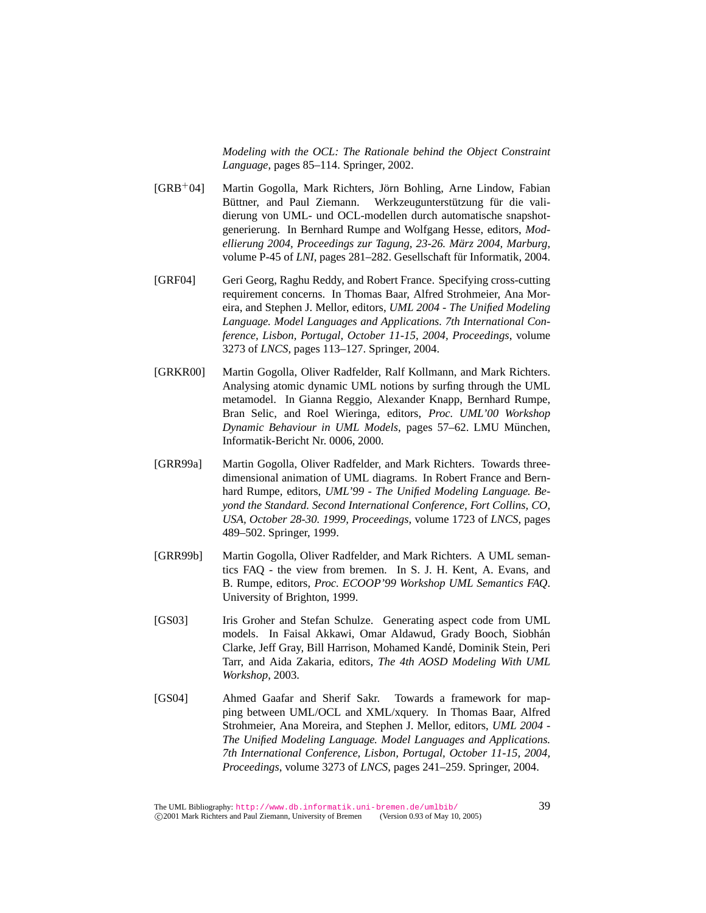*Modeling with the OCL: The Rationale behind the Object Constraint Language*, pages 85–114. Springer, 2002.

[GRB+04] Martin Gogolla, Mark Richters, Jörn Bohling, Arne Lindow, Fabian Büttner, and Paul Ziemann. Werkzeugunterstützung für die validierung von UML- und OCL-modellen durch automatische snapshotgenerierung. In Bernhard Rumpe and Wolfgang Hesse, editors, *Modellierung 2004, Proceedings zur Tagung, 23-26. März 2004, Marburg*, volume P-45 of *LNI*, pages 281–282. Gesellschaft für Informatik, 2004.

[GRF04] Geri Georg, Raghu Reddy, and Robert France. Specifying cross-cutting requirement concerns. In Thomas Baar, Alfred Strohmeier, Ana Moreira, and Stephen J. Mellor, editors, *UML 2004 - The Unified Modeling Language. Model Languages and Applications. 7th International Conference, Lisbon, Portugal, October 11-15, 2004, Proceedings*, volume 3273 of *LNCS*, pages 113–127. Springer, 2004.

[GRKR00] Martin Gogolla, Oliver Radfelder, Ralf Kollmann, and Mark Richters. Analysing atomic dynamic UML notions by surfing through the UML metamodel. In Gianna Reggio, Alexander Knapp, Bernhard Rumpe, Bran Selic, and Roel Wieringa, editors, *Proc. UML'00 Workshop Dynamic Behaviour in UML Models*, pages 57–62. LMU München, Informatik-Bericht Nr. 0006, 2000.

[GRR99a] Martin Gogolla, Oliver Radfelder, and Mark Richters. Towards three-dimensional animation of UML diagrams. In Robert France and Bernhard Rumpe, editors, *UML'99 - The Unified Modeling Language. Beyond the Standard. Second International Conference, Fort Collins, CO, USA, October 28-30. 1999, Proceedings*, volume 1723 of *LNCS*, pages 489–502. Springer, 1999.

[GRR99b] Martin Gogolla, Oliver Radfelder, and Mark Richters. A UML semantics FAQ - the view from bremen. In S. J. H. Kent, A. Evans, and B. Rumpe, editors, *Proc. ECOOP'99 Workshop UML Semantics FAQ*. University of Brighton, 1999.

[GS03] Iris Groher and Stefan Schulze. Generating aspect code from UML models. In Faisal Akkawi, Omar Aldawud, Grady Booch, Siobhán Clarke, Jeff Gray, Bill Harrison, Mohamed Kandé, Dominik Stein, Peri Tarr, and Aida Zakaria, editors, *The 4th AOSD Modeling With UML Workshop*, 2003.

[GS04] Ahmed Gaafar and Sherif Sakr. Towards a framework for mapping between UML/OCL and XML/xquery. In Thomas Baar, Alfred Strohmeier, Ana Moreira, and Stephen J. Mellor, editors, *UML 2004 - The Unified Modeling Language. Model Languages and Applications. 7th International Conference, Lisbon, Portugal, October 11-15, 2004, Proceedings*, volume 3273 of *LNCS*, pages 241–259. Springer, 2004.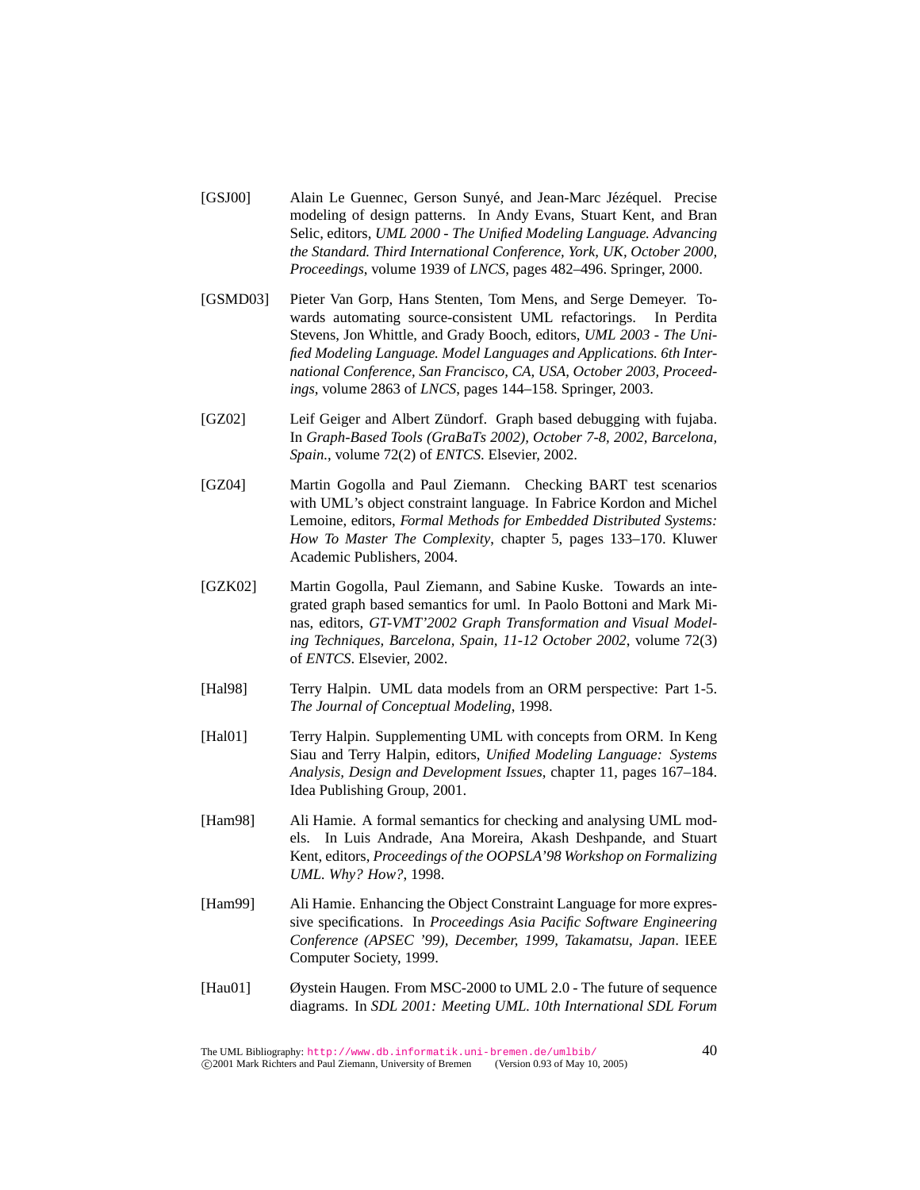[GSJ00] Alain Le Guennec, Gerson Sunyé, and Jean-Marc Jézéquel. Precise modeling of design patterns. In Andy Evans, Stuart Kent, and Bran Selic, editors, *UML 2000 - The Unified Modeling Language. Advancing the Standard. Third International Conference, York, UK, October 2000, Proceedings*, volume 1939 of *LNCS*, pages 482–496. Springer, 2000.

[GSMD03] Pieter Van Gorp, Hans Stenten, Tom Mens, and Serge Demeyer. Towards automating source-consistent UML refactorings. In Perdita Stevens, Jon Whittle, and Grady Booch, editors, *UML 2003 - The Unified Modeling Language. Model Languages and Applications. 6th International Conference, San Francisco, CA, USA, October 2003, Proceedings*, volume 2863 of *LNCS*, pages 144–158. Springer, 2003.

[GZ02] Leif Geiger and Albert Zündorf. Graph based debugging with fujaba. In *Graph-Based Tools (GraBaTs 2002), October 7-8, 2002, Barcelona, Spain.*, volume 72(2) of *ENTCS*. Elsevier, 2002.

[GZ04] Martin Gogolla and Paul Ziemann. Checking BART test scenarios with UML's object constraint language. In Fabrice Kordon and Michel Lemoine, editors, *Formal Methods for Embedded Distributed Systems: How To Master The Complexity*, chapter 5, pages 133–170. Kluwer Academic Publishers, 2004.

[GZK02] Martin Gogolla, Paul Ziemann, and Sabine Kuske. Towards an integrated graph based semantics for uml. In Paolo Bottoni and Mark Minas, editors, *GT-VMT'2002 Graph Transformation and Visual Modeling Techniques, Barcelona, Spain, 11-12 October 2002*, volume 72(3) of *ENTCS*. Elsevier, 2002.

[Hal98] Terry Halpin. UML data models from an ORM perspective: Part 1-5. *The Journal of Conceptual Modeling*, 1998.

[Hal01] Terry Halpin. Supplementing UML with concepts from ORM. In Keng Siau and Terry Halpin, editors, *Unified Modeling Language: Systems Analysis, Design and Development Issues*, chapter 11, pages 167–184. Idea Publishing Group, 2001.

[Ham98] Ali Hamie. A formal semantics for checking and analysing UML models. In Luis Andrade, Ana Moreira, Akash Deshpande, and Stuart Kent, editors, *Proceedings of the OOPSLA'98 Workshop on Formalizing UML. Why? How?*, 1998.

[Ham99] Ali Hamie. Enhancing the Object Constraint Language for more expressive specifications. In *Proceedings Asia Pacific Software Engineering Conference (APSEC '99), December, 1999, Takamatsu, Japan*. IEEE Computer Society, 1999.

[Hau01] Øystein Haugen. From MSC-2000 to UML 2.0 - The future of sequence diagrams. In *SDL 2001: Meeting UML. 10th International SDL Forum*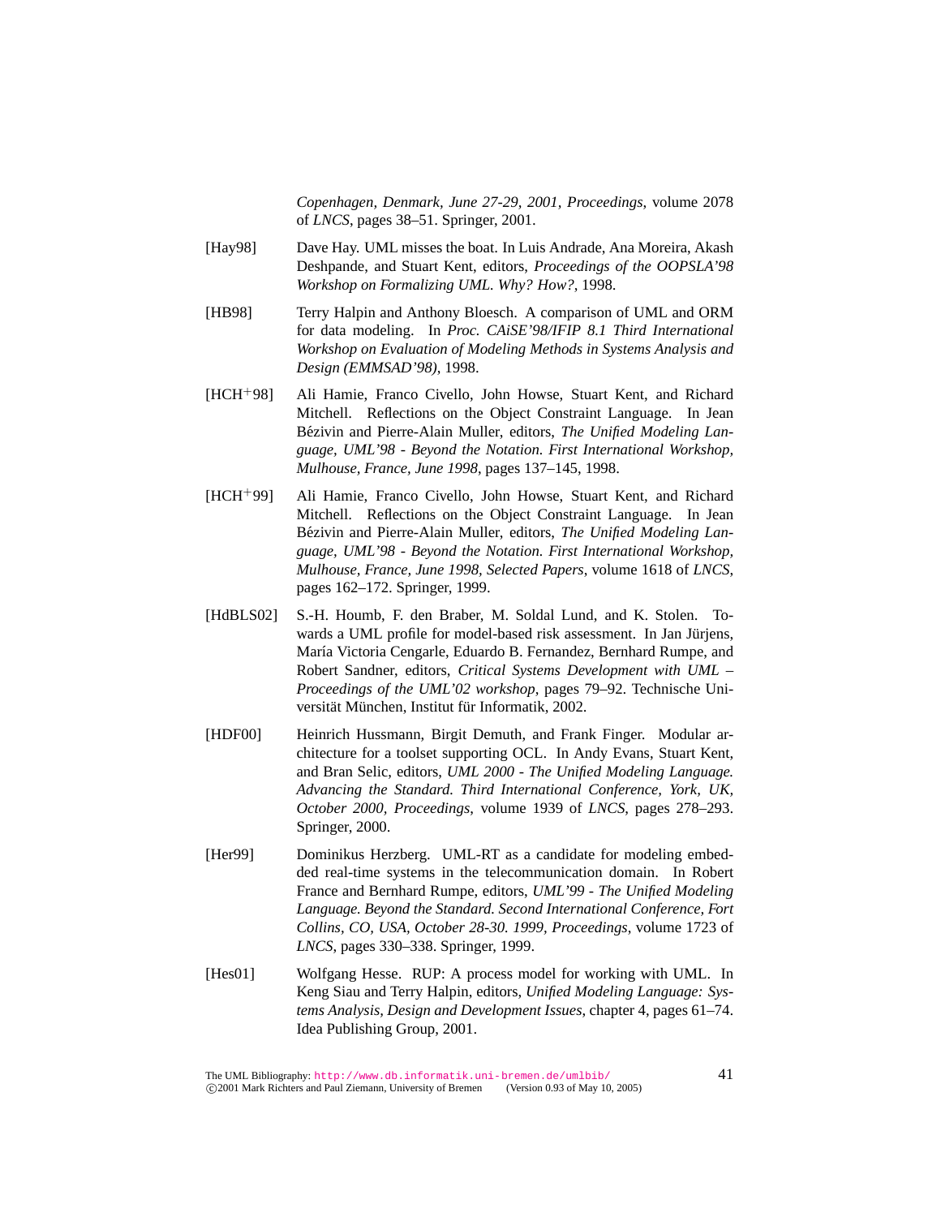*Copenhagen, Denmark, June 27-29, 2001, Proceedings*, volume 2078 of *LNCS*, pages 38–51. Springer, 2001.

[Hay98] Dave Hay. UML misses the boat. In Luis Andrade, Ana Moreira, Akash Deshpande, and Stuart Kent, editors, *Proceedings of the OOPSLA'98 Workshop on Formalizing UML. Why? How?*, 1998.

[HB98] Terry Halpin and Anthony Bloesch. A comparison of UML and ORM for data modeling. In *Proc. CAiSE'98/IFIP 8.1 Third International Workshop on Evaluation of Modeling Methods in Systems Analysis and Design (EMMSAD'98)*, 1998.

[HCH+98] Ali Hamie, Franco Civello, John Howse, Stuart Kent, and Richard Mitchell. Reflections on the Object Constraint Language. In Jean Bézivin and Pierre-Alain Muller, editors, *The Unified Modeling Language, UML'98 - Beyond the Notation. First International Workshop, Mulhouse, France, June 1998*, pages 137–145, 1998.

[HCH+99] Ali Hamie, Franco Civello, John Howse, Stuart Kent, and Richard Mitchell. Reflections on the Object Constraint Language. In Jean Bézivin and Pierre-Alain Muller, editors, *The Unified Modeling Language, UML'98 - Beyond the Notation. First International Workshop, Mulhouse, France, June 1998, Selected Papers*, volume 1618 of *LNCS*, pages 162–172. Springer, 1999.

[HdBLS02] S.-H. Houmb, F. den Braber, M. Soldal Lund, and K. Stolen. Towards a UML profile for model-based risk assessment. In Jan Jürjens, María Victoria Cengarle, Eduardo B. Fernandez, Bernhard Rumpe, and Robert Sandner, editors, *Critical Systems Development with UML – Proceedings of the UML'02 workshop*, pages 79–92. Technische Universität München, Institut für Informatik, 2002.

[HDF00] Heinrich Hussmann, Birgit Demuth, and Frank Finger. Modular architecture for a toolset supporting OCL. In Andy Evans, Stuart Kent, and Bran Selic, editors, *UML 2000 - The Unified Modeling Language. Advancing the Standard. Third International Conference, York, UK, October 2000, Proceedings*, volume 1939 of *LNCS*, pages 278–293. Springer, 2000.

[Her99] Dominikus Herzberg. UML-RT as a candidate for modeling embedded real-time systems in the telecommunication domain. In Robert France and Bernhard Rumpe, editors, *UML'99 - The Unified Modeling Language. Beyond the Standard. Second International Conference, Fort Collins, CO, USA, October 28-30. 1999, Proceedings*, volume 1723 of *LNCS*, pages 330–338. Springer, 1999.

[Hes01] Wolfgang Hesse. RUP: A process model for working with UML. In Keng Siau and Terry Halpin, editors, *Unified Modeling Language: Systems Analysis, Design and Development Issues*, chapter 4, pages 61–74. Idea Publishing Group, 2001.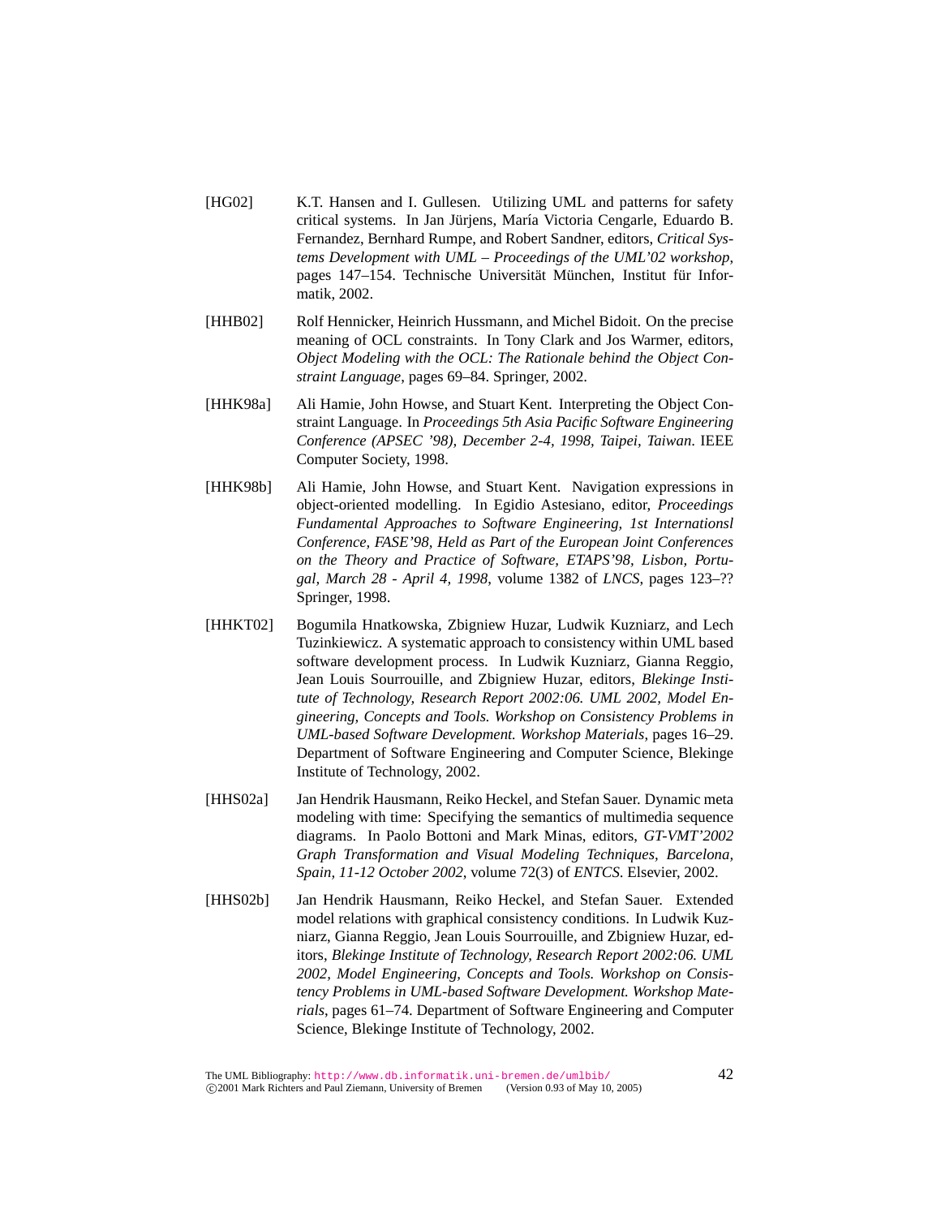[HG02] K.T. Hansen and I. Gullesen. Utilizing UML and patterns for safety critical systems. In Jan Jürjens, María Victoria Cengarle, Eduardo B. Fernandez, Bernhard Rumpe, and Robert Sandner, editors, *Critical Systems Development with UML – Proceedings of the UML'02 workshop*, pages 147–154. Technische Universität München, Institut für Informatik, 2002.

[HHB02] Rolf Hennicker, Heinrich Hussmann, and Michel Bidoit. On the precise meaning of OCL constraints. In Tony Clark and Jos Warmer, editors, *Object Modeling with the OCL: The Rationale behind the Object Constraint Language*, pages 69–84. Springer, 2002.

[HHK98a] Ali Hamie, John Howse, and Stuart Kent. Interpreting the Object Constraint Language. In *Proceedings 5th Asia Pacific Software Engineering Conference (APSEC '98), December 2-4, 1998, Taipei, Taiwan*. IEEE Computer Society, 1998.

[HHK98b] Ali Hamie, John Howse, and Stuart Kent. Navigation expressions in object-oriented modelling. In Egidio Astesiano, editor, *Proceedings Fundamental Approaches to Software Engineering, 1st Internationsl Conference, FASE'98, Held as Part of the European Joint Conferences on the Theory and Practice of Software, ETAPS'98, Lisbon, Portugal, March 28 - April 4, 1998*, volume 1382 of *LNCS*, pages 123–?? Springer, 1998.

[HHKT02] Bogumila Hnatkowska, Zbigniew Huzar, Ludwik Kuzniarz, and Lech Tuzinkiewicz. A systematic approach to consistency within UML based software development process. In Ludwik Kuzniarz, Gianna Reggio, Jean Louis Sourrouille, and Zbigniew Huzar, editors, *Blekinge Institute of Technology, Research Report 2002:06. UML 2002, Model Engineering, Concepts and Tools. Workshop on Consistency Problems in UML-based Software Development. Workshop Materials*, pages 16–29. Department of Software Engineering and Computer Science, Blekinge Institute of Technology, 2002.

[HHS02a] Jan Hendrik Hausmann, Reiko Heckel, and Stefan Sauer. Dynamic meta modeling with time: Specifying the semantics of multimedia sequence diagrams. In Paolo Bottoni and Mark Minas, editors, *GT-VMT'2002 Graph Transformation and Visual Modeling Techniques, Barcelona, Spain, 11-12 October 2002*, volume 72(3) of *ENTCS*. Elsevier, 2002.

[HHS02b] Jan Hendrik Hausmann, Reiko Heckel, and Stefan Sauer. Extended model relations with graphical consistency conditions. In Ludwik Kuzniarz, Gianna Reggio, Jean Louis Sourrouille, and Zbigniew Huzar, editors, *Blekinge Institute of Technology, Research Report 2002:06. UML 2002, Model Engineering, Concepts and Tools. Workshop on Consistency Problems in UML-based Software Development. Workshop Materials*, pages 61–74. Department of Software Engineering and Computer Science, Blekinge Institute of Technology, 2002.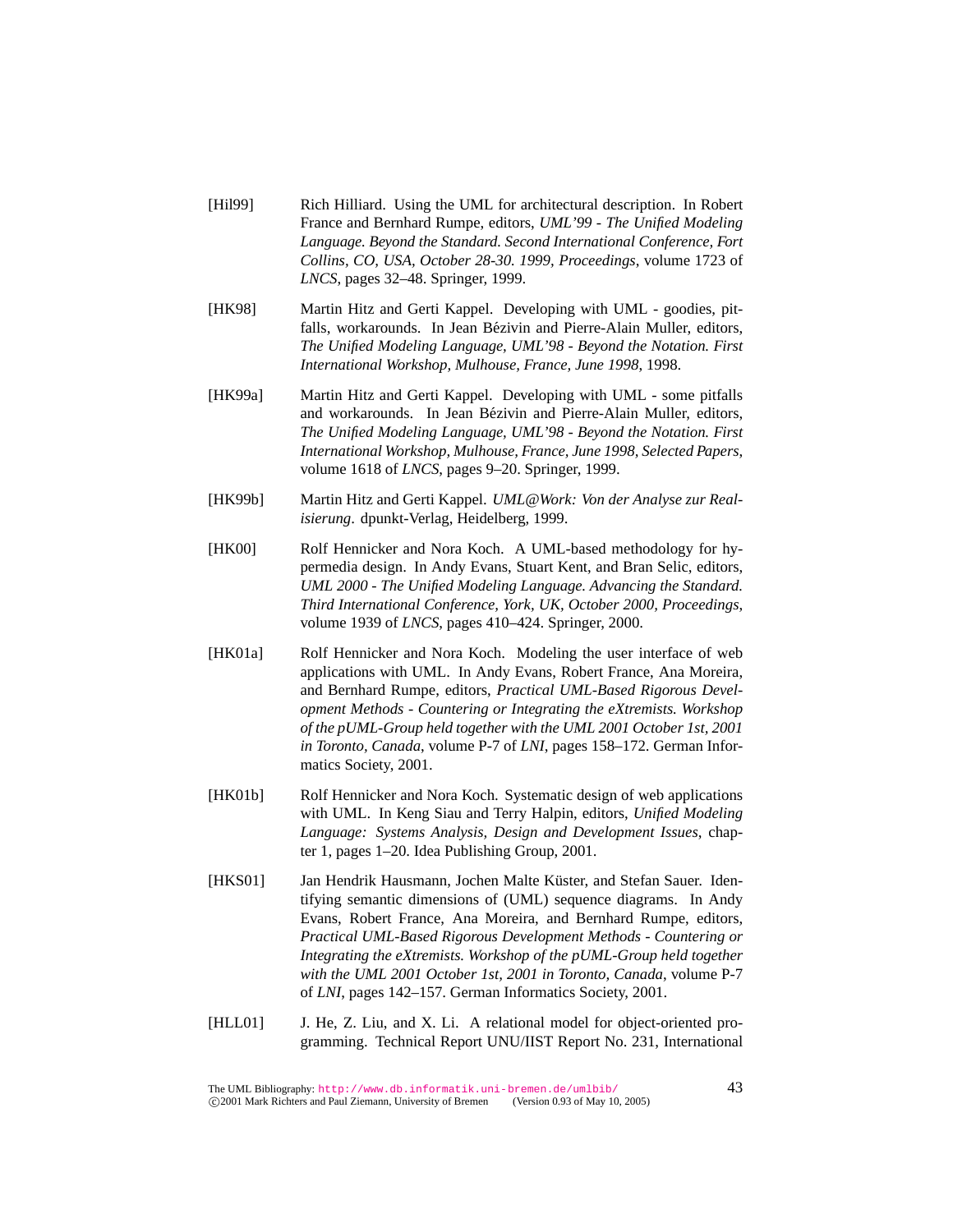[Hil99] Rich Hilliard. Using the UML for architectural description. In Robert France and Bernhard Rumpe, editors, *UML'99 - The Unified Modeling Language. Beyond the Standard. Second International Conference, Fort Collins, CO, USA, October 28-30. 1999, Proceedings*, volume 1723 of *LNCS*, pages 32–48. Springer, 1999.

[HK98] Martin Hitz and Gerti Kappel. Developing with UML - goodies, pitfalls, workarounds. In Jean Bézivin and Pierre-Alain Muller, editors, *The Unified Modeling Language, UML'98 - Beyond the Notation. First International Workshop, Mulhouse, France, June 1998*, 1998.

[HK99a] Martin Hitz and Gerti Kappel. Developing with UML - some pitfalls and workarounds. In Jean Bézivin and Pierre-Alain Muller, editors, *The Unified Modeling Language, UML'98 - Beyond the Notation. First International Workshop, Mulhouse, France, June 1998, Selected Papers*, volume 1618 of *LNCS*, pages 9–20. Springer, 1999.

[HK99b] Martin Hitz and Gerti Kappel. *UML@Work: Von der Analyse zur Realisierung*. dpunkt-Verlag, Heidelberg, 1999.

[HK00] Rolf Hennicker and Nora Koch. A UML-based methodology for hypermedia design. In Andy Evans, Stuart Kent, and Bran Selic, editors, *UML 2000 - The Unified Modeling Language. Advancing the Standard. Third International Conference, York, UK, October 2000, Proceedings*, volume 1939 of *LNCS*, pages 410–424. Springer, 2000.

[HK01a] Rolf Hennicker and Nora Koch. Modeling the user interface of web applications with UML. In Andy Evans, Robert France, Ana Moreira, and Bernhard Rumpe, editors, *Practical UML-Based Rigorous Development Methods - Countering or Integrating the eXtremists. Workshop of the pUML-Group held together with the UML 2001 October 1st, 2001 in Toronto, Canada*, volume P-7 of *LNI*, pages 158–172. German Informatics Society, 2001.

[HK01b] Rolf Hennicker and Nora Koch. Systematic design of web applications with UML. In Keng Siau and Terry Halpin, editors, *Unified Modeling Language: Systems Analysis, Design and Development Issues*, chapter 1, pages 1–20. Idea Publishing Group, 2001.

[HKS01] Jan Hendrik Hausmann, Jochen Malte Küster, and Stefan Sauer. Identifying semantic dimensions of (UML) sequence diagrams. In Andy Evans, Robert France, Ana Moreira, and Bernhard Rumpe, editors, *Practical UML-Based Rigorous Development Methods - Countering or Integrating the eXtremists. Workshop of the pUML-Group held together with the UML 2001 October 1st, 2001 in Toronto, Canada*, volume P-7 of *LNI*, pages 142–157. German Informatics Society, 2001.

[HLL01] J. He, Z. Liu, and X. Li. A relational model for object-oriented programming. Technical Report UNU/IIST Report No. 231, International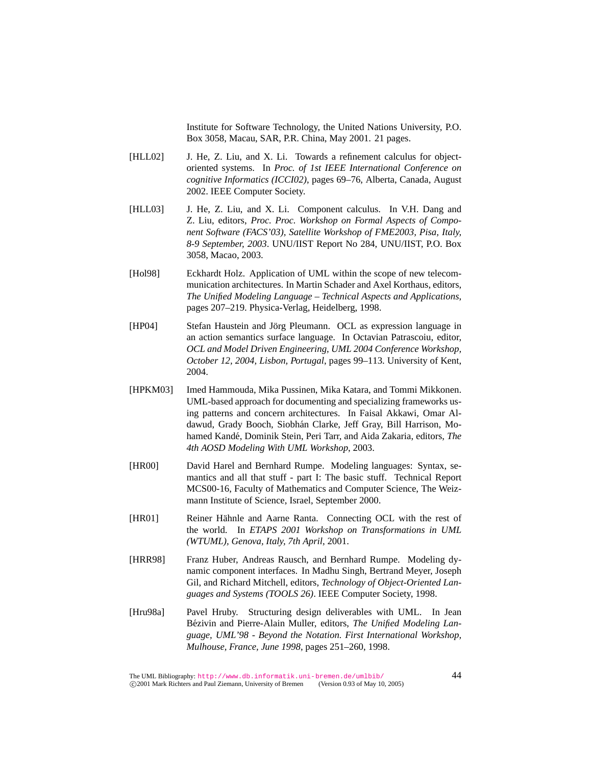Institute for Software Technology, the United Nations University, P.O. Box 3058, Macau, SAR, P.R. China, May 2001. 21 pages.

[HLL02] J. He, Z. Liu, and X. Li. Towards a refinement calculus for object-oriented systems. In *Proc. of 1st IEEE International Conference on cognitive Informatics (ICCI02)*, pages 69–76, Alberta, Canada, August 2002. IEEE Computer Society.

[HLL03] J. He, Z. Liu, and X. Li. Component calculus. In V.H. Dang and Z. Liu, editors, *Proc. Proc. Workshop on Formal Aspects of Component Software (FACS'03), Satellite Workshop of FME2003, Pisa, Italy, 8-9 September, 2003*. UNU/IIST Report No 284, UNU/IIST, P.O. Box 3058, Macao, 2003.

[Hol98] Eckhardt Holz. Application of UML within the scope of new telecommunication architectures. In Martin Schader and Axel Korthaus, editors, *The Unified Modeling Language – Technical Aspects and Applications*, pages 207–219. Physica-Verlag, Heidelberg, 1998.

[HP04] Stefan Haustein and Jörg Pleumann. OCL as expression language in an action semantics surface language. In Octavian Patrascoiu, editor, *OCL and Model Driven Engineering, UML 2004 Conference Workshop, October 12, 2004, Lisbon, Portugal*, pages 99–113. University of Kent, 2004.

[HPKM03] Imed Hammouda, Mika Pussinen, Mika Katara, and Tommi Mikkonen. UML-based approach for documenting and specializing frameworks using patterns and concern architectures. In Faisal Akkawi, Omar Aldawud, Grady Booch, Siobhán Clarke, Jeff Gray, Bill Harrison, Mohamed Kandé, Dominik Stein, Peri Tarr, and Aida Zakaria, editors, *The 4th AOSD Modeling With UML Workshop*, 2003.

[HR00] David Harel and Bernhard Rumpe. Modeling languages: Syntax, semantics and all that stuff - part I: The basic stuff. Technical Report MCS00-16, Faculty of Mathematics and Computer Science, The Weizmann Institute of Science, Israel, September 2000.

[HR01] Reiner Hähnle and Aarne Ranta. Connecting OCL with the rest of the world. In *ETAPS 2001 Workshop on Transformations in UML (WTUML), Genova, Italy, 7th April*, 2001.

[HRR98] Franz Huber, Andreas Rausch, and Bernhard Rumpe. Modeling dynamic component interfaces. In Madhu Singh, Bertrand Meyer, Joseph Gil, and Richard Mitchell, editors, *Technology of Object-Oriented Languages and Systems (TOOLS 26)*. IEEE Computer Society, 1998.

[Hru98a] Pavel Hruby. Structuring design deliverables with UML. In Jean Bézivin and Pierre-Alain Muller, editors, *The Unified Modeling Language, UML'98 - Beyond the Notation. First International Workshop, Mulhouse, France, June 1998*, pages 251–260, 1998.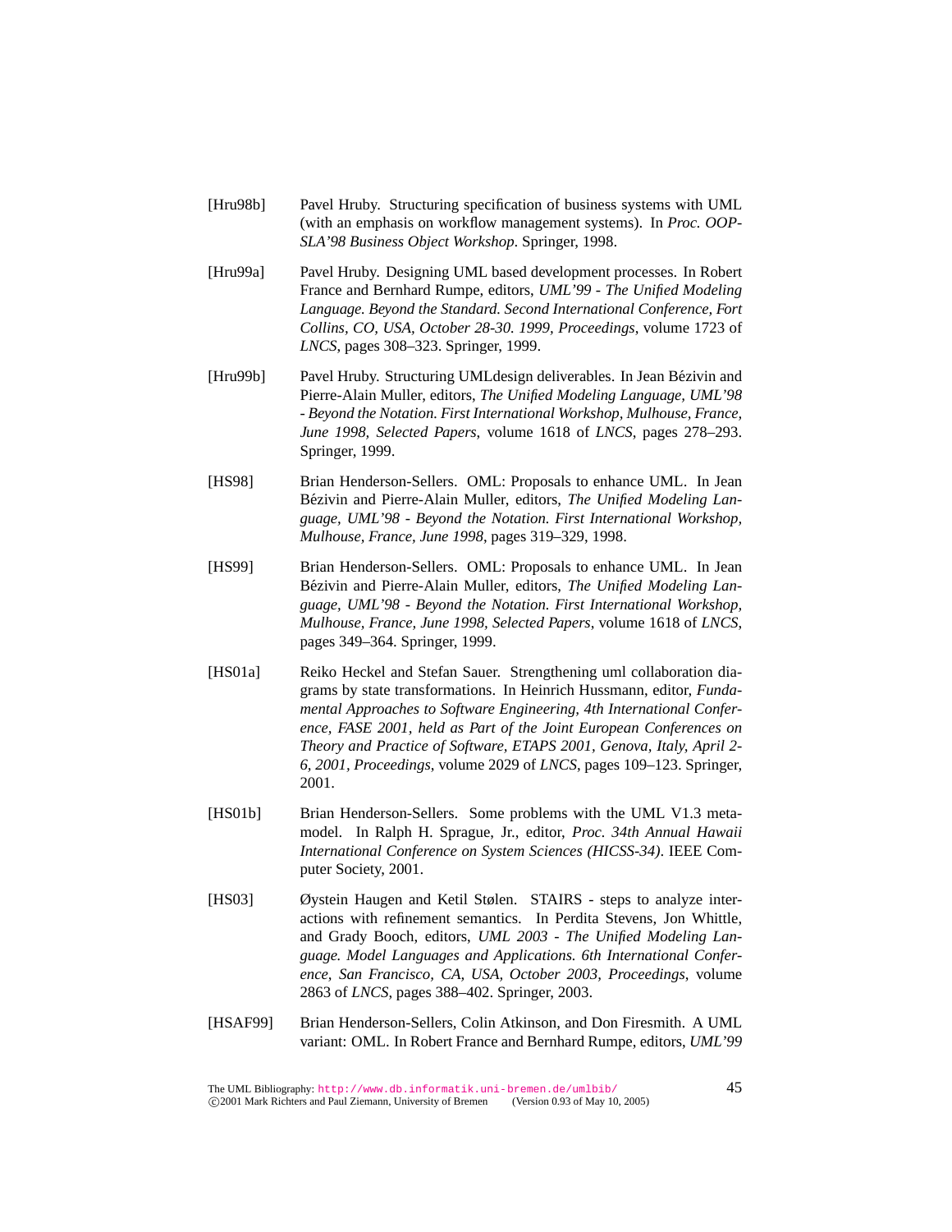[Hru98b] Pavel Hruby. Structuring specification of business systems with UML (with an emphasis on workflow management systems). In *Proc. OOPSLA'98 Business Object Workshop*. Springer, 1998.

[Hru99a] Pavel Hruby. Designing UML based development processes. In Robert France and Bernhard Rumpe, editors, *UML'99 - The Unified Modeling Language. Beyond the Standard. Second International Conference, Fort Collins, CO, USA, October 28-30. 1999, Proceedings*, volume 1723 of *LNCS*, pages 308–323. Springer, 1999.

[Hru99b] Pavel Hruby. Structuring UMLdesign deliverables. In Jean Bézivin and Pierre-Alain Muller, editors, *The Unified Modeling Language, UML'98 - Beyond the Notation. First International Workshop, Mulhouse, France, June 1998, Selected Papers*, volume 1618 of *LNCS*, pages 278–293. Springer, 1999.

[HS98] Brian Henderson-Sellers. OML: Proposals to enhance UML. In Jean Bézivin and Pierre-Alain Muller, editors, *The Unified Modeling Language, UML'98 - Beyond the Notation. First International Workshop, Mulhouse, France, June 1998*, pages 319–329, 1998.

[HS99] Brian Henderson-Sellers. OML: Proposals to enhance UML. In Jean Bézivin and Pierre-Alain Muller, editors, *The Unified Modeling Language, UML'98 - Beyond the Notation. First International Workshop, Mulhouse, France, June 1998, Selected Papers*, volume 1618 of *LNCS*, pages 349–364. Springer, 1999.

[HS01a] Reiko Heckel and Stefan Sauer. Strengthening uml collaboration diagrams by state transformations. In Heinrich Hussmann, editor, *Fundamental Approaches to Software Engineering, 4th International Conference, FASE 2001, held as Part of the Joint European Conferences on Theory and Practice of Software, ETAPS 2001, Genova, Italy, April 2-6, 2001, Proceedings*, volume 2029 of *LNCS*, pages 109–123. Springer, 2001.

[HS01b] Brian Henderson-Sellers. Some problems with the UML V1.3 metamodel. In Ralph H. Sprague, Jr., editor, *Proc. 34th Annual Hawaii International Conference on System Sciences (HICSS-34)*. IEEE Computer Society, 2001.

[HS03] Øystein Haugen and Ketil Stølen. STAIRS - steps to analyze interactions with refinement semantics. In Perdita Stevens, Jon Whittle, and Grady Booch, editors, *UML 2003 - The Unified Modeling Language. Model Languages and Applications. 6th International Conference, San Francisco, CA, USA, October 2003, Proceedings*, volume 2863 of *LNCS*, pages 388–402. Springer, 2003.

[HSAF99] Brian Henderson-Sellers, Colin Atkinson, and Don Firesmith. A UML variant: OML. In Robert France and Bernhard Rumpe, editors, *UML'99*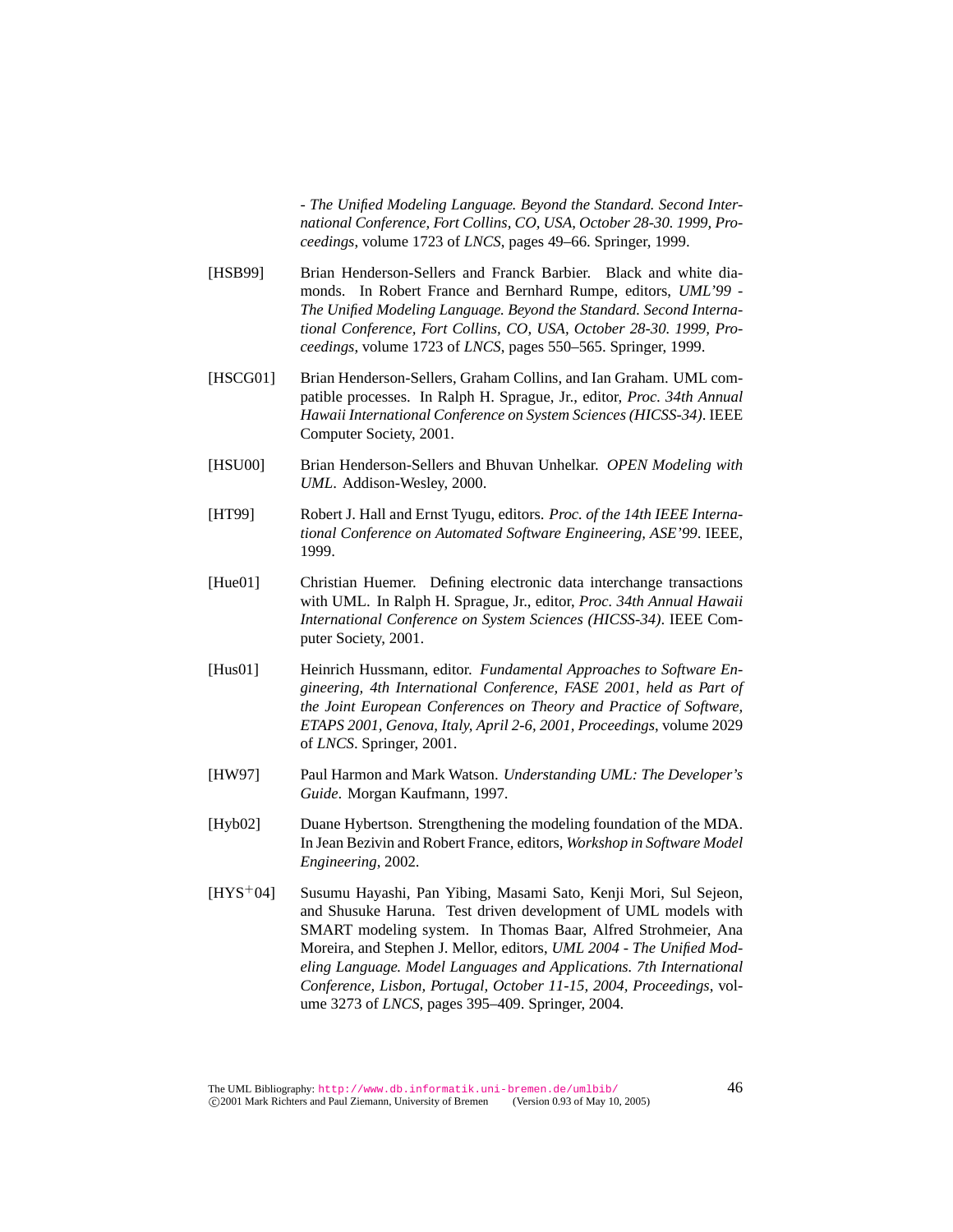- *The Unified Modeling Language. Beyond the Standard. Second International Conference, Fort Collins, CO, USA, October 28-30. 1999, Proceedings*, volume 1723 of *LNCS*, pages 49–66. Springer, 1999.

[HSB99] Brian Henderson-Sellers and Franck Barbier. Black and white diamonds. In Robert France and Bernhard Rumpe, editors, *UML'99 - The Unified Modeling Language. Beyond the Standard. Second International Conference, Fort Collins, CO, USA, October 28-30. 1999, Proceedings*, volume 1723 of *LNCS*, pages 550–565. Springer, 1999.

[HSCG01] Brian Henderson-Sellers, Graham Collins, and Ian Graham. UML compatible processes. In Ralph H. Sprague, Jr., editor, *Proc. 34th Annual Hawaii International Conference on System Sciences (HICSS-34)*. IEEE Computer Society, 2001.

[HSU00] Brian Henderson-Sellers and Bhuvan Unhelkar. *OPEN Modeling with UML*. Addison-Wesley, 2000.

[HT99] Robert J. Hall and Ernst Tyugu, editors. *Proc. of the 14th IEEE International Conference on Automated Software Engineering, ASE'99*. IEEE, 1999.

[Hue01] Christian Huemer. Defining electronic data interchange transactions with UML. In Ralph H. Sprague, Jr., editor, *Proc. 34th Annual Hawaii International Conference on System Sciences (HICSS-34)*. IEEE Computer Society, 2001.

[Hus01] Heinrich Hussmann, editor. *Fundamental Approaches to Software Engineering, 4th International Conference, FASE 2001, held as Part of the Joint European Conferences on Theory and Practice of Software, ETAPS 2001, Genova, Italy, April 2-6, 2001, Proceedings*, volume 2029 of *LNCS*. Springer, 2001.

[HW97] Paul Harmon and Mark Watson. *Understanding UML: The Developer's Guide*. Morgan Kaufmann, 1997.

[Hyb02] Duane Hybertson. Strengthening the modeling foundation of the MDA. In Jean Bezivin and Robert France, editors, *Workshop in Software Model Engineering*, 2002.

[HYS+04] Susumu Hayashi, Pan Yibing, Masami Sato, Kenji Mori, Sul Sejeon, and Shusuke Haruna. Test driven development of UML models with SMART modeling system. In Thomas Baar, Alfred Strohmeier, Ana Moreira, and Stephen J. Mellor, editors, *UML 2004 - The Unified Modeling Language. Model Languages and Applications. 7th International Conference, Lisbon, Portugal, October 11-15, 2004, Proceedings*, volume 3273 of *LNCS*, pages 395–409. Springer, 2004.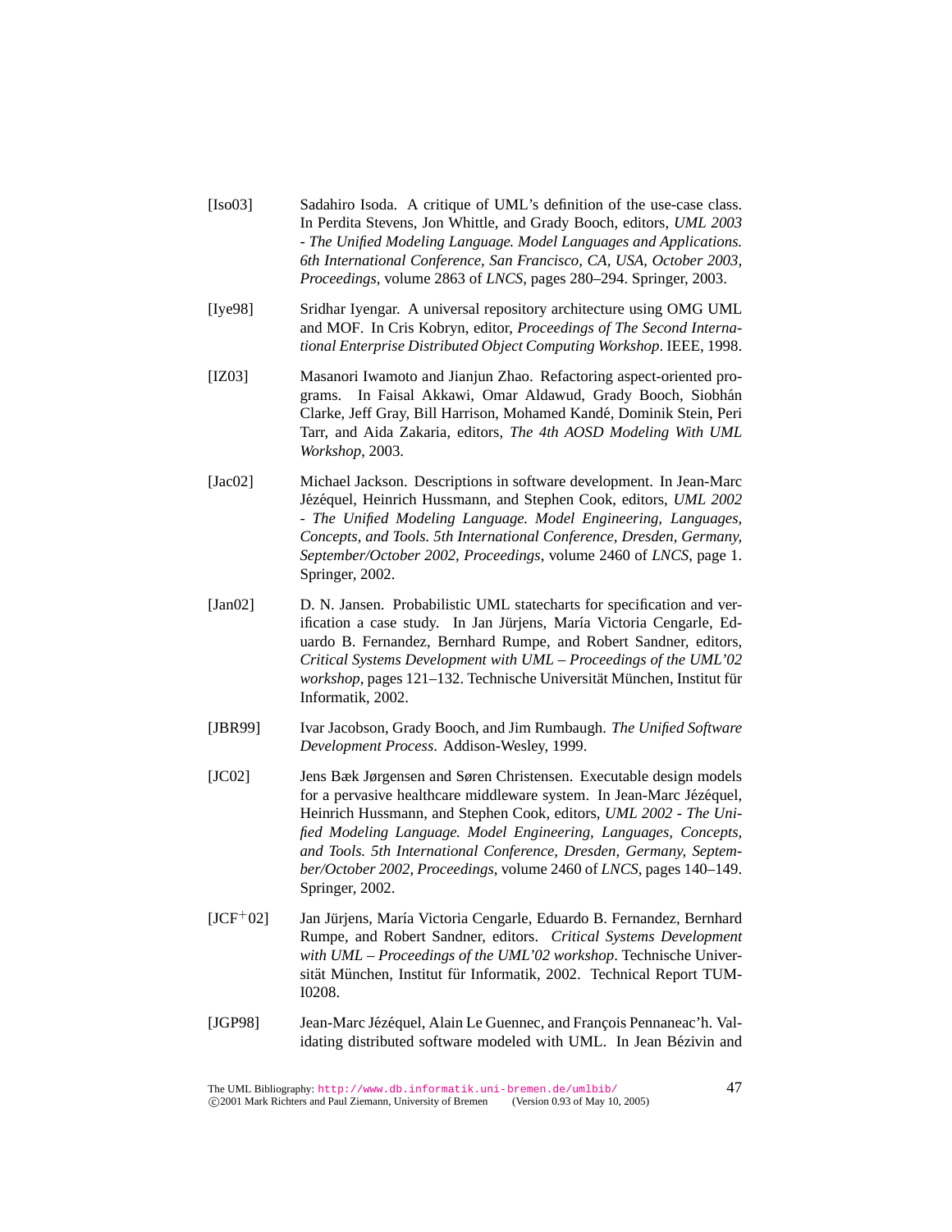[Iso03] Sadahiro Isoda. A critique of UML's definition of the use-case class. In Perdita Stevens, Jon Whittle, and Grady Booch, editors, *UML 2003 - The Unified Modeling Language. Model Languages and Applications. 6th International Conference, San Francisco, CA, USA, October 2003, Proceedings*, volume 2863 of *LNCS*, pages 280–294. Springer, 2003.

[Iye98] Sridhar Iyengar. A universal repository architecture using OMG UML and MOF. In Cris Kobryn, editor, *Proceedings of The Second International Enterprise Distributed Object Computing Workshop*. IEEE, 1998.

[IZ03] Masanori Iwamoto and Jianjun Zhao. Refactoring aspect-oriented programs. In Faisal Akkawi, Omar Aldawud, Grady Booch, Siobhán Clarke, Jeff Gray, Bill Harrison, Mohamed Kandé, Dominik Stein, Peri Tarr, and Aida Zakaria, editors, *The 4th AOSD Modeling With UML Workshop*, 2003.

[Jac02] Michael Jackson. Descriptions in software development. In Jean-Marc Jézéquel, Heinrich Hussmann, and Stephen Cook, editors, *UML 2002 - The Unified Modeling Language. Model Engineering, Languages, Concepts, and Tools. 5th International Conference, Dresden, Germany, September/October 2002, Proceedings*, volume 2460 of *LNCS*, page 1. Springer, 2002.

[Jan02] D. N. Jansen. Probabilistic UML statecharts for specification and verification a case study. In Jan Jürjens, María Victoria Cengarle, Eduardo B. Fernandez, Bernhard Rumpe, and Robert Sandner, editors, *Critical Systems Development with UML – Proceedings of the UML'02 workshop*, pages 121–132. Technische Universität München, Institut für Informatik, 2002.

[JBR99] Ivar Jacobson, Grady Booch, and Jim Rumbaugh. *The Unified Software Development Process*. Addison-Wesley, 1999.

[JC02] Jens Bæk Jørgensen and Søren Christensen. Executable design models for a pervasive healthcare middleware system. In Jean-Marc Jézéquel, Heinrich Hussmann, and Stephen Cook, editors, *UML 2002 - The Unified Modeling Language. Model Engineering, Languages, Concepts, and Tools. 5th International Conference, Dresden, Germany, September/October 2002, Proceedings*, volume 2460 of *LNCS*, pages 140–149. Springer, 2002.

[JCF+02] Jan Jürjens, María Victoria Cengarle, Eduardo B. Fernandez, Bernhard Rumpe, and Robert Sandner, editors. *Critical Systems Development with UML – Proceedings of the UML'02 workshop*. Technische Universität München, Institut für Informatik, 2002. Technical Report TUM-I0208.

[JGP98] Jean-Marc Jézéquel, Alain Le Guennec, and François Pennaneac'h. Validating distributed software modeled with UML. In Jean Bézivin and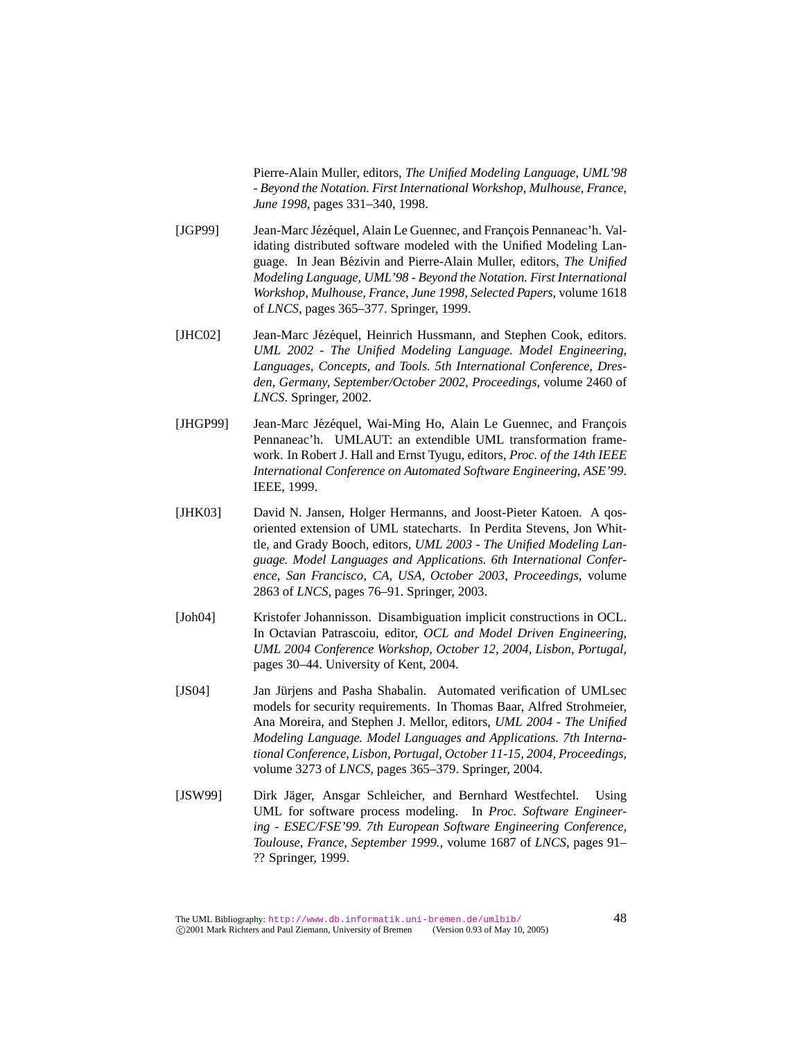Pierre-Alain Muller, editors, *The Unified Modeling Language, UML'98 - Beyond the Notation. First International Workshop, Mulhouse, France, June 1998*, pages 331–340, 1998.

[JGP99] Jean-Marc Jézéquel, Alain Le Guennec, and François Pennaneac'h. Validating distributed software modeled with the Unified Modeling Language. In Jean Bézivin and Pierre-Alain Muller, editors, *The Unified Modeling Language, UML'98 - Beyond the Notation. First International Workshop, Mulhouse, France, June 1998, Selected Papers*, volume 1618 of *LNCS*, pages 365–377. Springer, 1999.

[JHC02] Jean-Marc Jézéquel, Heinrich Hussmann, and Stephen Cook, editors. *UML 2002 - The Unified Modeling Language. Model Engineering, Languages, Concepts, and Tools. 5th International Conference, Dresden, Germany, September/October 2002, Proceedings*, volume 2460 of *LNCS*. Springer, 2002.

[JHGP99] Jean-Marc Jézéquel, Wai-Ming Ho, Alain Le Guennec, and François Pennaneac'h. UMLAUT: an extendible UML transformation framework. In Robert J. Hall and Ernst Tyugu, editors, *Proc. of the 14th IEEE International Conference on Automated Software Engineering, ASE'99*. IEEE, 1999.

[JHK03] David N. Jansen, Holger Hermanns, and Joost-Pieter Katoen. A qos-oriented extension of UML statecharts. In Perdita Stevens, Jon Whittle, and Grady Booch, editors, *UML 2003 - The Unified Modeling Language. Model Languages and Applications. 6th International Conference, San Francisco, CA, USA, October 2003, Proceedings*, volume 2863 of *LNCS*, pages 76–91. Springer, 2003.

[Joh04] Kristofer Johannisson. Disambiguation implicit constructions in OCL. In Octavian Patrascoiu, editor, *OCL and Model Driven Engineering, UML 2004 Conference Workshop, October 12, 2004, Lisbon, Portugal*, pages 30–44. University of Kent, 2004.

[JS04] Jan Jürjens and Pasha Shabalin. Automated verification of UMLsec models for security requirements. In Thomas Baar, Alfred Strohmeier, Ana Moreira, and Stephen J. Mellor, editors, *UML 2004 - The Unified Modeling Language. Model Languages and Applications. 7th International Conference, Lisbon, Portugal, October 11-15, 2004, Proceedings*, volume 3273 of *LNCS*, pages 365–379. Springer, 2004.

[JSW99] Dirk Jäger, Ansgar Schleicher, and Bernhard Westfechtel. Using UML for software process modeling. In *Proc. Software Engineering - ESEC/FSE'99. 7th European Software Engineering Conference, Toulouse, France, September 1999.*, volume 1687 of *LNCS*, pages 91–?? Springer, 1999.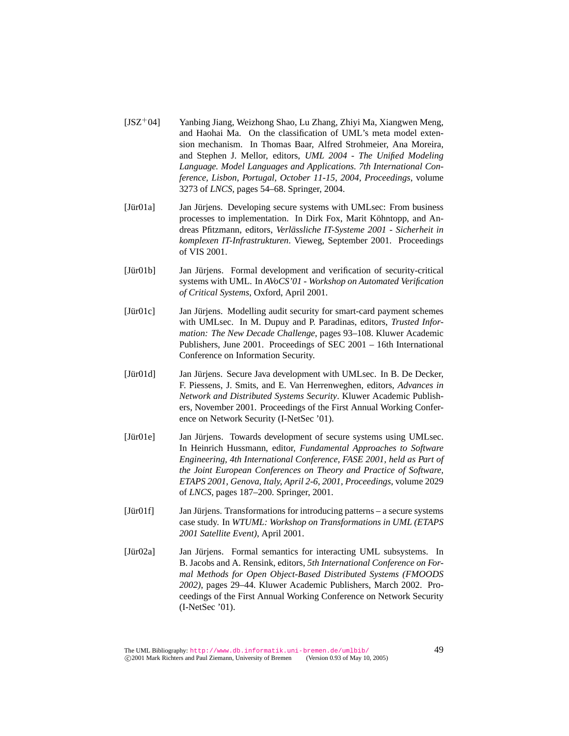[JSZ$^{+}$04] Yanbing Jiang, Weizhong Shao, Lu Zhang, Zhiyi Ma, Xiangwen Meng, and Haohai Ma. On the classification of UML's meta model extension mechanism. In Thomas Baar, Alfred Strohmeier, Ana Moreira, and Stephen J. Mellor, editors, *UML 2004 - The Unified Modeling Language. Model Languages and Applications. 7th International Conference, Lisbon, Portugal, October 11-15, 2004, Proceedings*, volume 3273 of *LNCS*, pages 54–68. Springer, 2004.

[Jür01a] Jan Jürjens. Developing secure systems with UMLsec: From business processes to implementation. In Dirk Fox, Marit Köhntopp, and Andreas Pfitzmann, editors, *Verlässliche IT-Systeme 2001 - Sicherheit in komplexen IT-Infrastrukturen*. Vieweg, September 2001. Proceedings of VIS 2001.

[Jür01b] Jan Jürjens. Formal development and verification of security-critical systems with UML. In *AVoCS'01 - Workshop on Automated Verification of Critical Systems*, Oxford, April 2001.

[Jür01c] Jan Jürjens. Modelling audit security for smart-card payment schemes with UMLsec. In M. Dupuy and P. Paradinas, editors, *Trusted Information: The New Decade Challenge*, pages 93–108. Kluwer Academic Publishers, June 2001. Proceedings of SEC 2001 – 16th International Conference on Information Security.

[Jür01d] Jan Jürjens. Secure Java development with UMLsec. In B. De Decker, F. Piessens, J. Smits, and E. Van Herrenweghen, editors, *Advances in Network and Distributed Systems Security*. Kluwer Academic Publishers, November 2001. Proceedings of the First Annual Working Conference on Network Security (I-NetSec '01).

[Jür01e] Jan Jürjens. Towards development of secure systems using UMLsec. In Heinrich Hussmann, editor, *Fundamental Approaches to Software Engineering, 4th International Conference, FASE 2001, held as Part of the Joint European Conferences on Theory and Practice of Software, ETAPS 2001, Genova, Italy, April 2-6, 2001, Proceedings*, volume 2029 of *LNCS*, pages 187–200. Springer, 2001.

[Jür01f] Jan Jürjens. Transformations for introducing patterns – a secure systems case study. In *WTUML: Workshop on Transformations in UML (ETAPS 2001 Satellite Event)*, April 2001.

[Jür02a] Jan Jürjens. Formal semantics for interacting UML subsystems. In B. Jacobs and A. Rensink, editors, *5th International Conference on Formal Methods for Open Object-Based Distributed Systems (FMOODS 2002)*, pages 29–44. Kluwer Academic Publishers, March 2002. Proceedings of the First Annual Working Conference on Network Security (I-NetSec '01).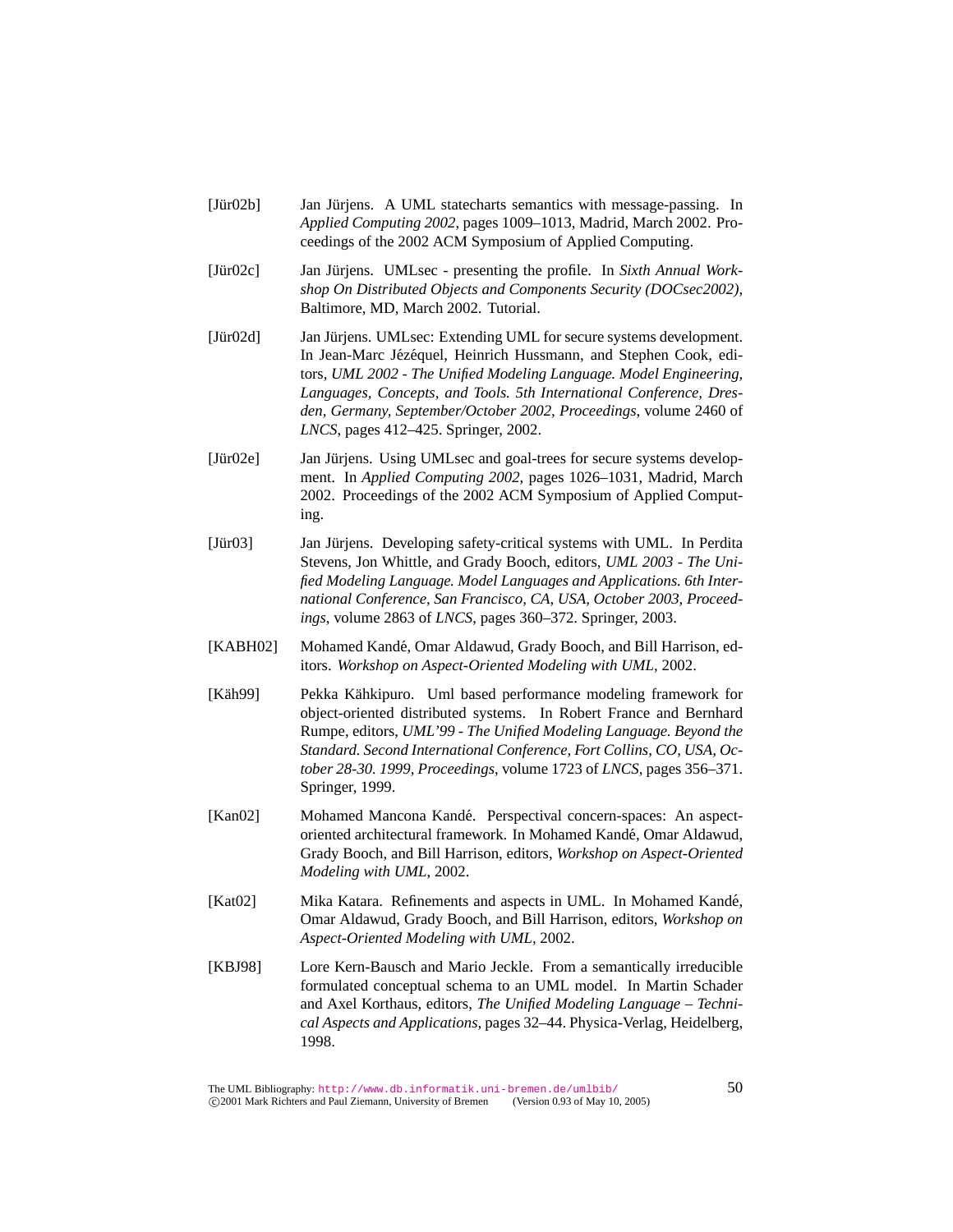[Jür02b] Jan Jürjens. A UML statecharts semantics with message-passing. In *Applied Computing 2002*, pages 1009–1013, Madrid, March 2002. Proceedings of the 2002 ACM Symposium of Applied Computing.

[Jür02c] Jan Jürjens. UMLsec - presenting the profile. In *Sixth Annual Workshop On Distributed Objects and Components Security (DOCsec2002)*, Baltimore, MD, March 2002. Tutorial.

[Jür02d] Jan Jürjens. UMLsec: Extending UML for secure systems development. In Jean-Marc Jézéquel, Heinrich Hussmann, and Stephen Cook, editors, *UML 2002 - The Unified Modeling Language. Model Engineering, Languages, Concepts, and Tools. 5th International Conference, Dresden, Germany, September/October 2002, Proceedings*, volume 2460 of *LNCS*, pages 412–425. Springer, 2002.

[Jür02e] Jan Jürjens. Using UMLsec and goal-trees for secure systems development. In *Applied Computing 2002*, pages 1026–1031, Madrid, March 2002. Proceedings of the 2002 ACM Symposium of Applied Computing.

[Jür03] Jan Jürjens. Developing safety-critical systems with UML. In Perdita Stevens, Jon Whittle, and Grady Booch, editors, *UML 2003 - The Unified Modeling Language. Model Languages and Applications. 6th International Conference, San Francisco, CA, USA, October 2003, Proceedings*, volume 2863 of *LNCS*, pages 360–372. Springer, 2003.

[KABH02] Mohamed Kandé, Omar Aldawud, Grady Booch, and Bill Harrison, editors. *Workshop on Aspect-Oriented Modeling with UML*, 2002.

[Käh99] Pekka Kähkipuro. Uml based performance modeling framework for object-oriented distributed systems. In Robert France and Bernhard Rumpe, editors, *UML'99 - The Unified Modeling Language. Beyond the Standard. Second International Conference, Fort Collins, CO, USA, October 28-30. 1999, Proceedings*, volume 1723 of *LNCS*, pages 356–371. Springer, 1999.

[Kan02] Mohamed Mancona Kandé. Perspectival concern-spaces: An aspect-oriented architectural framework. In Mohamed Kandé, Omar Aldawud, Grady Booch, and Bill Harrison, editors, *Workshop on Aspect-Oriented Modeling with UML*, 2002.

[Kat02] Mika Katara. Refinements and aspects in UML. In Mohamed Kandé, Omar Aldawud, Grady Booch, and Bill Harrison, editors, *Workshop on Aspect-Oriented Modeling with UML*, 2002.

[KBJ98] Lore Kern-Bausch and Mario Jeckle. From a semantically irreducible formulated conceptual schema to an UML model. In Martin Schader and Axel Korthaus, editors, *The Unified Modeling Language – Technical Aspects and Applications*, pages 32–44. Physica-Verlag, Heidelberg, 1998.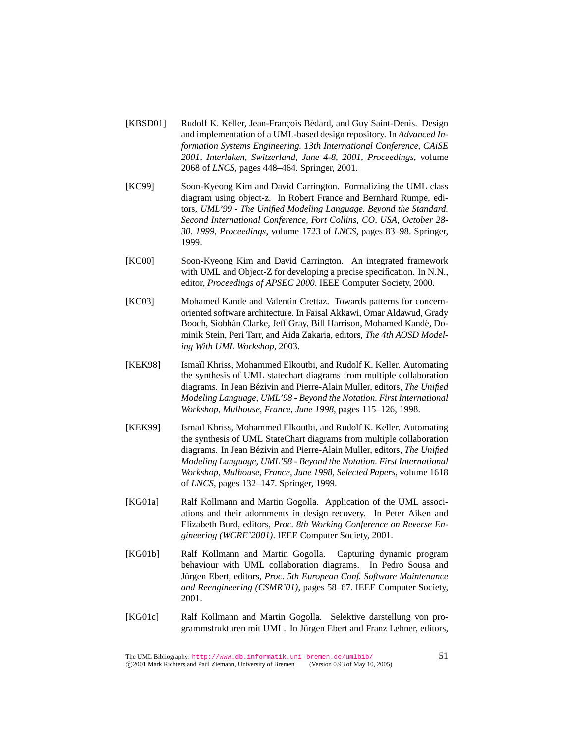[KBSD01] Rudolf K. Keller, Jean-François Bédard, and Guy Saint-Denis. Design and implementation of a UML-based design repository. In *Advanced Information Systems Engineering. 13th International Conference, CAiSE 2001, Interlaken, Switzerland, June 4-8, 2001, Proceedings*, volume 2068 of *LNCS*, pages 448–464. Springer, 2001.

[KC99] Soon-Kyeong Kim and David Carrington. Formalizing the UML class diagram using object-z. In Robert France and Bernhard Rumpe, editors, *UML'99 - The Unified Modeling Language. Beyond the Standard. Second International Conference, Fort Collins, CO, USA, October 28-30. 1999, Proceedings*, volume 1723 of *LNCS*, pages 83–98. Springer, 1999.

[KC00] Soon-Kyeong Kim and David Carrington. An integrated framework with UML and Object-Z for developing a precise specification. In N.N., editor, *Proceedings of APSEC 2000*. IEEE Computer Society, 2000.

[KC03] Mohamed Kande and Valentin Crettaz. Towards patterns for concern-oriented software architecture. In Faisal Akkawi, Omar Aldawud, Grady Booch, Siobhán Clarke, Jeff Gray, Bill Harrison, Mohamed Kandé, Dominik Stein, Peri Tarr, and Aida Zakaria, editors, *The 4th AOSD Modeling With UML Workshop*, 2003.

[KEK98] Ismaïl Khriss, Mohammed Elkoutbi, and Rudolf K. Keller. Automating the synthesis of UML statechart diagrams from multiple collaboration diagrams. In Jean Bézivin and Pierre-Alain Muller, editors, *The Unified Modeling Language, UML'98 - Beyond the Notation. First International Workshop, Mulhouse, France, June 1998*, pages 115–126, 1998.

[KEK99] Ismaïl Khriss, Mohammed Elkoutbi, and Rudolf K. Keller. Automating the synthesis of UML StateChart diagrams from multiple collaboration diagrams. In Jean Bézivin and Pierre-Alain Muller, editors, *The Unified Modeling Language, UML'98 - Beyond the Notation. First International Workshop, Mulhouse, France, June 1998, Selected Papers*, volume 1618 of *LNCS*, pages 132–147. Springer, 1999.

[KG01a] Ralf Kollmann and Martin Gogolla. Application of the UML associations and their adornments in design recovery. In Peter Aiken and Elizabeth Burd, editors, *Proc. 8th Working Conference on Reverse Engineering (WCRE'2001)*. IEEE Computer Society, 2001.

[KG01b] Ralf Kollmann and Martin Gogolla. Capturing dynamic program behaviour with UML collaboration diagrams. In Pedro Sousa and Jürgen Ebert, editors, *Proc. 5th European Conf. Software Maintenance and Reengineering (CSMR'01)*, pages 58–67. IEEE Computer Society, 2001.

[KG01c] Ralf Kollmann and Martin Gogolla. Selektive darstellung von programmstrukturen mit UML. In Jürgen Ebert and Franz Lehner, editors,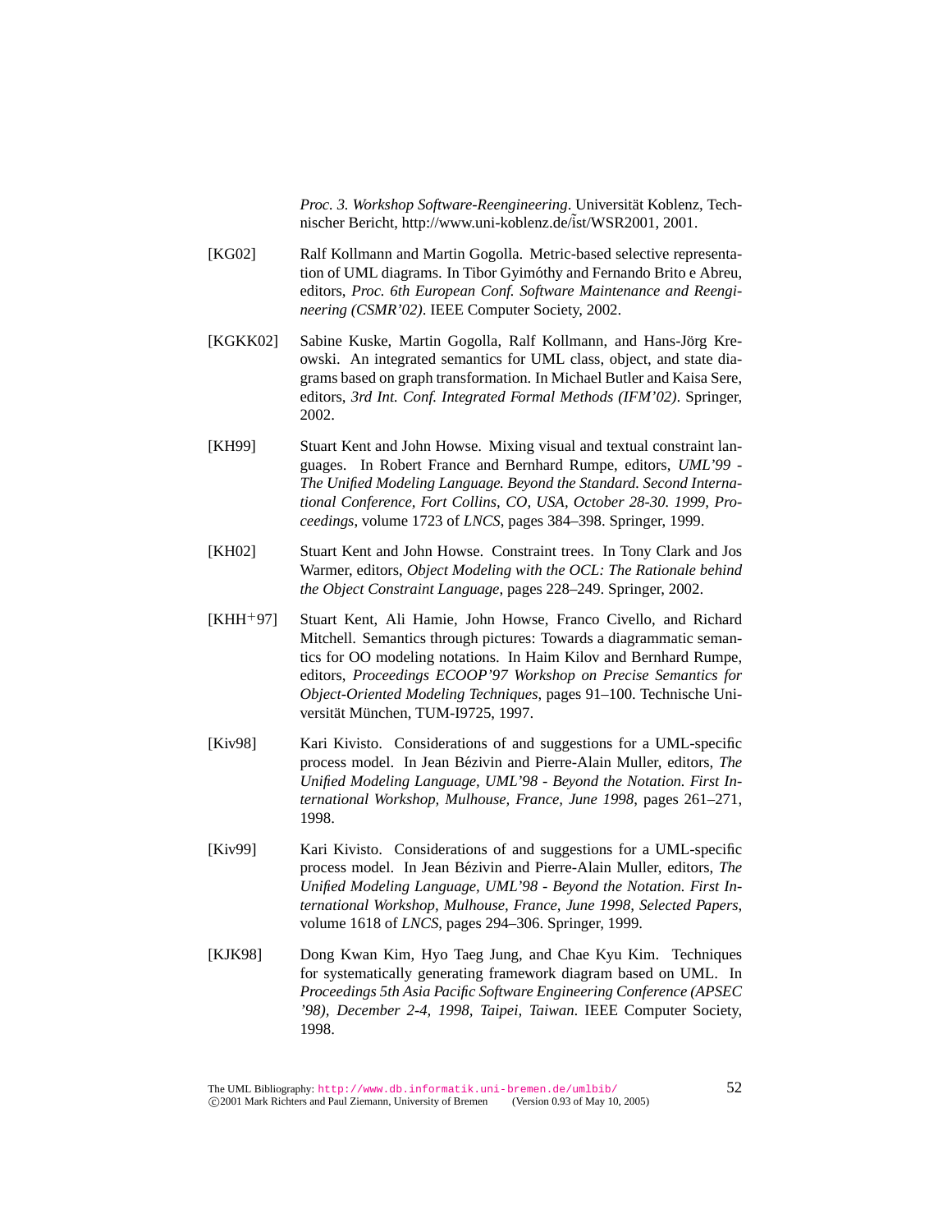*Proc. 3. Workshop Software-Reengineering*. Universität Koblenz, Technischer Bericht, http://www.uni-koblenz.de/~ist/WSR2001, 2001.

[KG02] Ralf Kollmann and Martin Gogolla. Metric-based selective representation of UML diagrams. In Tibor Gyimóthy and Fernando Brito e Abreu, editors, *Proc. 6th European Conf. Software Maintenance and Reengineering (CSMR'02)*. IEEE Computer Society, 2002.

[KGKK02] Sabine Kuske, Martin Gogolla, Ralf Kollmann, and Hans-Jörg Kreowski. An integrated semantics for UML class, object, and state diagrams based on graph transformation. In Michael Butler and Kaisa Sere, editors, *3rd Int. Conf. Integrated Formal Methods (IFM'02)*. Springer, 2002.

[KH99] Stuart Kent and John Howse. Mixing visual and textual constraint languages. In Robert France and Bernhard Rumpe, editors, *UML'99 - The Unified Modeling Language. Beyond the Standard. Second International Conference, Fort Collins, CO, USA, October 28-30. 1999, Proceedings*, volume 1723 of *LNCS*, pages 384–398. Springer, 1999.

[KH02] Stuart Kent and John Howse. Constraint trees. In Tony Clark and Jos Warmer, editors, *Object Modeling with the OCL: The Rationale behind the Object Constraint Language*, pages 228–249. Springer, 2002.

[KHH+97] Stuart Kent, Ali Hamie, John Howse, Franco Civello, and Richard Mitchell. Semantics through pictures: Towards a diagrammatic semantics for OO modeling notations. In Haim Kilov and Bernhard Rumpe, editors, *Proceedings ECOOP'97 Workshop on Precise Semantics for Object-Oriented Modeling Techniques*, pages 91–100. Technische Universität München, TUM-I9725, 1997.

[Kiv98] Kari Kivisto. Considerations of and suggestions for a UML-specific process model. In Jean Bézivin and Pierre-Alain Muller, editors, *The Unified Modeling Language, UML'98 - Beyond the Notation. First International Workshop, Mulhouse, France, June 1998*, pages 261–271, 1998.

[Kiv99] Kari Kivisto. Considerations of and suggestions for a UML-specific process model. In Jean Bézivin and Pierre-Alain Muller, editors, *The Unified Modeling Language, UML'98 - Beyond the Notation. First International Workshop, Mulhouse, France, June 1998, Selected Papers*, volume 1618 of *LNCS*, pages 294–306. Springer, 1999.

[KJK98] Dong Kwan Kim, Hyo Taeg Jung, and Chae Kyu Kim. Techniques for systematically generating framework diagram based on UML. In *Proceedings 5th Asia Pacific Software Engineering Conference (APSEC '98), December 2-4, 1998, Taipei, Taiwan*. IEEE Computer Society, 1998.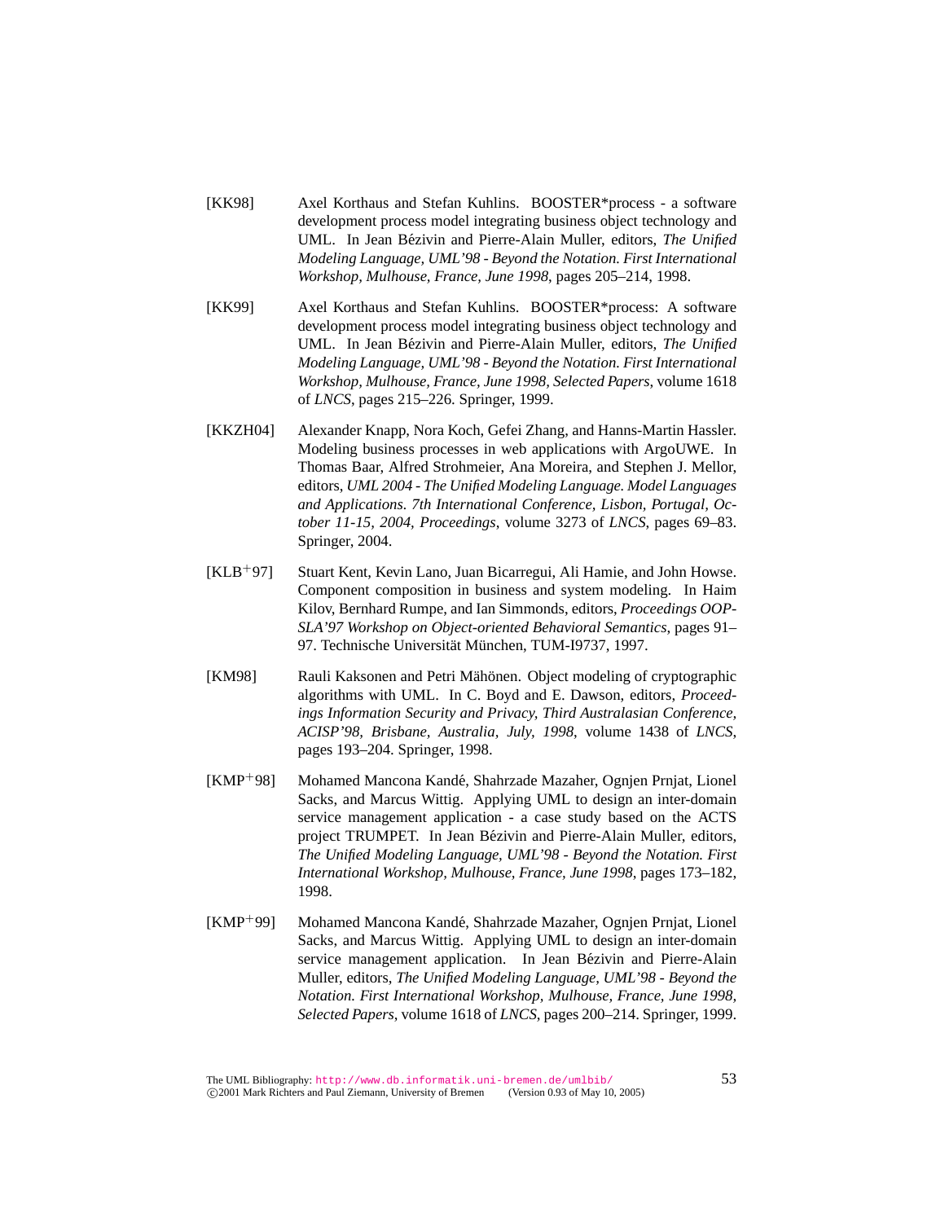[KK98] Axel Korthaus and Stefan Kuhlins. BOOSTER*process - a software development process model integrating business object technology and UML. In Jean Bézivin and Pierre-Alain Muller, editors, *The Unified Modeling Language, UML'98 - Beyond the Notation. First International Workshop, Mulhouse, France, June 1998*, pages 205–214, 1998.

[KK99] Axel Korthaus and Stefan Kuhlins. BOOSTER*process: A software development process model integrating business object technology and UML. In Jean Bézivin and Pierre-Alain Muller, editors, *The Unified Modeling Language, UML'98 - Beyond the Notation. First International Workshop, Mulhouse, France, June 1998, Selected Papers*, volume 1618 of *LNCS*, pages 215–226. Springer, 1999.

[KKZH04] Alexander Knapp, Nora Koch, Gefei Zhang, and Hanns-Martin Hassler. Modeling business processes in web applications with ArgoUWE. In Thomas Baar, Alfred Strohmeier, Ana Moreira, and Stephen J. Mellor, editors, *UML 2004 - The Unified Modeling Language. Model Languages and Applications. 7th International Conference, Lisbon, Portugal, October 11-15, 2004, Proceedings*, volume 3273 of *LNCS*, pages 69–83. Springer, 2004.

[KLB+97] Stuart Kent, Kevin Lano, Juan Bicarregui, Ali Hamie, and John Howse. Component composition in business and system modeling. In Haim Kilov, Bernhard Rumpe, and Ian Simmonds, editors, *Proceedings OOPSLA'97 Workshop on Object-oriented Behavioral Semantics*, pages 91–97. Technische Universität München, TUM-I9737, 1997.

[KM98] Rauli Kaksonen and Petri Mähönen. Object modeling of cryptographic algorithms with UML. In C. Boyd and E. Dawson, editors, *Proceedings Information Security and Privacy, Third Australasian Conference, ACISP'98, Brisbane, Australia, July, 1998*, volume 1438 of *LNCS*, pages 193–204. Springer, 1998.

[KMP+98] Mohamed Mancona Kandé, Shahrzade Mazaher, Ognjen Prnjat, Lionel Sacks, and Marcus Wittig. Applying UML to design an inter-domain service management application - a case study based on the ACTS project TRUMPET. In Jean Bézivin and Pierre-Alain Muller, editors, *The Unified Modeling Language, UML'98 - Beyond the Notation. First International Workshop, Mulhouse, France, June 1998*, pages 173–182, 1998.

[KMP+99] Mohamed Mancona Kandé, Shahrzade Mazaher, Ognjen Prnjat, Lionel Sacks, and Marcus Wittig. Applying UML to design an inter-domain service management application. In Jean Bézivin and Pierre-Alain Muller, editors, *The Unified Modeling Language, UML'98 - Beyond the Notation. First International Workshop, Mulhouse, France, June 1998, Selected Papers*, volume 1618 of *LNCS*, pages 200–214. Springer, 1999.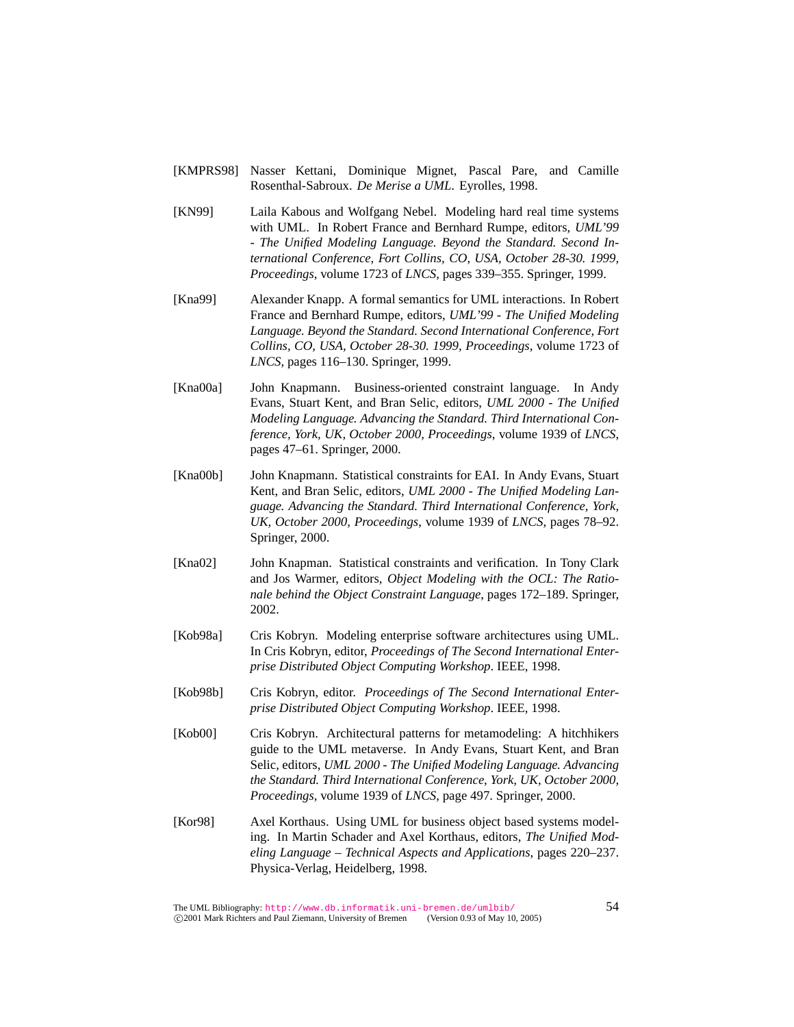[KMPRS98] Nasser Kettani, Dominique Mignet, Pascal Pare, and Camille Rosenthal-Sabroux. *De Merise a UML*. Eyrolles, 1998.

[KN99] Laila Kabous and Wolfgang Nebel. Modeling hard real time systems with UML. In Robert France and Bernhard Rumpe, editors, *UML'99 - The Unified Modeling Language. Beyond the Standard. Second International Conference, Fort Collins, CO, USA, October 28-30. 1999, Proceedings*, volume 1723 of *LNCS*, pages 339–355. Springer, 1999.

[Kna99] Alexander Knapp. A formal semantics for UML interactions. In Robert France and Bernhard Rumpe, editors, *UML'99 - The Unified Modeling Language. Beyond the Standard. Second International Conference, Fort Collins, CO, USA, October 28-30. 1999, Proceedings*, volume 1723 of *LNCS*, pages 116–130. Springer, 1999.

[Kna00a] John Knapmann. Business-oriented constraint language. In Andy Evans, Stuart Kent, and Bran Selic, editors, *UML 2000 - The Unified Modeling Language. Advancing the Standard. Third International Conference, York, UK, October 2000, Proceedings*, volume 1939 of *LNCS*, pages 47–61. Springer, 2000.

[Kna00b] John Knapmann. Statistical constraints for EAI. In Andy Evans, Stuart Kent, and Bran Selic, editors, *UML 2000 - The Unified Modeling Language. Advancing the Standard. Third International Conference, York, UK, October 2000, Proceedings*, volume 1939 of *LNCS*, pages 78–92. Springer, 2000.

[Kna02] John Knapman. Statistical constraints and verification. In Tony Clark and Jos Warmer, editors, *Object Modeling with the OCL: The Rationale behind the Object Constraint Language*, pages 172–189. Springer, 2002.

[Kob98a] Cris Kobryn. Modeling enterprise software architectures using UML. In Cris Kobryn, editor, *Proceedings of The Second International Enterprise Distributed Object Computing Workshop*. IEEE, 1998.

[Kob98b] Cris Kobryn, editor. *Proceedings of The Second International Enterprise Distributed Object Computing Workshop*. IEEE, 1998.

[Kob00] Cris Kobryn. Architectural patterns for metamodeling: A hitchhikers guide to the UML metaverse. In Andy Evans, Stuart Kent, and Bran Selic, editors, *UML 2000 - The Unified Modeling Language. Advancing the Standard. Third International Conference, York, UK, October 2000, Proceedings*, volume 1939 of *LNCS*, page 497. Springer, 2000.

[Kor98] Axel Korthaus. Using UML for business object based systems modeling. In Martin Schader and Axel Korthaus, editors, *The Unified Modeling Language – Technical Aspects and Applications*, pages 220–237. Physica-Verlag, Heidelberg, 1998.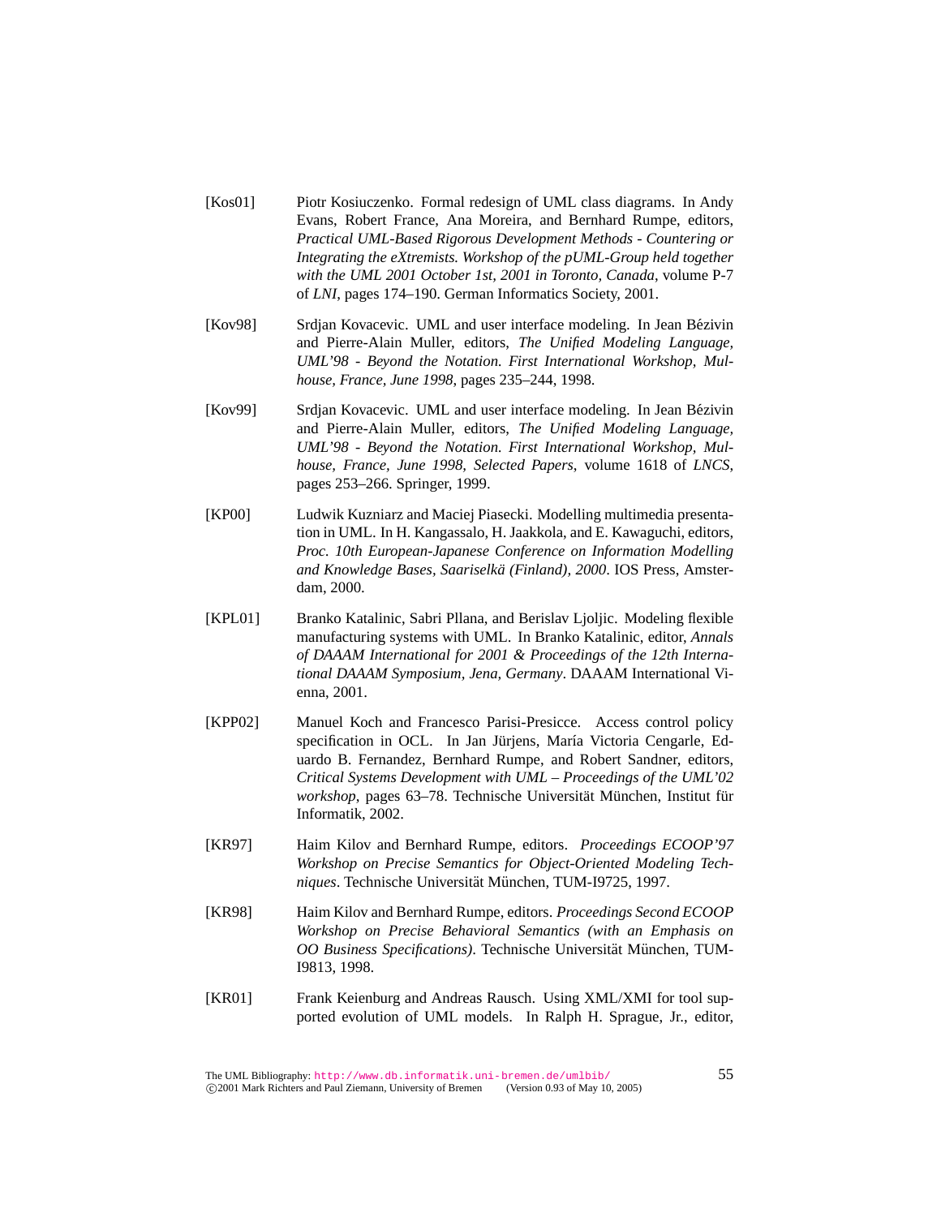[Kos01] Piotr Kosiuczenko. Formal redesign of UML class diagrams. In Andy Evans, Robert France, Ana Moreira, and Bernhard Rumpe, editors, *Practical UML-Based Rigorous Development Methods - Countering or Integrating the eXtremists. Workshop of the pUML-Group held together with the UML 2001 October 1st, 2001 in Toronto, Canada*, volume P-7 of *LNI*, pages 174–190. German Informatics Society, 2001.

[Kov98] Srdjan Kovacevic. UML and user interface modeling. In Jean Bézivin and Pierre-Alain Muller, editors, *The Unified Modeling Language, UML'98 - Beyond the Notation. First International Workshop, Mulhouse, France, June 1998*, pages 235–244, 1998.

[Kov99] Srdjan Kovacevic. UML and user interface modeling. In Jean Bézivin and Pierre-Alain Muller, editors, *The Unified Modeling Language, UML'98 - Beyond the Notation. First International Workshop, Mulhouse, France, June 1998, Selected Papers*, volume 1618 of *LNCS*, pages 253–266. Springer, 1999.

[KP00] Ludwik Kuzniarz and Maciej Piasecki. Modelling multimedia presentation in UML. In H. Kangassalo, H. Jaakkola, and E. Kawaguchi, editors, *Proc. 10th European-Japanese Conference on Information Modelling and Knowledge Bases, Saariselkä (Finland), 2000*. IOS Press, Amsterdam, 2000.

[KPL01] Branko Katalinic, Sabri Pllana, and Berislav Ljoljic. Modeling flexible manufacturing systems with UML. In Branko Katalinic, editor, *Annals of DAAAM International for 2001 & Proceedings of the 12th International DAAAM Symposium, Jena, Germany*. DAAAM International Vienna, 2001.

[KPP02] Manuel Koch and Francesco Parisi-Presicce. Access control policy specification in OCL. In Jan Jürjens, María Victoria Cengarle, Eduardo B. Fernandez, Bernhard Rumpe, and Robert Sandner, editors, *Critical Systems Development with UML – Proceedings of the UML'02 workshop*, pages 63–78. Technische Universität München, Institut für Informatik, 2002.

[KR97] Haim Kilov and Bernhard Rumpe, editors. *Proceedings ECOOP'97 Workshop on Precise Semantics for Object-Oriented Modeling Techniques*. Technische Universität München, TUM-I9725, 1997.

[KR98] Haim Kilov and Bernhard Rumpe, editors. *Proceedings Second ECOOP Workshop on Precise Behavioral Semantics (with an Emphasis on OO Business Specifications)*. Technische Universität München, TUM-I9813, 1998.

[KR01] Frank Keienburg and Andreas Rausch. Using XML/XMI for tool supported evolution of UML models. In Ralph H. Sprague, Jr., editor,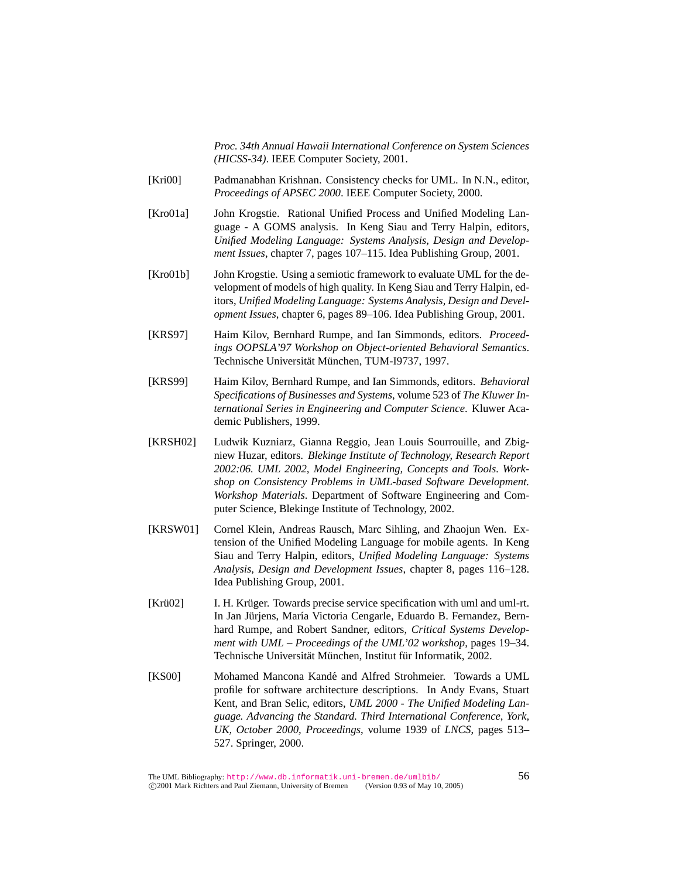*Proc. 34th Annual Hawaii International Conference on System Sciences (HICSS-34)*. IEEE Computer Society, 2001.

[Kri00] Padmanabhan Krishnan. Consistency checks for UML. In N.N., editor, *Proceedings of APSEC 2000*. IEEE Computer Society, 2000.

[Kro01a] John Krogstie. Rational Unified Process and Unified Modeling Language - A GOMS analysis. In Keng Siau and Terry Halpin, editors, *Unified Modeling Language: Systems Analysis, Design and Development Issues*, chapter 7, pages 107–115. Idea Publishing Group, 2001.

[Kro01b] John Krogstie. Using a semiotic framework to evaluate UML for the development of models of high quality. In Keng Siau and Terry Halpin, editors, *Unified Modeling Language: Systems Analysis, Design and Development Issues*, chapter 6, pages 89–106. Idea Publishing Group, 2001.

[KRS97] Haim Kilov, Bernhard Rumpe, and Ian Simmonds, editors. *Proceedings OOPSLA'97 Workshop on Object-oriented Behavioral Semantics*. Technische Universität München, TUM-I9737, 1997.

[KRS99] Haim Kilov, Bernhard Rumpe, and Ian Simmonds, editors. *Behavioral Specifications of Businesses and Systems*, volume 523 of *The Kluwer International Series in Engineering and Computer Science*. Kluwer Academic Publishers, 1999.

[KRSH02] Ludwik Kuzniarz, Gianna Reggio, Jean Louis Sourrouille, and Zbigniew Huzar, editors. *Blekinge Institute of Technology, Research Report 2002:06. UML 2002, Model Engineering, Concepts and Tools. Workshop on Consistency Problems in UML-based Software Development. Workshop Materials*. Department of Software Engineering and Computer Science, Blekinge Institute of Technology, 2002.

[KRSW01] Cornel Klein, Andreas Rausch, Marc Sihling, and Zhaojun Wen. Extension of the Unified Modeling Language for mobile agents. In Keng Siau and Terry Halpin, editors, *Unified Modeling Language: Systems Analysis, Design and Development Issues*, chapter 8, pages 116–128. Idea Publishing Group, 2001.

[Krü02] I. H. Krüger. Towards precise service specification with uml and uml-rt. In Jan Jürjens, María Victoria Cengarle, Eduardo B. Fernandez, Bernhard Rumpe, and Robert Sandner, editors, *Critical Systems Development with UML – Proceedings of the UML'02 workshop*, pages 19–34. Technische Universität München, Institut für Informatik, 2002.

[KS00] Mohamed Mancona Kandé and Alfred Strohmeier. Towards a UML profile for software architecture descriptions. In Andy Evans, Stuart Kent, and Bran Selic, editors, *UML 2000 - The Unified Modeling Language. Advancing the Standard. Third International Conference, York, UK, October 2000, Proceedings*, volume 1939 of *LNCS*, pages 513–527. Springer, 2000.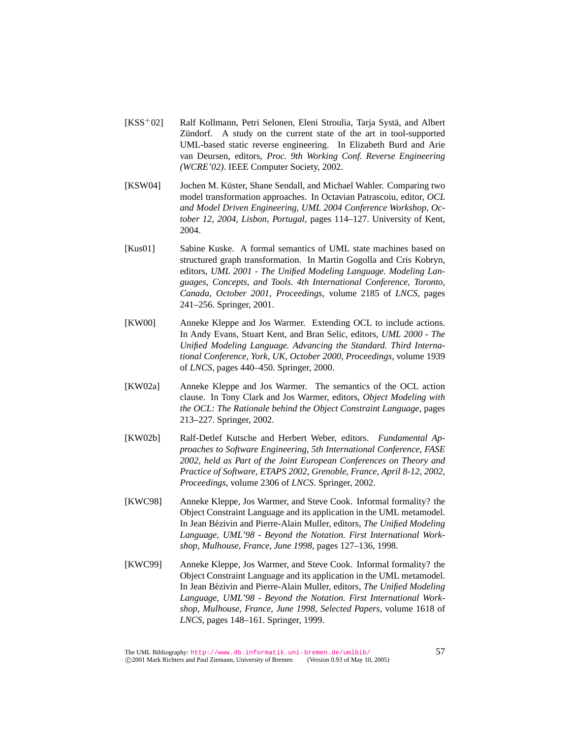[KSS+02] Ralf Kollmann, Petri Selonen, Eleni Stroulia, Tarja Systä, and Albert Zündorf. A study on the current state of the art in tool-supported UML-based static reverse engineering. In Elizabeth Burd and Arie van Deursen, editors, *Proc. 9th Working Conf. Reverse Engineering (WCRE'02)*. IEEE Computer Society, 2002.

[KSW04] Jochen M. Küster, Shane Sendall, and Michael Wahler. Comparing two model transformation approaches. In Octavian Patrascoiu, editor, *OCL and Model Driven Engineering, UML 2004 Conference Workshop, October 12, 2004, Lisbon, Portugal*, pages 114–127. University of Kent, 2004.

[Kus01] Sabine Kuske. A formal semantics of UML state machines based on structured graph transformation. In Martin Gogolla and Cris Kobryn, editors, *UML 2001 - The Unified Modeling Language. Modeling Languages, Concepts, and Tools. 4th International Conference, Toronto, Canada, October 2001, Proceedings*, volume 2185 of *LNCS*, pages 241–256. Springer, 2001.

[KW00] Anneke Kleppe and Jos Warmer. Extending OCL to include actions. In Andy Evans, Stuart Kent, and Bran Selic, editors, *UML 2000 - The Unified Modeling Language. Advancing the Standard. Third International Conference, York, UK, October 2000, Proceedings*, volume 1939 of *LNCS*, pages 440–450. Springer, 2000.

[KW02a] Anneke Kleppe and Jos Warmer. The semantics of the OCL action clause. In Tony Clark and Jos Warmer, editors, *Object Modeling with the OCL: The Rationale behind the Object Constraint Language*, pages 213–227. Springer, 2002.

[KW02b] Ralf-Detlef Kutsche and Herbert Weber, editors. *Fundamental Approaches to Software Engineering, 5th International Conference, FASE 2002, held as Part of the Joint European Conferences on Theory and Practice of Software, ETAPS 2002, Grenoble, France, April 8-12, 2002, Proceedings*, volume 2306 of *LNCS*. Springer, 2002.

[KWC98] Anneke Kleppe, Jos Warmer, and Steve Cook. Informal formality? the Object Constraint Language and its application in the UML metamodel. In Jean Bézivin and Pierre-Alain Muller, editors, *The Unified Modeling Language, UML'98 - Beyond the Notation. First International Workshop, Mulhouse, France, June 1998*, pages 127–136, 1998.

[KWC99] Anneke Kleppe, Jos Warmer, and Steve Cook. Informal formality? the Object Constraint Language and its application in the UML metamodel. In Jean Bézivin and Pierre-Alain Muller, editors, *The Unified Modeling Language, UML'98 - Beyond the Notation. First International Workshop, Mulhouse, France, June 1998, Selected Papers*, volume 1618 of *LNCS*, pages 148–161. Springer, 1999.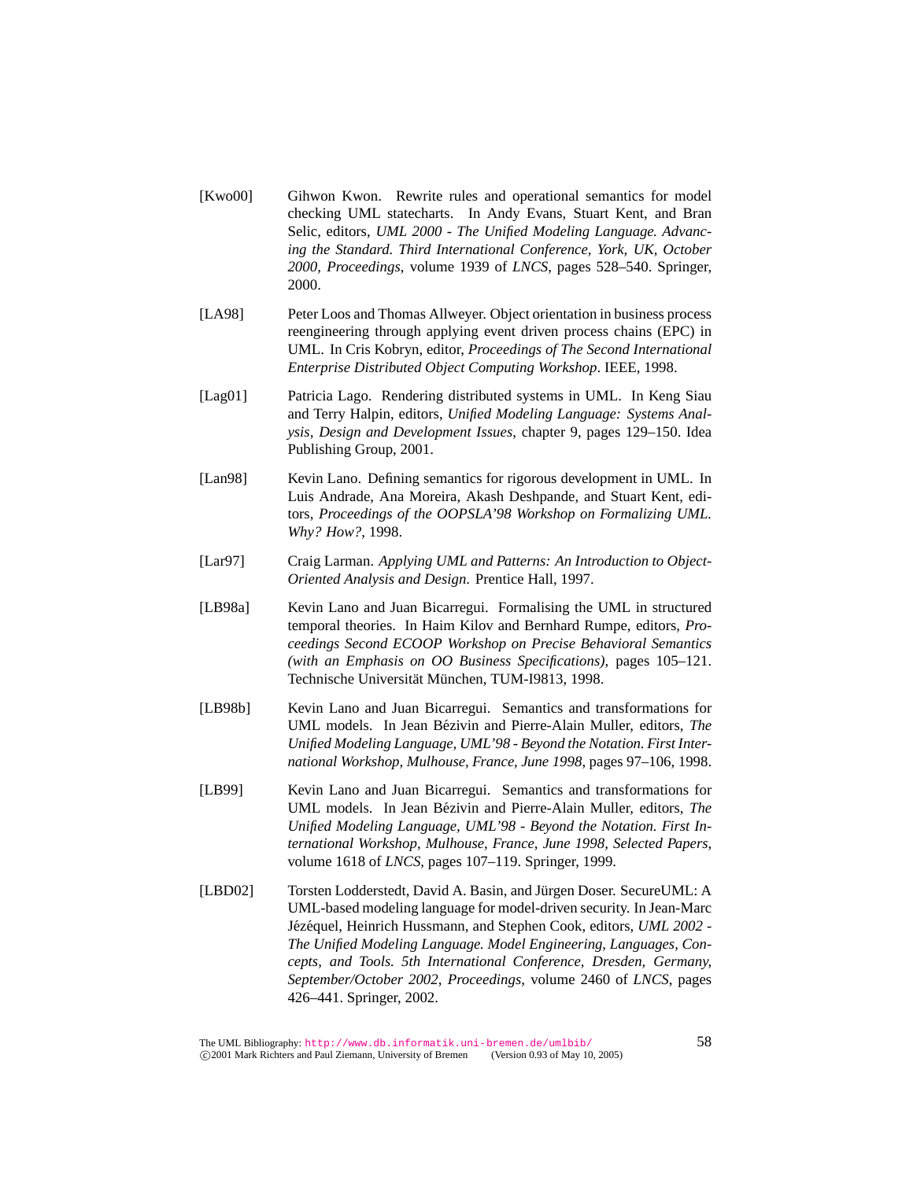[Kwo00] Gihwon Kwon. Rewrite rules and operational semantics for model checking UML statecharts. In Andy Evans, Stuart Kent, and Bran Selic, editors, *UML 2000 - The Unified Modeling Language. Advancing the Standard. Third International Conference, York, UK, October 2000, Proceedings*, volume 1939 of *LNCS*, pages 528–540. Springer, 2000.

[LA98] Peter Loos and Thomas Allweyer. Object orientation in business process reengineering through applying event driven process chains (EPC) in UML. In Cris Kobryn, editor, *Proceedings of The Second International Enterprise Distributed Object Computing Workshop*. IEEE, 1998.

[Lag01] Patricia Lago. Rendering distributed systems in UML. In Keng Siau and Terry Halpin, editors, *Unified Modeling Language: Systems Analysis, Design and Development Issues*, chapter 9, pages 129–150. Idea Publishing Group, 2001.

[Lan98] Kevin Lano. Defining semantics for rigorous development in UML. In Luis Andrade, Ana Moreira, Akash Deshpande, and Stuart Kent, editors, *Proceedings of the OOPSLA'98 Workshop on Formalizing UML. Why? How?*, 1998.

[Lar97] Craig Larman. *Applying UML and Patterns: An Introduction to Object-Oriented Analysis and Design*. Prentice Hall, 1997.

[LB98a] Kevin Lano and Juan Bicarregui. Formalising the UML in structured temporal theories. In Haim Kilov and Bernhard Rumpe, editors, *Proceedings Second ECOOP Workshop on Precise Behavioral Semantics (with an Emphasis on OO Business Specifications)*, pages 105–121. Technische Universität München, TUM-I9813, 1998.

[LB98b] Kevin Lano and Juan Bicarregui. Semantics and transformations for UML models. In Jean Bézivin and Pierre-Alain Muller, editors, *The Unified Modeling Language, UML'98 - Beyond the Notation. First International Workshop, Mulhouse, France, June 1998*, pages 97–106, 1998.

[LB99] Kevin Lano and Juan Bicarregui. Semantics and transformations for UML models. In Jean Bézivin and Pierre-Alain Muller, editors, *The Unified Modeling Language, UML'98 - Beyond the Notation. First International Workshop, Mulhouse, France, June 1998, Selected Papers*, volume 1618 of *LNCS*, pages 107–119. Springer, 1999.

[LBD02] Torsten Lodderstedt, David A. Basin, and Jürgen Doser. SecureUML: A UML-based modeling language for model-driven security. In Jean-Marc Jézéquel, Heinrich Hussmann, and Stephen Cook, editors, *UML 2002 - The Unified Modeling Language. Model Engineering, Languages, Concepts, and Tools. 5th International Conference, Dresden, Germany, September/October 2002, Proceedings*, volume 2460 of *LNCS*, pages 426–441. Springer, 2002.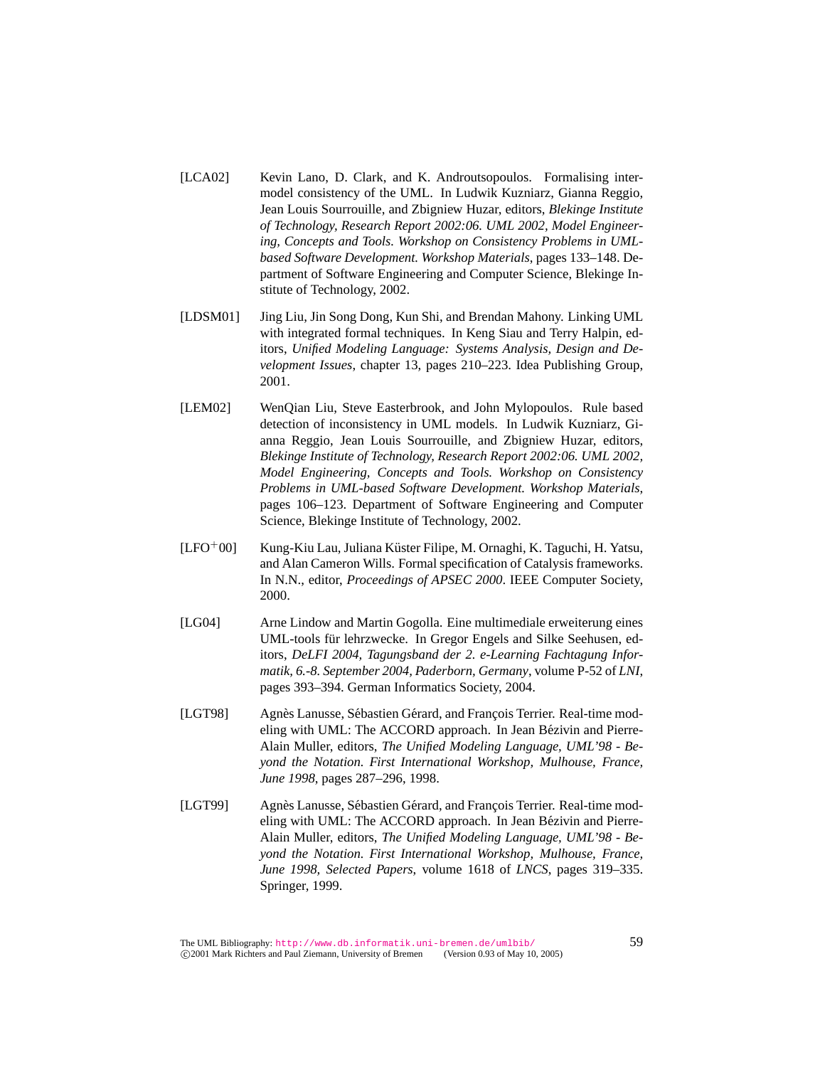[LCA02] Kevin Lano, D. Clark, and K. Androutsopoulos. Formalising inter-model consistency of the UML. In Ludwik Kuzniarz, Gianna Reggio, Jean Louis Sourrouille, and Zbigniew Huzar, editors, *Blekinge Institute of Technology, Research Report 2002:06. UML 2002, Model Engineering, Concepts and Tools. Workshop on Consistency Problems in UML-based Software Development. Workshop Materials*, pages 133–148. Department of Software Engineering and Computer Science, Blekinge Institute of Technology, 2002.

[LDSM01] Jing Liu, Jin Song Dong, Kun Shi, and Brendan Mahony. Linking UML with integrated formal techniques. In Keng Siau and Terry Halpin, editors, *Unified Modeling Language: Systems Analysis, Design and Development Issues*, chapter 13, pages 210–223. Idea Publishing Group, 2001.

[LEM02] WenQian Liu, Steve Easterbrook, and John Mylopoulos. Rule based detection of inconsistency in UML models. In Ludwik Kuzniarz, Gianna Reggio, Jean Louis Sourrouille, and Zbigniew Huzar, editors, *Blekinge Institute of Technology, Research Report 2002:06. UML 2002, Model Engineering, Concepts and Tools. Workshop on Consistency Problems in UML-based Software Development. Workshop Materials*, pages 106–123. Department of Software Engineering and Computer Science, Blekinge Institute of Technology, 2002.

[LFO+00] Kung-Kiu Lau, Juliana Küster Filipe, M. Ornaghi, K. Taguchi, H. Yatsu, and Alan Cameron Wills. Formal specification of Catalysis frameworks. In N.N., editor, *Proceedings of APSEC 2000*. IEEE Computer Society, 2000.

[LG04] Arne Lindow and Martin Gogolla. Eine multimediale erweiterung eines UML-tools für lehrzwecke. In Gregor Engels and Silke Seehusen, editors, *DeLFI 2004, Tagungsband der 2. e-Learning Fachtagung Informatik, 6.-8. September 2004, Paderborn, Germany*, volume P-52 of *LNI*, pages 393–394. German Informatics Society, 2004.

[LGT98] Agnès Lanusse, Sébastien Gérard, and François Terrier. Real-time modeling with UML: The ACCORD approach. In Jean Bézivin and Pierre-Alain Muller, editors, *The Unified Modeling Language, UML'98 - Beyond the Notation. First International Workshop, Mulhouse, France, June 1998*, pages 287–296, 1998.

[LGT99] Agnès Lanusse, Sébastien Gérard, and François Terrier. Real-time modeling with UML: The ACCORD approach. In Jean Bézivin and Pierre-Alain Muller, editors, *The Unified Modeling Language, UML'98 - Beyond the Notation. First International Workshop, Mulhouse, France, June 1998, Selected Papers*, volume 1618 of *LNCS*, pages 319–335. Springer, 1999.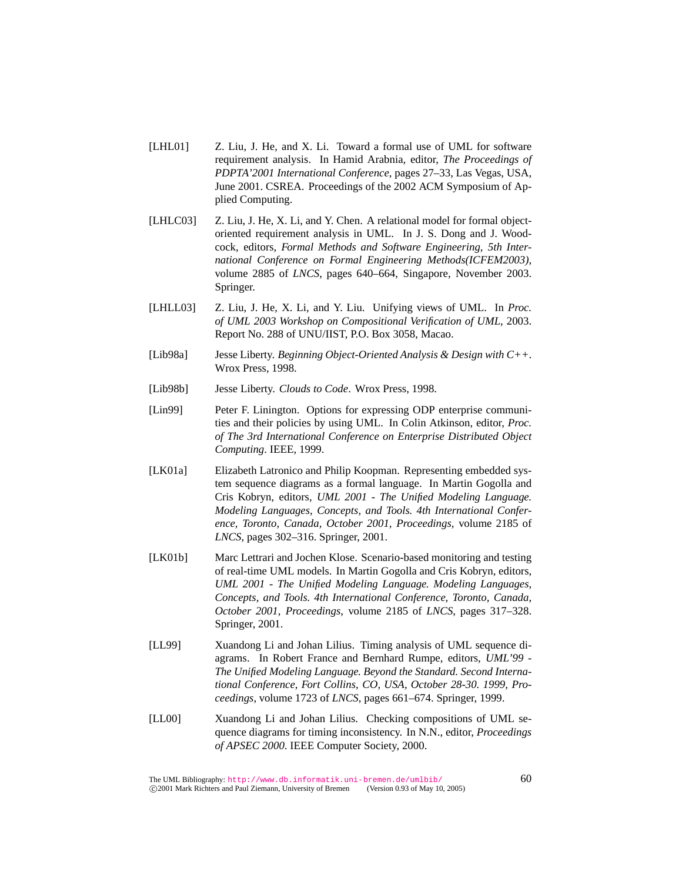[LHL01] Z. Liu, J. He, and X. Li. Toward a formal use of UML for software requirement analysis. In Hamid Arabnia, editor, *The Proceedings of PDPTA'2001 International Conference*, pages 27–33, Las Vegas, USA, June 2001. CSREA. Proceedings of the 2002 ACM Symposium of Applied Computing.

[LHLC03] Z. Liu, J. He, X. Li, and Y. Chen. A relational model for formal object-oriented requirement analysis in UML. In J. S. Dong and J. Woodcock, editors, *Formal Methods and Software Engineering, 5th International Conference on Formal Engineering Methods(ICFEM2003)*, volume 2885 of *LNCS*, pages 640–664, Singapore, November 2003. Springer.

[LHLL03] Z. Liu, J. He, X. Li, and Y. Liu. Unifying views of UML. In *Proc. of UML 2003 Workshop on Compositional Verification of UML*, 2003. Report No. 288 of UNU/IIST, P.O. Box 3058, Macao.

[Lib98a] Jesse Liberty. *Beginning Object-Oriented Analysis & Design with C++*. Wrox Press, 1998.

[Lib98b] Jesse Liberty. *Clouds to Code*. Wrox Press, 1998.

[Lin99] Peter F. Linington. Options for expressing ODP enterprise communities and their policies by using UML. In Colin Atkinson, editor, *Proc. of The 3rd International Conference on Enterprise Distributed Object Computing*. IEEE, 1999.

[LK01a] Elizabeth Latronico and Philip Koopman. Representing embedded system sequence diagrams as a formal language. In Martin Gogolla and Cris Kobryn, editors, *UML 2001 - The Unified Modeling Language. Modeling Languages, Concepts, and Tools. 4th International Conference, Toronto, Canada, October 2001, Proceedings*, volume 2185 of *LNCS*, pages 302–316. Springer, 2001.

[LK01b] Marc Lettrari and Jochen Klose. Scenario-based monitoring and testing of real-time UML models. In Martin Gogolla and Cris Kobryn, editors, *UML 2001 - The Unified Modeling Language. Modeling Languages, Concepts, and Tools. 4th International Conference, Toronto, Canada, October 2001, Proceedings*, volume 2185 of *LNCS*, pages 317–328. Springer, 2001.

[LL99] Xuandong Li and Johan Lilius. Timing analysis of UML sequence diagrams. In Robert France and Bernhard Rumpe, editors, *UML'99 - The Unified Modeling Language. Beyond the Standard. Second International Conference, Fort Collins, CO, USA, October 28-30. 1999, Proceedings*, volume 1723 of *LNCS*, pages 661–674. Springer, 1999.

[LL00] Xuandong Li and Johan Lilius. Checking compositions of UML sequence diagrams for timing inconsistency. In N.N., editor, *Proceedings of APSEC 2000*. IEEE Computer Society, 2000.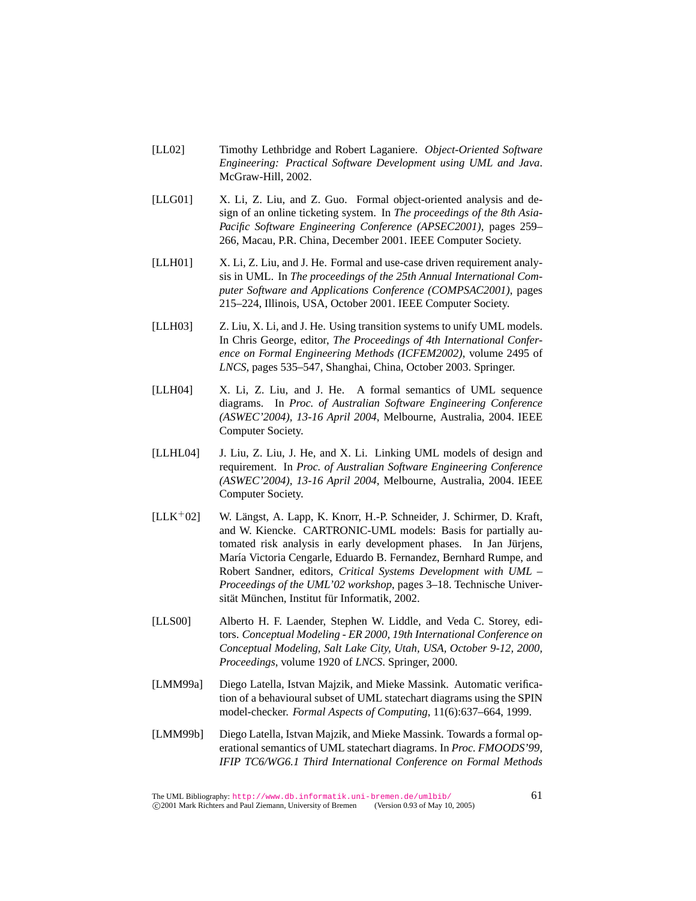[LL02] Timothy Lethbridge and Robert Laganiere. *Object-Oriented Software Engineering: Practical Software Development using UML and Java*. McGraw-Hill, 2002.

[LLG01] X. Li, Z. Liu, and Z. Guo. Formal object-oriented analysis and design of an online ticketing system. In *The proceedings of the 8th Asia-Pacific Software Engineering Conference (APSEC2001)*, pages 259–266, Macau, P.R. China, December 2001. IEEE Computer Society.

[LLH01] X. Li, Z. Liu, and J. He. Formal and use-case driven requirement analysis in UML. In *The proceedings of the 25th Annual International Computer Software and Applications Conference (COMPSAC2001)*, pages 215–224, Illinois, USA, October 2001. IEEE Computer Society.

[LLH03] Z. Liu, X. Li, and J. He. Using transition systems to unify UML models. In Chris George, editor, *The Proceedings of 4th International Conference on Formal Engineering Methods (ICFEM2002)*, volume 2495 of *LNCS*, pages 535–547, Shanghai, China, October 2003. Springer.

[LLH04] X. Li, Z. Liu, and J. He. A formal semantics of UML sequence diagrams. In *Proc. of Australian Software Engineering Conference (ASWEC'2004), 13-16 April 2004*, Melbourne, Australia, 2004. IEEE Computer Society.

[LLHL04] J. Liu, Z. Liu, J. He, and X. Li. Linking UML models of design and requirement. In *Proc. of Australian Software Engineering Conference (ASWEC'2004), 13-16 April 2004*, Melbourne, Australia, 2004. IEEE Computer Society.

[LLK+02] W. Längst, A. Lapp, K. Knorr, H.-P. Schneider, J. Schirmer, D. Kraft, and W. Kiencke. CARTRONIC-UML models: Basis for partially automated risk analysis in early development phases. In Jan Jürjens, María Victoria Cengarle, Eduardo B. Fernandez, Bernhard Rumpe, and Robert Sandner, editors, *Critical Systems Development with UML – Proceedings of the UML'02 workshop*, pages 3–18. Technische Universität München, Institut für Informatik, 2002.

[LLS00] Alberto H. F. Laender, Stephen W. Liddle, and Veda C. Storey, editors. *Conceptual Modeling - ER 2000, 19th International Conference on Conceptual Modeling, Salt Lake City, Utah, USA, October 9-12, 2000, Proceedings*, volume 1920 of *LNCS*. Springer, 2000.

[LMM99a] Diego Latella, Istvan Majzik, and Mieke Massink. Automatic verification of a behavioural subset of UML statechart diagrams using the SPIN model-checker. *Formal Aspects of Computing*, 11(6):637–664, 1999.

[LMM99b] Diego Latella, Istvan Majzik, and Mieke Massink. Towards a formal operational semantics of UML statechart diagrams. In *Proc. FMOODS'99, IFIP TC6/WG6.1 Third International Conference on Formal Methods*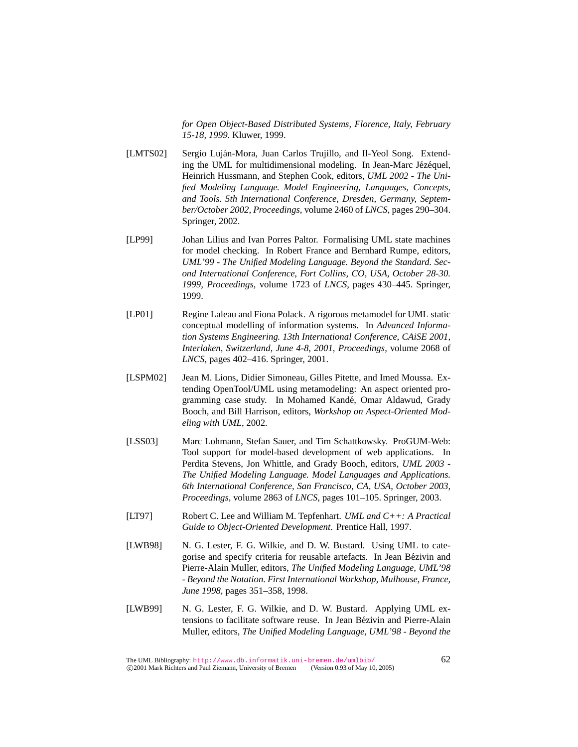*for Open Object-Based Distributed Systems, Florence, Italy, February 15-18, 1999*. Kluwer, 1999.

[LMTS02] Sergio Luján-Mora, Juan Carlos Trujillo, and Il-Yeol Song. Extending the UML for multidimensional modeling. In Jean-Marc Jézéquel, Heinrich Hussmann, and Stephen Cook, editors, *UML 2002 - The Unified Modeling Language. Model Engineering, Languages, Concepts, and Tools. 5th International Conference, Dresden, Germany, September/October 2002, Proceedings*, volume 2460 of *LNCS*, pages 290–304. Springer, 2002.

[LP99] Johan Lilius and Ivan Porres Paltor. Formalising UML state machines for model checking. In Robert France and Bernhard Rumpe, editors, *UML'99 - The Unified Modeling Language. Beyond the Standard. Second International Conference, Fort Collins, CO, USA, October 28-30. 1999, Proceedings*, volume 1723 of *LNCS*, pages 430–445. Springer, 1999.

[LP01] Regine Laleau and Fiona Polack. A rigorous metamodel for UML static conceptual modelling of information systems. In *Advanced Information Systems Engineering. 13th International Conference, CAiSE 2001, Interlaken, Switzerland, June 4-8, 2001, Proceedings*, volume 2068 of *LNCS*, pages 402–416. Springer, 2001.

[LSPM02] Jean M. Lions, Didier Simoneau, Gilles Pitette, and Imed Moussa. Extending OpenTool/UML using metamodeling: An aspect oriented programming case study. In Mohamed Kandé, Omar Aldawud, Grady Booch, and Bill Harrison, editors, *Workshop on Aspect-Oriented Modeling with UML*, 2002.

[LSS03] Marc Lohmann, Stefan Sauer, and Tim Schattkowsky. ProGUM-Web: Tool support for model-based development of web applications. In Perdita Stevens, Jon Whittle, and Grady Booch, editors, *UML 2003 - The Unified Modeling Language. Model Languages and Applications. 6th International Conference, San Francisco, CA, USA, October 2003, Proceedings*, volume 2863 of *LNCS*, pages 101–105. Springer, 2003.

[LT97] Robert C. Lee and William M. Tepfenhart. *UML and C++: A Practical Guide to Object-Oriented Development*. Prentice Hall, 1997.

[LWB98] N. G. Lester, F. G. Wilkie, and D. W. Bustard. Using UML to categorise and specify criteria for reusable artefacts. In Jean Bézivin and Pierre-Alain Muller, editors, *The Unified Modeling Language, UML'98 - Beyond the Notation. First International Workshop, Mulhouse, France, June 1998*, pages 351–358, 1998.

[LWB99] N. G. Lester, F. G. Wilkie, and D. W. Bustard. Applying UML extensions to facilitate software reuse. In Jean Bézivin and Pierre-Alain Muller, editors, *The Unified Modeling Language, UML'98 - Beyond the*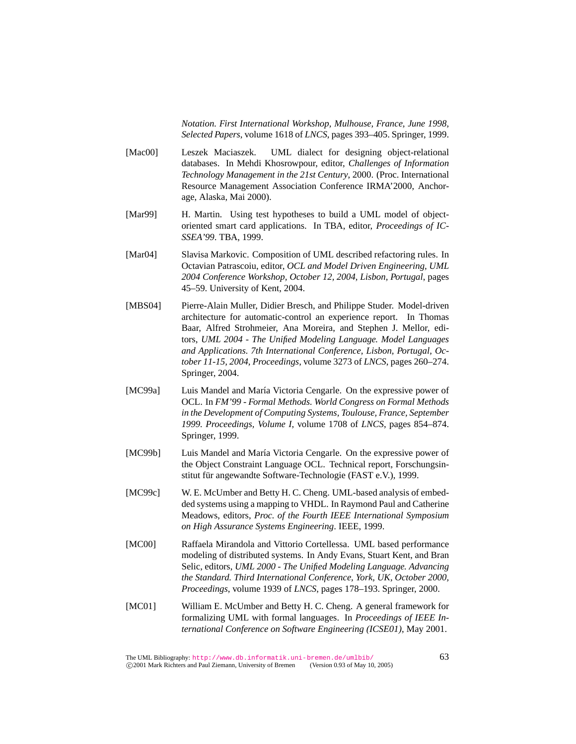*Notation. First International Workshop, Mulhouse, France, June 1998, Selected Papers*, volume 1618 of *LNCS*, pages 393–405. Springer, 1999.

[Mac00] Leszek Maciaszek. UML dialect for designing object-relational databases. In Mehdi Khosrowpour, editor, *Challenges of Information Technology Management in the 21st Century*, 2000. (Proc. International Resource Management Association Conference IRMA'2000, Anchorage, Alaska, Mai 2000).

[Mar99] H. Martin. Using test hypotheses to build a UML model of object-oriented smart card applications. In TBA, editor, *Proceedings of ICSSEA'99*. TBA, 1999.

[Mar04] Slavisa Markovic. Composition of UML described refactoring rules. In Octavian Patrascoiu, editor, *OCL and Model Driven Engineering, UML 2004 Conference Workshop, October 12, 2004, Lisbon, Portugal*, pages 45–59. University of Kent, 2004.

[MBS04] Pierre-Alain Muller, Didier Bresch, and Philippe Studer. Model-driven architecture for automatic-control an experience report. In Thomas Baar, Alfred Strohmeier, Ana Moreira, and Stephen J. Mellor, editors, *UML 2004 - The Unified Modeling Language. Model Languages and Applications. 7th International Conference, Lisbon, Portugal, October 11-15, 2004, Proceedings*, volume 3273 of *LNCS*, pages 260–274. Springer, 2004.

[MC99a] Luis Mandel and María Victoria Cengarle. On the expressive power of OCL. In *FM'99 - Formal Methods. World Congress on Formal Methods in the Development of Computing Systems, Toulouse, France, September 1999. Proceedings, Volume I*, volume 1708 of *LNCS*, pages 854–874. Springer, 1999.

[MC99b] Luis Mandel and María Victoria Cengarle. On the expressive power of the Object Constraint Language OCL. Technical report, Forschungsinstitut für angewandte Software-Technologie (FAST e.V.), 1999.

[MC99c] W. E. McUmber and Betty H. C. Cheng. UML-based analysis of embedded systems using a mapping to VHDL. In Raymond Paul and Catherine Meadows, editors, *Proc. of the Fourth IEEE International Symposium on High Assurance Systems Engineering*. IEEE, 1999.

[MC00] Raffaela Mirandola and Vittorio Cortellessa. UML based performance modeling of distributed systems. In Andy Evans, Stuart Kent, and Bran Selic, editors, *UML 2000 - The Unified Modeling Language. Advancing the Standard. Third International Conference, York, UK, October 2000, Proceedings*, volume 1939 of *LNCS*, pages 178–193. Springer, 2000.

[MC01] William E. McUmber and Betty H. C. Cheng. A general framework for formalizing UML with formal languages. In *Proceedings of IEEE International Conference on Software Engineering (ICSE01)*, May 2001.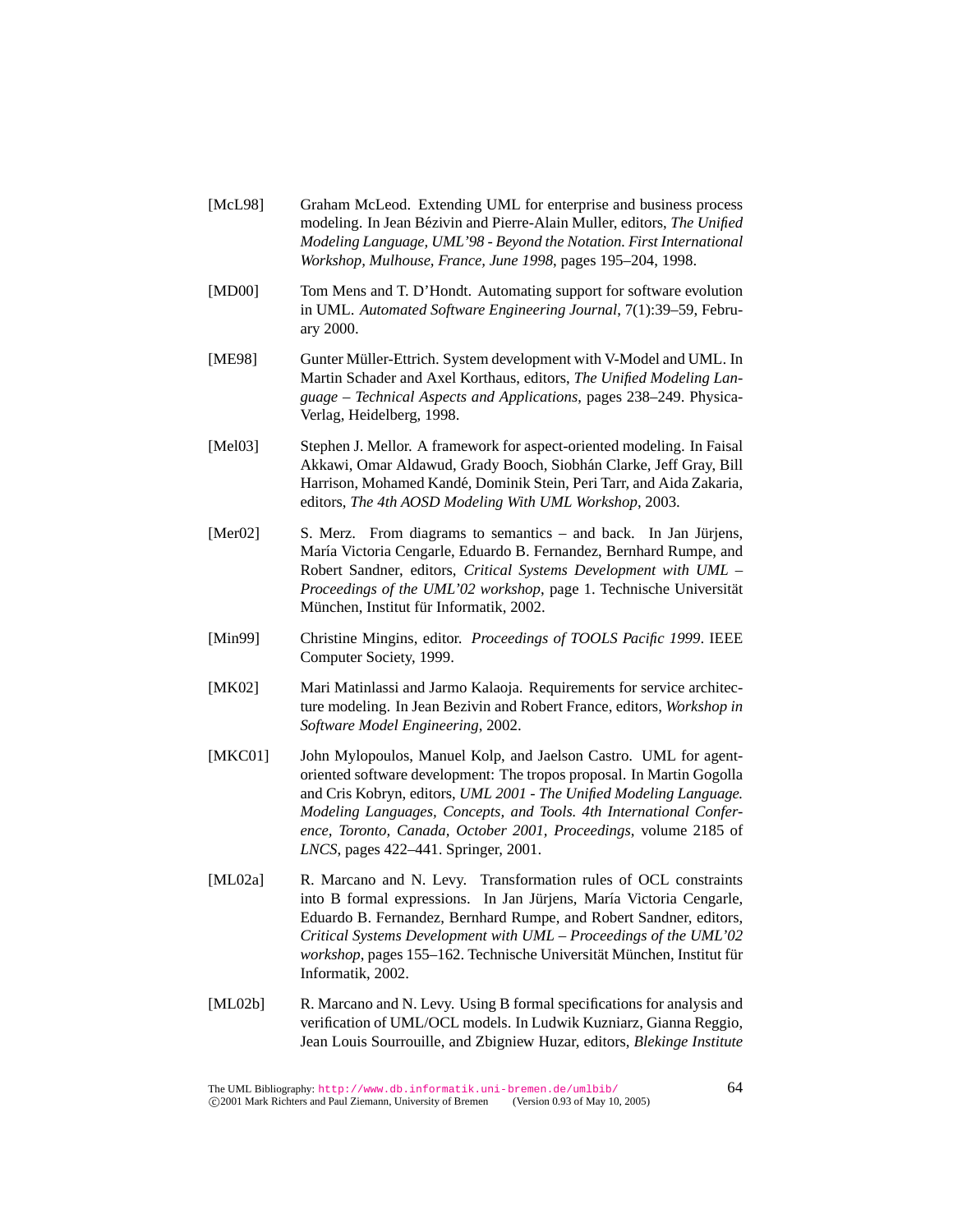[McL98] Graham McLeod. Extending UML for enterprise and business process modeling. In Jean Bézivin and Pierre-Alain Muller, editors, *The Unified Modeling Language, UML'98 - Beyond the Notation. First International Workshop, Mulhouse, France, June 1998*, pages 195–204, 1998.

[MD00] Tom Mens and T. D'Hondt. Automating support for software evolution in UML. *Automated Software Engineering Journal*, 7(1):39–59, February 2000.

[ME98] Gunter Müller-Ettrich. System development with V-Model and UML. In Martin Schader and Axel Korthaus, editors, *The Unified Modeling Language – Technical Aspects and Applications*, pages 238–249. Physica-Verlag, Heidelberg, 1998.

[Mel03] Stephen J. Mellor. A framework for aspect-oriented modeling. In Faisal Akkawi, Omar Aldawud, Grady Booch, Siobhán Clarke, Jeff Gray, Bill Harrison, Mohamed Kandé, Dominik Stein, Peri Tarr, and Aida Zakaria, editors, *The 4th AOSD Modeling With UML Workshop*, 2003.

[Mer02] S. Merz. From diagrams to semantics – and back. In Jan Jürjens, María Victoria Cengarle, Eduardo B. Fernandez, Bernhard Rumpe, and Robert Sandner, editors, *Critical Systems Development with UML – Proceedings of the UML'02 workshop*, page 1. Technische Universität München, Institut für Informatik, 2002.

[Min99] Christine Mingins, editor. *Proceedings of TOOLS Pacific 1999*. IEEE Computer Society, 1999.

[MK02] Mari Matinlassi and Jarmo Kalaoja. Requirements for service architecture modeling. In Jean Bezivin and Robert France, editors, *Workshop in Software Model Engineering*, 2002.

[MKC01] John Mylopoulos, Manuel Kolp, and Jaelson Castro. UML for agent-oriented software development: The tropos proposal. In Martin Gogolla and Cris Kobryn, editors, *UML 2001 - The Unified Modeling Language. Modeling Languages, Concepts, and Tools. 4th International Conference, Toronto, Canada, October 2001, Proceedings*, volume 2185 of *LNCS*, pages 422–441. Springer, 2001.

[ML02a] R. Marcano and N. Levy. Transformation rules of OCL constraints into B formal expressions. In Jan Jürjens, María Victoria Cengarle, Eduardo B. Fernandez, Bernhard Rumpe, and Robert Sandner, editors, *Critical Systems Development with UML – Proceedings of the UML'02 workshop*, pages 155–162. Technische Universität München, Institut für Informatik, 2002.

[ML02b] R. Marcano and N. Levy. Using B formal specifications for analysis and verification of UML/OCL models. In Ludwik Kuzniarz, Gianna Reggio, Jean Louis Sourrouille, and Zbigniew Huzar, editors, *Blekinge Institute*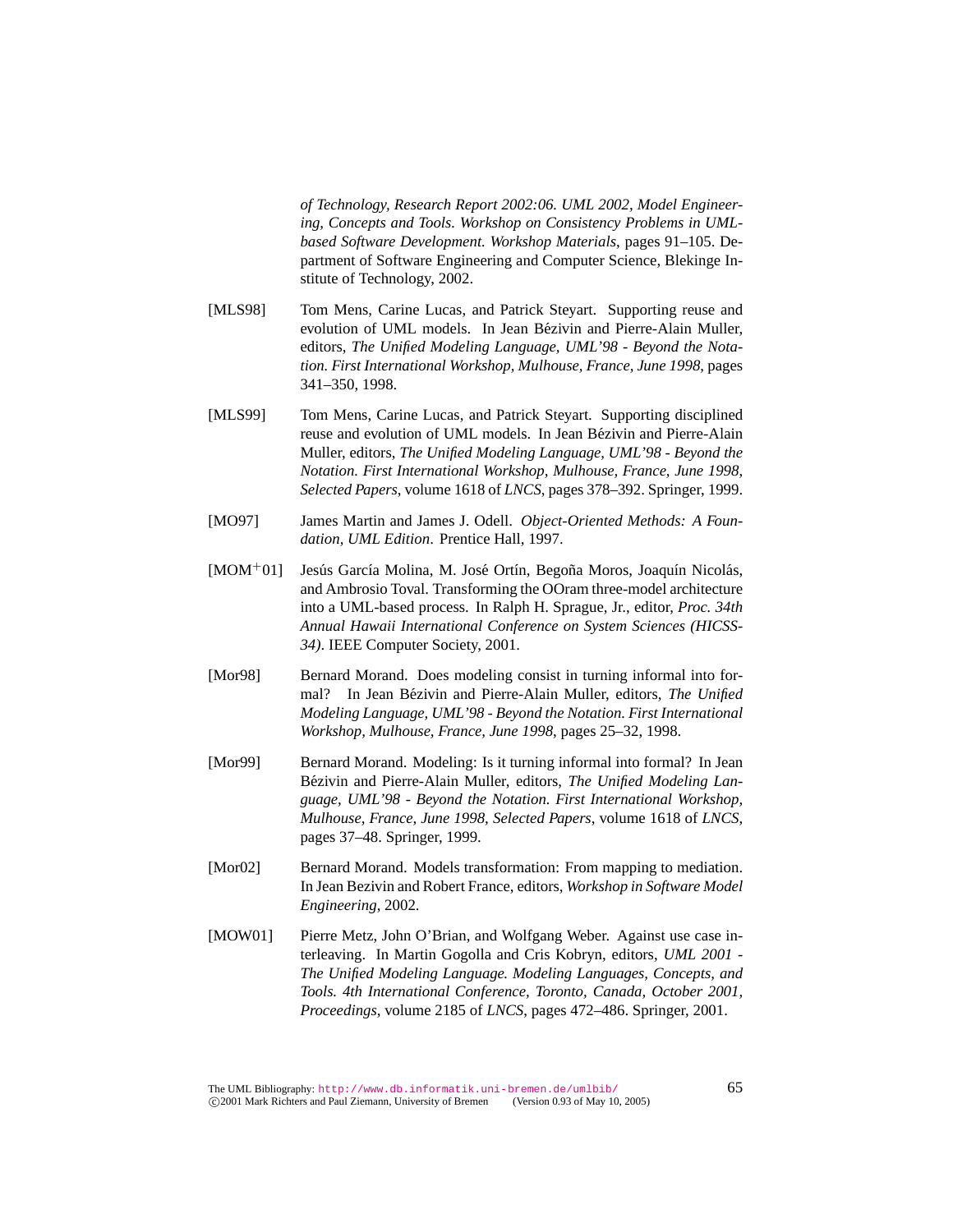*of Technology, Research Report 2002:06. UML 2002, Model Engineering, Concepts and Tools. Workshop on Consistency Problems in UML-based Software Development. Workshop Materials*, pages 91–105. Department of Software Engineering and Computer Science, Blekinge Institute of Technology, 2002.

[MLS98] Tom Mens, Carine Lucas, and Patrick Steyart. Supporting reuse and evolution of UML models. In Jean Bézivin and Pierre-Alain Muller, editors, *The Unified Modeling Language, UML'98 - Beyond the Notation. First International Workshop, Mulhouse, France, June 1998*, pages 341–350, 1998.

[MLS99] Tom Mens, Carine Lucas, and Patrick Steyart. Supporting disciplined reuse and evolution of UML models. In Jean Bézivin and Pierre-Alain Muller, editors, *The Unified Modeling Language, UML'98 - Beyond the Notation. First International Workshop, Mulhouse, France, June 1998, Selected Papers*, volume 1618 of *LNCS*, pages 378–392. Springer, 1999.

[MO97] James Martin and James J. Odell. *Object-Oriented Methods: A Foundation, UML Edition*. Prentice Hall, 1997.

[MOM+01] Jesús García Molina, M. José Ortín, Begoña Moros, Joaquín Nicolás, and Ambrosio Toval. Transforming the OOram three-model architecture into a UML-based process. In Ralph H. Sprague, Jr., editor, *Proc. 34th Annual Hawaii International Conference on System Sciences (HICSS-34)*. IEEE Computer Society, 2001.

[Mor98] Bernard Morand. Does modeling consist in turning informal into formal? In Jean Bézivin and Pierre-Alain Muller, editors, *The Unified Modeling Language, UML'98 - Beyond the Notation. First International Workshop, Mulhouse, France, June 1998*, pages 25–32, 1998.

[Mor99] Bernard Morand. Modeling: Is it turning informal into formal? In Jean Bézivin and Pierre-Alain Muller, editors, *The Unified Modeling Language, UML'98 - Beyond the Notation. First International Workshop, Mulhouse, France, June 1998, Selected Papers*, volume 1618 of *LNCS*, pages 37–48. Springer, 1999.

[Mor02] Bernard Morand. Models transformation: From mapping to mediation. In Jean Bezivin and Robert France, editors, *Workshop in Software Model Engineering*, 2002.

[MOW01] Pierre Metz, John O'Brian, and Wolfgang Weber. Against use case interleaving. In Martin Gogolla and Cris Kobryn, editors, *UML 2001 - The Unified Modeling Language. Modeling Languages, Concepts, and Tools. 4th International Conference, Toronto, Canada, October 2001, Proceedings*, volume 2185 of *LNCS*, pages 472–486. Springer, 2001.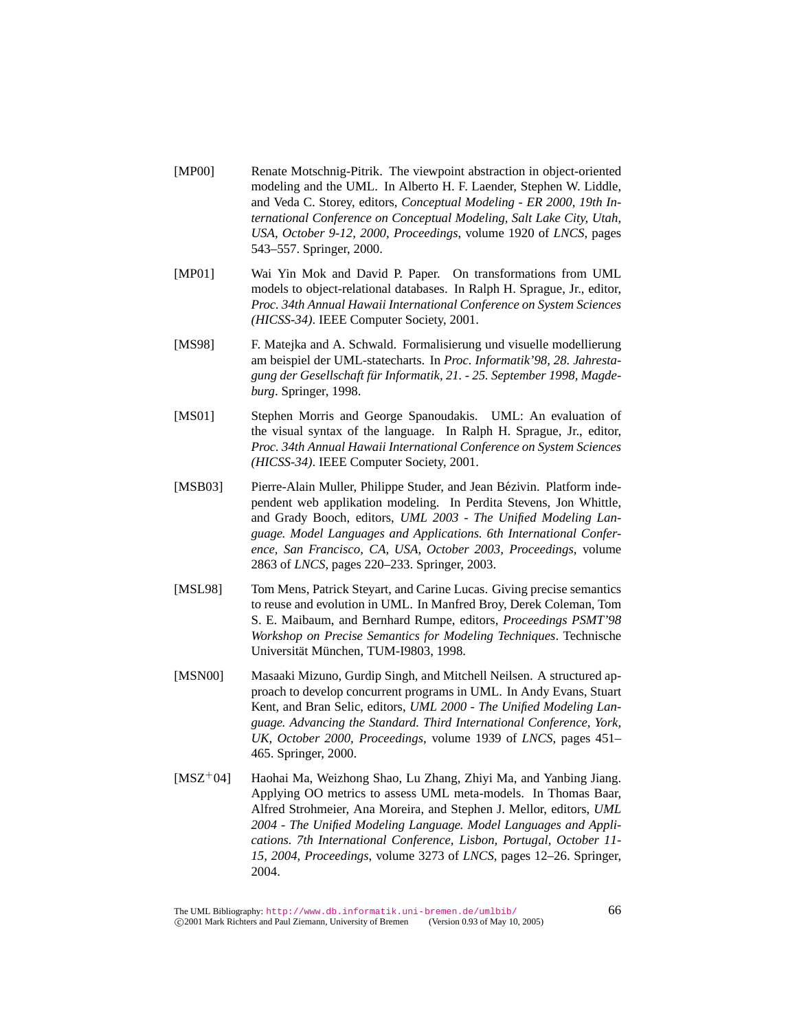[MP00] Renate Motschnig-Pitrik. The viewpoint abstraction in object-oriented modeling and the UML. In Alberto H. F. Laender, Stephen W. Liddle, and Veda C. Storey, editors, *Conceptual Modeling - ER 2000, 19th International Conference on Conceptual Modeling, Salt Lake City, Utah, USA, October 9-12, 2000, Proceedings*, volume 1920 of *LNCS*, pages 543–557. Springer, 2000.

[MP01] Wai Yin Mok and David P. Paper. On transformations from UML models to object-relational databases. In Ralph H. Sprague, Jr., editor, *Proc. 34th Annual Hawaii International Conference on System Sciences (HICSS-34)*. IEEE Computer Society, 2001.

[MS98] F. Matejka and A. Schwald. Formalisierung und visuelle modellierung am beispiel der UML-statecharts. In *Proc. Informatik'98, 28. Jahrestagung der Gesellschaft für Informatik, 21. - 25. September 1998, Magdeburg*. Springer, 1998.

[MS01] Stephen Morris and George Spanoudakis. UML: An evaluation of the visual syntax of the language. In Ralph H. Sprague, Jr., editor, *Proc. 34th Annual Hawaii International Conference on System Sciences (HICSS-34)*. IEEE Computer Society, 2001.

[MSB03] Pierre-Alain Muller, Philippe Studer, and Jean Bézivin. Platform independent web applikation modeling. In Perdita Stevens, Jon Whittle, and Grady Booch, editors, *UML 2003 - The Unified Modeling Language. Model Languages and Applications. 6th International Conference, San Francisco, CA, USA, October 2003, Proceedings*, volume 2863 of *LNCS*, pages 220–233. Springer, 2003.

[MSL98] Tom Mens, Patrick Steyart, and Carine Lucas. Giving precise semantics to reuse and evolution in UML. In Manfred Broy, Derek Coleman, Tom S. E. Maibaum, and Bernhard Rumpe, editors, *Proceedings PSMT'98 Workshop on Precise Semantics for Modeling Techniques*. Technische Universität München, TUM-I9803, 1998.

[MSN00] Masaaki Mizuno, Gurdip Singh, and Mitchell Neilsen. A structured approach to develop concurrent programs in UML. In Andy Evans, Stuart Kent, and Bran Selic, editors, *UML 2000 - The Unified Modeling Language. Advancing the Standard. Third International Conference, York, UK, October 2000, Proceedings*, volume 1939 of *LNCS*, pages 451–465. Springer, 2000.

[MSZ+04] Haohai Ma, Weizhong Shao, Lu Zhang, Zhiyi Ma, and Yanbing Jiang. Applying OO metrics to assess UML meta-models. In Thomas Baar, Alfred Strohmeier, Ana Moreira, and Stephen J. Mellor, editors, *UML 2004 - The Unified Modeling Language. Model Languages and Applications. 7th International Conference, Lisbon, Portugal, October 11-15, 2004, Proceedings*, volume 3273 of *LNCS*, pages 12–26. Springer, 2004.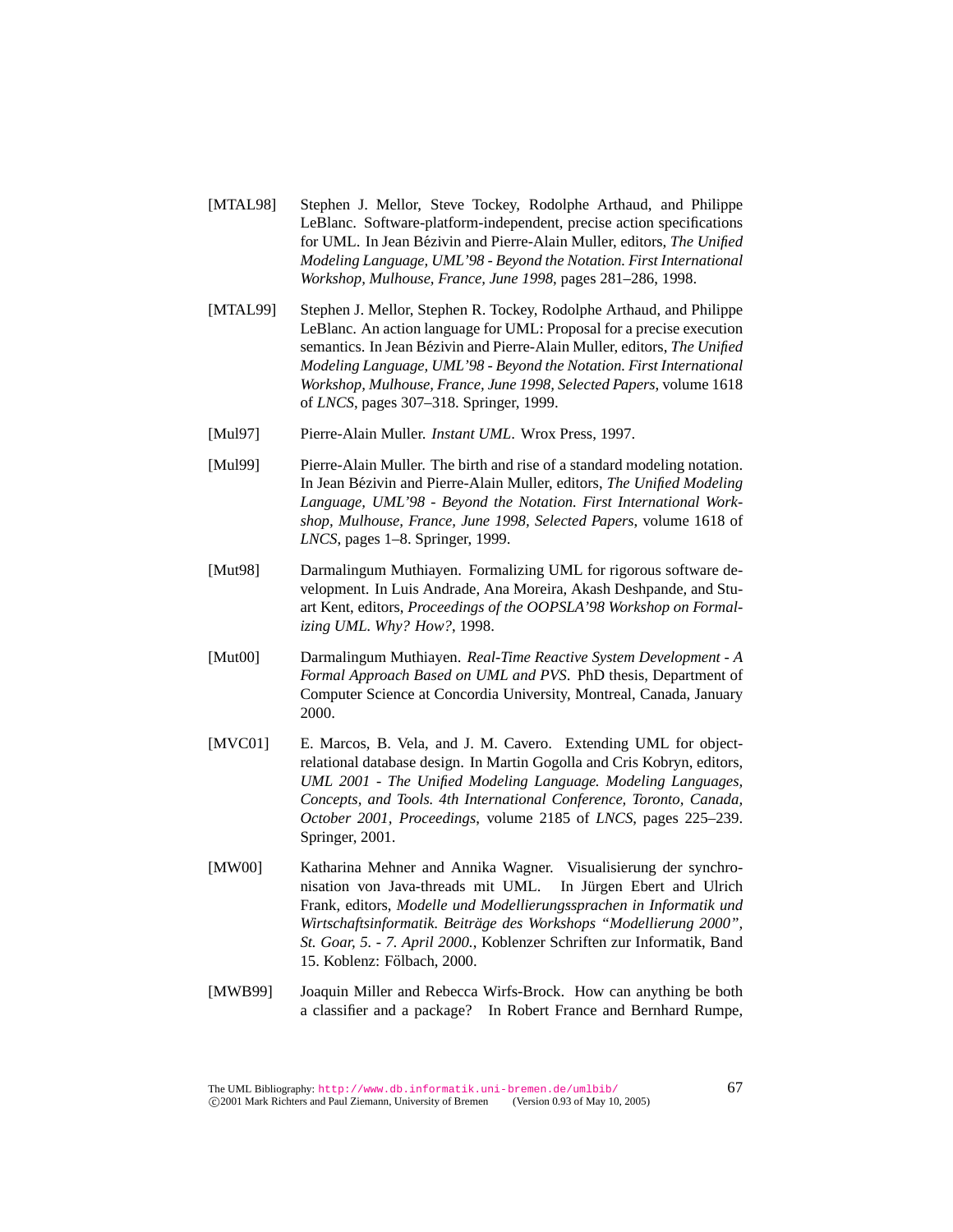[MTAL98] Stephen J. Mellor, Steve Tockey, Rodolphe Arthaud, and Philippe LeBlanc. Software-platform-independent, precise action specifications for UML. In Jean Bézivin and Pierre-Alain Muller, editors, *The Unified Modeling Language, UML'98 - Beyond the Notation. First International Workshop, Mulhouse, France, June 1998*, pages 281–286, 1998.

[MTAL99] Stephen J. Mellor, Stephen R. Tockey, Rodolphe Arthaud, and Philippe LeBlanc. An action language for UML: Proposal for a precise execution semantics. In Jean Bézivin and Pierre-Alain Muller, editors, *The Unified Modeling Language, UML'98 - Beyond the Notation. First International Workshop, Mulhouse, France, June 1998, Selected Papers*, volume 1618 of *LNCS*, pages 307–318. Springer, 1999.

[Mul97] Pierre-Alain Muller. *Instant UML*. Wrox Press, 1997.

[Mul99] Pierre-Alain Muller. The birth and rise of a standard modeling notation. In Jean Bézivin and Pierre-Alain Muller, editors, *The Unified Modeling Language, UML'98 - Beyond the Notation. First International Workshop, Mulhouse, France, June 1998, Selected Papers*, volume 1618 of *LNCS*, pages 1–8. Springer, 1999.

[Mut98] Darmalingum Muthiayen. Formalizing UML for rigorous software development. In Luis Andrade, Ana Moreira, Akash Deshpande, and Stuart Kent, editors, *Proceedings of the OOPSLA'98 Workshop on Formalizing UML. Why? How?*, 1998.

[Mut00] Darmalingum Muthiayen. *Real-Time Reactive System Development - A Formal Approach Based on UML and PVS*. PhD thesis, Department of Computer Science at Concordia University, Montreal, Canada, January 2000.

[MVC01] E. Marcos, B. Vela, and J. M. Cavero. Extending UML for object-relational database design. In Martin Gogolla and Cris Kobryn, editors, *UML 2001 - The Unified Modeling Language. Modeling Languages, Concepts, and Tools. 4th International Conference, Toronto, Canada, October 2001, Proceedings*, volume 2185 of *LNCS*, pages 225–239. Springer, 2001.

[MW00] Katharina Mehner and Annika Wagner. Visualisierung der synchronisation von Java-threads mit UML. In Jürgen Ebert and Ulrich Frank, editors, *Modelle und Modellierungssprachen in Informatik und Wirtschaftsinformatik. Beiträge des Workshops "Modellierung 2000", St. Goar, 5. - 7. April 2000.*, Koblenzer Schriften zur Informatik, Band 15. Koblenz: Fölbach, 2000.

[MWB99] Joaquin Miller and Rebecca Wirfs-Brock. How can anything be both a classifier and a package? In Robert France and Bernhard Rumpe,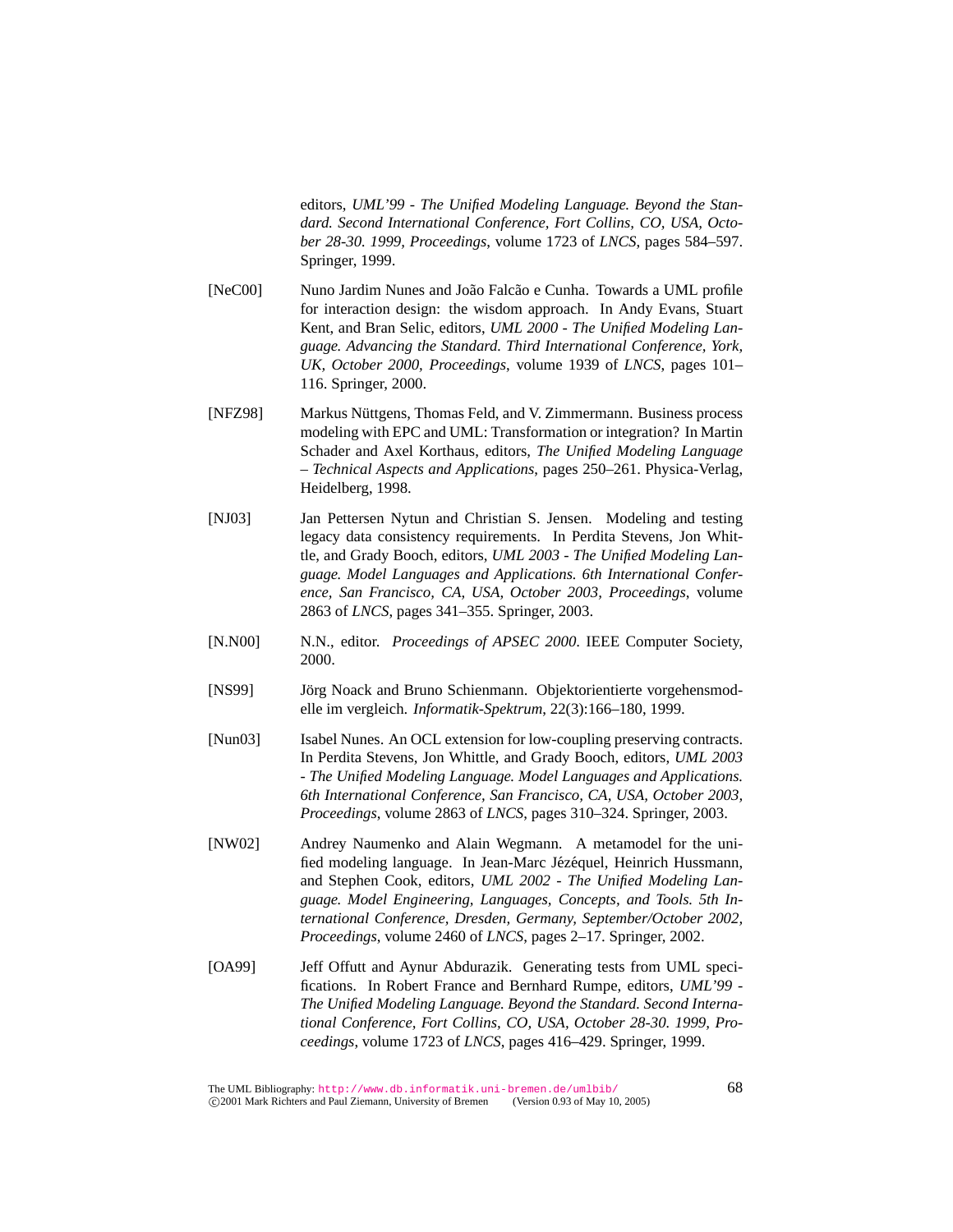editors, *UML'99 - The Unified Modeling Language. Beyond the Standard. Second International Conference, Fort Collins, CO, USA, October 28-30. 1999, Proceedings*, volume 1723 of *LNCS*, pages 584–597. Springer, 1999.

[NeC00] Nuno Jardim Nunes and João Falcão e Cunha. Towards a UML profile for interaction design: the wisdom approach. In Andy Evans, Stuart Kent, and Bran Selic, editors, *UML 2000 - The Unified Modeling Language. Advancing the Standard. Third International Conference, York, UK, October 2000, Proceedings*, volume 1939 of *LNCS*, pages 101–116. Springer, 2000.

[NFZ98] Markus Nüttgens, Thomas Feld, and V. Zimmermann. Business process modeling with EPC and UML: Transformation or integration? In Martin Schader and Axel Korthaus, editors, *The Unified Modeling Language – Technical Aspects and Applications*, pages 250–261. Physica-Verlag, Heidelberg, 1998.

[NJ03] Jan Pettersen Nytun and Christian S. Jensen. Modeling and testing legacy data consistency requirements. In Perdita Stevens, Jon Whittle, and Grady Booch, editors, *UML 2003 - The Unified Modeling Language. Model Languages and Applications. 6th International Conference, San Francisco, CA, USA, October 2003, Proceedings*, volume 2863 of *LNCS*, pages 341–355. Springer, 2003.

[N.N00] N.N., editor. *Proceedings of APSEC 2000*. IEEE Computer Society, 2000.

[NS99] Jörg Noack and Bruno Schienmann. Objektorientierte vorgehensmodelle im vergleich. *Informatik-Spektrum*, 22(3):166–180, 1999.

[Nun03] Isabel Nunes. An OCL extension for low-coupling preserving contracts. In Perdita Stevens, Jon Whittle, and Grady Booch, editors, *UML 2003 - The Unified Modeling Language. Model Languages and Applications. 6th International Conference, San Francisco, CA, USA, October 2003, Proceedings*, volume 2863 of *LNCS*, pages 310–324. Springer, 2003.

[NW02] Andrey Naumenko and Alain Wegmann. A metamodel for the unified modeling language. In Jean-Marc Jézéquel, Heinrich Hussmann, and Stephen Cook, editors, *UML 2002 - The Unified Modeling Language. Model Engineering, Languages, Concepts, and Tools. 5th International Conference, Dresden, Germany, September/October 2002, Proceedings*, volume 2460 of *LNCS*, pages 2–17. Springer, 2002.

[OA99] Jeff Offutt and Aynur Abdurazik. Generating tests from UML specifications. In Robert France and Bernhard Rumpe, editors, *UML'99 - The Unified Modeling Language. Beyond the Standard. Second International Conference, Fort Collins, CO, USA, October 28-30. 1999, Proceedings*, volume 1723 of *LNCS*, pages 416–429. Springer, 1999.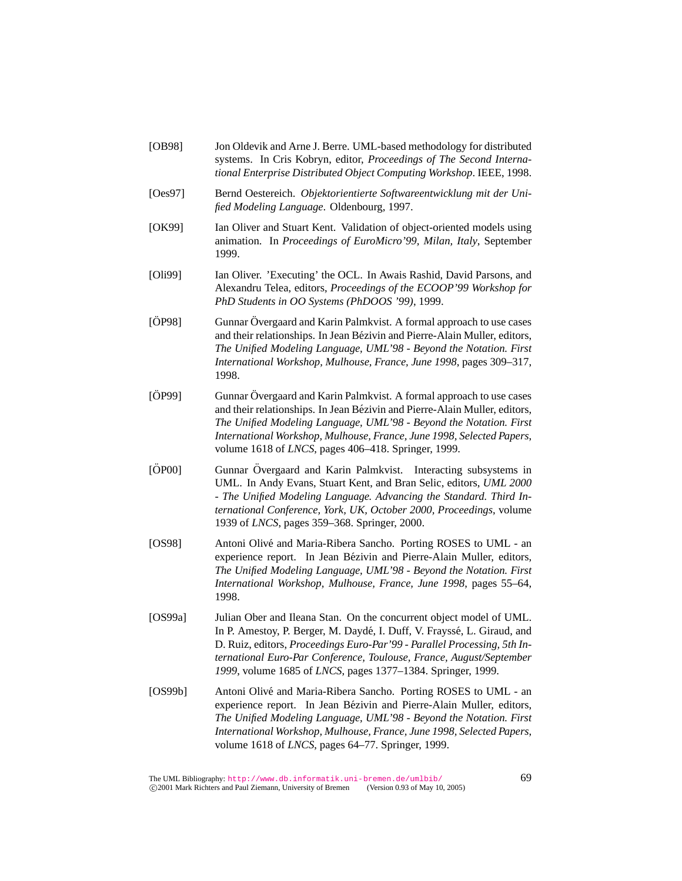[OB98] Jon Oldevik and Arne J. Berre. UML-based methodology for distributed systems. In Cris Kobryn, editor, *Proceedings of The Second International Enterprise Distributed Object Computing Workshop*. IEEE, 1998.

[Oes97] Bernd Oestereich. *Objektorientierte Softwareentwicklung mit der Unified Modeling Language*. Oldenbourg, 1997.

[OK99] Ian Oliver and Stuart Kent. Validation of object-oriented models using animation. In *Proceedings of EuroMicro'99, Milan, Italy*, September 1999.

[Oli99] Ian Oliver. 'Executing' the OCL. In Awais Rashid, David Parsons, and Alexandru Telea, editors, *Proceedings of the ECOOP'99 Workshop for PhD Students in OO Systems (PhDOOS '99)*, 1999.

[ÖP98] Gunnar Övergaard and Karin Palmkvist. A formal approach to use cases and their relationships. In Jean Bézivin and Pierre-Alain Muller, editors, *The Unified Modeling Language, UML'98 - Beyond the Notation. First International Workshop, Mulhouse, France, June 1998*, pages 309–317, 1998.

[ÖP99] Gunnar Övergaard and Karin Palmkvist. A formal approach to use cases and their relationships. In Jean Bézivin and Pierre-Alain Muller, editors, *The Unified Modeling Language, UML'98 - Beyond the Notation. First International Workshop, Mulhouse, France, June 1998, Selected Papers*, volume 1618 of *LNCS*, pages 406–418. Springer, 1999.

[ÖP00] Gunnar Övergaard and Karin Palmkvist. Interacting subsystems in UML. In Andy Evans, Stuart Kent, and Bran Selic, editors, *UML 2000 - The Unified Modeling Language. Advancing the Standard. Third International Conference, York, UK, October 2000, Proceedings*, volume 1939 of *LNCS*, pages 359–368. Springer, 2000.

[OS98] Antoni Olivé and Maria-Ribera Sancho. Porting ROSES to UML - an experience report. In Jean Bézivin and Pierre-Alain Muller, editors, *The Unified Modeling Language, UML'98 - Beyond the Notation. First International Workshop, Mulhouse, France, June 1998*, pages 55–64, 1998.

[OS99a] Julian Ober and Ileana Stan. On the concurrent object model of UML. In P. Amestoy, P. Berger, M. Daydé, I. Duff, V. Frayssé, L. Giraud, and D. Ruiz, editors, *Proceedings Euro-Par'99 - Parallel Processing, 5th International Euro-Par Conference, Toulouse, France, August/September 1999*, volume 1685 of *LNCS*, pages 1377–1384. Springer, 1999.

[OS99b] Antoni Olivé and Maria-Ribera Sancho. Porting ROSES to UML - an experience report. In Jean Bézivin and Pierre-Alain Muller, editors, *The Unified Modeling Language, UML'98 - Beyond the Notation. First International Workshop, Mulhouse, France, June 1998, Selected Papers*, volume 1618 of *LNCS*, pages 64–77. Springer, 1999.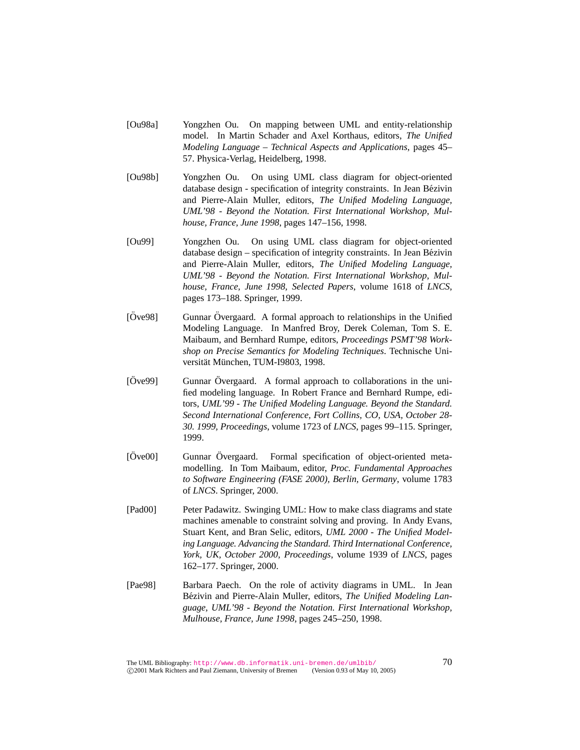[Ou98a] Yongzhen Ou. On mapping between UML and entity-relationship model. In Martin Schader and Axel Korthaus, editors, *The Unified Modeling Language – Technical Aspects and Applications*, pages 45–57. Physica-Verlag, Heidelberg, 1998.

[Ou98b] Yongzhen Ou. On using UML class diagram for object-oriented database design - specification of integrity constraints. In Jean Bézivin and Pierre-Alain Muller, editors, *The Unified Modeling Language, UML'98 - Beyond the Notation. First International Workshop, Mulhouse, France, June 1998*, pages 147–156, 1998.

[Ou99] Yongzhen Ou. On using UML class diagram for object-oriented database design – specification of integrity constraints. In Jean Bézivin and Pierre-Alain Muller, editors, *The Unified Modeling Language, UML'98 - Beyond the Notation. First International Workshop, Mulhouse, France, June 1998, Selected Papers*, volume 1618 of *LNCS*, pages 173–188. Springer, 1999.

[Öve98] Gunnar Övergaard. A formal approach to relationships in the Unified Modeling Language. In Manfred Broy, Derek Coleman, Tom S. E. Maibaum, and Bernhard Rumpe, editors, *Proceedings PSMT'98 Workshop on Precise Semantics for Modeling Techniques*. Technische Universität München, TUM-I9803, 1998.

[Öve99] Gunnar Övergaard. A formal approach to collaborations in the unified modeling language. In Robert France and Bernhard Rumpe, editors, *UML'99 - The Unified Modeling Language. Beyond the Standard. Second International Conference, Fort Collins, CO, USA, October 28-30. 1999, Proceedings*, volume 1723 of *LNCS*, pages 99–115. Springer, 1999.

[Öve00] Gunnar Övergaard. Formal specification of object-oriented meta-modelling. In Tom Maibaum, editor, *Proc. Fundamental Approaches to Software Engineering (FASE 2000), Berlin, Germany*, volume 1783 of *LNCS*. Springer, 2000.

[Pad00] Peter Padawitz. Swinging UML: How to make class diagrams and state machines amenable to constraint solving and proving. In Andy Evans, Stuart Kent, and Bran Selic, editors, *UML 2000 - The Unified Modeling Language. Advancing the Standard. Third International Conference, York, UK, October 2000, Proceedings*, volume 1939 of *LNCS*, pages 162–177. Springer, 2000.

[Pae98] Barbara Paech. On the role of activity diagrams in UML. In Jean Bézivin and Pierre-Alain Muller, editors, *The Unified Modeling Language, UML'98 - Beyond the Notation. First International Workshop, Mulhouse, France, June 1998*, pages 245–250, 1998.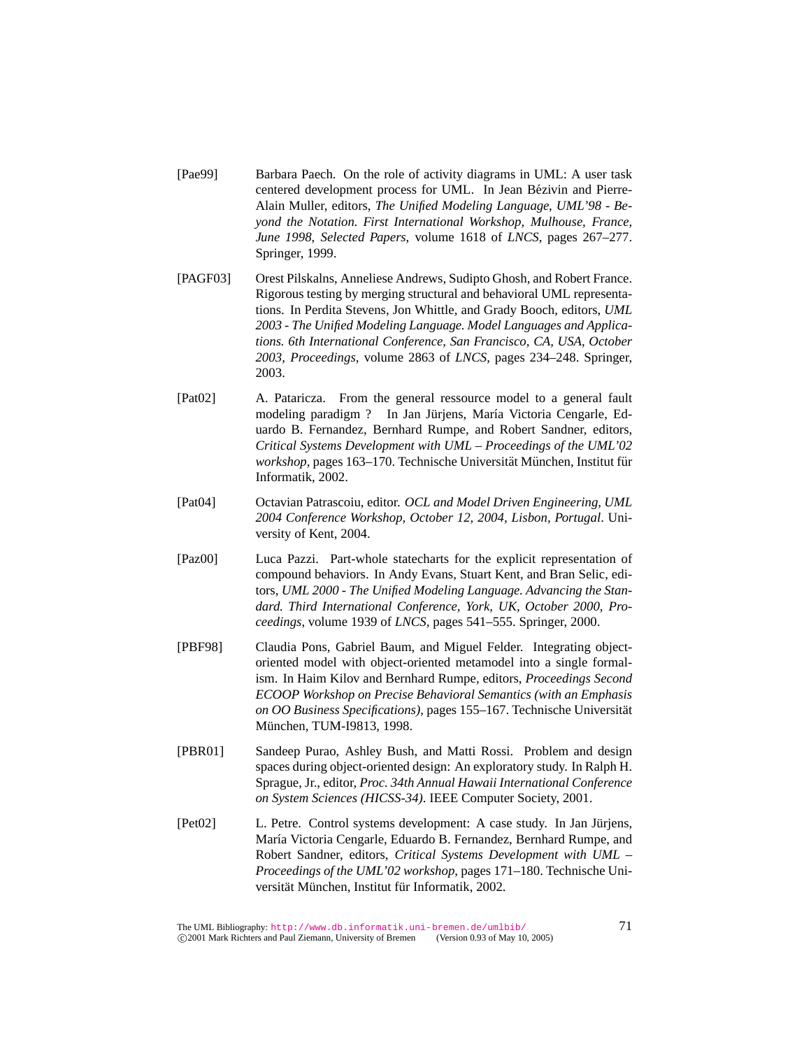[Pae99] Barbara Paech. On the role of activity diagrams in UML: A user task centered development process for UML. In Jean Bézivin and Pierre-Alain Muller, editors, *The Unified Modeling Language, UML'98 - Beyond the Notation. First International Workshop, Mulhouse, France, June 1998, Selected Papers*, volume 1618 of *LNCS*, pages 267–277. Springer, 1999.

[PAGF03] Orest Pilskalns, Anneliese Andrews, Sudipto Ghosh, and Robert France. Rigorous testing by merging structural and behavioral UML representations. In Perdita Stevens, Jon Whittle, and Grady Booch, editors, *UML 2003 - The Unified Modeling Language. Model Languages and Applications. 6th International Conference, San Francisco, CA, USA, October 2003, Proceedings*, volume 2863 of *LNCS*, pages 234–248. Springer, 2003.

[Pat02] A. Pataricza. From the general ressource model to a general fault modeling paradigm ? In Jan Jürjens, María Victoria Cengarle, Eduardo B. Fernandez, Bernhard Rumpe, and Robert Sandner, editors, *Critical Systems Development with UML – Proceedings of the UML'02 workshop*, pages 163–170. Technische Universität München, Institut für Informatik, 2002.

[Pat04] Octavian Patrascoiu, editor. *OCL and Model Driven Engineering, UML 2004 Conference Workshop, October 12, 2004, Lisbon, Portugal*. University of Kent, 2004.

[Paz00] Luca Pazzi. Part-whole statecharts for the explicit representation of compound behaviors. In Andy Evans, Stuart Kent, and Bran Selic, editors, *UML 2000 - The Unified Modeling Language. Advancing the Standard. Third International Conference, York, UK, October 2000, Proceedings*, volume 1939 of *LNCS*, pages 541–555. Springer, 2000.

[PBF98] Claudia Pons, Gabriel Baum, and Miguel Felder. Integrating object-oriented model with object-oriented metamodel into a single formalism. In Haim Kilov and Bernhard Rumpe, editors, *Proceedings Second ECOOP Workshop on Precise Behavioral Semantics (with an Emphasis on OO Business Specifications)*, pages 155–167. Technische Universität München, TUM-I9813, 1998.

[PBR01] Sandeep Purao, Ashley Bush, and Matti Rossi. Problem and design spaces during object-oriented design: An exploratory study. In Ralph H. Sprague, Jr., editor, *Proc. 34th Annual Hawaii International Conference on System Sciences (HICSS-34)*. IEEE Computer Society, 2001.

[Pet02] L. Petre. Control systems development: A case study. In Jan Jürjens, María Victoria Cengarle, Eduardo B. Fernandez, Bernhard Rumpe, and Robert Sandner, editors, *Critical Systems Development with UML – Proceedings of the UML'02 workshop*, pages 171–180. Technische Universität München, Institut für Informatik, 2002.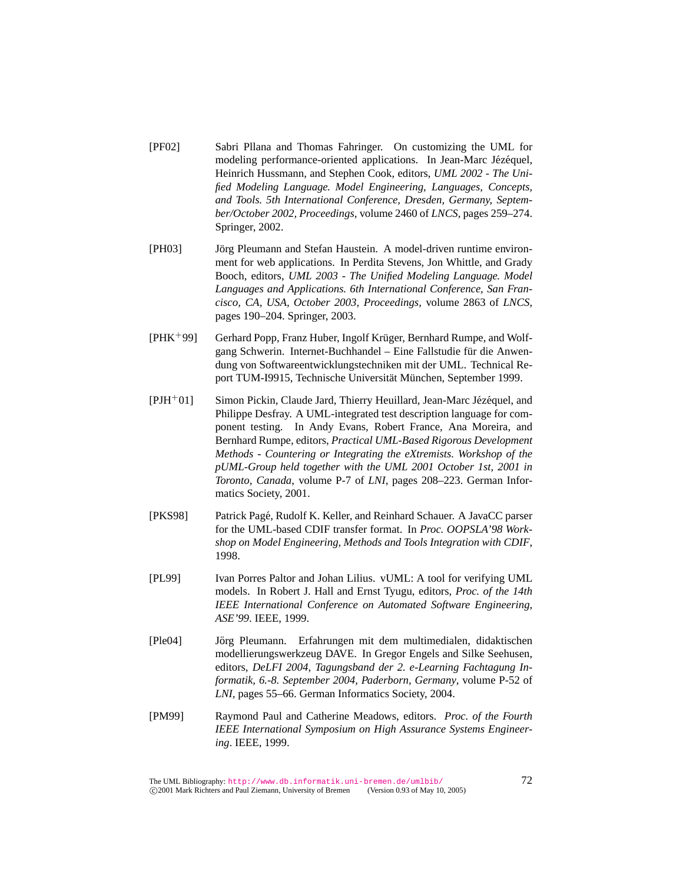[PF02] Sabri Pllana and Thomas Fahringer. On customizing the UML for modeling performance-oriented applications. In Jean-Marc Jézéquel, Heinrich Hussmann, and Stephen Cook, editors, *UML 2002 - The Unified Modeling Language. Model Engineering, Languages, Concepts, and Tools. 5th International Conference, Dresden, Germany, September/October 2002, Proceedings*, volume 2460 of *LNCS*, pages 259–274. Springer, 2002.

[PH03] Jörg Pleumann and Stefan Haustein. A model-driven runtime environment for web applications. In Perdita Stevens, Jon Whittle, and Grady Booch, editors, *UML 2003 - The Unified Modeling Language. Model Languages and Applications. 6th International Conference, San Francisco, CA, USA, October 2003, Proceedings*, volume 2863 of *LNCS*, pages 190–204. Springer, 2003.

[PHK+99] Gerhard Popp, Franz Huber, Ingolf Krüger, Bernhard Rumpe, and Wolfgang Schwerin. Internet-Buchhandel – Eine Fallstudie für die Anwendung von Softwareentwicklungstechniken mit der UML. Technical Report TUM-I9915, Technische Universität München, September 1999.

[PJH+01] Simon Pickin, Claude Jard, Thierry Heuillard, Jean-Marc Jézéquel, and Philippe Desfray. A UML-integrated test description language for component testing. In Andy Evans, Robert France, Ana Moreira, and Bernhard Rumpe, editors, *Practical UML-Based Rigorous Development Methods - Countering or Integrating the eXtremists. Workshop of the pUML-Group held together with the UML 2001 October 1st, 2001 in Toronto, Canada*, volume P-7 of *LNI*, pages 208–223. German Informatics Society, 2001.

[PKS98] Patrick Pagé, Rudolf K. Keller, and Reinhard Schauer. A JavaCC parser for the UML-based CDIF transfer format. In *Proc. OOPSLA'98 Workshop on Model Engineering, Methods and Tools Integration with CDIF*, 1998.

[PL99] Ivan Porres Paltor and Johan Lilius. vUML: A tool for verifying UML models. In Robert J. Hall and Ernst Tyugu, editors, *Proc. of the 14th IEEE International Conference on Automated Software Engineering, ASE'99*. IEEE, 1999.

[Ple04] Jörg Pleumann. Erfahrungen mit dem multimedialen, didaktischen modellierungswerkzeug DAVE. In Gregor Engels and Silke Seehusen, editors, *DeLFI 2004, Tagungsband der 2. e-Learning Fachtagung Informatik, 6.-8. September 2004, Paderborn, Germany*, volume P-52 of *LNI*, pages 55–66. German Informatics Society, 2004.

[PM99] Raymond Paul and Catherine Meadows, editors. *Proc. of the Fourth IEEE International Symposium on High Assurance Systems Engineering*. IEEE, 1999.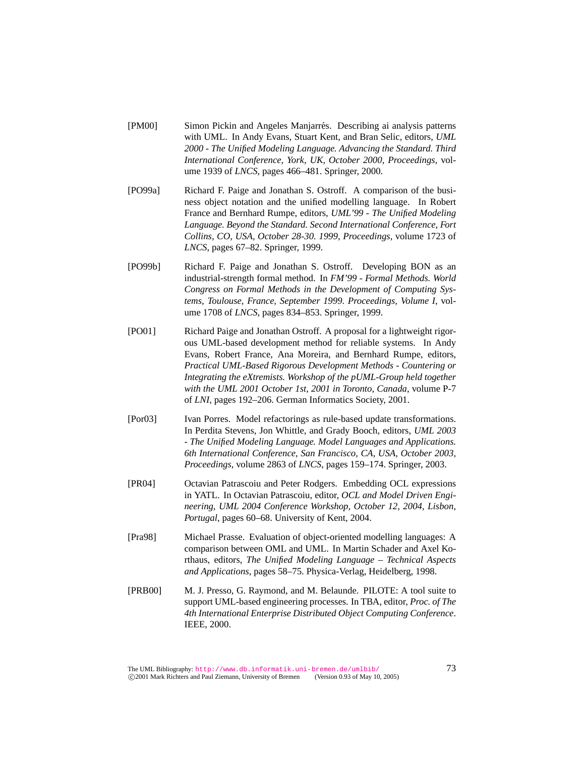[PM00] Simon Pickin and Angeles Manjarrés. Describing ai analysis patterns with UML. In Andy Evans, Stuart Kent, and Bran Selic, editors, *UML 2000 - The Unified Modeling Language. Advancing the Standard. Third International Conference, York, UK, October 2000, Proceedings*, volume 1939 of *LNCS*, pages 466–481. Springer, 2000.

[PO99a] Richard F. Paige and Jonathan S. Ostroff. A comparison of the business object notation and the unified modelling language. In Robert France and Bernhard Rumpe, editors, *UML'99 - The Unified Modeling Language. Beyond the Standard. Second International Conference, Fort Collins, CO, USA, October 28-30. 1999, Proceedings*, volume 1723 of *LNCS*, pages 67–82. Springer, 1999.

[PO99b] Richard F. Paige and Jonathan S. Ostroff. Developing BON as an industrial-strength formal method. In *FM'99 - Formal Methods. World Congress on Formal Methods in the Development of Computing Systems, Toulouse, France, September 1999. Proceedings, Volume I*, volume 1708 of *LNCS*, pages 834–853. Springer, 1999.

[PO01] Richard Paige and Jonathan Ostroff. A proposal for a lightweight rigorous UML-based development method for reliable systems. In Andy Evans, Robert France, Ana Moreira, and Bernhard Rumpe, editors, *Practical UML-Based Rigorous Development Methods - Countering or Integrating the eXtremists. Workshop of the pUML-Group held together with the UML 2001 October 1st, 2001 in Toronto, Canada*, volume P-7 of *LNI*, pages 192–206. German Informatics Society, 2001.

[Por03] Ivan Porres. Model refactorings as rule-based update transformations. In Perdita Stevens, Jon Whittle, and Grady Booch, editors, *UML 2003 - The Unified Modeling Language. Model Languages and Applications. 6th International Conference, San Francisco, CA, USA, October 2003, Proceedings*, volume 2863 of *LNCS*, pages 159–174. Springer, 2003.

[PR04] Octavian Patrascoiu and Peter Rodgers. Embedding OCL expressions in YATL. In Octavian Patrascoiu, editor, *OCL and Model Driven Engineering, UML 2004 Conference Workshop, October 12, 2004, Lisbon, Portugal*, pages 60–68. University of Kent, 2004.

[Pra98] Michael Prasse. Evaluation of object-oriented modelling languages: A comparison between OML and UML. In Martin Schader and Axel Korthaus, editors, *The Unified Modeling Language – Technical Aspects and Applications*, pages 58–75. Physica-Verlag, Heidelberg, 1998.

[PRB00] M. J. Presso, G. Raymond, and M. Belaunde. PILOTE: A tool suite to support UML-based engineering processes. In TBA, editor, *Proc. of The 4th International Enterprise Distributed Object Computing Conference*. IEEE, 2000.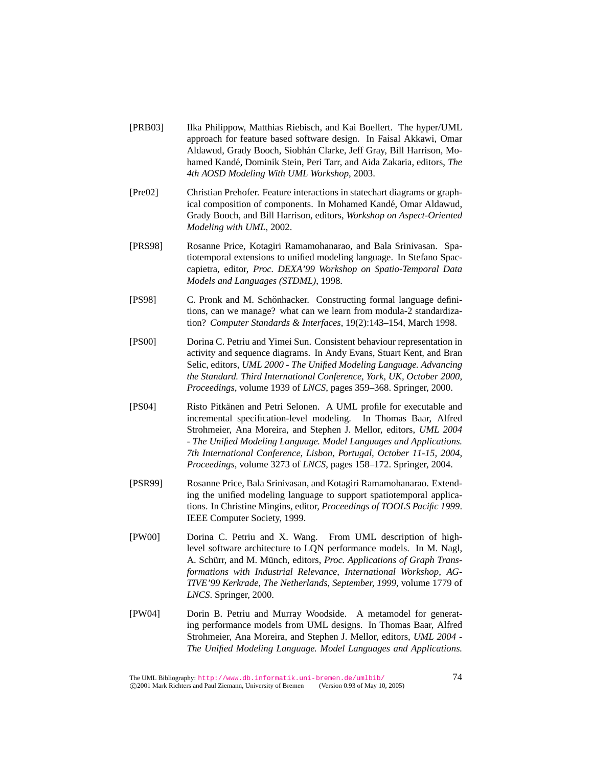[PRB03] Ilka Philippow, Matthias Riebisch, and Kai Boellert. The hyper/UML approach for feature based software design. In Faisal Akkawi, Omar Aldawud, Grady Booch, Siobhán Clarke, Jeff Gray, Bill Harrison, Mohamed Kandé, Dominik Stein, Peri Tarr, and Aida Zakaria, editors, *The 4th AOSD Modeling With UML Workshop*, 2003.

[Pre02] Christian Prehofer. Feature interactions in statechart diagrams or graphical composition of components. In Mohamed Kandé, Omar Aldawud, Grady Booch, and Bill Harrison, editors, *Workshop on Aspect-Oriented Modeling with UML*, 2002.

[PRS98] Rosanne Price, Kotagiri Ramamohanarao, and Bala Srinivasan. Spatiotemporal extensions to unified modeling language. In Stefano Spaccapietra, editor, *Proc. DEXA'99 Workshop on Spatio-Temporal Data Models and Languages (STDML)*, 1998.

[PS98] C. Pronk and M. Schönhacker. Constructing formal language definitions, can we manage? what can we learn from modula-2 standardization? *Computer Standards & Interfaces*, 19(2):143–154, March 1998.

[PS00] Dorina C. Petriu and Yimei Sun. Consistent behaviour representation in activity and sequence diagrams. In Andy Evans, Stuart Kent, and Bran Selic, editors, *UML 2000 - The Unified Modeling Language. Advancing the Standard. Third International Conference, York, UK, October 2000, Proceedings*, volume 1939 of *LNCS*, pages 359–368. Springer, 2000.

[PS04] Risto Pitkänen and Petri Selonen. A UML profile for executable and incremental specification-level modeling. In Thomas Baar, Alfred Strohmeier, Ana Moreira, and Stephen J. Mellor, editors, *UML 2004 - The Unified Modeling Language. Model Languages and Applications. 7th International Conference, Lisbon, Portugal, October 11-15, 2004, Proceedings*, volume 3273 of *LNCS*, pages 158–172. Springer, 2004.

[PSR99] Rosanne Price, Bala Srinivasan, and Kotagiri Ramamohanarao. Extending the unified modeling language to support spatiotemporal applications. In Christine Mingins, editor, *Proceedings of TOOLS Pacific 1999*. IEEE Computer Society, 1999.

[PW00] Dorina C. Petriu and X. Wang. From UML description of high-level software architecture to LQN performance models. In M. Nagl, A. Schürr, and M. Münch, editors, *Proc. Applications of Graph Transformations with Industrial Relevance, International Workshop, AGTIVE'99 Kerkrade, The Netherlands, September, 1999*, volume 1779 of *LNCS*. Springer, 2000.

[PW04] Dorin B. Petriu and Murray Woodside. A metamodel for generating performance models from UML designs. In Thomas Baar, Alfred Strohmeier, Ana Moreira, and Stephen J. Mellor, editors, *UML 2004 - The Unified Modeling Language. Model Languages and Applications.*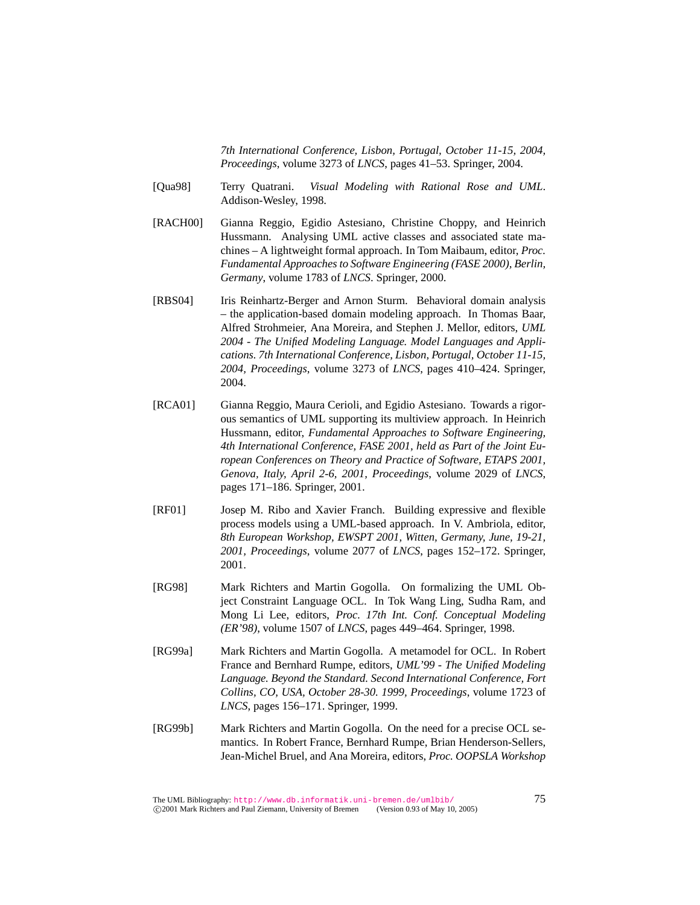*7th International Conference, Lisbon, Portugal, October 11-15, 2004, Proceedings*, volume 3273 of *LNCS*, pages 41–53. Springer, 2004.

[Qua98] Terry Quatrani. *Visual Modeling with Rational Rose and UML*. Addison-Wesley, 1998.

[RACH00] Gianna Reggio, Egidio Astesiano, Christine Choppy, and Heinrich Hussmann. Analysing UML active classes and associated state machines – A lightweight formal approach. In Tom Maibaum, editor, *Proc. Fundamental Approaches to Software Engineering (FASE 2000), Berlin, Germany*, volume 1783 of *LNCS*. Springer, 2000.

[RBS04] Iris Reinhartz-Berger and Arnon Sturm. Behavioral domain analysis – the application-based domain modeling approach. In Thomas Baar, Alfred Strohmeier, Ana Moreira, and Stephen J. Mellor, editors, *UML 2004 - The Unified Modeling Language. Model Languages and Applications. 7th International Conference, Lisbon, Portugal, October 11-15, 2004, Proceedings*, volume 3273 of *LNCS*, pages 410–424. Springer, 2004.

[RCA01] Gianna Reggio, Maura Cerioli, and Egidio Astesiano. Towards a rigorous semantics of UML supporting its multiview approach. In Heinrich Hussmann, editor, *Fundamental Approaches to Software Engineering, 4th International Conference, FASE 2001, held as Part of the Joint European Conferences on Theory and Practice of Software, ETAPS 2001, Genova, Italy, April 2-6, 2001, Proceedings*, volume 2029 of *LNCS*, pages 171–186. Springer, 2001.

[RF01] Josep M. Ribo and Xavier Franch. Building expressive and flexible process models using a UML-based approach. In V. Ambriola, editor, *8th European Workshop, EWSPT 2001, Witten, Germany, June, 19-21, 2001, Proceedings*, volume 2077 of *LNCS*, pages 152–172. Springer, 2001.

[RG98] Mark Richters and Martin Gogolla. On formalizing the UML Object Constraint Language OCL. In Tok Wang Ling, Sudha Ram, and Mong Li Lee, editors, *Proc. 17th Int. Conf. Conceptual Modeling (ER'98)*, volume 1507 of *LNCS*, pages 449–464. Springer, 1998.

[RG99a] Mark Richters and Martin Gogolla. A metamodel for OCL. In Robert France and Bernhard Rumpe, editors, *UML'99 - The Unified Modeling Language. Beyond the Standard. Second International Conference, Fort Collins, CO, USA, October 28-30. 1999, Proceedings*, volume 1723 of *LNCS*, pages 156–171. Springer, 1999.

[RG99b] Mark Richters and Martin Gogolla. On the need for a precise OCL semantics. In Robert France, Bernhard Rumpe, Brian Henderson-Sellers, Jean-Michel Bruel, and Ana Moreira, editors, *Proc. OOPSLA Workshop*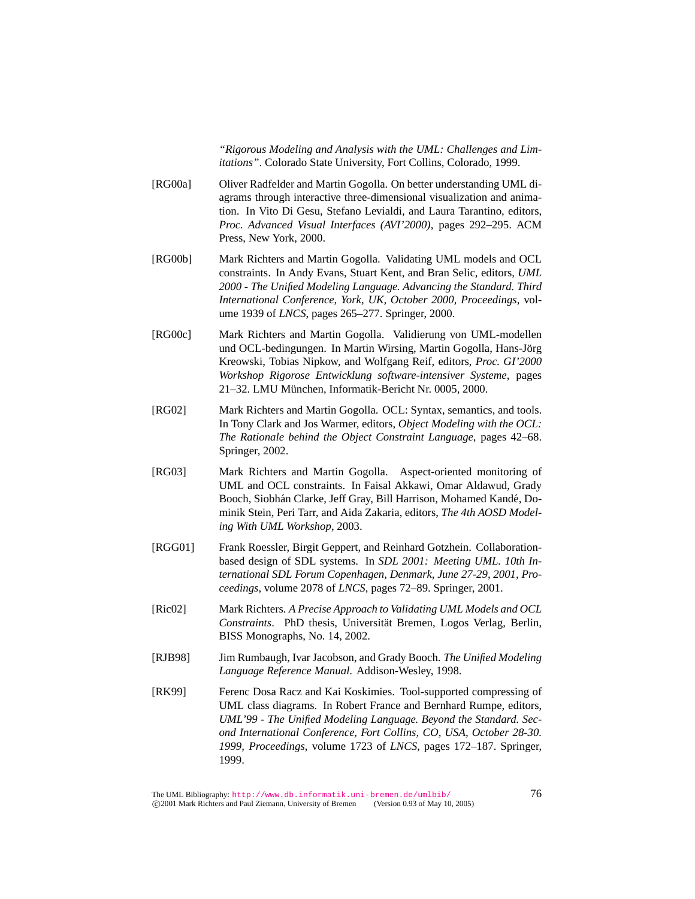*"Rigorous Modeling and Analysis with the UML: Challenges and Limitations"*. Colorado State University, Fort Collins, Colorado, 1999.

[RG00a] Oliver Radfelder and Martin Gogolla. On better understanding UML diagrams through interactive three-dimensional visualization and animation. In Vito Di Gesu, Stefano Levialdi, and Laura Tarantino, editors, *Proc. Advanced Visual Interfaces (AVI'2000)*, pages 292–295. ACM Press, New York, 2000.

[RG00b] Mark Richters and Martin Gogolla. Validating UML models and OCL constraints. In Andy Evans, Stuart Kent, and Bran Selic, editors, *UML 2000 - The Unified Modeling Language. Advancing the Standard. Third International Conference, York, UK, October 2000, Proceedings*, volume 1939 of *LNCS*, pages 265–277. Springer, 2000.

[RG00c] Mark Richters and Martin Gogolla. Validierung von UML-modellen und OCL-bedingungen. In Martin Wirsing, Martin Gogolla, Hans-Jörg Kreowski, Tobias Nipkow, and Wolfgang Reif, editors, *Proc. GI'2000 Workshop Rigorose Entwicklung software-intensiver Systeme*, pages 21–32. LMU München, Informatik-Bericht Nr. 0005, 2000.

[RG02] Mark Richters and Martin Gogolla. OCL: Syntax, semantics, and tools. In Tony Clark and Jos Warmer, editors, *Object Modeling with the OCL: The Rationale behind the Object Constraint Language*, pages 42–68. Springer, 2002.

[RG03] Mark Richters and Martin Gogolla. Aspect-oriented monitoring of UML and OCL constraints. In Faisal Akkawi, Omar Aldawud, Grady Booch, Siobhán Clarke, Jeff Gray, Bill Harrison, Mohamed Kandé, Dominik Stein, Peri Tarr, and Aida Zakaria, editors, *The 4th AOSD Modeling With UML Workshop*, 2003.

[RGG01] Frank Roessler, Birgit Geppert, and Reinhard Gotzhein. Collaboration-based design of SDL systems. In *SDL 2001: Meeting UML. 10th International SDL Forum Copenhagen, Denmark, June 27-29, 2001, Proceedings*, volume 2078 of *LNCS*, pages 72–89. Springer, 2001.

[Ric02] Mark Richters. *A Precise Approach to Validating UML Models and OCL Constraints*. PhD thesis, Universität Bremen, Logos Verlag, Berlin, BISS Monographs, No. 14, 2002.

[RJB98] Jim Rumbaugh, Ivar Jacobson, and Grady Booch. *The Unified Modeling Language Reference Manual*. Addison-Wesley, 1998.

[RK99] Ferenc Dosa Racz and Kai Koskimies. Tool-supported compressing of UML class diagrams. In Robert France and Bernhard Rumpe, editors, *UML'99 - The Unified Modeling Language. Beyond the Standard. Second International Conference, Fort Collins, CO, USA, October 28-30. 1999, Proceedings*, volume 1723 of *LNCS*, pages 172–187. Springer, 1999.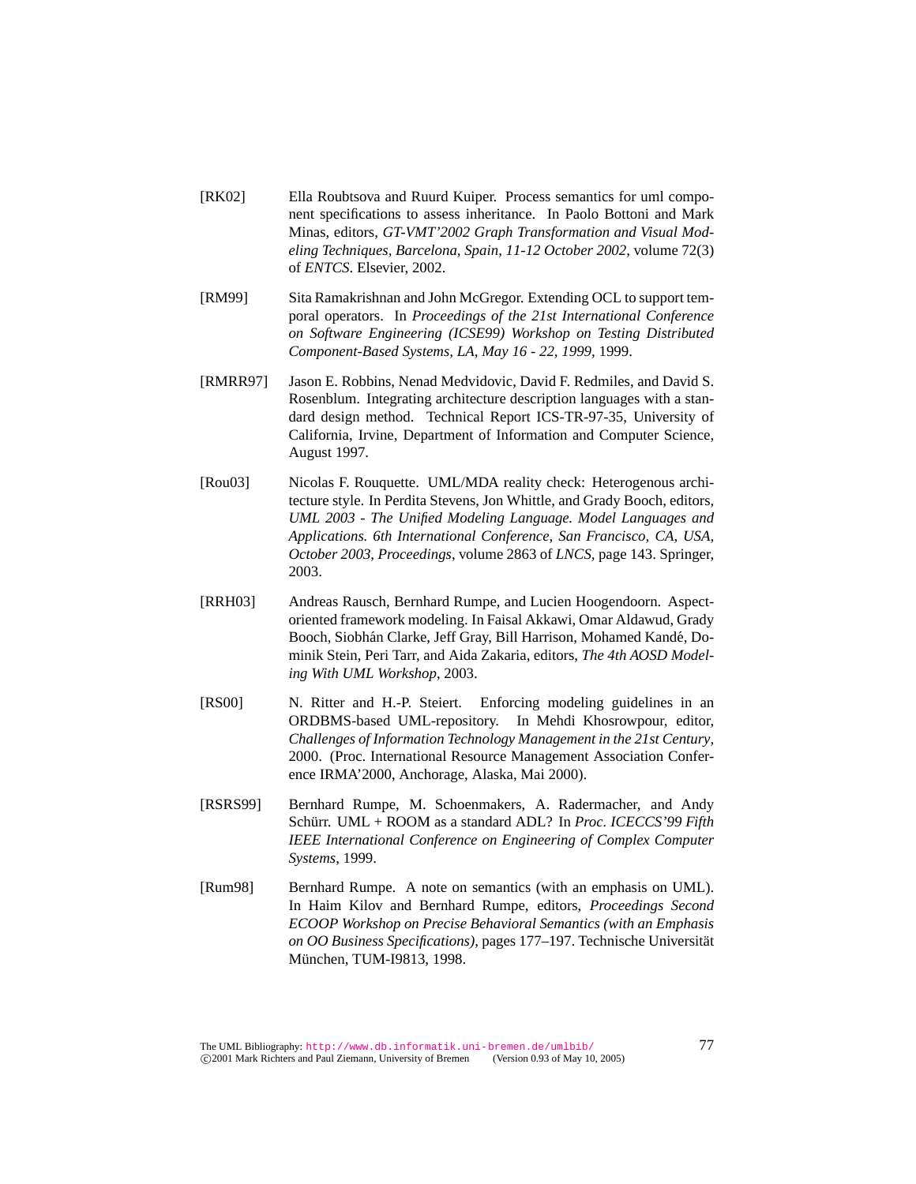[RK02] Ella Roubtsova and Ruurd Kuiper. Process semantics for uml component specifications to assess inheritance. In Paolo Bottoni and Mark Minas, editors, *GT-VMT'2002 Graph Transformation and Visual Modeling Techniques, Barcelona, Spain, 11-12 October 2002*, volume 72(3) of *ENTCS*. Elsevier, 2002.

[RM99] Sita Ramakrishnan and John McGregor. Extending OCL to support temporal operators. In *Proceedings of the 21st International Conference on Software Engineering (ICSE99) Workshop on Testing Distributed Component-Based Systems, LA, May 16 - 22, 1999*, 1999.

[RMRR97] Jason E. Robbins, Nenad Medvidovic, David F. Redmiles, and David S. Rosenblum. Integrating architecture description languages with a standard design method. Technical Report ICS-TR-97-35, University of California, Irvine, Department of Information and Computer Science, August 1997.

[Rou03] Nicolas F. Rouquette. UML/MDA reality check: Heterogenous architecture style. In Perdita Stevens, Jon Whittle, and Grady Booch, editors, *UML 2003 - The Unified Modeling Language. Model Languages and Applications. 6th International Conference, San Francisco, CA, USA, October 2003, Proceedings*, volume 2863 of *LNCS*, page 143. Springer, 2003.

[RRH03] Andreas Rausch, Bernhard Rumpe, and Lucien Hoogendoorn. Aspect-oriented framework modeling. In Faisal Akkawi, Omar Aldawud, Grady Booch, Siobhán Clarke, Jeff Gray, Bill Harrison, Mohamed Kandé, Dominik Stein, Peri Tarr, and Aida Zakaria, editors, *The 4th AOSD Modeling With UML Workshop*, 2003.

[RS00] N. Ritter and H.-P. Steiert. Enforcing modeling guidelines in an ORDBMS-based UML-repository. In Mehdi Khosrowpour, editor, *Challenges of Information Technology Management in the 21st Century*, 2000. (Proc. International Resource Management Association Conference IRMA'2000, Anchorage, Alaska, Mai 2000).

[RSRS99] Bernhard Rumpe, M. Schoenmakers, A. Radermacher, and Andy Schürr. UML + ROOM as a standard ADL? In *Proc. ICECCS'99 Fifth IEEE International Conference on Engineering of Complex Computer Systems*, 1999.

[Rum98] Bernhard Rumpe. A note on semantics (with an emphasis on UML). In Haim Kilov and Bernhard Rumpe, editors, *Proceedings Second ECOOP Workshop on Precise Behavioral Semantics (with an Emphasis on OO Business Specifications)*, pages 177–197. Technische Universität München, TUM-I9813, 1998.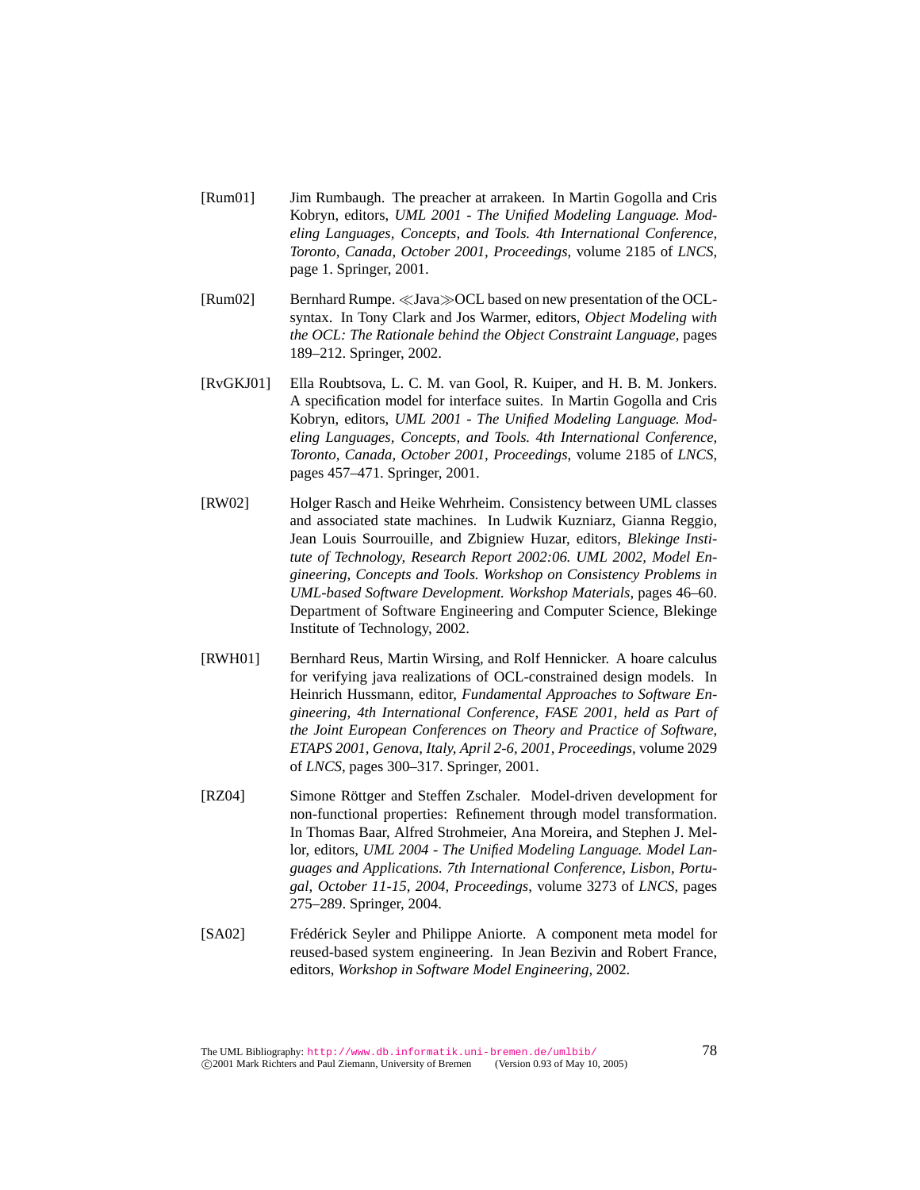[Rum01] Jim Rumbaugh. The preacher at arrakeen. In Martin Gogolla and Cris Kobryn, editors, *UML 2001 - The Unified Modeling Language. Modeling Languages, Concepts, and Tools. 4th International Conference, Toronto, Canada, October 2001, Proceedings*, volume 2185 of *LNCS*, page 1. Springer, 2001.

[Rum02] Bernhard Rumpe. ≪Java≫OCL based on new presentation of the OCL-syntax. In Tony Clark and Jos Warmer, editors, *Object Modeling with the OCL: The Rationale behind the Object Constraint Language*, pages 189–212. Springer, 2002.

[RvGKJ01] Ella Roubtsova, L. C. M. van Gool, R. Kuiper, and H. B. M. Jonkers. A specification model for interface suites. In Martin Gogolla and Cris Kobryn, editors, *UML 2001 - The Unified Modeling Language. Modeling Languages, Concepts, and Tools. 4th International Conference, Toronto, Canada, October 2001, Proceedings*, volume 2185 of *LNCS*, pages 457–471. Springer, 2001.

[RW02] Holger Rasch and Heike Wehrheim. Consistency between UML classes and associated state machines. In Ludwik Kuzniarz, Gianna Reggio, Jean Louis Sourrouille, and Zbigniew Huzar, editors, *Blekinge Institute of Technology, Research Report 2002:06. UML 2002, Model Engineering, Concepts and Tools. Workshop on Consistency Problems in UML-based Software Development. Workshop Materials*, pages 46–60. Department of Software Engineering and Computer Science, Blekinge Institute of Technology, 2002.

[RWH01] Bernhard Reus, Martin Wirsing, and Rolf Hennicker. A hoare calculus for verifying java realizations of OCL-constrained design models. In Heinrich Hussmann, editor, *Fundamental Approaches to Software Engineering, 4th International Conference, FASE 2001, held as Part of the Joint European Conferences on Theory and Practice of Software, ETAPS 2001, Genova, Italy, April 2-6, 2001, Proceedings*, volume 2029 of *LNCS*, pages 300–317. Springer, 2001.

[RZ04] Simone Röttger and Steffen Zschaler. Model-driven development for non-functional properties: Refinement through model transformation. In Thomas Baar, Alfred Strohmeier, Ana Moreira, and Stephen J. Mellor, editors, *UML 2004 - The Unified Modeling Language. Model Languages and Applications. 7th International Conference, Lisbon, Portugal, October 11-15, 2004, Proceedings*, volume 3273 of *LNCS*, pages 275–289. Springer, 2004.

[SA02] Frédérick Seyler and Philippe Aniorte. A component meta model for reused-based system engineering. In Jean Bezivin and Robert France, editors, *Workshop in Software Model Engineering*, 2002.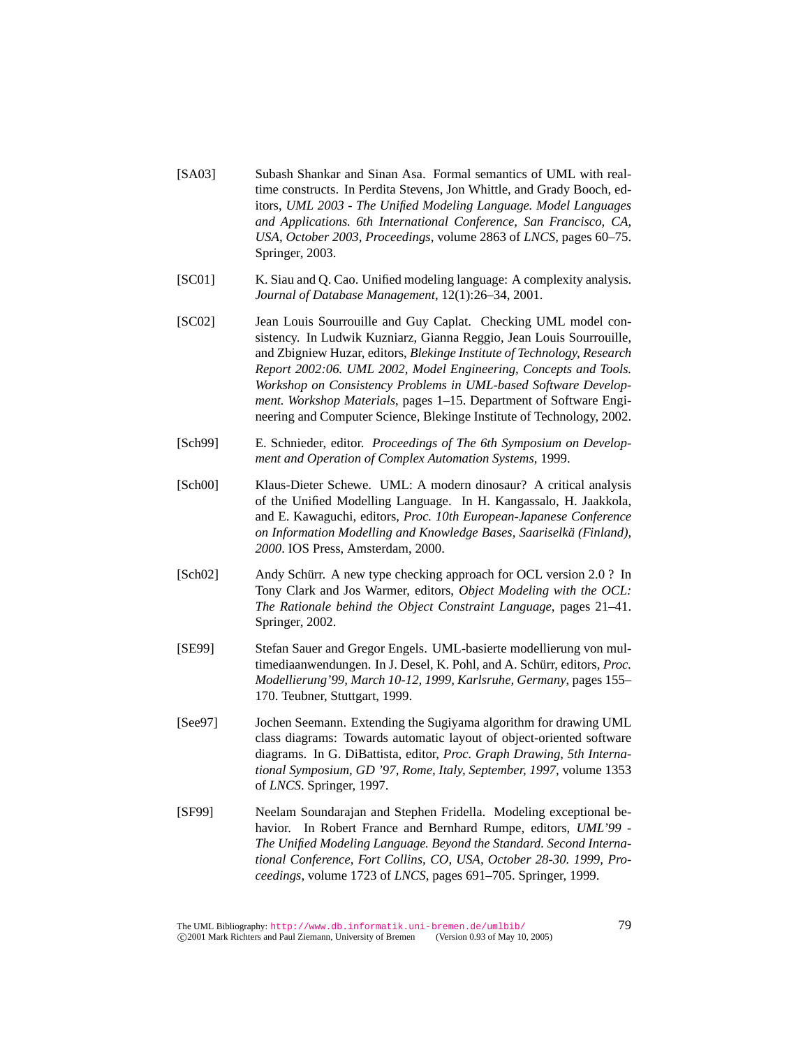[SA03] Subash Shankar and Sinan Asa. Formal semantics of UML with real-time constructs. In Perdita Stevens, Jon Whittle, and Grady Booch, editors, *UML 2003 - The Unified Modeling Language. Model Languages and Applications. 6th International Conference, San Francisco, CA, USA, October 2003, Proceedings*, volume 2863 of *LNCS*, pages 60–75. Springer, 2003.

[SC01] K. Siau and Q. Cao. Unified modeling language: A complexity analysis. *Journal of Database Management*, 12(1):26–34, 2001.

[SC02] Jean Louis Sourrouille and Guy Caplat. Checking UML model consistency. In Ludwik Kuzniarz, Gianna Reggio, Jean Louis Sourrouille, and Zbigniew Huzar, editors, *Blekinge Institute of Technology, Research Report 2002:06. UML 2002, Model Engineering, Concepts and Tools. Workshop on Consistency Problems in UML-based Software Development. Workshop Materials*, pages 1–15. Department of Software Engineering and Computer Science, Blekinge Institute of Technology, 2002.

[Sch99] E. Schnieder, editor. *Proceedings of The 6th Symposium on Development and Operation of Complex Automation Systems*, 1999.

[Sch00] Klaus-Dieter Schewe. UML: A modern dinosaur? A critical analysis of the Unified Modelling Language. In H. Kangassalo, H. Jaakkola, and E. Kawaguchi, editors, *Proc. 10th European-Japanese Conference on Information Modelling and Knowledge Bases, Saariselkä (Finland), 2000*. IOS Press, Amsterdam, 2000.

[Sch02] Andy Schürr. A new type checking approach for OCL version 2.0 ? In Tony Clark and Jos Warmer, editors, *Object Modeling with the OCL: The Rationale behind the Object Constraint Language*, pages 21–41. Springer, 2002.

[SE99] Stefan Sauer and Gregor Engels. UML-basierte modellierung von multimediaanwendungen. In J. Desel, K. Pohl, and A. Schürr, editors, *Proc. Modellierung'99, March 10-12, 1999, Karlsruhe, Germany*, pages 155–170. Teubner, Stuttgart, 1999.

[See97] Jochen Seemann. Extending the Sugiyama algorithm for drawing UML class diagrams: Towards automatic layout of object-oriented software diagrams. In G. DiBattista, editor, *Proc. Graph Drawing, 5th International Symposium, GD '97, Rome, Italy, September, 1997*, volume 1353 of *LNCS*. Springer, 1997.

[SF99] Neelam Soundarajan and Stephen Fridella. Modeling exceptional behavior. In Robert France and Bernhard Rumpe, editors, *UML'99 - The Unified Modeling Language. Beyond the Standard. Second International Conference, Fort Collins, CO, USA, October 28-30. 1999, Proceedings*, volume 1723 of *LNCS*, pages 691–705. Springer, 1999.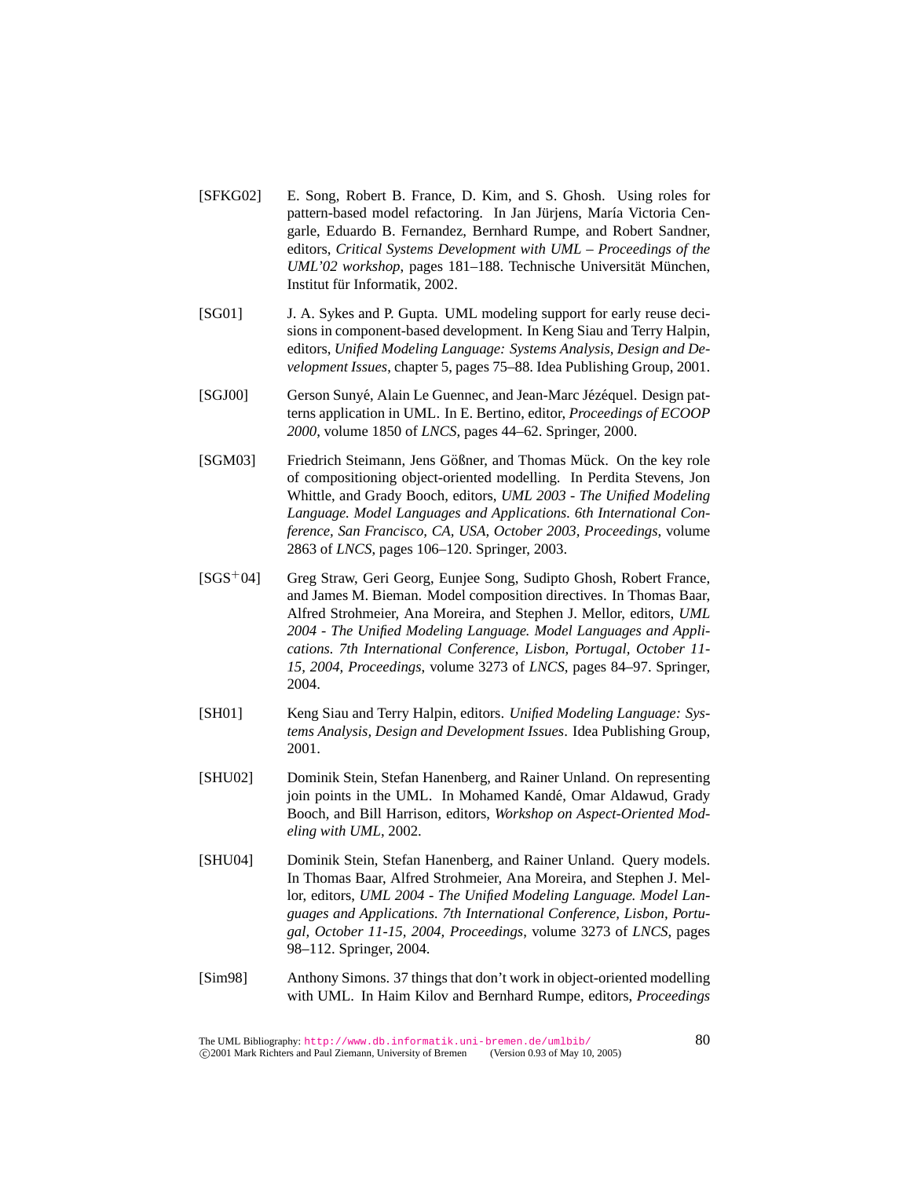[SFKG02] E. Song, Robert B. France, D. Kim, and S. Ghosh. Using roles for pattern-based model refactoring. In Jan Jürjens, María Victoria Cengarle, Eduardo B. Fernandez, Bernhard Rumpe, and Robert Sandner, editors, *Critical Systems Development with UML – Proceedings of the UML'02 workshop*, pages 181–188. Technische Universität München, Institut für Informatik, 2002.

[SG01] J. A. Sykes and P. Gupta. UML modeling support for early reuse decisions in component-based development. In Keng Siau and Terry Halpin, editors, *Unified Modeling Language: Systems Analysis, Design and Development Issues*, chapter 5, pages 75–88. Idea Publishing Group, 2001.

[SGJ00] Gerson Sunyé, Alain Le Guennec, and Jean-Marc Jézéquel. Design patterns application in UML. In E. Bertino, editor, *Proceedings of ECOOP 2000*, volume 1850 of *LNCS*, pages 44–62. Springer, 2000.

[SGM03] Friedrich Steimann, Jens Gößner, and Thomas Mück. On the key role of compositioning object-oriented modelling. In Perdita Stevens, Jon Whittle, and Grady Booch, editors, *UML 2003 - The Unified Modeling Language. Model Languages and Applications. 6th International Conference, San Francisco, CA, USA, October 2003, Proceedings*, volume 2863 of *LNCS*, pages 106–120. Springer, 2003.

[SGS+04] Greg Straw, Geri Georg, Eunjee Song, Sudipto Ghosh, Robert France, and James M. Bieman. Model composition directives. In Thomas Baar, Alfred Strohmeier, Ana Moreira, and Stephen J. Mellor, editors, *UML 2004 - The Unified Modeling Language. Model Languages and Applications. 7th International Conference, Lisbon, Portugal, October 11-15, 2004, Proceedings*, volume 3273 of *LNCS*, pages 84–97. Springer, 2004.

[SH01] Keng Siau and Terry Halpin, editors. *Unified Modeling Language: Systems Analysis, Design and Development Issues*. Idea Publishing Group, 2001.

[SHU02] Dominik Stein, Stefan Hanenberg, and Rainer Unland. On representing join points in the UML. In Mohamed Kandé, Omar Aldawud, Grady Booch, and Bill Harrison, editors, *Workshop on Aspect-Oriented Modeling with UML*, 2002.

[SHU04] Dominik Stein, Stefan Hanenberg, and Rainer Unland. Query models. In Thomas Baar, Alfred Strohmeier, Ana Moreira, and Stephen J. Mellor, editors, *UML 2004 - The Unified Modeling Language. Model Languages and Applications. 7th International Conference, Lisbon, Portugal, October 11-15, 2004, Proceedings*, volume 3273 of *LNCS*, pages 98–112. Springer, 2004.

[Sim98] Anthony Simons. 37 things that don't work in object-oriented modelling with UML. In Haim Kilov and Bernhard Rumpe, editors, *Proceedings*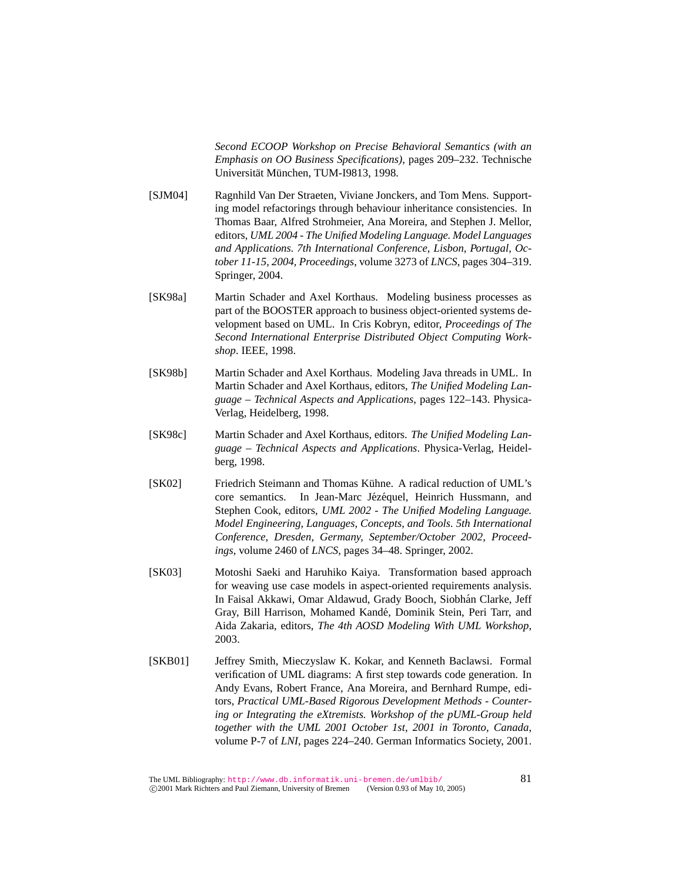*Second ECOOP Workshop on Precise Behavioral Semantics (with an Emphasis on OO Business Specifications)*, pages 209–232. Technische Universität München, TUM-I9813, 1998.

[SJM04] Ragnhild Van Der Straeten, Viviane Jonckers, and Tom Mens. Supporting model refactorings through behaviour inheritance consistencies. In Thomas Baar, Alfred Strohmeier, Ana Moreira, and Stephen J. Mellor, editors, *UML 2004 - The Unified Modeling Language. Model Languages and Applications. 7th International Conference, Lisbon, Portugal, October 11-15, 2004, Proceedings*, volume 3273 of *LNCS*, pages 304–319. Springer, 2004.

[SK98a] Martin Schader and Axel Korthaus. Modeling business processes as part of the BOOSTER approach to business object-oriented systems development based on UML. In Cris Kobryn, editor, *Proceedings of The Second International Enterprise Distributed Object Computing Workshop*. IEEE, 1998.

[SK98b] Martin Schader and Axel Korthaus. Modeling Java threads in UML. In Martin Schader and Axel Korthaus, editors, *The Unified Modeling Language – Technical Aspects and Applications*, pages 122–143. Physica-Verlag, Heidelberg, 1998.

[SK98c] Martin Schader and Axel Korthaus, editors. *The Unified Modeling Language – Technical Aspects and Applications*. Physica-Verlag, Heidelberg, 1998.

[SK02] Friedrich Steimann and Thomas Kühne. A radical reduction of UML's core semantics. In Jean-Marc Jézéquel, Heinrich Hussmann, and Stephen Cook, editors, *UML 2002 - The Unified Modeling Language. Model Engineering, Languages, Concepts, and Tools. 5th International Conference, Dresden, Germany, September/October 2002, Proceedings*, volume 2460 of *LNCS*, pages 34–48. Springer, 2002.

[SK03] Motoshi Saeki and Haruhiko Kaiya. Transformation based approach for weaving use case models in aspect-oriented requirements analysis. In Faisal Akkawi, Omar Aldawud, Grady Booch, Siobhán Clarke, Jeff Gray, Bill Harrison, Mohamed Kandé, Dominik Stein, Peri Tarr, and Aida Zakaria, editors, *The 4th AOSD Modeling With UML Workshop*, 2003.

[SKB01] Jeffrey Smith, Mieczyslaw K. Kokar, and Kenneth Baclawsi. Formal verification of UML diagrams: A first step towards code generation. In Andy Evans, Robert France, Ana Moreira, and Bernhard Rumpe, editors, *Practical UML-Based Rigorous Development Methods - Countering or Integrating the eXtremists. Workshop of the pUML-Group held together with the UML 2001 October 1st, 2001 in Toronto, Canada*, volume P-7 of *LNI*, pages 224–240. German Informatics Society, 2001.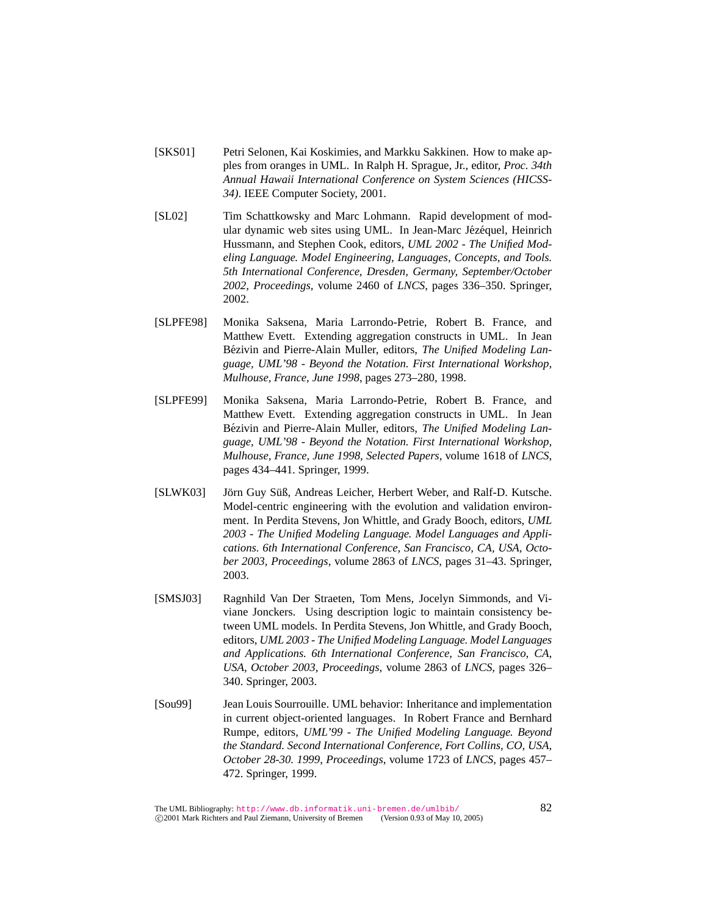[SKS01] Petri Selonen, Kai Koskimies, and Markku Sakkinen. How to make apples from oranges in UML. In Ralph H. Sprague, Jr., editor, *Proc. 34th Annual Hawaii International Conference on System Sciences (HICSS-34)*. IEEE Computer Society, 2001.

[SL02] Tim Schattkowsky and Marc Lohmann. Rapid development of modular dynamic web sites using UML. In Jean-Marc Jézéquel, Heinrich Hussmann, and Stephen Cook, editors, *UML 2002 - The Unified Modeling Language. Model Engineering, Languages, Concepts, and Tools. 5th International Conference, Dresden, Germany, September/October 2002, Proceedings*, volume 2460 of *LNCS*, pages 336–350. Springer, 2002.

[SLPFE98] Monika Saksena, Maria Larrondo-Petrie, Robert B. France, and Matthew Evett. Extending aggregation constructs in UML. In Jean Bézivin and Pierre-Alain Muller, editors, *The Unified Modeling Language, UML'98 - Beyond the Notation. First International Workshop, Mulhouse, France, June 1998*, pages 273–280, 1998.

[SLPFE99] Monika Saksena, Maria Larrondo-Petrie, Robert B. France, and Matthew Evett. Extending aggregation constructs in UML. In Jean Bézivin and Pierre-Alain Muller, editors, *The Unified Modeling Language, UML'98 - Beyond the Notation. First International Workshop, Mulhouse, France, June 1998, Selected Papers*, volume 1618 of *LNCS*, pages 434–441. Springer, 1999.

[SLWK03] Jörn Guy Süß, Andreas Leicher, Herbert Weber, and Ralf-D. Kutsche. Model-centric engineering with the evolution and validation environment. In Perdita Stevens, Jon Whittle, and Grady Booch, editors, *UML 2003 - The Unified Modeling Language. Model Languages and Applications. 6th International Conference, San Francisco, CA, USA, October 2003, Proceedings*, volume 2863 of *LNCS*, pages 31–43. Springer, 2003.

[SMSJ03] Ragnhild Van Der Straeten, Tom Mens, Jocelyn Simmonds, and Viviane Jonckers. Using description logic to maintain consistency between UML models. In Perdita Stevens, Jon Whittle, and Grady Booch, editors, *UML 2003 - The Unified Modeling Language. Model Languages and Applications. 6th International Conference, San Francisco, CA, USA, October 2003, Proceedings*, volume 2863 of *LNCS*, pages 326–340. Springer, 2003.

[Sou99] Jean Louis Sourrouille. UML behavior: Inheritance and implementation in current object-oriented languages. In Robert France and Bernhard Rumpe, editors, *UML'99 - The Unified Modeling Language. Beyond the Standard. Second International Conference, Fort Collins, CO, USA, October 28-30. 1999, Proceedings*, volume 1723 of *LNCS*, pages 457–472. Springer, 1999.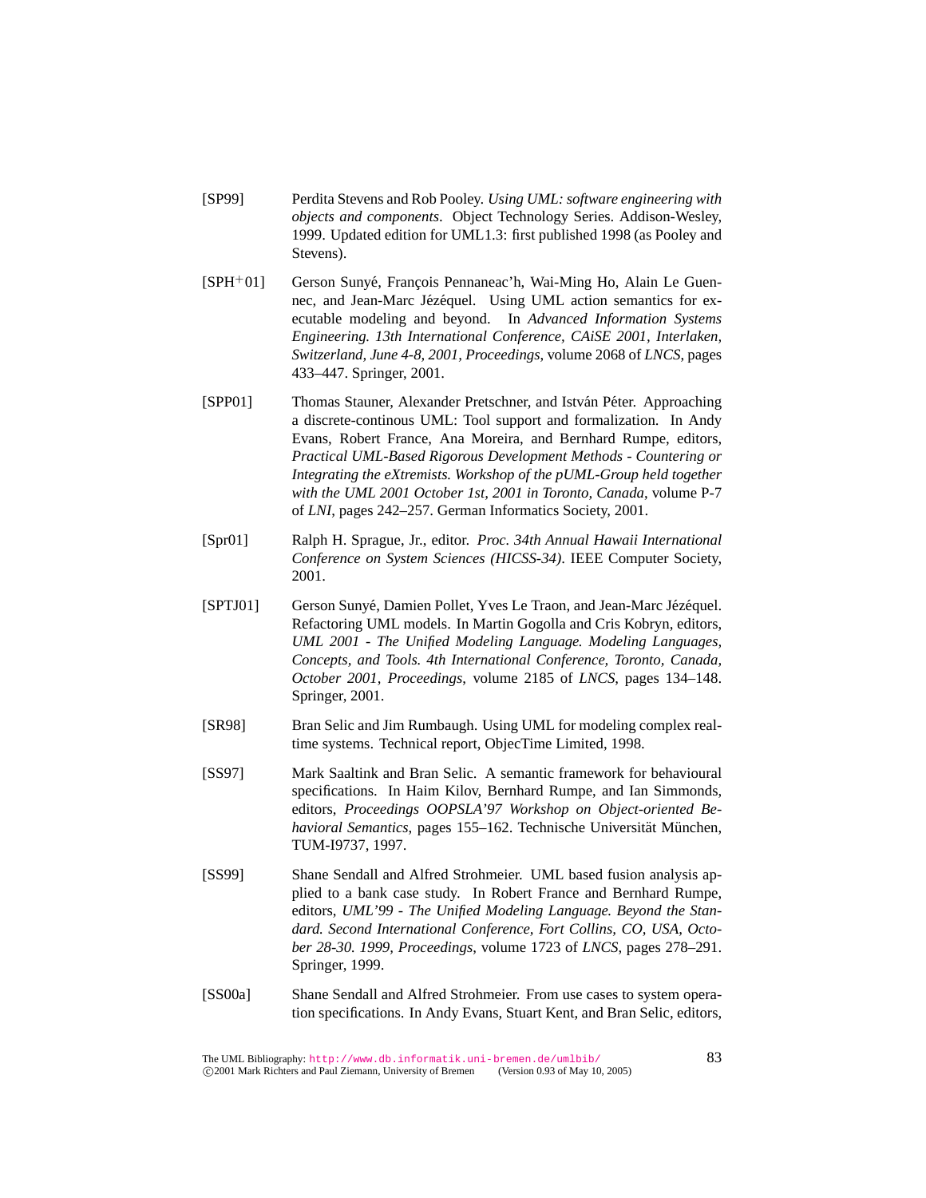[SP99] Perdita Stevens and Rob Pooley. *Using UML: software engineering with objects and components*. Object Technology Series. Addison-Wesley, 1999. Updated edition for UML1.3: first published 1998 (as Pooley and Stevens).

[SPH+01] Gerson Sunyé, François Pennaneac'h, Wai-Ming Ho, Alain Le Guennec, and Jean-Marc Jézéquel. Using UML action semantics for executable modeling and beyond. In *Advanced Information Systems Engineering. 13th International Conference, CAiSE 2001, Interlaken, Switzerland, June 4-8, 2001, Proceedings*, volume 2068 of *LNCS*, pages 433–447. Springer, 2001.

[SPP01] Thomas Stauner, Alexander Pretschner, and István Péter. Approaching a discrete-continous UML: Tool support and formalization. In Andy Evans, Robert France, Ana Moreira, and Bernhard Rumpe, editors, *Practical UML-Based Rigorous Development Methods - Countering or Integrating the eXtremists. Workshop of the pUML-Group held together with the UML 2001 October 1st, 2001 in Toronto, Canada*, volume P-7 of *LNI*, pages 242–257. German Informatics Society, 2001.

[Spr01] Ralph H. Sprague, Jr., editor. *Proc. 34th Annual Hawaii International Conference on System Sciences (HICSS-34)*. IEEE Computer Society, 2001.

[SPTJ01] Gerson Sunyé, Damien Pollet, Yves Le Traon, and Jean-Marc Jézéquel. Refactoring UML models. In Martin Gogolla and Cris Kobryn, editors, *UML 2001 - The Unified Modeling Language. Modeling Languages, Concepts, and Tools. 4th International Conference, Toronto, Canada, October 2001, Proceedings*, volume 2185 of *LNCS*, pages 134–148. Springer, 2001.

[SR98] Bran Selic and Jim Rumbaugh. Using UML for modeling complex real-time systems. Technical report, ObjecTime Limited, 1998.

[SS97] Mark Saaltink and Bran Selic. A semantic framework for behavioural specifications. In Haim Kilov, Bernhard Rumpe, and Ian Simmonds, editors, *Proceedings OOPSLA'97 Workshop on Object-oriented Behavioral Semantics*, pages 155–162. Technische Universität München, TUM-I9737, 1997.

[SS99] Shane Sendall and Alfred Strohmeier. UML based fusion analysis applied to a bank case study. In Robert France and Bernhard Rumpe, editors, *UML'99 - The Unified Modeling Language. Beyond the Standard. Second International Conference, Fort Collins, CO, USA, October 28-30. 1999, Proceedings*, volume 1723 of *LNCS*, pages 278–291. Springer, 1999.

[SS00a] Shane Sendall and Alfred Strohmeier. From use cases to system operation specifications. In Andy Evans, Stuart Kent, and Bran Selic, editors,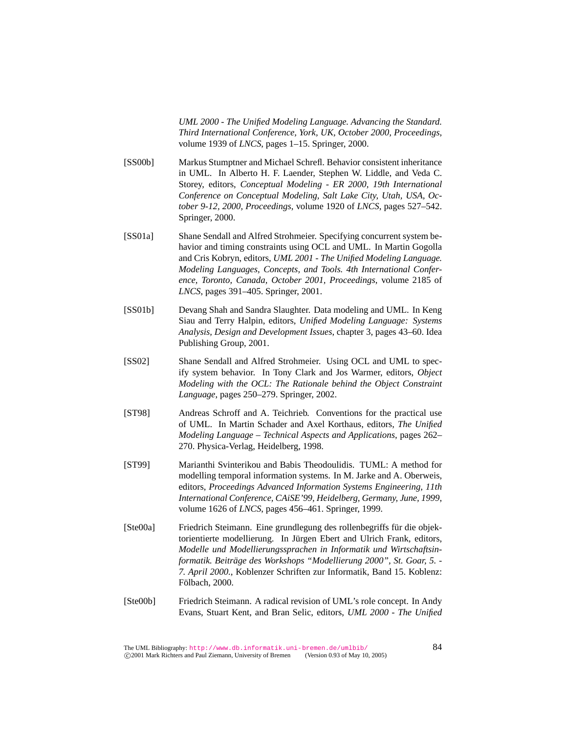*UML 2000 - The Unified Modeling Language. Advancing the Standard. Third International Conference, York, UK, October 2000, Proceedings*, volume 1939 of *LNCS*, pages 1–15. Springer, 2000.

[SS00b] Markus Stumptner and Michael Schrefl. Behavior consistent inheritance in UML. In Alberto H. F. Laender, Stephen W. Liddle, and Veda C. Storey, editors, *Conceptual Modeling - ER 2000, 19th International Conference on Conceptual Modeling, Salt Lake City, Utah, USA, October 9-12, 2000, Proceedings*, volume 1920 of *LNCS*, pages 527–542. Springer, 2000.

[SS01a] Shane Sendall and Alfred Strohmeier. Specifying concurrent system behavior and timing constraints using OCL and UML. In Martin Gogolla and Cris Kobryn, editors, *UML 2001 - The Unified Modeling Language. Modeling Languages, Concepts, and Tools. 4th International Conference, Toronto, Canada, October 2001, Proceedings*, volume 2185 of *LNCS*, pages 391–405. Springer, 2001.

[SS01b] Devang Shah and Sandra Slaughter. Data modeling and UML. In Keng Siau and Terry Halpin, editors, *Unified Modeling Language: Systems Analysis, Design and Development Issues*, chapter 3, pages 43–60. Idea Publishing Group, 2001.

[SS02] Shane Sendall and Alfred Strohmeier. Using OCL and UML to specify system behavior. In Tony Clark and Jos Warmer, editors, *Object Modeling with the OCL: The Rationale behind the Object Constraint Language*, pages 250–279. Springer, 2002.

[ST98] Andreas Schroff and A. Teichrieb. Conventions for the practical use of UML. In Martin Schader and Axel Korthaus, editors, *The Unified Modeling Language – Technical Aspects and Applications*, pages 262–270. Physica-Verlag, Heidelberg, 1998.

[ST99] Marianthi Svinterikou and Babis Theodoulidis. TUML: A method for modelling temporal information systems. In M. Jarke and A. Oberweis, editors, *Proceedings Advanced Information Systems Engineering, 11th International Conference, CAiSE'99, Heidelberg, Germany, June, 1999*, volume 1626 of *LNCS*, pages 456–461. Springer, 1999.

[Ste00a] Friedrich Steimann. Eine grundlegung des rollenbegriffs für die objektorientierte modellierung. In Jürgen Ebert and Ulrich Frank, editors, *Modelle und Modellierungssprachen in Informatik und Wirtschaftsinformatik. Beiträge des Workshops "Modellierung 2000", St. Goar, 5. - 7. April 2000.*, Koblenzer Schriften zur Informatik, Band 15. Koblenz: Fölbach, 2000.

[Ste00b] Friedrich Steimann. A radical revision of UML's role concept. In Andy Evans, Stuart Kent, and Bran Selic, editors, *UML 2000 - The Unified*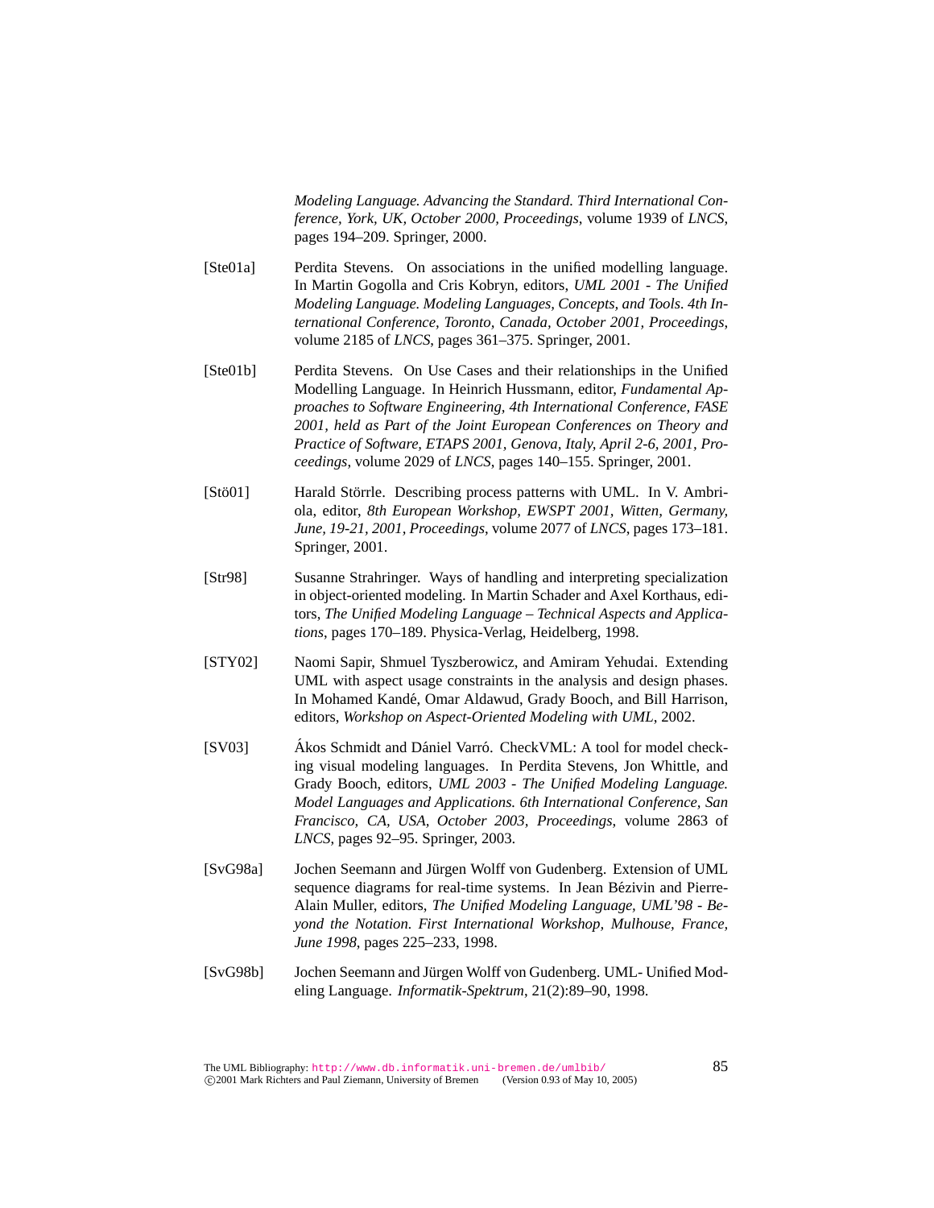*Modeling Language. Advancing the Standard. Third International Conference, York, UK, October 2000, Proceedings*, volume 1939 of *LNCS*, pages 194–209. Springer, 2000.

[Ste01a] Perdita Stevens. On associations in the unified modelling language. In Martin Gogolla and Cris Kobryn, editors, *UML 2001 - The Unified Modeling Language. Modeling Languages, Concepts, and Tools. 4th International Conference, Toronto, Canada, October 2001, Proceedings*, volume 2185 of *LNCS*, pages 361–375. Springer, 2001.

[Ste01b] Perdita Stevens. On Use Cases and their relationships in the Unified Modelling Language. In Heinrich Hussmann, editor, *Fundamental Approaches to Software Engineering, 4th International Conference, FASE 2001, held as Part of the Joint European Conferences on Theory and Practice of Software, ETAPS 2001, Genova, Italy, April 2-6, 2001, Proceedings*, volume 2029 of *LNCS*, pages 140–155. Springer, 2001.

[Stö01] Harald Störrle. Describing process patterns with UML. In V. Ambriola, editor, *8th European Workshop, EWSPT 2001, Witten, Germany, June, 19-21, 2001, Proceedings*, volume 2077 of *LNCS*, pages 173–181. Springer, 2001.

[Str98] Susanne Strahringer. Ways of handling and interpreting specialization in object-oriented modeling. In Martin Schader and Axel Korthaus, editors, *The Unified Modeling Language – Technical Aspects and Applications*, pages 170–189. Physica-Verlag, Heidelberg, 1998.

[STY02] Naomi Sapir, Shmuel Tyszberowicz, and Amiram Yehudai. Extending UML with aspect usage constraints in the analysis and design phases. In Mohamed Kandé, Omar Aldawud, Grady Booch, and Bill Harrison, editors, *Workshop on Aspect-Oriented Modeling with UML*, 2002.

[SV03] Ákos Schmidt and Dániel Varró. CheckVML: A tool for model checking visual modeling languages. In Perdita Stevens, Jon Whittle, and Grady Booch, editors, *UML 2003 - The Unified Modeling Language. Model Languages and Applications. 6th International Conference, San Francisco, CA, USA, October 2003, Proceedings*, volume 2863 of *LNCS*, pages 92–95. Springer, 2003.

[SvG98a] Jochen Seemann and Jürgen Wolff von Gudenberg. Extension of UML sequence diagrams for real-time systems. In Jean Bézivin and Pierre-Alain Muller, editors, *The Unified Modeling Language, UML'98 - Beyond the Notation. First International Workshop, Mulhouse, France, June 1998*, pages 225–233, 1998.

[SvG98b] Jochen Seemann and Jürgen Wolff von Gudenberg. UML- Unified Modeling Language. *Informatik-Spektrum*, 21(2):89–90, 1998.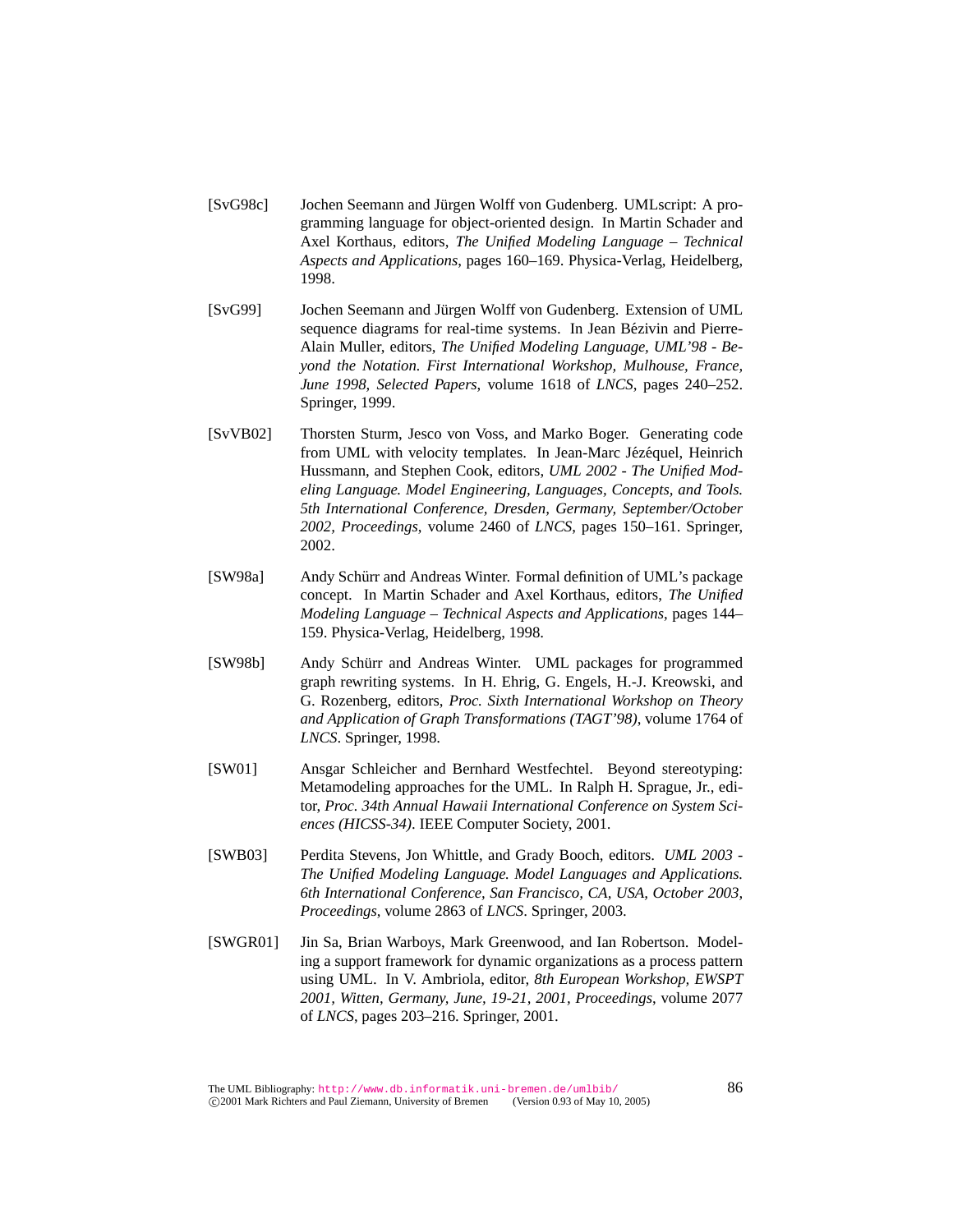[SvG98c] Jochen Seemann and Jürgen Wolff von Gudenberg. UMLscript: A programming language for object-oriented design. In Martin Schader and Axel Korthaus, editors, *The Unified Modeling Language – Technical Aspects and Applications*, pages 160–169. Physica-Verlag, Heidelberg, 1998.

[SvG99] Jochen Seemann and Jürgen Wolff von Gudenberg. Extension of UML sequence diagrams for real-time systems. In Jean Bézivin and Pierre-Alain Muller, editors, *The Unified Modeling Language, UML'98 - Beyond the Notation. First International Workshop, Mulhouse, France, June 1998, Selected Papers*, volume 1618 of *LNCS*, pages 240–252. Springer, 1999.

[SvVB02] Thorsten Sturm, Jesco von Voss, and Marko Boger. Generating code from UML with velocity templates. In Jean-Marc Jézéquel, Heinrich Hussmann, and Stephen Cook, editors, *UML 2002 - The Unified Modeling Language. Model Engineering, Languages, Concepts, and Tools. 5th International Conference, Dresden, Germany, September/October 2002, Proceedings*, volume 2460 of *LNCS*, pages 150–161. Springer, 2002.

[SW98a] Andy Schürr and Andreas Winter. Formal definition of UML's package concept. In Martin Schader and Axel Korthaus, editors, *The Unified Modeling Language – Technical Aspects and Applications*, pages 144–159. Physica-Verlag, Heidelberg, 1998.

[SW98b] Andy Schürr and Andreas Winter. UML packages for programmed graph rewriting systems. In H. Ehrig, G. Engels, H.-J. Kreowski, and G. Rozenberg, editors, *Proc. Sixth International Workshop on Theory and Application of Graph Transformations (TAGT'98)*, volume 1764 of *LNCS*. Springer, 1998.

[SW01] Ansgar Schleicher and Bernhard Westfechtel. Beyond stereotyping: Metamodeling approaches for the UML. In Ralph H. Sprague, Jr., editor, *Proc. 34th Annual Hawaii International Conference on System Sciences (HICSS-34)*. IEEE Computer Society, 2001.

[SWB03] Perdita Stevens, Jon Whittle, and Grady Booch, editors. *UML 2003 - The Unified Modeling Language. Model Languages and Applications. 6th International Conference, San Francisco, CA, USA, October 2003, Proceedings*, volume 2863 of *LNCS*. Springer, 2003.

[SWGR01] Jin Sa, Brian Warboys, Mark Greenwood, and Ian Robertson. Modeling a support framework for dynamic organizations as a process pattern using UML. In V. Ambriola, editor, *8th European Workshop, EWSPT 2001, Witten, Germany, June, 19-21, 2001, Proceedings*, volume 2077 of *LNCS*, pages 203–216. Springer, 2001.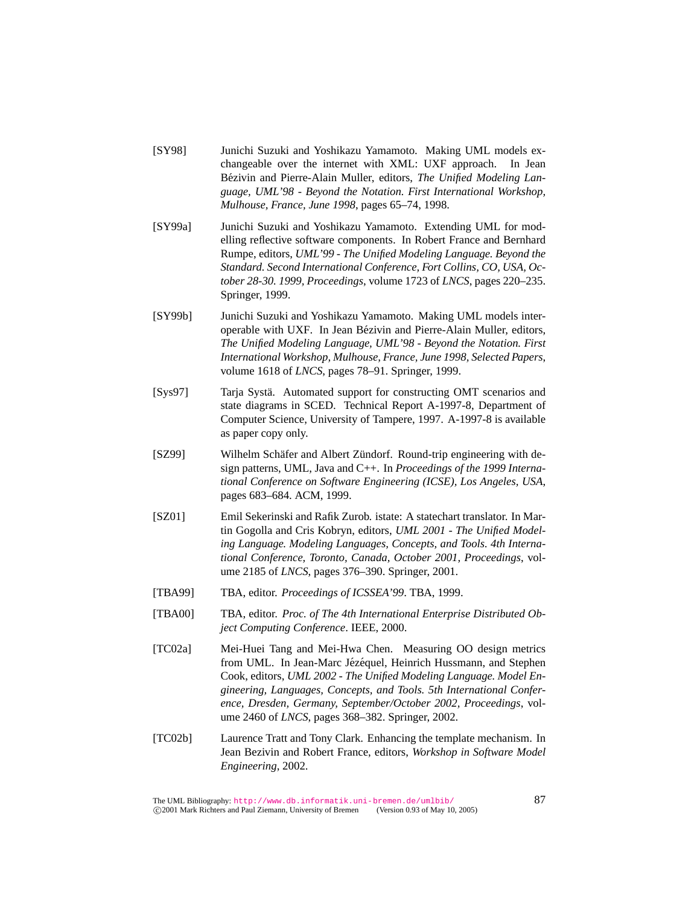[SY98] Junichi Suzuki and Yoshikazu Yamamoto. Making UML models exchangeable over the internet with XML: UXF approach. In Jean Bézivin and Pierre-Alain Muller, editors, *The Unified Modeling Language, UML'98 - Beyond the Notation. First International Workshop, Mulhouse, France, June 1998*, pages 65–74, 1998.

[SY99a] Junichi Suzuki and Yoshikazu Yamamoto. Extending UML for modelling reflective software components. In Robert France and Bernhard Rumpe, editors, *UML'99 - The Unified Modeling Language. Beyond the Standard. Second International Conference, Fort Collins, CO, USA, October 28-30. 1999, Proceedings*, volume 1723 of *LNCS*, pages 220–235. Springer, 1999.

[SY99b] Junichi Suzuki and Yoshikazu Yamamoto. Making UML models interoperable with UXF. In Jean Bézivin and Pierre-Alain Muller, editors, *The Unified Modeling Language, UML'98 - Beyond the Notation. First International Workshop, Mulhouse, France, June 1998, Selected Papers*, volume 1618 of *LNCS*, pages 78–91. Springer, 1999.

[Sys97] Tarja Systä. Automated support for constructing OMT scenarios and state diagrams in SCED. Technical Report A-1997-8, Department of Computer Science, University of Tampere, 1997. A-1997-8 is available as paper copy only.

[SZ99] Wilhelm Schäfer and Albert Zündorf. Round-trip engineering with design patterns, UML, Java and C++. In *Proceedings of the 1999 International Conference on Software Engineering (ICSE), Los Angeles, USA*, pages 683–684. ACM, 1999.

[SZ01] Emil Sekerinski and Rafik Zurob. istate: A statechart translator. In Martin Gogolla and Cris Kobryn, editors, *UML 2001 - The Unified Modeling Language. Modeling Languages, Concepts, and Tools. 4th International Conference, Toronto, Canada, October 2001, Proceedings*, volume 2185 of *LNCS*, pages 376–390. Springer, 2001.

[TBA99] TBA, editor. *Proceedings of ICSSEA'99*. TBA, 1999.

[TBA00] TBA, editor. *Proc. of The 4th International Enterprise Distributed Object Computing Conference*. IEEE, 2000.

[TC02a] Mei-Huei Tang and Mei-Hwa Chen. Measuring OO design metrics from UML. In Jean-Marc Jézéquel, Heinrich Hussmann, and Stephen Cook, editors, *UML 2002 - The Unified Modeling Language. Model Engineering, Languages, Concepts, and Tools. 5th International Conference, Dresden, Germany, September/October 2002, Proceedings*, volume 2460 of *LNCS*, pages 368–382. Springer, 2002.

[TC02b] Laurence Tratt and Tony Clark. Enhancing the template mechanism. In Jean Bezivin and Robert France, editors, *Workshop in Software Model Engineering*, 2002.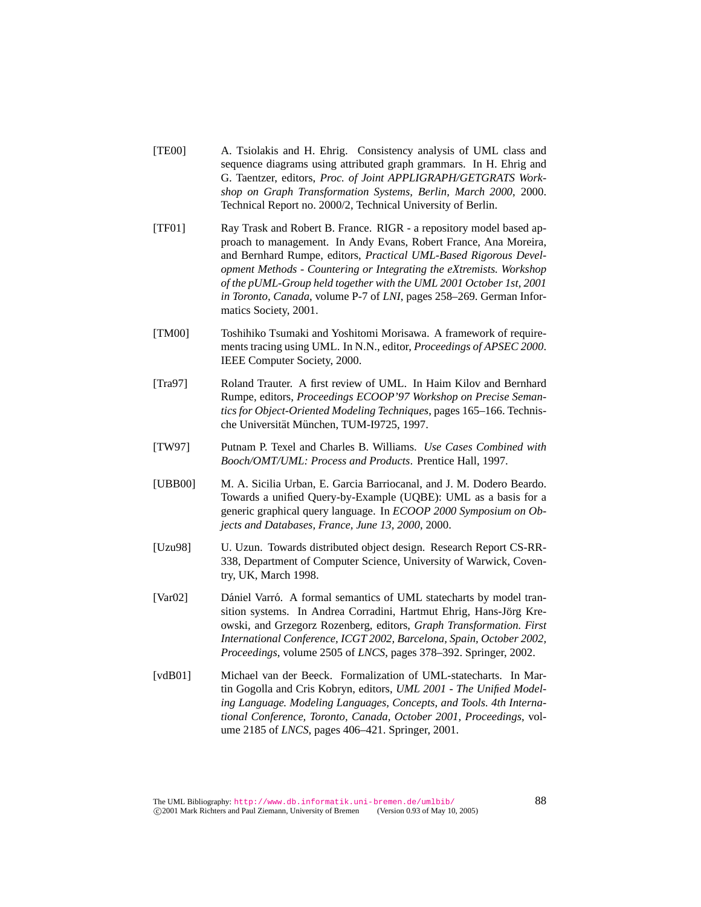[TE00] A. Tsiolakis and H. Ehrig. Consistency analysis of UML class and sequence diagrams using attributed graph grammars. In H. Ehrig and G. Taentzer, editors, *Proc. of Joint APPLIGRAPH/GETGRATS Workshop on Graph Transformation Systems, Berlin, March 2000*, 2000. Technical Report no. 2000/2, Technical University of Berlin.

[TF01] Ray Trask and Robert B. France. RIGR - a repository model based approach to management. In Andy Evans, Robert France, Ana Moreira, and Bernhard Rumpe, editors, *Practical UML-Based Rigorous Development Methods - Countering or Integrating the eXtremists. Workshop of the pUML-Group held together with the UML 2001 October 1st, 2001 in Toronto, Canada*, volume P-7 of *LNI*, pages 258–269. German Informatics Society, 2001.

[TM00] Toshihiko Tsumaki and Yoshitomi Morisawa. A framework of requirements tracing using UML. In N.N., editor, *Proceedings of APSEC 2000*. IEEE Computer Society, 2000.

[Tra97] Roland Trauter. A first review of UML. In Haim Kilov and Bernhard Rumpe, editors, *Proceedings ECOOP'97 Workshop on Precise Semantics for Object-Oriented Modeling Techniques*, pages 165–166. Technische Universität München, TUM-I9725, 1997.

[TW97] Putnam P. Texel and Charles B. Williams. *Use Cases Combined with Booch/OMT/UML: Process and Products*. Prentice Hall, 1997.

[UBB00] M. A. Sicilia Urban, E. Garcia Barriocanal, and J. M. Dodero Beardo. Towards a unified Query-by-Example (UQBE): UML as a basis for a generic graphical query language. In *ECOOP 2000 Symposium on Objects and Databases, France, June 13, 2000*, 2000.

[Uzu98] U. Uzun. Towards distributed object design. Research Report CS-RR-338, Department of Computer Science, University of Warwick, Coventry, UK, March 1998.

[Var02] Dániel Varró. A formal semantics of UML statecharts by model transition systems. In Andrea Corradini, Hartmut Ehrig, Hans-Jörg Kreowski, and Grzegorz Rozenberg, editors, *Graph Transformation. First International Conference, ICGT 2002, Barcelona, Spain, October 2002, Proceedings*, volume 2505 of *LNCS*, pages 378–392. Springer, 2002.

[vdB01] Michael van der Beeck. Formalization of UML-statecharts. In Martin Gogolla and Cris Kobryn, editors, *UML 2001 - The Unified Modeling Language. Modeling Languages, Concepts, and Tools. 4th International Conference, Toronto, Canada, October 2001, Proceedings*, volume 2185 of *LNCS*, pages 406–421. Springer, 2001.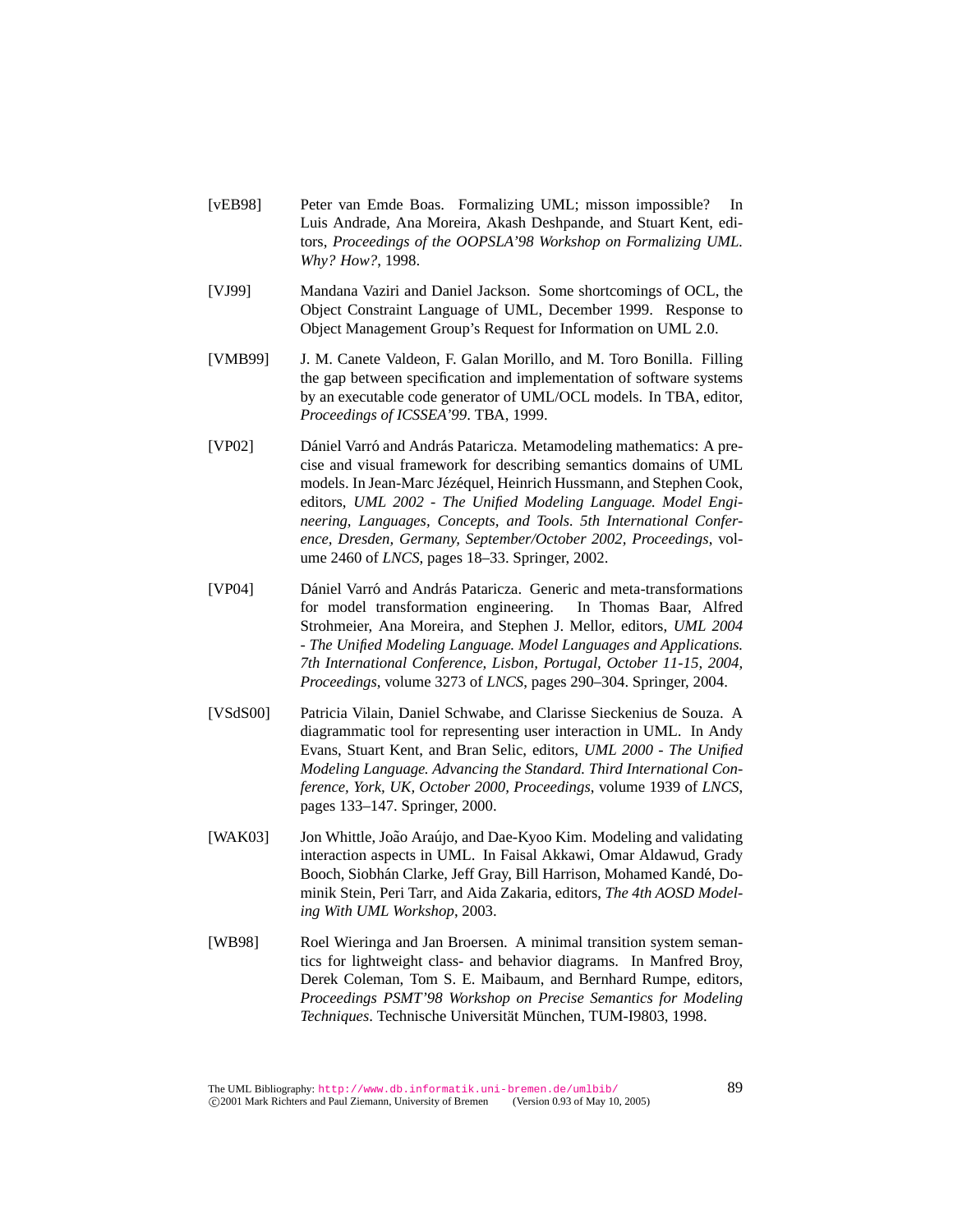[vEB98] Peter van Emde Boas. Formalizing UML; misson impossible? In Luis Andrade, Ana Moreira, Akash Deshpande, and Stuart Kent, editors, *Proceedings of the OOPSLA'98 Workshop on Formalizing UML. Why? How?*, 1998.

[VJ99] Mandana Vaziri and Daniel Jackson. Some shortcomings of OCL, the Object Constraint Language of UML, December 1999. Response to Object Management Group's Request for Information on UML 2.0.

[VMB99] J. M. Canete Valdeon, F. Galan Morillo, and M. Toro Bonilla. Filling the gap between specification and implementation of software systems by an executable code generator of UML/OCL models. In TBA, editor, *Proceedings of ICSSEA'99*. TBA, 1999.

[VP02] Dániel Varró and András Pataricza. Metamodeling mathematics: A precise and visual framework for describing semantics domains of UML models. In Jean-Marc Jézéquel, Heinrich Hussmann, and Stephen Cook, editors, *UML 2002 - The Unified Modeling Language. Model Engineering, Languages, Concepts, and Tools. 5th International Conference, Dresden, Germany, September/October 2002, Proceedings*, volume 2460 of *LNCS*, pages 18–33. Springer, 2002.

[VP04] Dániel Varró and András Pataricza. Generic and meta-transformations for model transformation engineering. In Thomas Baar, Alfred Strohmeier, Ana Moreira, and Stephen J. Mellor, editors, *UML 2004 - The Unified Modeling Language. Model Languages and Applications. 7th International Conference, Lisbon, Portugal, October 11-15, 2004, Proceedings*, volume 3273 of *LNCS*, pages 290–304. Springer, 2004.

[VSdS00] Patricia Vilain, Daniel Schwabe, and Clarisse Sieckenius de Souza. A diagrammatic tool for representing user interaction in UML. In Andy Evans, Stuart Kent, and Bran Selic, editors, *UML 2000 - The Unified Modeling Language. Advancing the Standard. Third International Conference, York, UK, October 2000, Proceedings*, volume 1939 of *LNCS*, pages 133–147. Springer, 2000.

[WAK03] Jon Whittle, João Araújo, and Dae-Kyoo Kim. Modeling and validating interaction aspects in UML. In Faisal Akkawi, Omar Aldawud, Grady Booch, Siobhán Clarke, Jeff Gray, Bill Harrison, Mohamed Kandé, Dominik Stein, Peri Tarr, and Aida Zakaria, editors, *The 4th AOSD Modeling With UML Workshop*, 2003.

[WB98] Roel Wieringa and Jan Broersen. A minimal transition system semantics for lightweight class- and behavior diagrams. In Manfred Broy, Derek Coleman, Tom S. E. Maibaum, and Bernhard Rumpe, editors, *Proceedings PSMT'98 Workshop on Precise Semantics for Modeling Techniques*. Technische Universität München, TUM-I9803, 1998.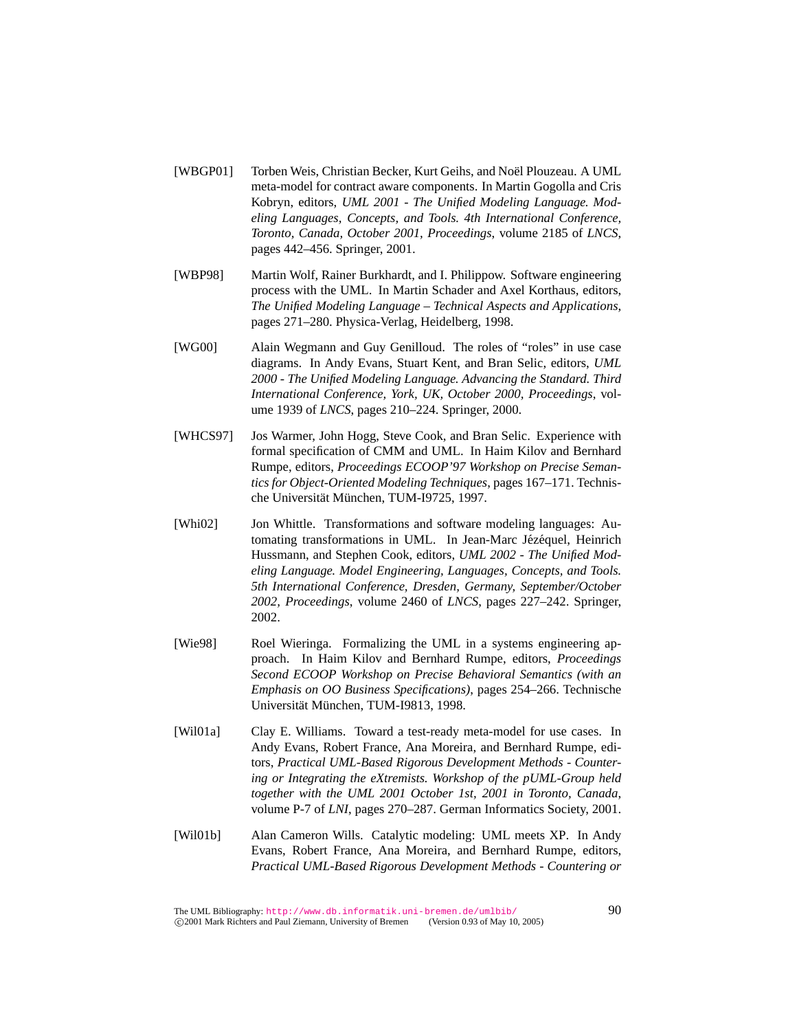[WBGP01] Torben Weis, Christian Becker, Kurt Geihs, and Noël Plouzeau. A UML meta-model for contract aware components. In Martin Gogolla and Cris Kobryn, editors, *UML 2001 - The Unified Modeling Language. Modeling Languages, Concepts, and Tools. 4th International Conference, Toronto, Canada, October 2001, Proceedings*, volume 2185 of *LNCS*, pages 442–456. Springer, 2001.

[WBP98] Martin Wolf, Rainer Burkhardt, and I. Philippow. Software engineering process with the UML. In Martin Schader and Axel Korthaus, editors, *The Unified Modeling Language – Technical Aspects and Applications*, pages 271–280. Physica-Verlag, Heidelberg, 1998.

[WG00] Alain Wegmann and Guy Genilloud. The roles of "roles" in use case diagrams. In Andy Evans, Stuart Kent, and Bran Selic, editors, *UML 2000 - The Unified Modeling Language. Advancing the Standard. Third International Conference, York, UK, October 2000, Proceedings*, volume 1939 of *LNCS*, pages 210–224. Springer, 2000.

[WHCS97] Jos Warmer, John Hogg, Steve Cook, and Bran Selic. Experience with formal specification of CMM and UML. In Haim Kilov and Bernhard Rumpe, editors, *Proceedings ECOOP'97 Workshop on Precise Semantics for Object-Oriented Modeling Techniques*, pages 167–171. Technische Universität München, TUM-I9725, 1997.

[Whi02] Jon Whittle. Transformations and software modeling languages: Automating transformations in UML. In Jean-Marc Jézéquel, Heinrich Hussmann, and Stephen Cook, editors, *UML 2002 - The Unified Modeling Language. Model Engineering, Languages, Concepts, and Tools. 5th International Conference, Dresden, Germany, September/October 2002, Proceedings*, volume 2460 of *LNCS*, pages 227–242. Springer, 2002.

[Wie98] Roel Wieringa. Formalizing the UML in a systems engineering approach. In Haim Kilov and Bernhard Rumpe, editors, *Proceedings Second ECOOP Workshop on Precise Behavioral Semantics (with an Emphasis on OO Business Specifications)*, pages 254–266. Technische Universität München, TUM-I9813, 1998.

[Wil01a] Clay E. Williams. Toward a test-ready meta-model for use cases. In Andy Evans, Robert France, Ana Moreira, and Bernhard Rumpe, editors, *Practical UML-Based Rigorous Development Methods - Countering or Integrating the eXtremists. Workshop of the pUML-Group held together with the UML 2001 October 1st, 2001 in Toronto, Canada*, volume P-7 of *LNI*, pages 270–287. German Informatics Society, 2001.

[Wil01b] Alan Cameron Wills. Catalytic modeling: UML meets XP. In Andy Evans, Robert France, Ana Moreira, and Bernhard Rumpe, editors, *Practical UML-Based Rigorous Development Methods - Countering or*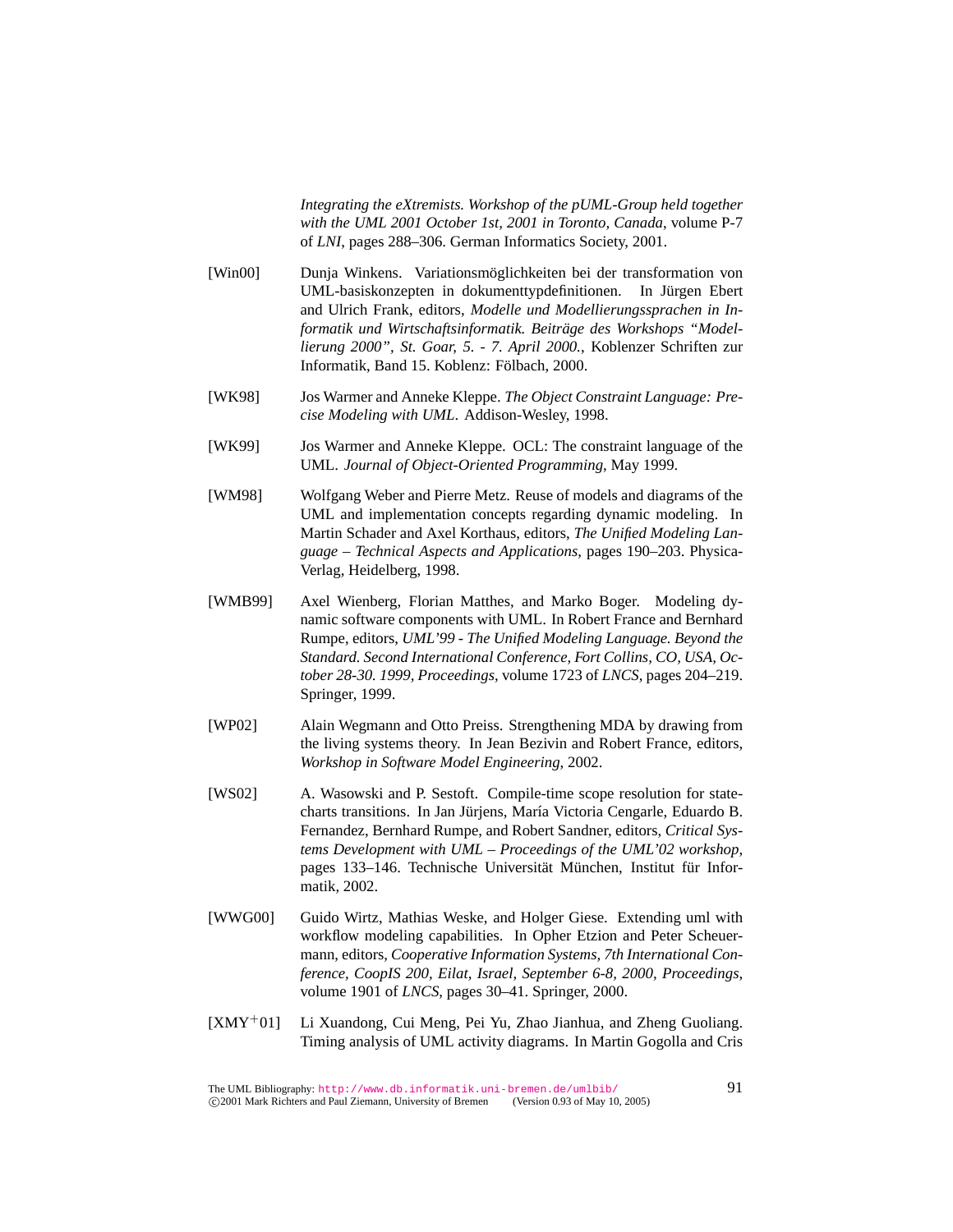*Integrating the eXtremists. Workshop of the pUML-Group held together with the UML 2001 October 1st, 2001 in Toronto, Canada*, volume P-7 of *LNI*, pages 288–306. German Informatics Society, 2001.

[Win00] Dunja Winkens. Variationsmöglichkeiten bei der transformation von UML-basiskonzepten in dokumenttypdefinitionen. In Jürgen Ebert and Ulrich Frank, editors, *Modelle und Modellierungssprachen in Informatik und Wirtschaftsinformatik. Beiträge des Workshops "Modellierung 2000", St. Goar, 5. - 7. April 2000.*, Koblenzer Schriften zur Informatik, Band 15. Koblenz: Fölbach, 2000.

[WK98] Jos Warmer and Anneke Kleppe. *The Object Constraint Language: Precise Modeling with UML*. Addison-Wesley, 1998.

[WK99] Jos Warmer and Anneke Kleppe. OCL: The constraint language of the UML. *Journal of Object-Oriented Programming*, May 1999.

[WM98] Wolfgang Weber and Pierre Metz. Reuse of models and diagrams of the UML and implementation concepts regarding dynamic modeling. In Martin Schader and Axel Korthaus, editors, *The Unified Modeling Language – Technical Aspects and Applications*, pages 190–203. Physica-Verlag, Heidelberg, 1998.

[WMB99] Axel Wienberg, Florian Matthes, and Marko Boger. Modeling dynamic software components with UML. In Robert France and Bernhard Rumpe, editors, *UML'99 - The Unified Modeling Language. Beyond the Standard. Second International Conference, Fort Collins, CO, USA, October 28-30. 1999, Proceedings*, volume 1723 of *LNCS*, pages 204–219. Springer, 1999.

[WP02] Alain Wegmann and Otto Preiss. Strengthening MDA by drawing from the living systems theory. In Jean Bezivin and Robert France, editors, *Workshop in Software Model Engineering*, 2002.

[WS02] A. Wasowski and P. Sestoft. Compile-time scope resolution for statecharts transitions. In Jan Jürjens, María Victoria Cengarle, Eduardo B. Fernandez, Bernhard Rumpe, and Robert Sandner, editors, *Critical Systems Development with UML – Proceedings of the UML'02 workshop*, pages 133–146. Technische Universität München, Institut für Informatik, 2002.

[WWG00] Guido Wirtz, Mathias Weske, and Holger Giese. Extending uml with workflow modeling capabilities. In Opher Etzion and Peter Scheuermann, editors, *Cooperative Information Systems, 7th International Conference, CoopIS 200, Eilat, Israel, September 6-8, 2000, Proceedings*, volume 1901 of *LNCS*, pages 30–41. Springer, 2000.

[XMY+01] Li Xuandong, Cui Meng, Pei Yu, Zhao Jianhua, and Zheng Guoliang. Timing analysis of UML activity diagrams. In Martin Gogolla and Cris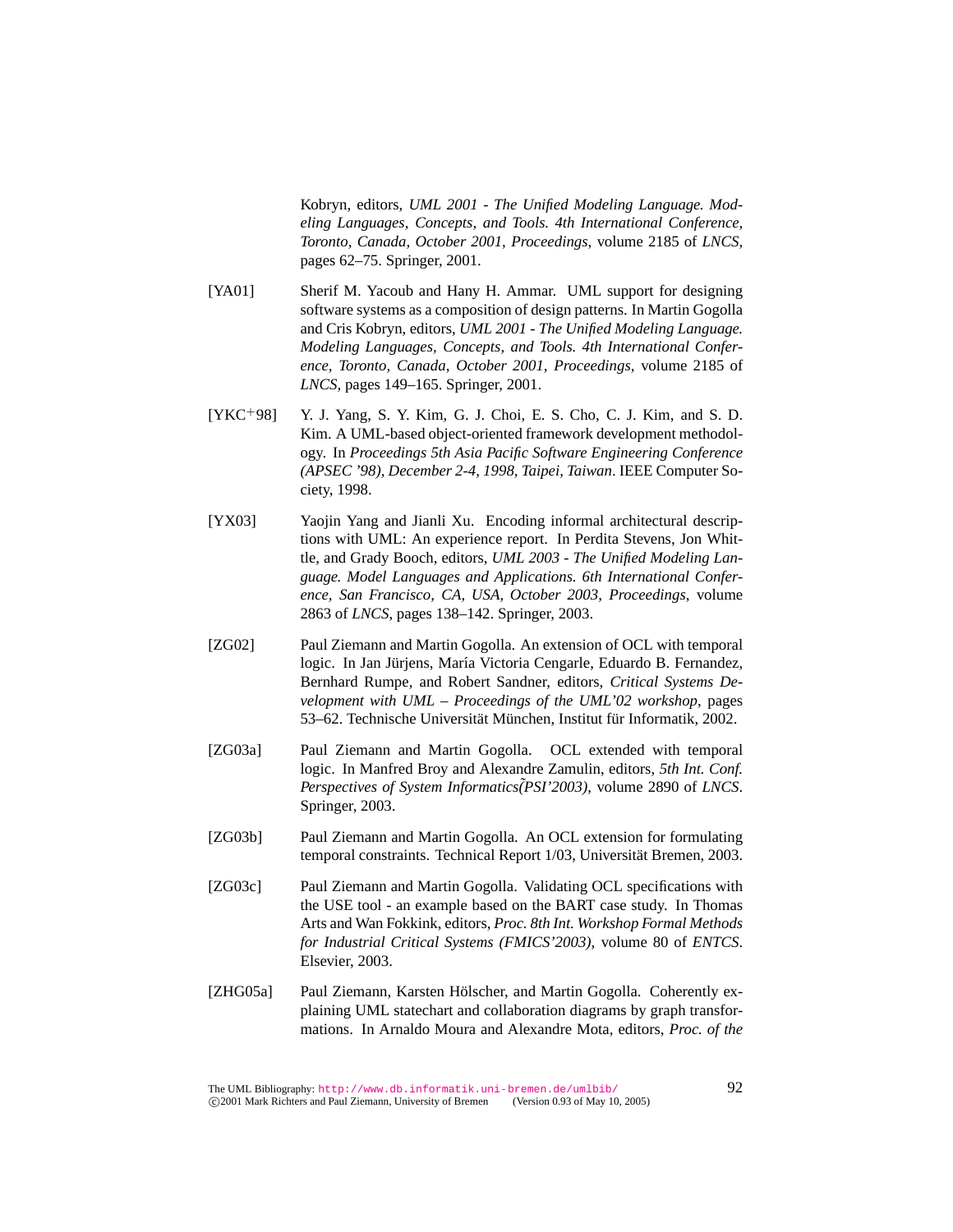Kobryn, editors, *UML 2001 - The Unified Modeling Language. Modeling Languages, Concepts, and Tools. 4th International Conference, Toronto, Canada, October 2001, Proceedings*, volume 2185 of *LNCS*, pages 62–75. Springer, 2001.

[YA01] Sherif M. Yacoub and Hany H. Ammar. UML support for designing software systems as a composition of design patterns. In Martin Gogolla and Cris Kobryn, editors, *UML 2001 - The Unified Modeling Language. Modeling Languages, Concepts, and Tools. 4th International Conference, Toronto, Canada, October 2001, Proceedings*, volume 2185 of *LNCS*, pages 149–165. Springer, 2001.

[YKC+98] Y. J. Yang, S. Y. Kim, G. J. Choi, E. S. Cho, C. J. Kim, and S. D. Kim. A UML-based object-oriented framework development methodology. In *Proceedings 5th Asia Pacific Software Engineering Conference (APSEC '98), December 2-4, 1998, Taipei, Taiwan*. IEEE Computer Society, 1998.

[YX03] Yaojin Yang and Jianli Xu. Encoding informal architectural descriptions with UML: An experience report. In Perdita Stevens, Jon Whittle, and Grady Booch, editors, *UML 2003 - The Unified Modeling Language. Model Languages and Applications. 6th International Conference, San Francisco, CA, USA, October 2003, Proceedings*, volume 2863 of *LNCS*, pages 138–142. Springer, 2003.

[ZG02] Paul Ziemann and Martin Gogolla. An extension of OCL with temporal logic. In Jan Jürjens, María Victoria Cengarle, Eduardo B. Fernandez, Bernhard Rumpe, and Robert Sandner, editors, *Critical Systems Development with UML – Proceedings of the UML'02 workshop*, pages 53–62. Technische Universität München, Institut für Informatik, 2002.

[ZG03a] Paul Ziemann and Martin Gogolla. OCL extended with temporal logic. In Manfred Broy and Alexandre Zamulin, editors, *5th Int. Conf. Perspectives of System Informatics(PSI'2003)*, volume 2890 of *LNCS*. Springer, 2003.

[ZG03b] Paul Ziemann and Martin Gogolla. An OCL extension for formulating temporal constraints. Technical Report 1/03, Universität Bremen, 2003.

[ZG03c] Paul Ziemann and Martin Gogolla. Validating OCL specifications with the USE tool - an example based on the BART case study. In Thomas Arts and Wan Fokkink, editors, *Proc. 8th Int. Workshop Formal Methods for Industrial Critical Systems (FMICS'2003)*, volume 80 of *ENTCS*. Elsevier, 2003.

[ZHG05a] Paul Ziemann, Karsten Hölscher, and Martin Gogolla. Coherently explaining UML statechart and collaboration diagrams by graph transformations. In Arnaldo Moura and Alexandre Mota, editors, *Proc. of the*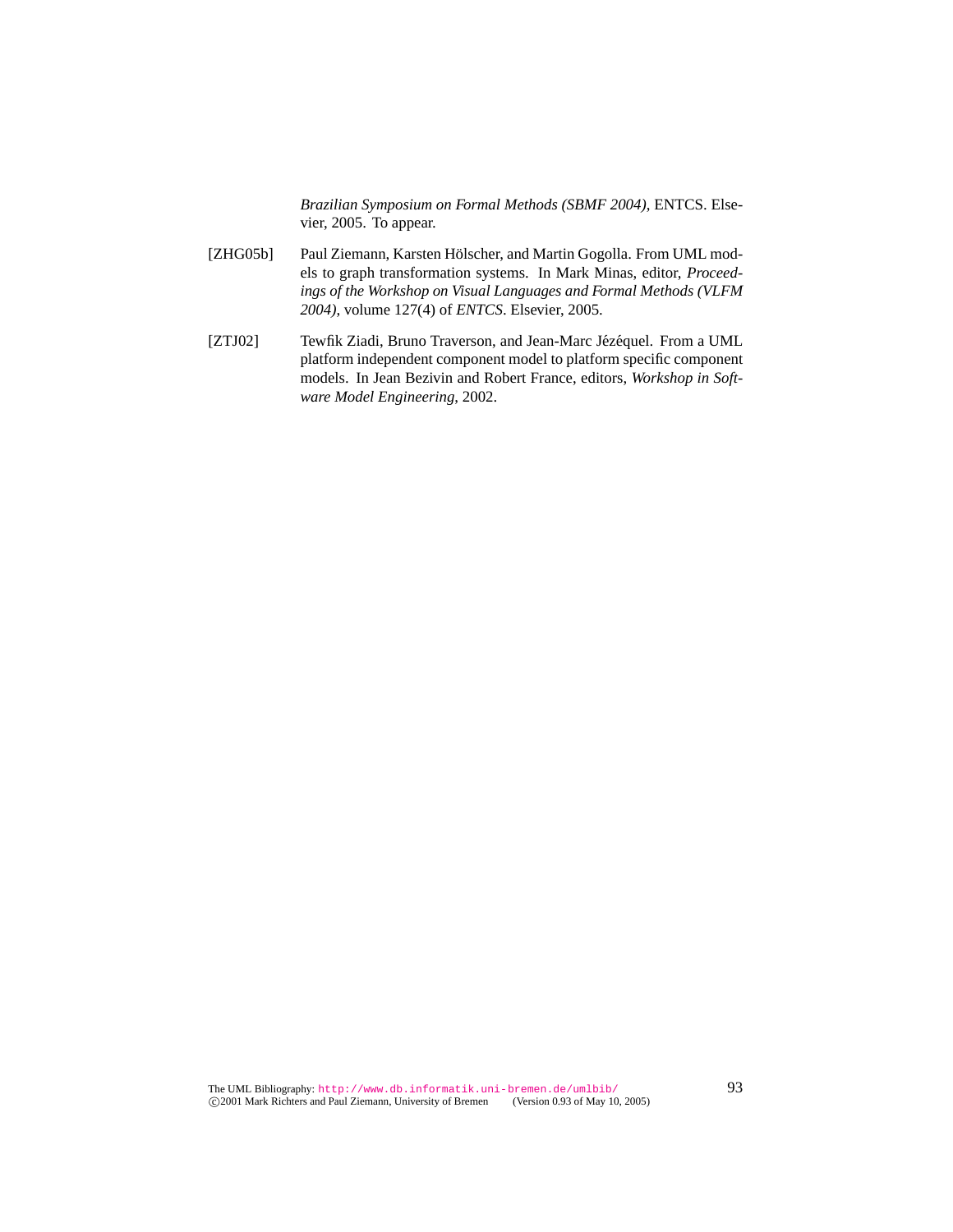*Brazilian Symposium on Formal Methods (SBMF 2004)*, ENTCS. Elsevier, 2005. To appear.

[ZHG05b] Paul Ziemann, Karsten Hölscher, and Martin Gogolla. From UML models to graph transformation systems. In Mark Minas, editor, *Proceedings of the Workshop on Visual Languages and Formal Methods (VLFM 2004)*, volume 127(4) of *ENTCS*. Elsevier, 2005.

[ZTJ02] Tewfik Ziadi, Bruno Traverson, and Jean-Marc Jézéquel. From a UML platform independent component model to platform specific component models. In Jean Bezivin and Robert France, editors, *Workshop in Software Model Engineering*, 2002.